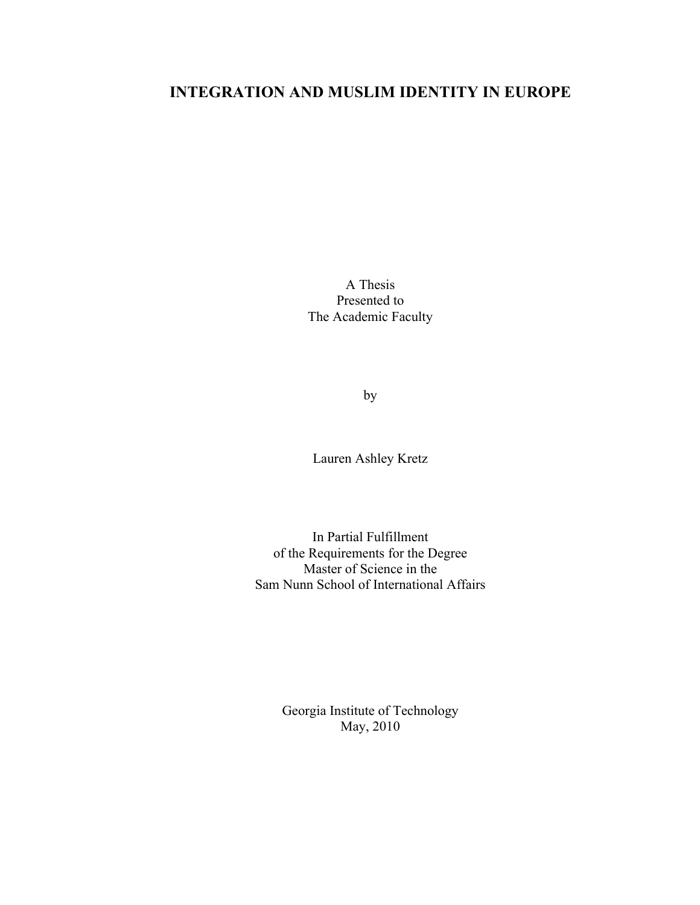# INTEGRATION AND MUSLIM IDENTITY IN EUROPE

A Thesis
Presented to
The Academic Faculty

by

Lauren Ashley Kretz

In Partial Fulfillment
of the Requirements for the Degree
Master of Science in the
Sam Nunn School of International Affairs

Georgia Institute of Technology
May, 2010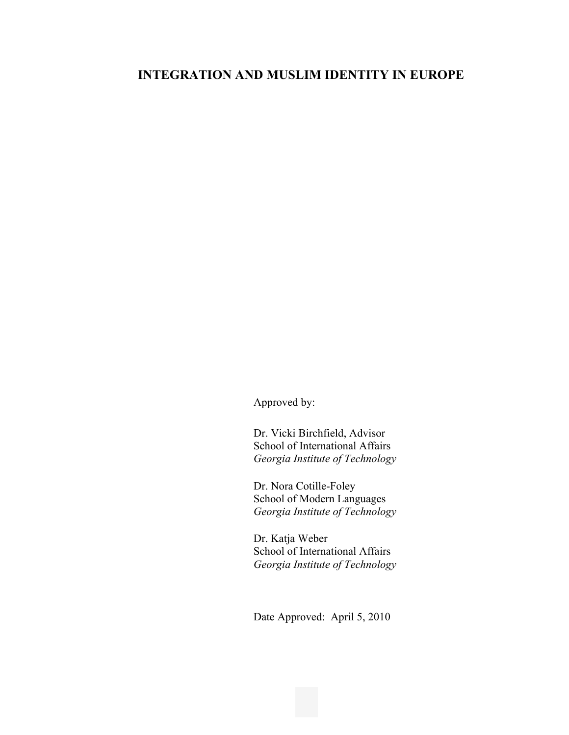# INTEGRATION AND MUSLIM IDENTITY IN EUROPE

Approved by:

Dr. Vicki Birchfield, Advisor
School of International Affairs
*Georgia Institute of Technology*

Dr. Nora Cotille-Foley
School of Modern Languages
*Georgia Institute of Technology*

Dr. Katja Weber
School of International Affairs
*Georgia Institute of Technology*

Date Approved: April 5, 2010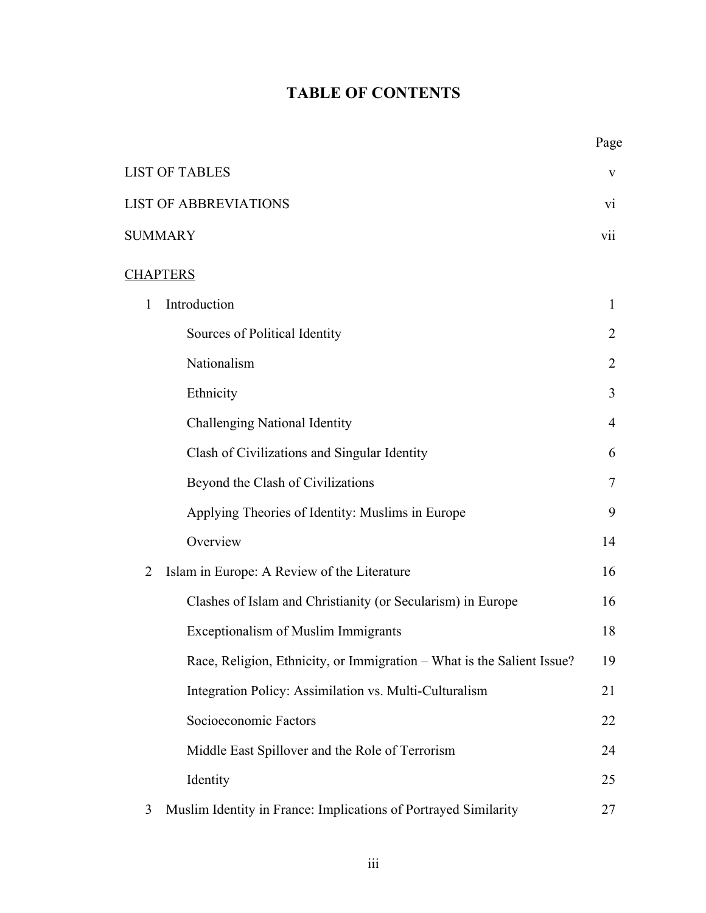# TABLE OF CONTENTS

| | Page |
|---|---|
| LIST OF TABLES | v |
| LIST OF ABBREVIATIONS | vi |
| SUMMARY | vii |
| CHAPTERS | |
| 1 Introduction | 1 |
| Sources of Political Identity | 2 |
| Nationalism | 2 |
| Ethnicity | 3 |
| Challenging National Identity | 4 |
| Clash of Civilizations and Singular Identity | 6 |
| Beyond the Clash of Civilizations | 7 |
| Applying Theories of Identity: Muslims in Europe | 9 |
| Overview | 14 |
| 2 Islam in Europe: A Review of the Literature | 16 |
| Clashes of Islam and Christianity (or Secularism) in Europe | 16 |
| Exceptionalism of Muslim Immigrants | 18 |
| Race, Religion, Ethnicity, or Immigration – What is the Salient Issue? | 19 |
| Integration Policy: Assimilation vs. Multi-Culturalism | 21 |
| Socioeconomic Factors | 22 |
| Middle East Spillover and the Role of Terrorism | 24 |
| Identity | 25 |
| 3 Muslim Identity in France: Implications of Portrayed Similarity | 27 |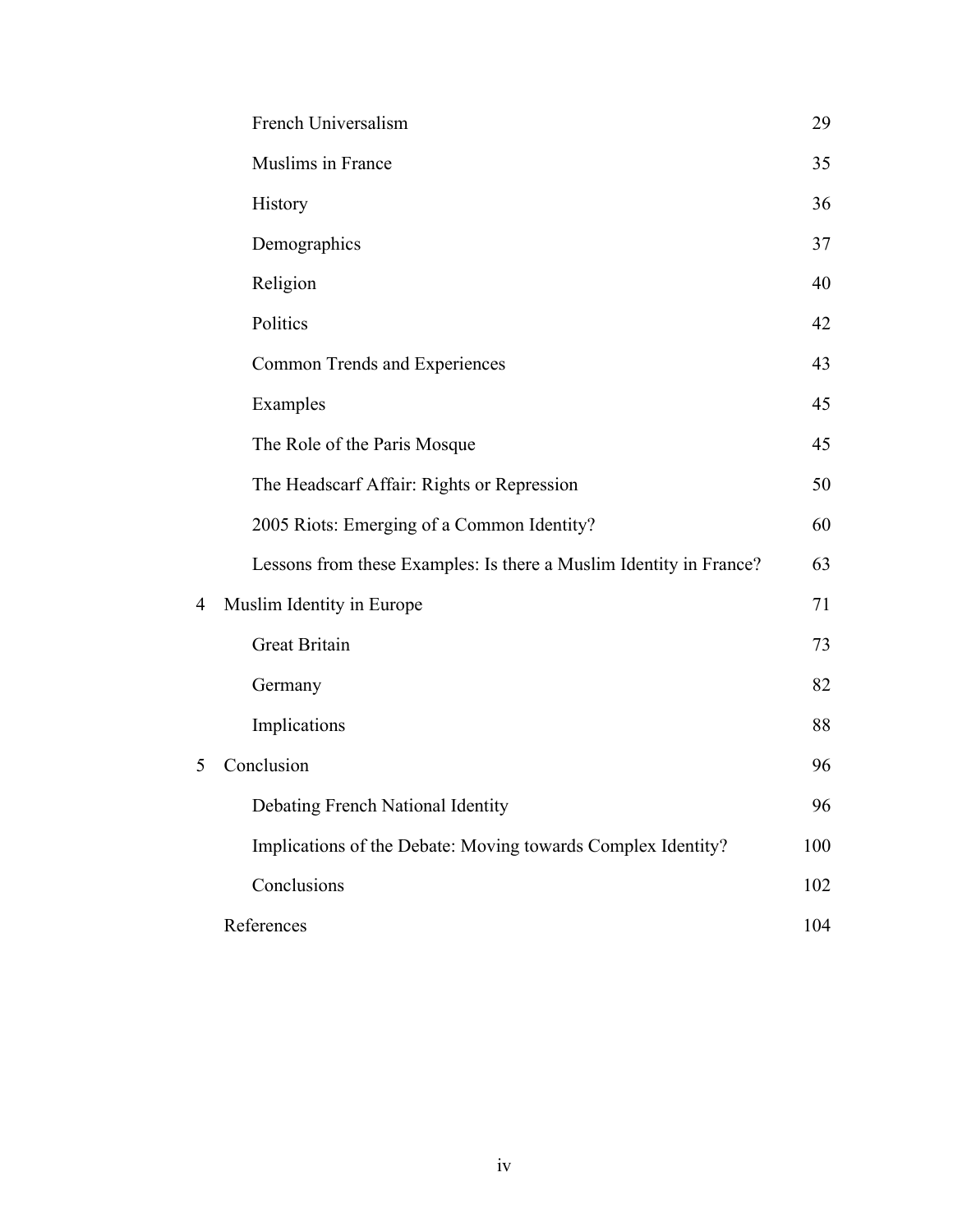| | | |
|---|---|---|
| | French Universalism | 29 |
| | Muslims in France | 35 |
| | History | 36 |
| | Demographics | 37 |
| | Religion | 40 |
| | Politics | 42 |
| | Common Trends and Experiences | 43 |
| | Examples | 45 |
| | The Role of the Paris Mosque | 45 |
| | The Headscarf Affair: Rights or Repression | 50 |
| | 2005 Riots: Emerging of a Common Identity? | 60 |
| | Lessons from these Examples: Is there a Muslim Identity in France? | 63 |
| 4 | Muslim Identity in Europe | 71 |
| | Great Britain | 73 |
| | Germany | 82 |
| | Implications | 88 |
| 5 | Conclusion | 96 |
| | Debating French National Identity | 96 |
| | Implications of the Debate: Moving towards Complex Identity? | 100 |
| | Conclusions | 102 |
| | References | 104 |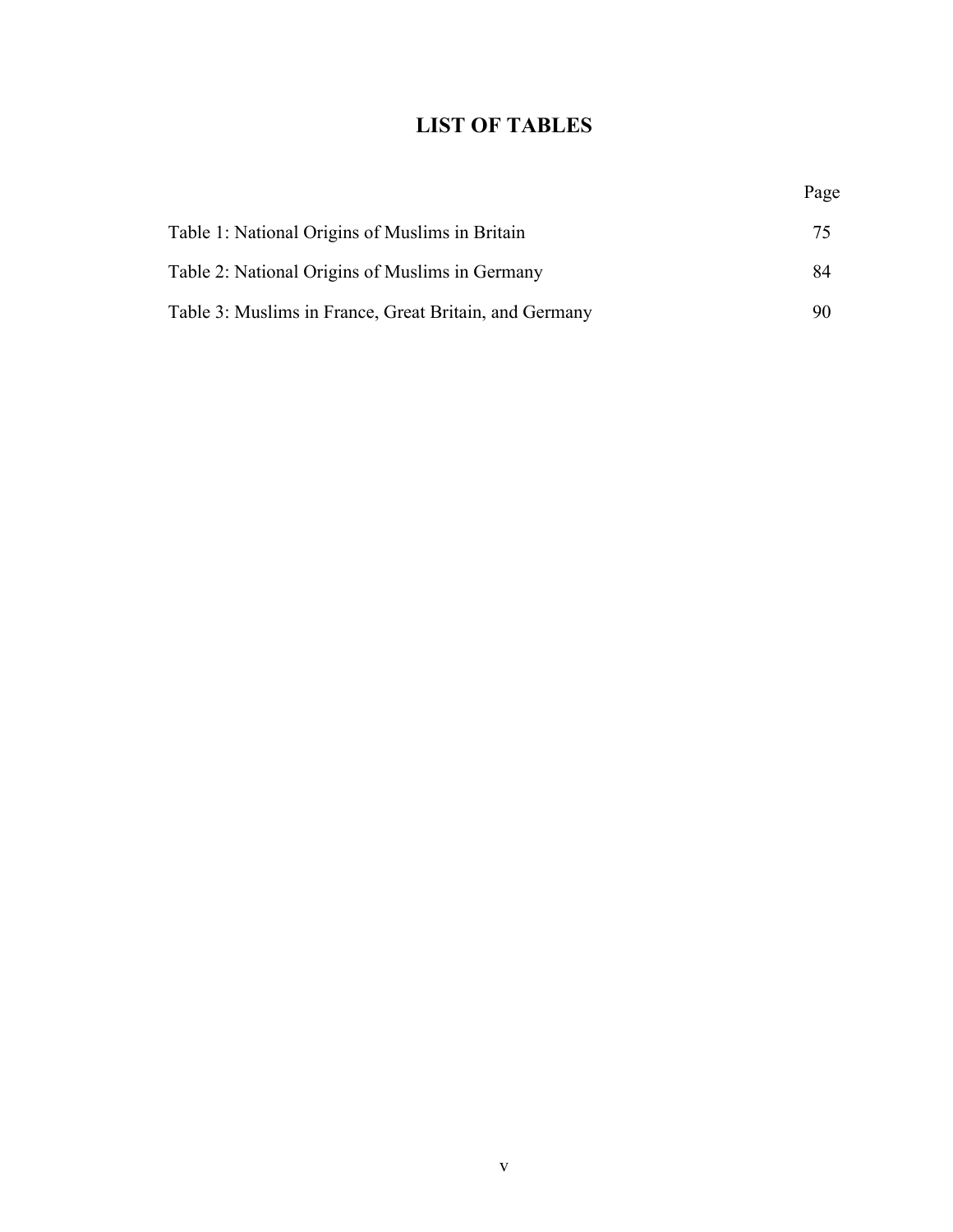# LIST OF TABLES

| | Page |
|---|---|
| Table 1: National Origins of Muslims in Britain | 75 |
| Table 2: National Origins of Muslims in Germany | 84 |
| Table 3: Muslims in France, Great Britain, and Germany | 90 |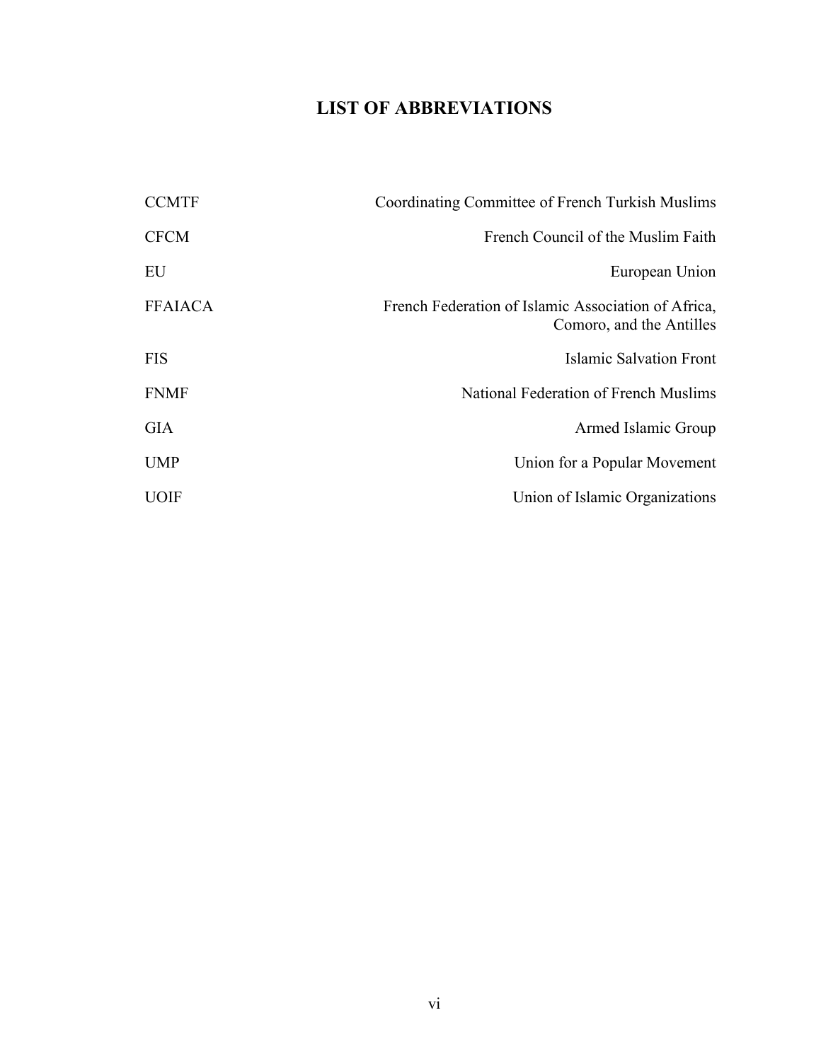# LIST OF ABBREVIATIONS

| | |
|---|---|
| CCMTF | Coordinating Committee of French Turkish Muslims |
| CFCM | French Council of the Muslim Faith |
| EU | European Union |
| FFAIACA | French Federation of Islamic Association of Africa, Comoro, and the Antilles |
| FIS | Islamic Salvation Front |
| FNMF | National Federation of French Muslims |
| GIA | Armed Islamic Group |
| UMP | Union for a Popular Movement |
| UOIF | Union of Islamic Organizations |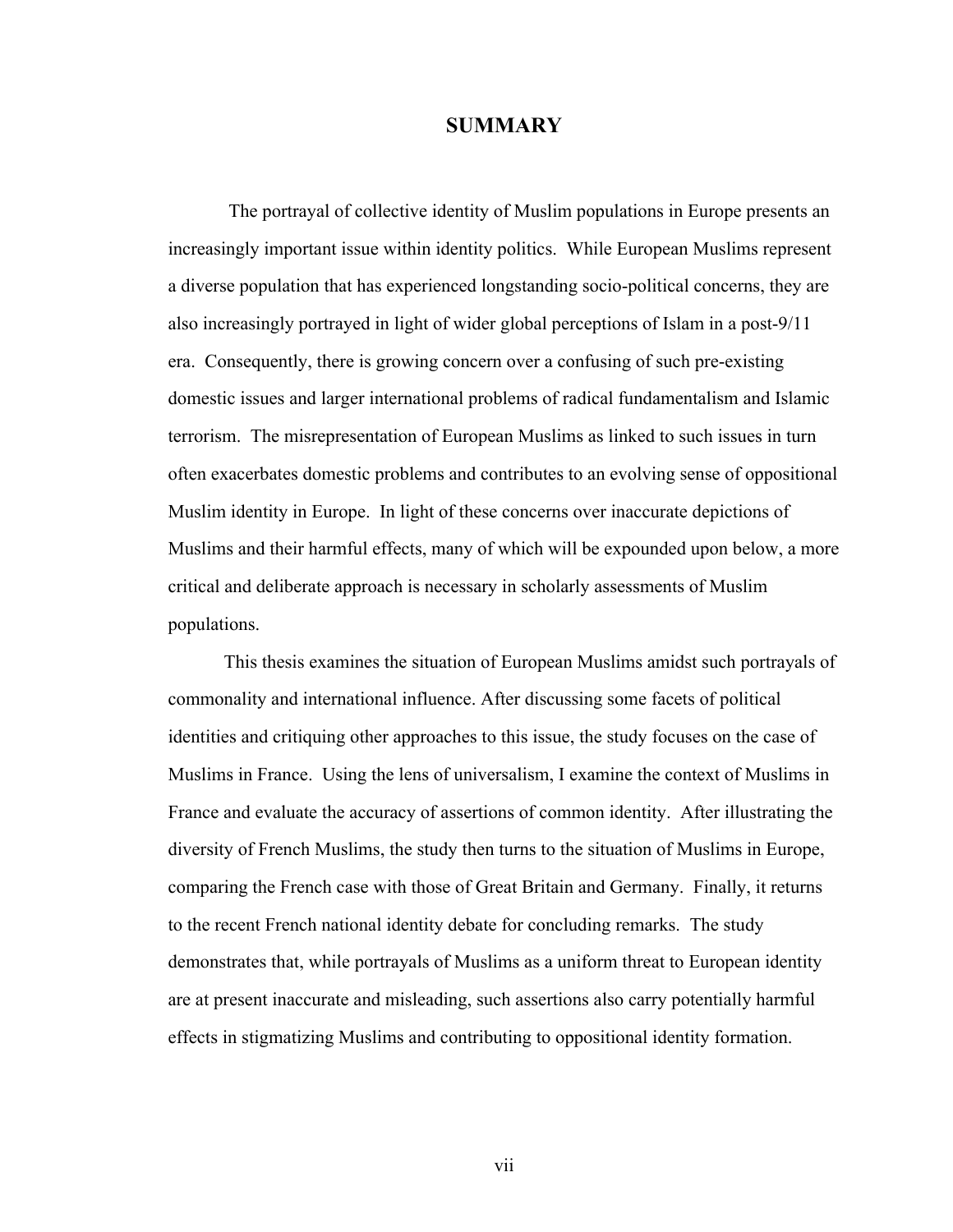# SUMMARY

The portrayal of collective identity of Muslim populations in Europe presents an increasingly important issue within identity politics. While European Muslims represent a diverse population that has experienced longstanding socio-political concerns, they are also increasingly portrayed in light of wider global perceptions of Islam in a post-9/11 era. Consequently, there is growing concern over a confusing of such pre-existing domestic issues and larger international problems of radical fundamentalism and Islamic terrorism. The misrepresentation of European Muslims as linked to such issues in turn often exacerbates domestic problems and contributes to an evolving sense of oppositional Muslim identity in Europe. In light of these concerns over inaccurate depictions of Muslims and their harmful effects, many of which will be expounded upon below, a more critical and deliberate approach is necessary in scholarly assessments of Muslim populations.

This thesis examines the situation of European Muslims amidst such portrayals of commonality and international influence. After discussing some facets of political identities and critiquing other approaches to this issue, the study focuses on the case of Muslims in France. Using the lens of universalism, I examine the context of Muslims in France and evaluate the accuracy of assertions of common identity. After illustrating the diversity of French Muslims, the study then turns to the situation of Muslims in Europe, comparing the French case with those of Great Britain and Germany. Finally, it returns to the recent French national identity debate for concluding remarks. The study demonstrates that, while portrayals of Muslims as a uniform threat to European identity are at present inaccurate and misleading, such assertions also carry potentially harmful effects in stigmatizing Muslims and contributing to oppositional identity formation.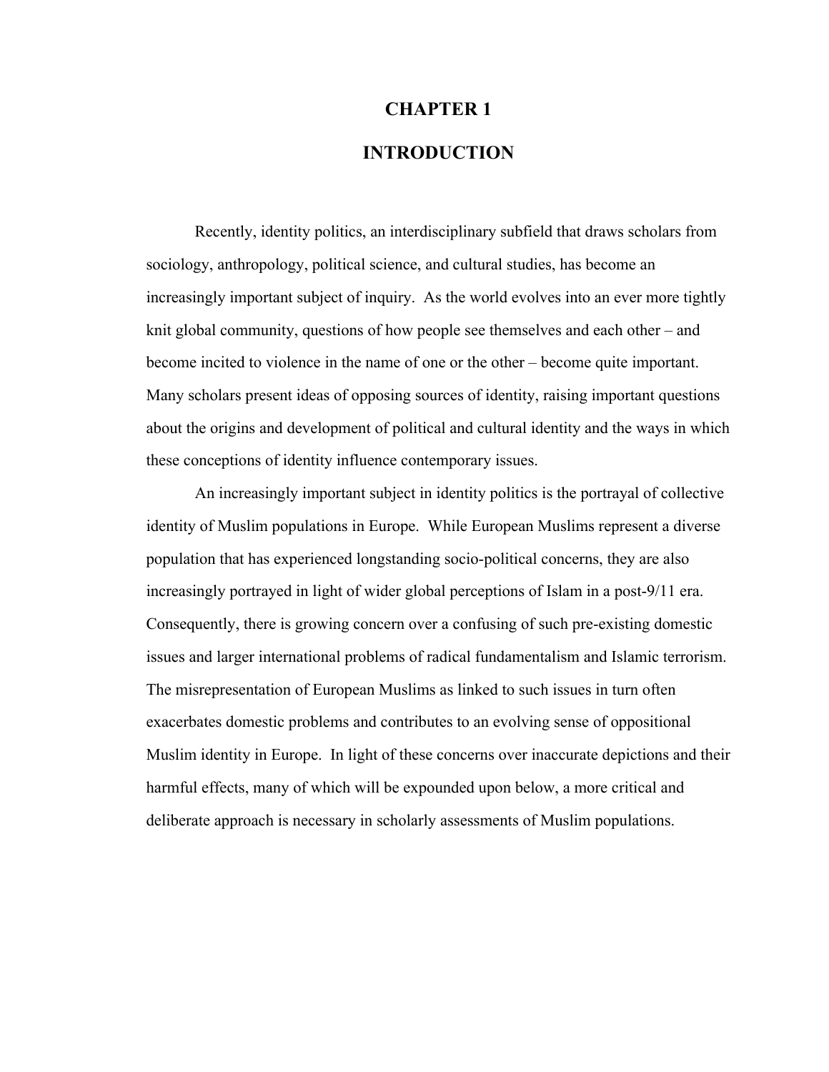# CHAPTER 1

# INTRODUCTION

Recently, identity politics, an interdisciplinary subfield that draws scholars from sociology, anthropology, political science, and cultural studies, has become an increasingly important subject of inquiry. As the world evolves into an ever more tightly knit global community, questions of how people see themselves and each other – and become incited to violence in the name of one or the other – become quite important. Many scholars present ideas of opposing sources of identity, raising important questions about the origins and development of political and cultural identity and the ways in which these conceptions of identity influence contemporary issues.

An increasingly important subject in identity politics is the portrayal of collective identity of Muslim populations in Europe. While European Muslims represent a diverse population that has experienced longstanding socio-political concerns, they are also increasingly portrayed in light of wider global perceptions of Islam in a post-9/11 era. Consequently, there is growing concern over a confusing of such pre-existing domestic issues and larger international problems of radical fundamentalism and Islamic terrorism. The misrepresentation of European Muslims as linked to such issues in turn often exacerbates domestic problems and contributes to an evolving sense of oppositional Muslim identity in Europe. In light of these concerns over inaccurate depictions and their harmful effects, many of which will be expounded upon below, a more critical and deliberate approach is necessary in scholarly assessments of Muslim populations.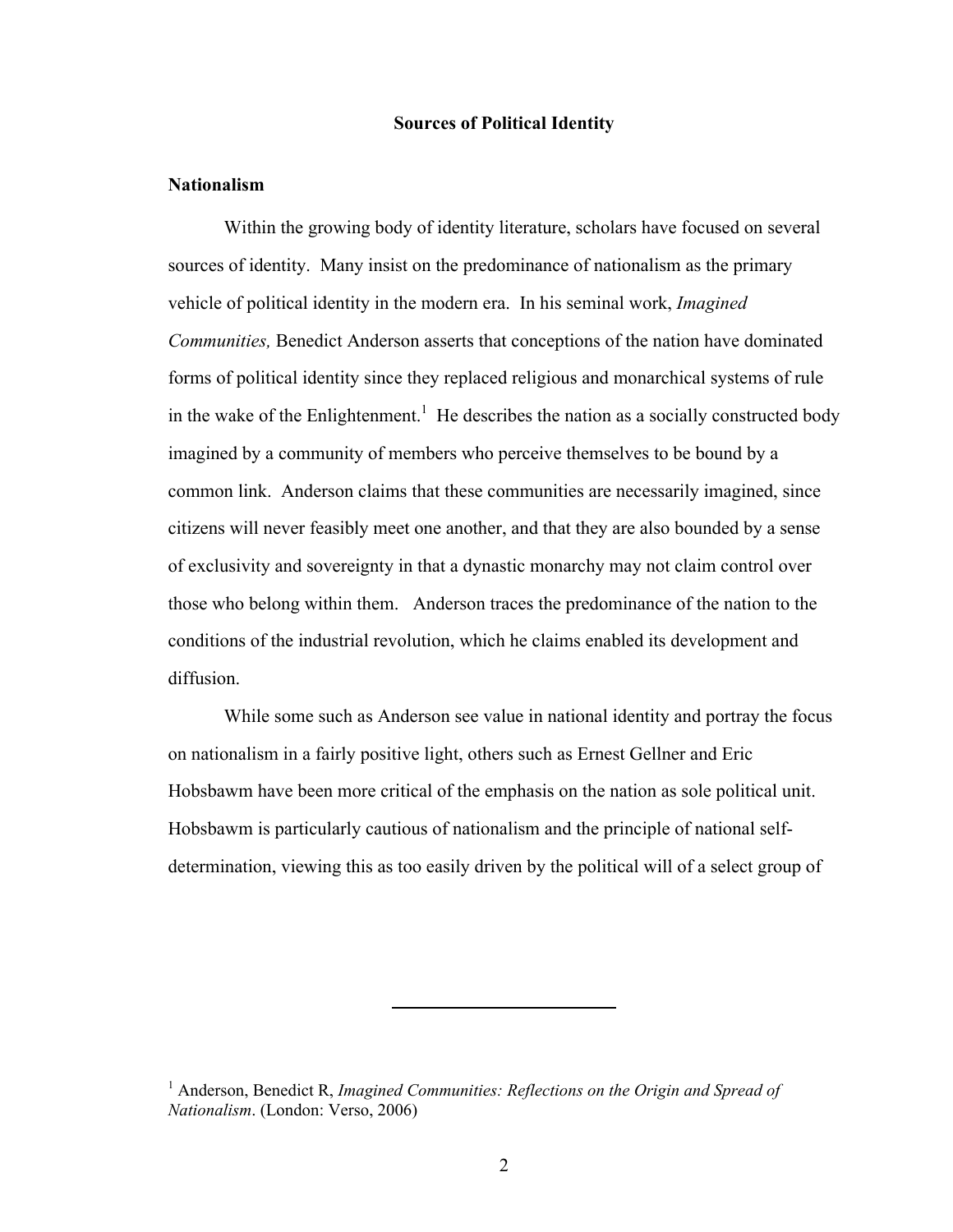## Sources of Political Identity

### Nationalism

Within the growing body of identity literature, scholars have focused on several sources of identity. Many insist on the predominance of nationalism as the primary vehicle of political identity in the modern era. In his seminal work, *Imagined Communities,* Benedict Anderson asserts that conceptions of the nation have dominated forms of political identity since they replaced religious and monarchical systems of rule in the wake of the Enlightenment.[1] He describes the nation as a socially constructed body imagined by a community of members who perceive themselves to be bound by a common link. Anderson claims that these communities are necessarily imagined, since citizens will never feasibly meet one another, and that they are also bounded by a sense of exclusivity and sovereignty in that a dynastic monarchy may not claim control over those who belong within them. Anderson traces the predominance of the nation to the conditions of the industrial revolution, which he claims enabled its development and diffusion.

While some such as Anderson see value in national identity and portray the focus on nationalism in a fairly positive light, others such as Ernest Gellner and Eric Hobsbawm have been more critical of the emphasis on the nation as sole political unit. Hobsbawm is particularly cautious of nationalism and the principle of national self-determination, viewing this as too easily driven by the political will of a select group of

---

[1] Anderson, Benedict R, *Imagined Communities: Reflections on the Origin and Spread of Nationalism*. (London: Verso, 2006)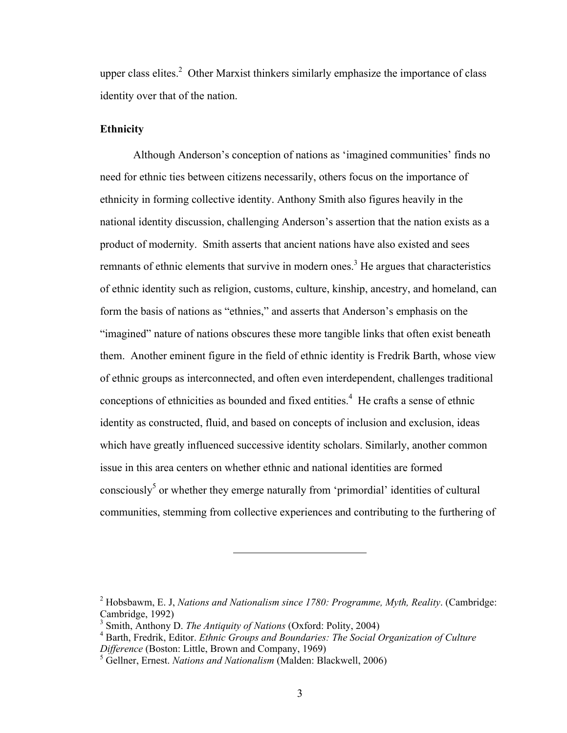upper class elites.[2] Other Marxist thinkers similarly emphasize the importance of class identity over that of the nation.

**Ethnicity**

Although Anderson's conception of nations as 'imagined communities' finds no need for ethnic ties between citizens necessarily, others focus on the importance of ethnicity in forming collective identity. Anthony Smith also figures heavily in the national identity discussion, challenging Anderson's assertion that the nation exists as a product of modernity. Smith asserts that ancient nations have also existed and sees remnants of ethnic elements that survive in modern ones.[3] He argues that characteristics of ethnic identity such as religion, customs, culture, kinship, ancestry, and homeland, can form the basis of nations as "ethnies," and asserts that Anderson's emphasis on the "imagined" nature of nations obscures these more tangible links that often exist beneath them. Another eminent figure in the field of ethnic identity is Fredrik Barth, whose view of ethnic groups as interconnected, and often even interdependent, challenges traditional conceptions of ethnicities as bounded and fixed entities.[4] He crafts a sense of ethnic identity as constructed, fluid, and based on concepts of inclusion and exclusion, ideas which have greatly influenced successive identity scholars. Similarly, another common issue in this area centers on whether ethnic and national identities are formed consciously[5] or whether they emerge naturally from 'primordial' identities of cultural communities, stemming from collective experiences and contributing to the furthering of

---

[2] Hobsbawm, E. J, *Nations and Nationalism since 1780: Programme, Myth, Reality*. (Cambridge: Cambridge, 1992)

[3] Smith, Anthony D. *The Antiquity of Nations* (Oxford: Polity, 2004)

[4] Barth, Fredrik, Editor. *Ethnic Groups and Boundaries: The Social Organization of Culture Difference* (Boston: Little, Brown and Company, 1969)

[5] Gellner, Ernest. *Nations and Nationalism* (Malden: Blackwell, 2006)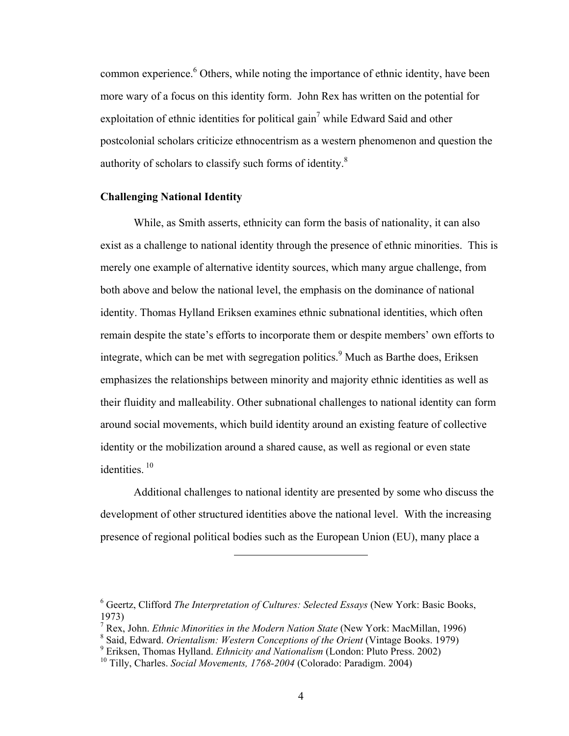common experience.[6] Others, while noting the importance of ethnic identity, have been more wary of a focus on this identity form. John Rex has written on the potential for exploitation of ethnic identities for political gain[7] while Edward Said and other postcolonial scholars criticize ethnocentrism as a western phenomenon and question the authority of scholars to classify such forms of identity.[8]

**Challenging National Identity**

While, as Smith asserts, ethnicity can form the basis of nationality, it can also exist as a challenge to national identity through the presence of ethnic minorities. This is merely one example of alternative identity sources, which many argue challenge, from both above and below the national level, the emphasis on the dominance of national identity. Thomas Hylland Eriksen examines ethnic subnational identities, which often remain despite the state's efforts to incorporate them or despite members' own efforts to integrate, which can be met with segregation politics.[9] Much as Barthe does, Eriksen emphasizes the relationships between minority and majority ethnic identities as well as their fluidity and malleability. Other subnational challenges to national identity can form around social movements, which build identity around an existing feature of collective identity or the mobilization around a shared cause, as well as regional or even state identities.[10]

Additional challenges to national identity are presented by some who discuss the development of other structured identities above the national level. With the increasing presence of regional political bodies such as the European Union (EU), many place a

---

[6] Geertz, Clifford *The Interpretation of Cultures: Selected Essays* (New York: Basic Books, 1973)

[7] Rex, John. *Ethnic Minorities in the Modern Nation State* (New York: MacMillan, 1996)

[8] Said, Edward. *Orientalism: Western Conceptions of the Orient* (Vintage Books. 1979)

[9] Eriksen, Thomas Hylland. *Ethnicity and Nationalism* (London: Pluto Press. 2002)

[10] Tilly, Charles. *Social Movements, 1768-2004* (Colorado: Paradigm. 2004)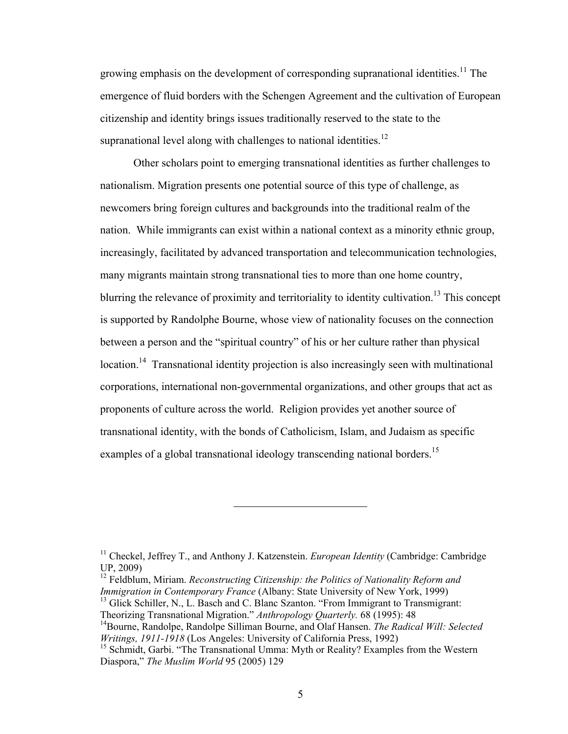growing emphasis on the development of corresponding supranational identities.[11] The emergence of fluid borders with the Schengen Agreement and the cultivation of European citizenship and identity brings issues traditionally reserved to the state to the supranational level along with challenges to national identities.[12]

Other scholars point to emerging transnational identities as further challenges to nationalism. Migration presents one potential source of this type of challenge, as newcomers bring foreign cultures and backgrounds into the traditional realm of the nation. While immigrants can exist within a national context as a minority ethnic group, increasingly, facilitated by advanced transportation and telecommunication technologies, many migrants maintain strong transnational ties to more than one home country, blurring the relevance of proximity and territoriality to identity cultivation.[13] This concept is supported by Randolphe Bourne, whose view of nationality focuses on the connection between a person and the "spiritual country" of his or her culture rather than physical location.[14] Transnational identity projection is also increasingly seen with multinational corporations, international non-governmental organizations, and other groups that act as proponents of culture across the world. Religion provides yet another source of transnational identity, with the bonds of Catholicism, Islam, and Judaism as specific examples of a global transnational ideology transcending national borders.[15]

---

[11] Checkel, Jeffrey T., and Anthony J. Katzenstein. *European Identity* (Cambridge: Cambridge UP, 2009)

[12] Feldblum, Miriam. *Reconstructing Citizenship: the Politics of Nationality Reform and Immigration in Contemporary France* (Albany: State University of New York, 1999)

[13] Glick Schiller, N., L. Basch and C. Blanc Szanton. "From Immigrant to Transmigrant: Theorizing Transnational Migration." *Anthropology Quarterly.* 68 (1995): 48

[14] Bourne, Randolpe, Randolpe Silliman Bourne, and Olaf Hansen. *The Radical Will: Selected Writings, 1911-1918* (Los Angeles: University of California Press, 1992)

[15] Schmidt, Garbi. "The Transnational Umma: Myth or Reality? Examples from the Western Diaspora," *The Muslim World* 95 (2005) 129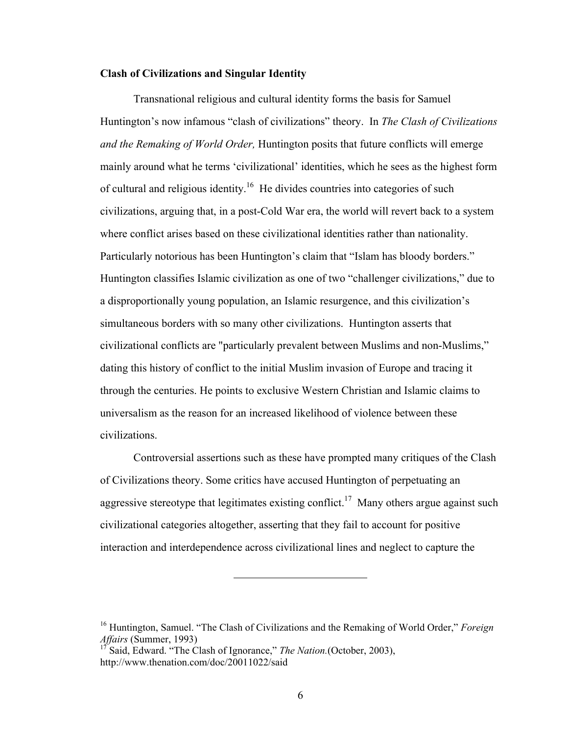**Clash of Civilizations and Singular Identity**

Transnational religious and cultural identity forms the basis for Samuel Huntington's now infamous "clash of civilizations" theory. In *The Clash of Civilizations and the Remaking of World Order,* Huntington posits that future conflicts will emerge mainly around what he terms 'civilizational' identities, which he sees as the highest form of cultural and religious identity.[16] He divides countries into categories of such civilizations, arguing that, in a post-Cold War era, the world will revert back to a system where conflict arises based on these civilizational identities rather than nationality. Particularly notorious has been Huntington's claim that "Islam has bloody borders." Huntington classifies Islamic civilization as one of two "challenger civilizations," due to a disproportionally young population, an Islamic resurgence, and this civilization's simultaneous borders with so many other civilizations. Huntington asserts that civilizational conflicts are "particularly prevalent between Muslims and non-Muslims," dating this history of conflict to the initial Muslim invasion of Europe and tracing it through the centuries. He points to exclusive Western Christian and Islamic claims to universalism as the reason for an increased likelihood of violence between these civilizations.

Controversial assertions such as these have prompted many critiques of the Clash of Civilizations theory. Some critics have accused Huntington of perpetuating an aggressive stereotype that legitimates existing conflict.[17] Many others argue against such civilizational categories altogether, asserting that they fail to account for positive interaction and interdependence across civilizational lines and neglect to capture the

---

[16] Huntington, Samuel. "The Clash of Civilizations and the Remaking of World Order," *Foreign Affairs* (Summer, 1993)

[17] Said, Edward. "The Clash of Ignorance," *The Nation.*(October, 2003), http://www.thenation.com/doc/20011022/said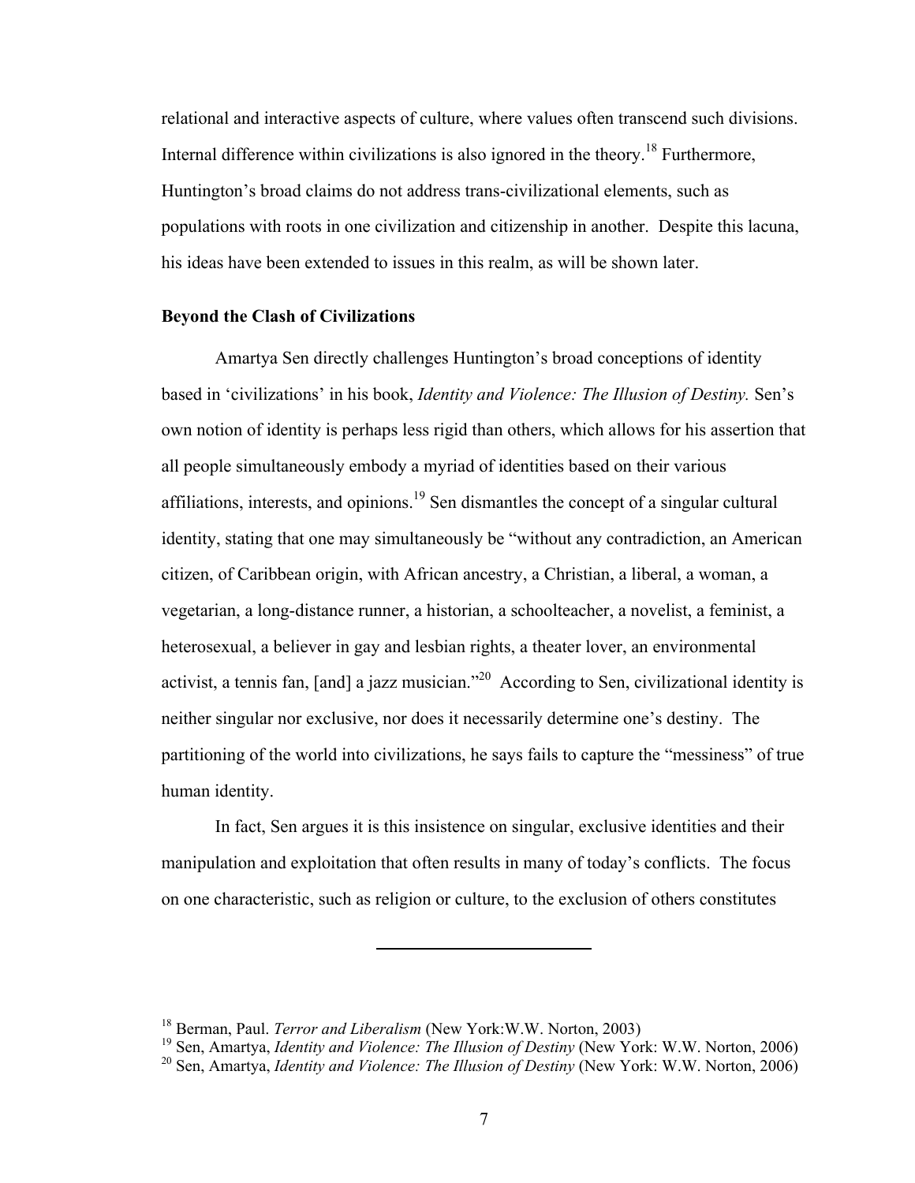relational and interactive aspects of culture, where values often transcend such divisions. Internal difference within civilizations is also ignored in the theory.[18] Furthermore, Huntington's broad claims do not address trans-civilizational elements, such as populations with roots in one civilization and citizenship in another. Despite this lacuna, his ideas have been extended to issues in this realm, as will be shown later.

**Beyond the Clash of Civilizations**

Amartya Sen directly challenges Huntington's broad conceptions of identity based in 'civilizations' in his book, *Identity and Violence: The Illusion of Destiny.* Sen's own notion of identity is perhaps less rigid than others, which allows for his assertion that all people simultaneously embody a myriad of identities based on their various affiliations, interests, and opinions.[19] Sen dismantles the concept of a singular cultural identity, stating that one may simultaneously be "without any contradiction, an American citizen, of Caribbean origin, with African ancestry, a Christian, a liberal, a woman, a vegetarian, a long-distance runner, a historian, a schoolteacher, a novelist, a feminist, a heterosexual, a believer in gay and lesbian rights, a theater lover, an environmental activist, a tennis fan, [and] a jazz musician."[20] According to Sen, civilizational identity is neither singular nor exclusive, nor does it necessarily determine one's destiny. The partitioning of the world into civilizations, he says fails to capture the "messiness" of true human identity.

In fact, Sen argues it is this insistence on singular, exclusive identities and their manipulation and exploitation that often results in many of today's conflicts. The focus on one characteristic, such as religion or culture, to the exclusion of others constitutes

---

[18] Berman, Paul. *Terror and Liberalism* (New York:W.W. Norton, 2003)

[19] Sen, Amartya, *Identity and Violence: The Illusion of Destiny* (New York: W.W. Norton, 2006)

[20] Sen, Amartya, *Identity and Violence: The Illusion of Destiny* (New York: W.W. Norton, 2006)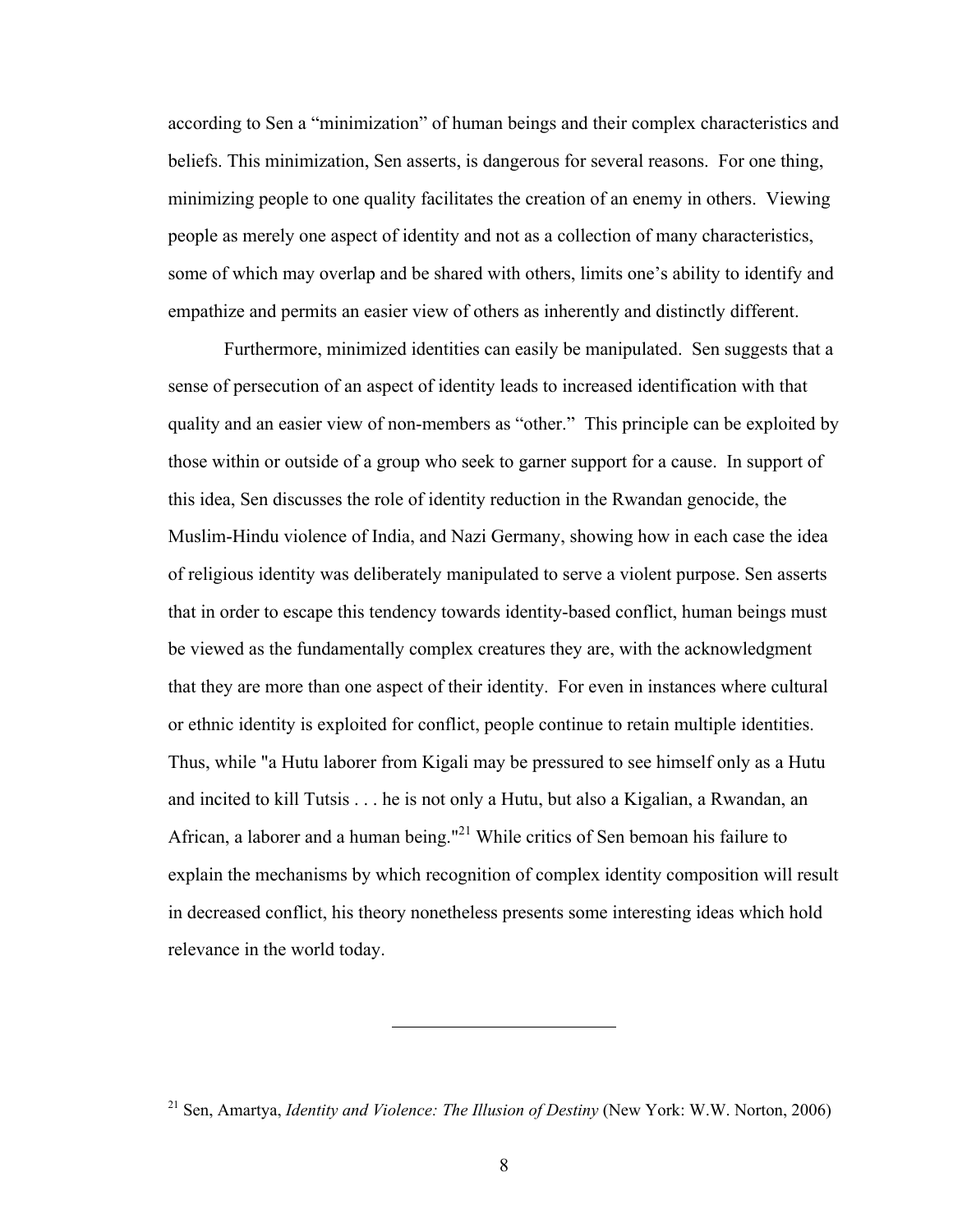according to Sen a "minimization" of human beings and their complex characteristics and beliefs. This minimization, Sen asserts, is dangerous for several reasons. For one thing, minimizing people to one quality facilitates the creation of an enemy in others. Viewing people as merely one aspect of identity and not as a collection of many characteristics, some of which may overlap and be shared with others, limits one's ability to identify and empathize and permits an easier view of others as inherently and distinctly different.

Furthermore, minimized identities can easily be manipulated. Sen suggests that a sense of persecution of an aspect of identity leads to increased identification with that quality and an easier view of non-members as "other." This principle can be exploited by those within or outside of a group who seek to garner support for a cause. In support of this idea, Sen discusses the role of identity reduction in the Rwandan genocide, the Muslim-Hindu violence of India, and Nazi Germany, showing how in each case the idea of religious identity was deliberately manipulated to serve a violent purpose. Sen asserts that in order to escape this tendency towards identity-based conflict, human beings must be viewed as the fundamentally complex creatures they are, with the acknowledgment that they are more than one aspect of their identity. For even in instances where cultural or ethnic identity is exploited for conflict, people continue to retain multiple identities. Thus, while "a Hutu laborer from Kigali may be pressured to see himself only as a Hutu and incited to kill Tutsis . . . he is not only a Hutu, but also a Kigalian, a Rwandan, an African, a laborer and a human being."[21] While critics of Sen bemoan his failure to explain the mechanisms by which recognition of complex identity composition will result in decreased conflict, his theory nonetheless presents some interesting ideas which hold relevance in the world today.

---

[21] Sen, Amartya, *Identity and Violence: The Illusion of Destiny* (New York: W.W. Norton, 2006)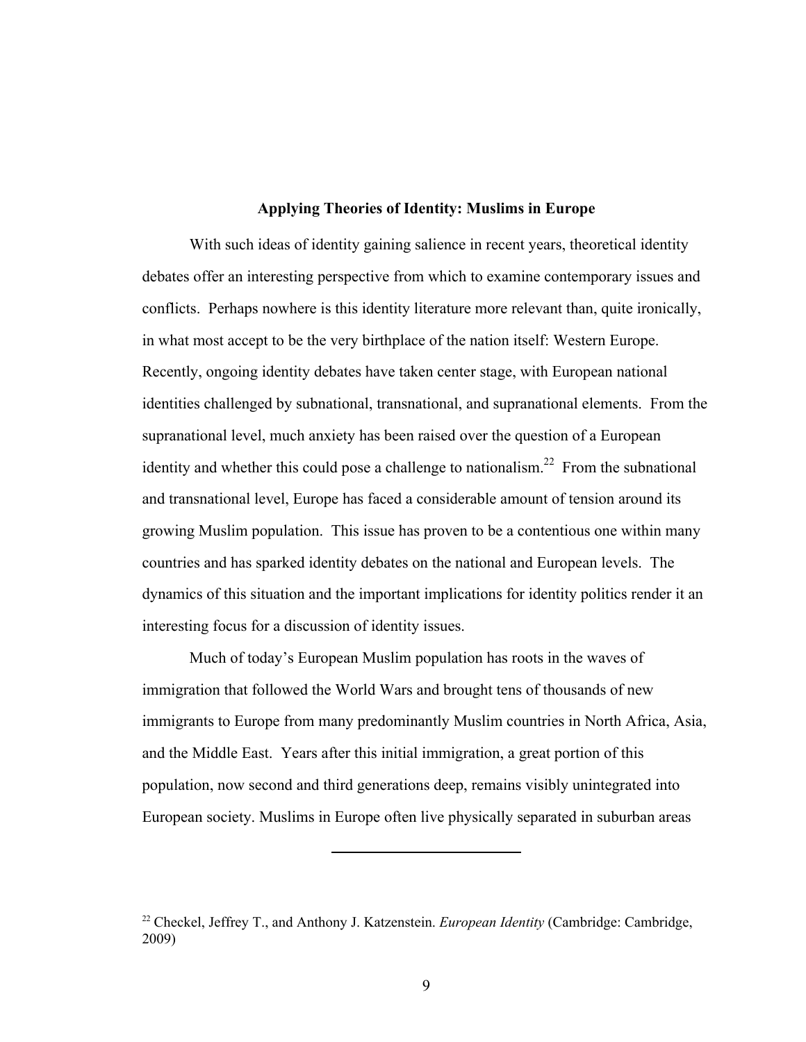## Applying Theories of Identity: Muslims in Europe

With such ideas of identity gaining salience in recent years, theoretical identity debates offer an interesting perspective from which to examine contemporary issues and conflicts. Perhaps nowhere is this identity literature more relevant than, quite ironically, in what most accept to be the very birthplace of the nation itself: Western Europe. Recently, ongoing identity debates have taken center stage, with European national identities challenged by subnational, transnational, and supranational elements. From the supranational level, much anxiety has been raised over the question of a European identity and whether this could pose a challenge to nationalism.[22] From the subnational and transnational level, Europe has faced a considerable amount of tension around its growing Muslim population. This issue has proven to be a contentious one within many countries and has sparked identity debates on the national and European levels. The dynamics of this situation and the important implications for identity politics render it an interesting focus for a discussion of identity issues.

Much of today's European Muslim population has roots in the waves of immigration that followed the World Wars and brought tens of thousands of new immigrants to Europe from many predominantly Muslim countries in North Africa, Asia, and the Middle East. Years after this initial immigration, a great portion of this population, now second and third generations deep, remains visibly unintegrated into European society. Muslims in Europe often live physically separated in suburban areas

---

[22] Checkel, Jeffrey T., and Anthony J. Katzenstein. *European Identity* (Cambridge: Cambridge, 2009)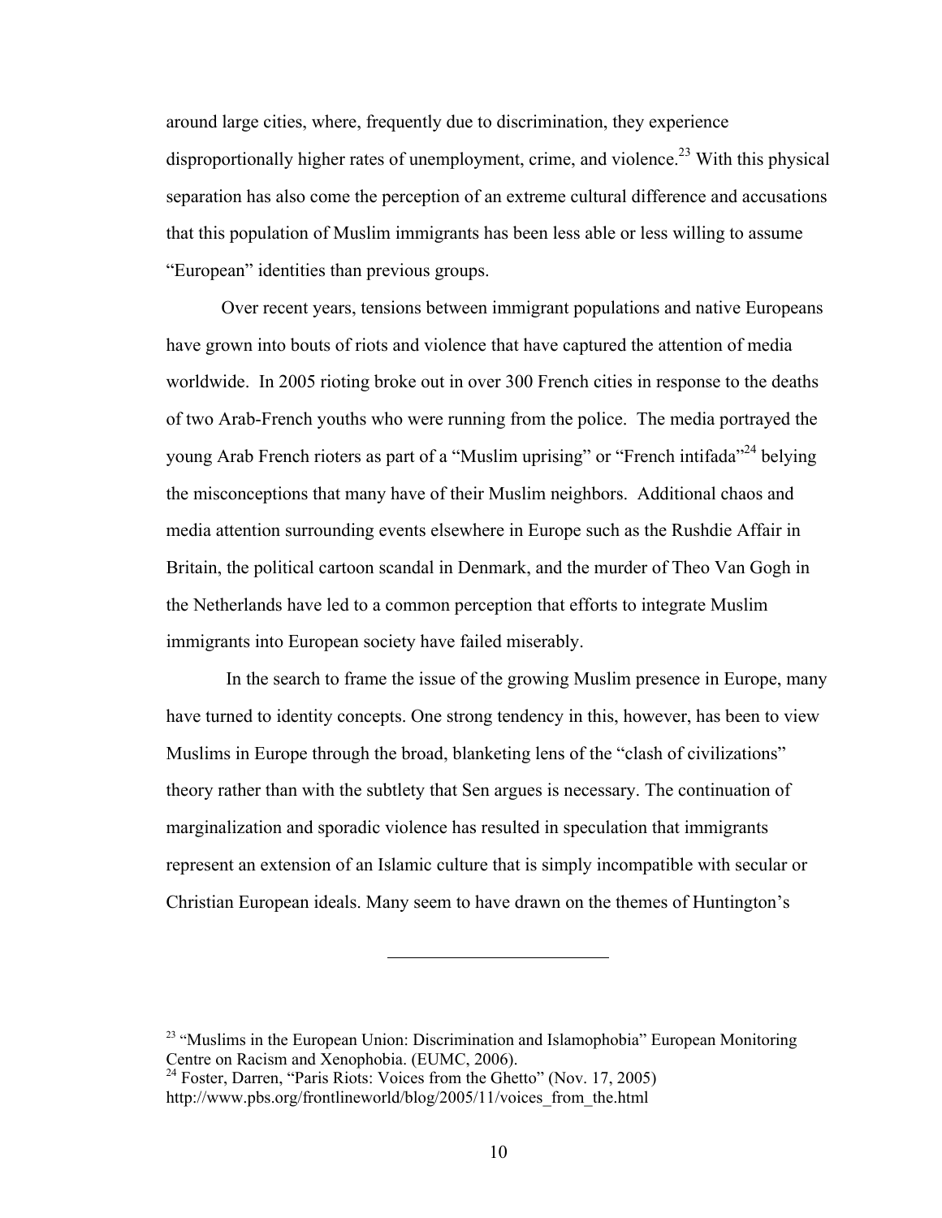around large cities, where, frequently due to discrimination, they experience disproportionally higher rates of unemployment, crime, and violence.[23] With this physical separation has also come the perception of an extreme cultural difference and accusations that this population of Muslim immigrants has been less able or less willing to assume "European" identities than previous groups.

Over recent years, tensions between immigrant populations and native Europeans have grown into bouts of riots and violence that have captured the attention of media worldwide. In 2005 rioting broke out in over 300 French cities in response to the deaths of two Arab-French youths who were running from the police. The media portrayed the young Arab French rioters as part of a "Muslim uprising" or "French intifada"[24] belying the misconceptions that many have of their Muslim neighbors. Additional chaos and media attention surrounding events elsewhere in Europe such as the Rushdie Affair in Britain, the political cartoon scandal in Denmark, and the murder of Theo Van Gogh in the Netherlands have led to a common perception that efforts to integrate Muslim immigrants into European society have failed miserably.

In the search to frame the issue of the growing Muslim presence in Europe, many have turned to identity concepts. One strong tendency in this, however, has been to view Muslims in Europe through the broad, blanketing lens of the "clash of civilizations" theory rather than with the subtlety that Sen argues is necessary. The continuation of marginalization and sporadic violence has resulted in speculation that immigrants represent an extension of an Islamic culture that is simply incompatible with secular or Christian European ideals. Many seem to have drawn on the themes of Huntington's

---

[23] "Muslims in the European Union: Discrimination and Islamophobia" European Monitoring Centre on Racism and Xenophobia. (EUMC, 2006).

[24] Foster, Darren, "Paris Riots: Voices from the Ghetto" (Nov. 17, 2005) http://www.pbs.org/frontlineworld/blog/2005/11/voices_from_the.html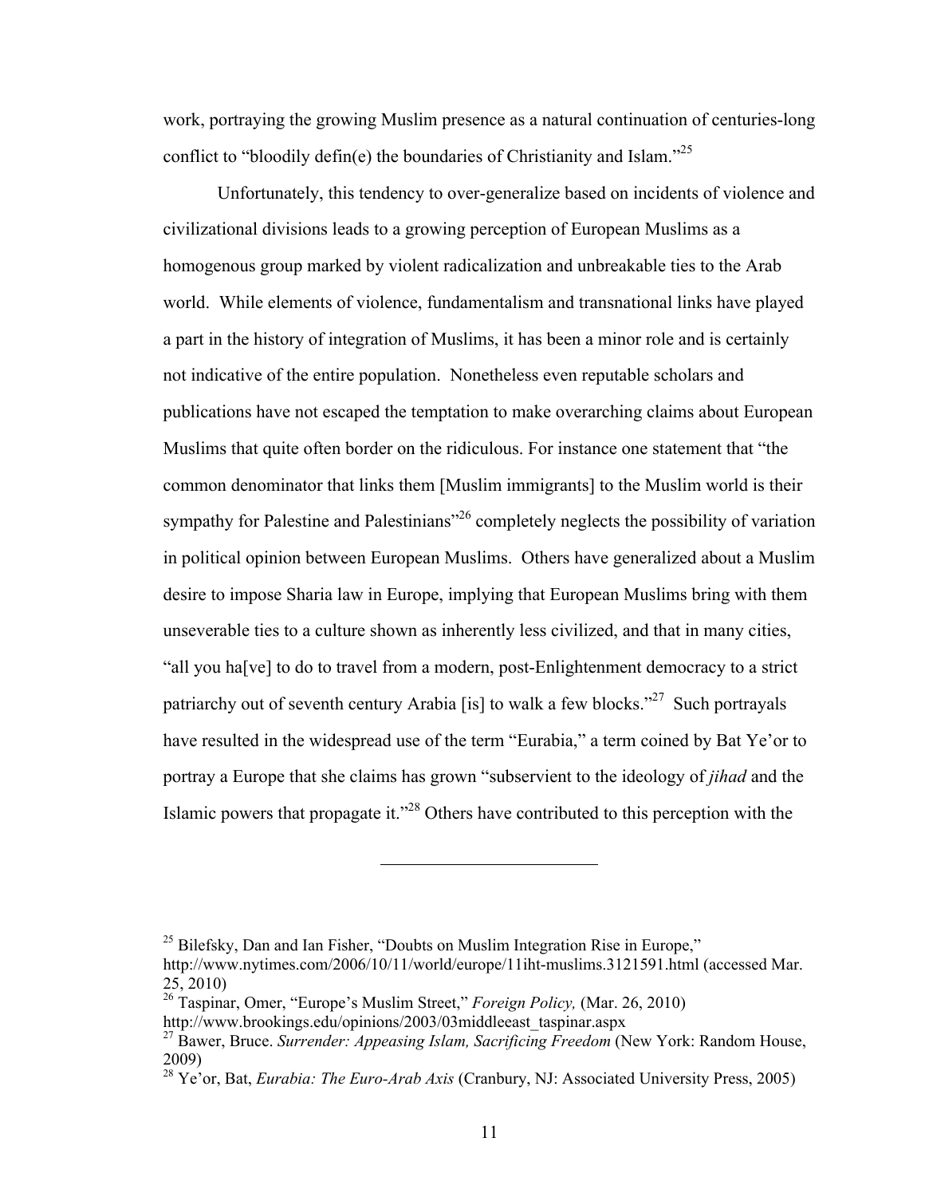work, portraying the growing Muslim presence as a natural continuation of centuries-long conflict to "bloodily defin(e) the boundaries of Christianity and Islam."[25]

Unfortunately, this tendency to over-generalize based on incidents of violence and civilizational divisions leads to a growing perception of European Muslims as a homogenous group marked by violent radicalization and unbreakable ties to the Arab world. While elements of violence, fundamentalism and transnational links have played a part in the history of integration of Muslims, it has been a minor role and is certainly not indicative of the entire population. Nonetheless even reputable scholars and publications have not escaped the temptation to make overarching claims about European Muslims that quite often border on the ridiculous. For instance one statement that "the common denominator that links them [Muslim immigrants] to the Muslim world is their sympathy for Palestine and Palestinians"[26] completely neglects the possibility of variation in political opinion between European Muslims. Others have generalized about a Muslim desire to impose Sharia law in Europe, implying that European Muslims bring with them unseverable ties to a culture shown as inherently less civilized, and that in many cities, "all you ha[ve] to do to travel from a modern, post-Enlightenment democracy to a strict patriarchy out of seventh century Arabia [is] to walk a few blocks."[27] Such portrayals have resulted in the widespread use of the term "Eurabia," a term coined by Bat Ye'or to portray a Europe that she claims has grown "subservient to the ideology of *jihad* and the Islamic powers that propagate it."[28] Others have contributed to this perception with the

---

[25] Bilefsky, Dan and Ian Fisher, "Doubts on Muslim Integration Rise in Europe," http://www.nytimes.com/2006/10/11/world/europe/11iht-muslims.3121591.html (accessed Mar. 25, 2010)

[26] Taspinar, Omer, "Europe's Muslim Street," *Foreign Policy,* (Mar. 26, 2010) http://www.brookings.edu/opinions/2003/03middleeast_taspinar.aspx

[27] Bawer, Bruce. *Surrender: Appeasing Islam, Sacrificing Freedom* (New York: Random House, 2009)

[28] Ye'or, Bat, *Eurabia: The Euro-Arab Axis* (Cranbury, NJ: Associated University Press, 2005)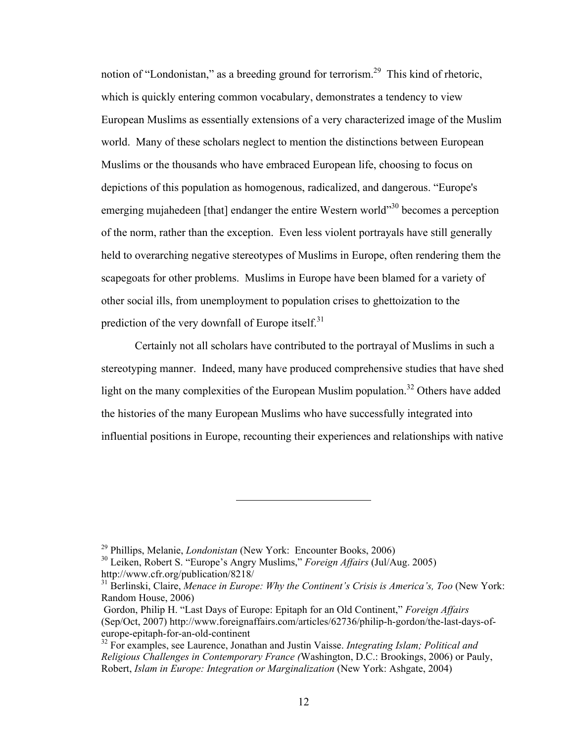notion of "Londonistan," as a breeding ground for terrorism.[29] This kind of rhetoric, which is quickly entering common vocabulary, demonstrates a tendency to view European Muslims as essentially extensions of a very characterized image of the Muslim world. Many of these scholars neglect to mention the distinctions between European Muslims or the thousands who have embraced European life, choosing to focus on depictions of this population as homogenous, radicalized, and dangerous. "Europe's emerging mujahedeen [that] endanger the entire Western world"[30] becomes a perception of the norm, rather than the exception. Even less violent portrayals have still generally held to overarching negative stereotypes of Muslims in Europe, often rendering them the scapegoats for other problems. Muslims in Europe have been blamed for a variety of other social ills, from unemployment to population crises to ghettoization to the prediction of the very downfall of Europe itself.[31]

Certainly not all scholars have contributed to the portrayal of Muslims in such a stereotyping manner. Indeed, many have produced comprehensive studies that have shed light on the many complexities of the European Muslim population.[32] Others have added the histories of the many European Muslims who have successfully integrated into influential positions in Europe, recounting their experiences and relationships with native

---

[29] Phillips, Melanie, *Londonistan* (New York: Encounter Books, 2006)

[30] Leiken, Robert S. "Europe's Angry Muslims," *Foreign Affairs* (Jul/Aug. 2005) http://www.cfr.org/publication/8218/

[31] Berlinski, Claire, *Menace in Europe: Why the Continent's Crisis is America's, Too* (New York: Random House, 2006)

Gordon, Philip H. "Last Days of Europe: Epitaph for an Old Continent," *Foreign Affairs* (Sep/Oct, 2007) http://www.foreignaffairs.com/articles/62736/philip-h-gordon/the-last-days-of-europe-epitaph-for-an-old-continent

[32] For examples, see Laurence, Jonathan and Justin Vaisse. *Integrating Islam; Political and Religious Challenges in Contemporary France (*Washington, D.C.: Brookings, 2006) or Pauly, Robert, *Islam in Europe: Integration or Marginalization* (New York: Ashgate, 2004)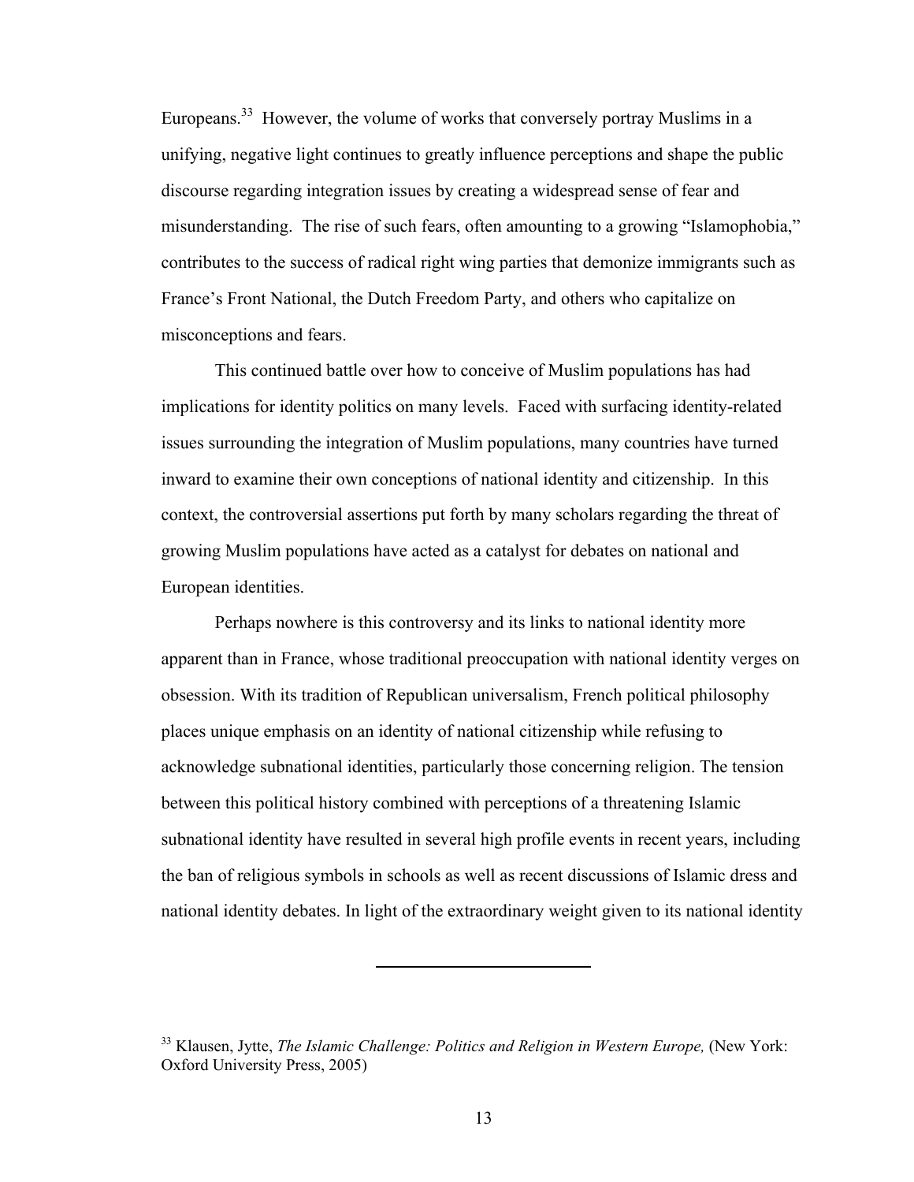Europeans.[33] However, the volume of works that conversely portray Muslims in a unifying, negative light continues to greatly influence perceptions and shape the public discourse regarding integration issues by creating a widespread sense of fear and misunderstanding. The rise of such fears, often amounting to a growing "Islamophobia," contributes to the success of radical right wing parties that demonize immigrants such as France's Front National, the Dutch Freedom Party, and others who capitalize on misconceptions and fears.

This continued battle over how to conceive of Muslim populations has had implications for identity politics on many levels. Faced with surfacing identity-related issues surrounding the integration of Muslim populations, many countries have turned inward to examine their own conceptions of national identity and citizenship. In this context, the controversial assertions put forth by many scholars regarding the threat of growing Muslim populations have acted as a catalyst for debates on national and European identities.

Perhaps nowhere is this controversy and its links to national identity more apparent than in France, whose traditional preoccupation with national identity verges on obsession. With its tradition of Republican universalism, French political philosophy places unique emphasis on an identity of national citizenship while refusing to acknowledge subnational identities, particularly those concerning religion. The tension between this political history combined with perceptions of a threatening Islamic subnational identity have resulted in several high profile events in recent years, including the ban of religious symbols in schools as well as recent discussions of Islamic dress and national identity debates. In light of the extraordinary weight given to its national identity

---

[33] Klausen, Jytte, *The Islamic Challenge: Politics and Religion in Western Europe,* (New York: Oxford University Press, 2005)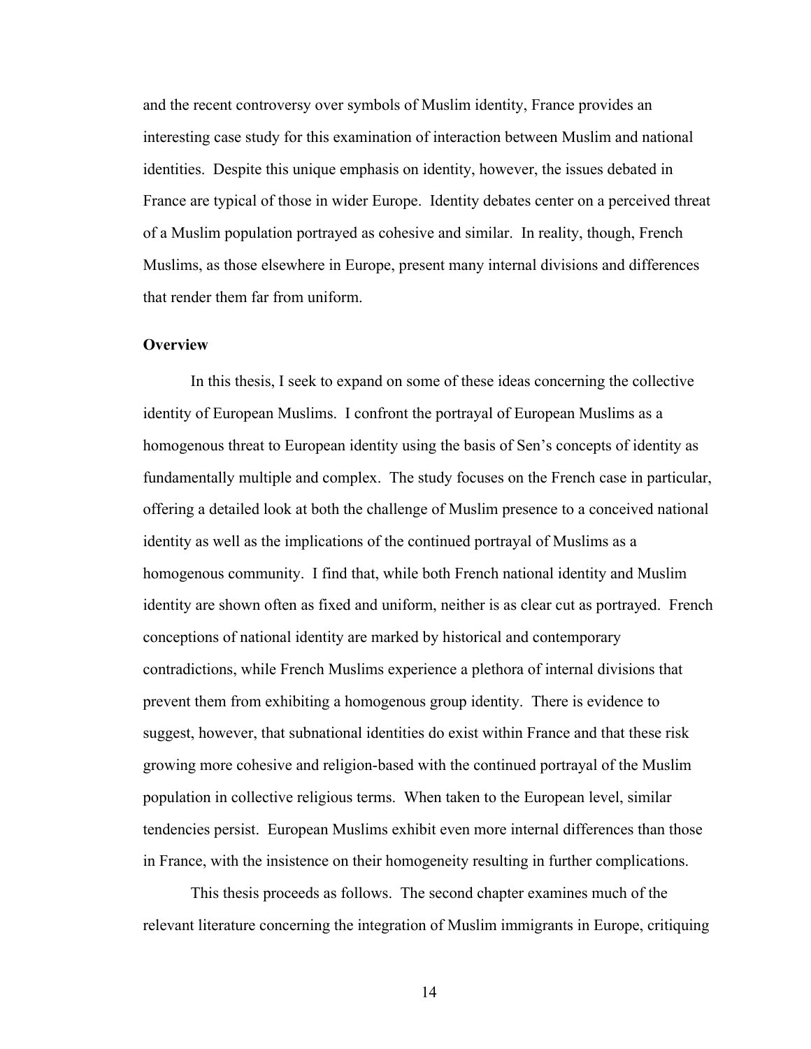and the recent controversy over symbols of Muslim identity, France provides an interesting case study for this examination of interaction between Muslim and national identities. Despite this unique emphasis on identity, however, the issues debated in France are typical of those in wider Europe. Identity debates center on a perceived threat of a Muslim population portrayed as cohesive and similar. In reality, though, French Muslims, as those elsewhere in Europe, present many internal divisions and differences that render them far from uniform.

**Overview**

In this thesis, I seek to expand on some of these ideas concerning the collective identity of European Muslims. I confront the portrayal of European Muslims as a homogenous threat to European identity using the basis of Sen's concepts of identity as fundamentally multiple and complex. The study focuses on the French case in particular, offering a detailed look at both the challenge of Muslim presence to a conceived national identity as well as the implications of the continued portrayal of Muslims as a homogenous community. I find that, while both French national identity and Muslim identity are shown often as fixed and uniform, neither is as clear cut as portrayed. French conceptions of national identity are marked by historical and contemporary contradictions, while French Muslims experience a plethora of internal divisions that prevent them from exhibiting a homogenous group identity. There is evidence to suggest, however, that subnational identities do exist within France and that these risk growing more cohesive and religion-based with the continued portrayal of the Muslim population in collective religious terms. When taken to the European level, similar tendencies persist. European Muslims exhibit even more internal differences than those in France, with the insistence on their homogeneity resulting in further complications.

This thesis proceeds as follows. The second chapter examines much of the relevant literature concerning the integration of Muslim immigrants in Europe, critiquing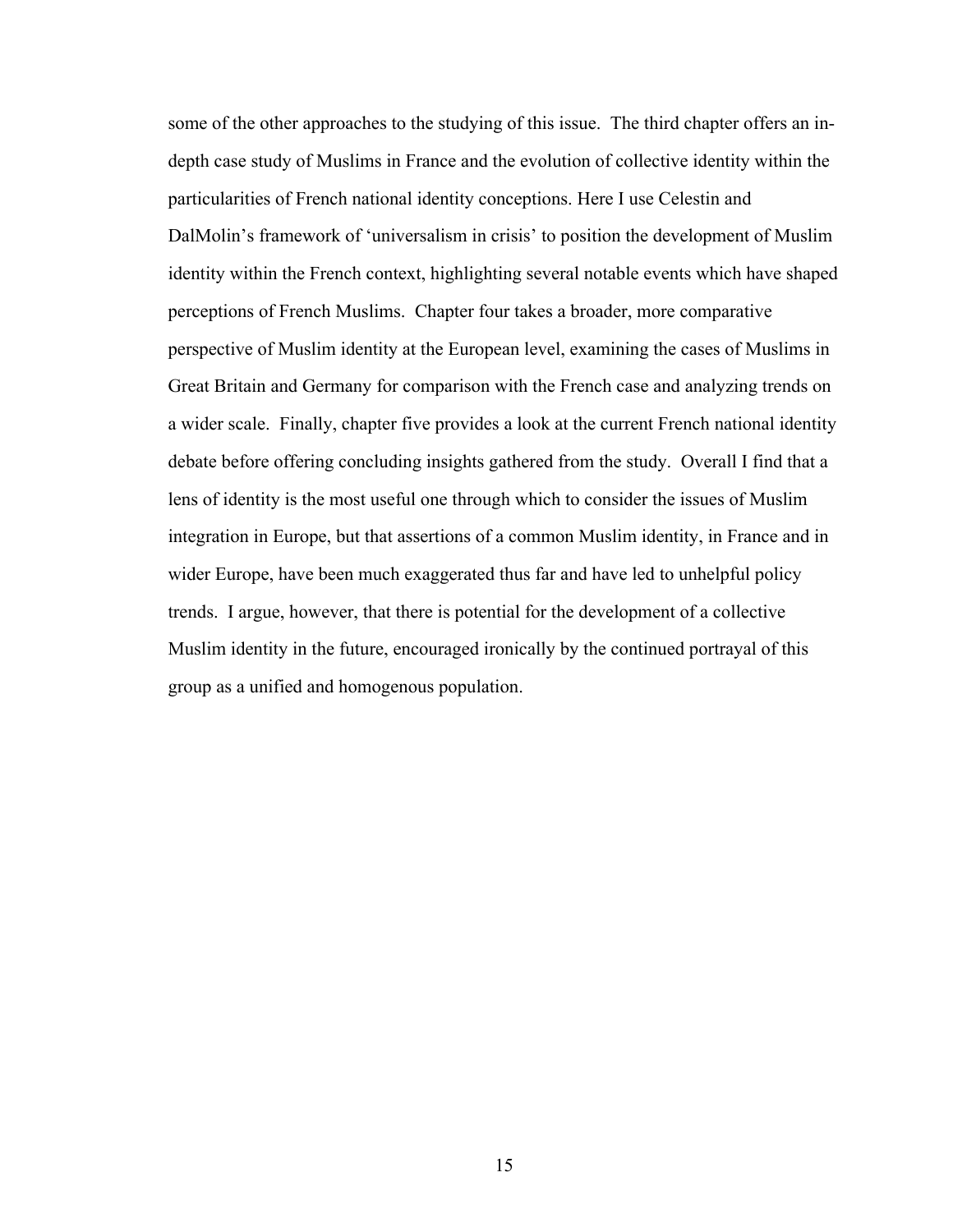some of the other approaches to the studying of this issue. The third chapter offers an in-depth case study of Muslims in France and the evolution of collective identity within the particularities of French national identity conceptions. Here I use Celestin and DalMolin's framework of 'universalism in crisis' to position the development of Muslim identity within the French context, highlighting several notable events which have shaped perceptions of French Muslims. Chapter four takes a broader, more comparative perspective of Muslim identity at the European level, examining the cases of Muslims in Great Britain and Germany for comparison with the French case and analyzing trends on a wider scale. Finally, chapter five provides a look at the current French national identity debate before offering concluding insights gathered from the study. Overall I find that a lens of identity is the most useful one through which to consider the issues of Muslim integration in Europe, but that assertions of a common Muslim identity, in France and in wider Europe, have been much exaggerated thus far and have led to unhelpful policy trends. I argue, however, that there is potential for the development of a collective Muslim identity in the future, encouraged ironically by the continued portrayal of this group as a unified and homogenous population.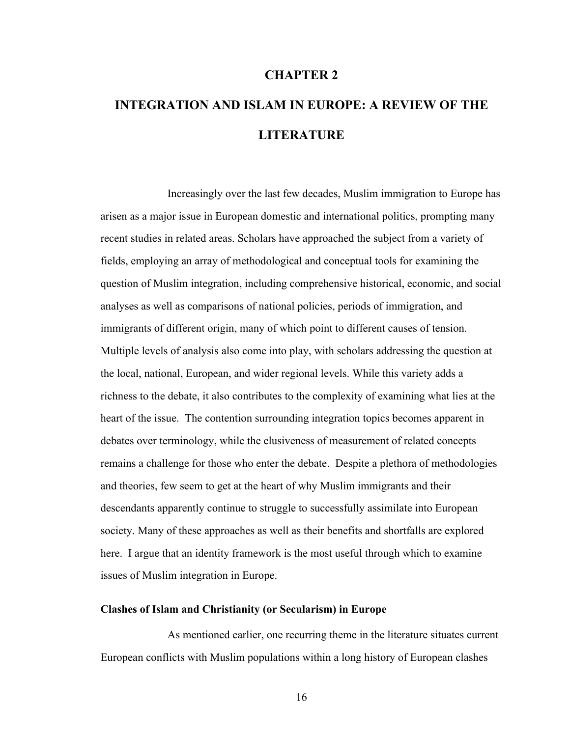# CHAPTER 2

# INTEGRATION AND ISLAM IN EUROPE: A REVIEW OF THE LITERATURE

Increasingly over the last few decades, Muslim immigration to Europe has arisen as a major issue in European domestic and international politics, prompting many recent studies in related areas. Scholars have approached the subject from a variety of fields, employing an array of methodological and conceptual tools for examining the question of Muslim integration, including comprehensive historical, economic, and social analyses as well as comparisons of national policies, periods of immigration, and immigrants of different origin, many of which point to different causes of tension. Multiple levels of analysis also come into play, with scholars addressing the question at the local, national, European, and wider regional levels. While this variety adds a richness to the debate, it also contributes to the complexity of examining what lies at the heart of the issue. The contention surrounding integration topics becomes apparent in debates over terminology, while the elusiveness of measurement of related concepts remains a challenge for those who enter the debate. Despite a plethora of methodologies and theories, few seem to get at the heart of why Muslim immigrants and their descendants apparently continue to struggle to successfully assimilate into European society. Many of these approaches as well as their benefits and shortfalls are explored here. I argue that an identity framework is the most useful through which to examine issues of Muslim integration in Europe.

### Clashes of Islam and Christianity (or Secularism) in Europe

As mentioned earlier, one recurring theme in the literature situates current European conflicts with Muslim populations within a long history of European clashes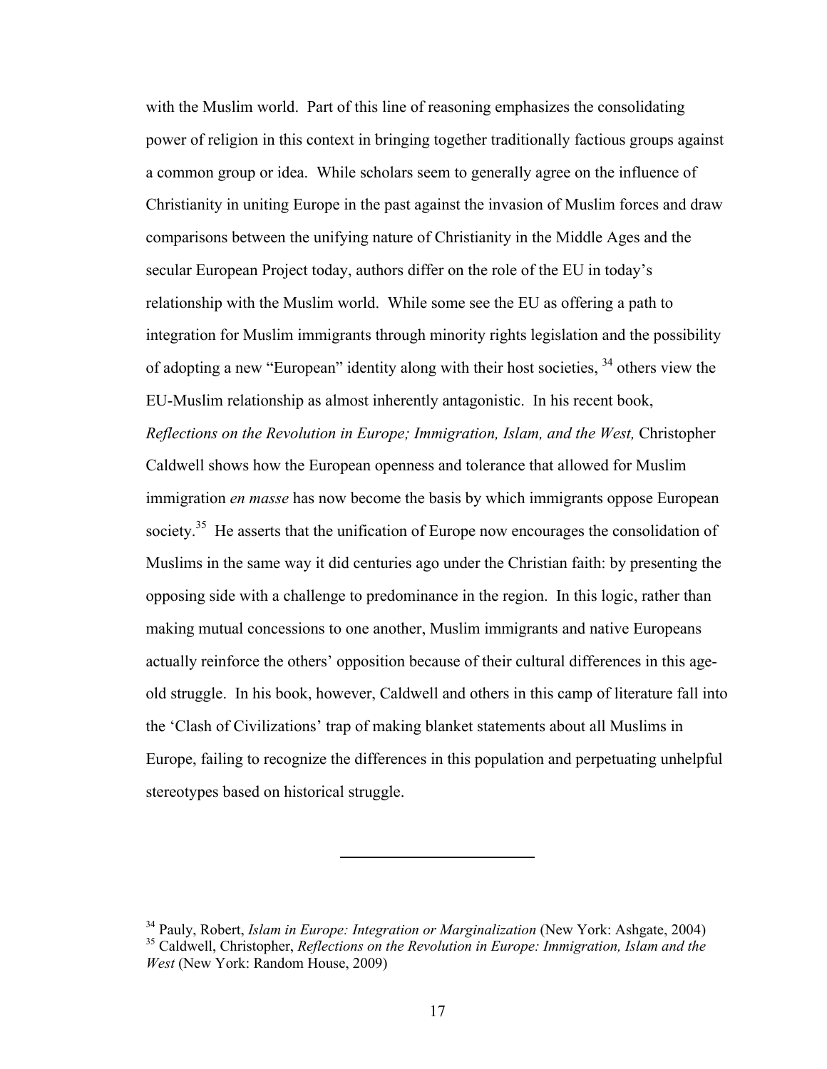with the Muslim world. Part of this line of reasoning emphasizes the consolidating power of religion in this context in bringing together traditionally factious groups against a common group or idea. While scholars seem to generally agree on the influence of Christianity in uniting Europe in the past against the invasion of Muslim forces and draw comparisons between the unifying nature of Christianity in the Middle Ages and the secular European Project today, authors differ on the role of the EU in today's relationship with the Muslim world. While some see the EU as offering a path to integration for Muslim immigrants through minority rights legislation and the possibility of adopting a new "European" identity along with their host societies, [34] others view the EU-Muslim relationship as almost inherently antagonistic. In his recent book, *Reflections on the Revolution in Europe; Immigration, Islam, and the West,* Christopher Caldwell shows how the European openness and tolerance that allowed for Muslim immigration *en masse* has now become the basis by which immigrants oppose European society.[35] He asserts that the unification of Europe now encourages the consolidation of Muslims in the same way it did centuries ago under the Christian faith: by presenting the opposing side with a challenge to predominance in the region. In this logic, rather than making mutual concessions to one another, Muslim immigrants and native Europeans actually reinforce the others' opposition because of their cultural differences in this age-old struggle. In his book, however, Caldwell and others in this camp of literature fall into the 'Clash of Civilizations' trap of making blanket statements about all Muslims in Europe, failing to recognize the differences in this population and perpetuating unhelpful stereotypes based on historical struggle.

---

[34] Pauly, Robert, *Islam in Europe: Integration or Marginalization* (New York: Ashgate, 2004)

[35] Caldwell, Christopher, *Reflections on the Revolution in Europe: Immigration, Islam and the West* (New York: Random House, 2009)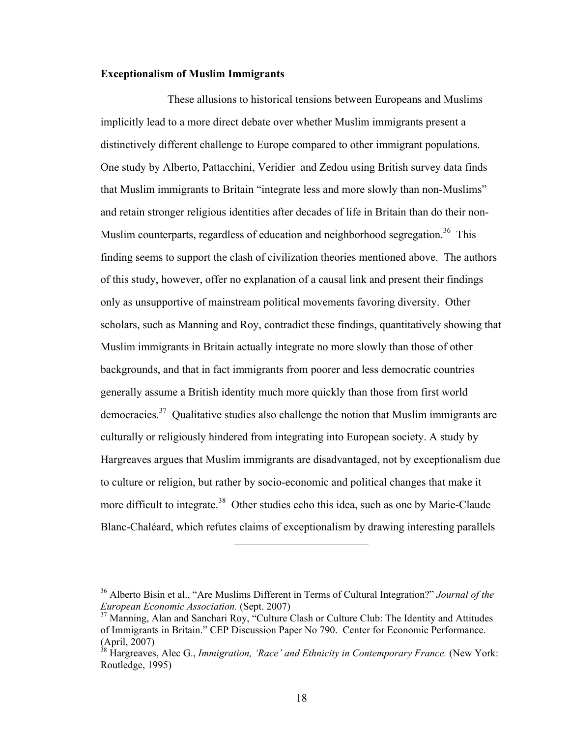**Exceptionalism of Muslim Immigrants**

These allusions to historical tensions between Europeans and Muslims implicitly lead to a more direct debate over whether Muslim immigrants present a distinctively different challenge to Europe compared to other immigrant populations. One study by Alberto, Pattacchini, Veridier and Zedou using British survey data finds that Muslim immigrants to Britain "integrate less and more slowly than non-Muslims" and retain stronger religious identities after decades of life in Britain than do their non-Muslim counterparts, regardless of education and neighborhood segregation.[36] This finding seems to support the clash of civilization theories mentioned above. The authors of this study, however, offer no explanation of a causal link and present their findings only as unsupportive of mainstream political movements favoring diversity. Other scholars, such as Manning and Roy, contradict these findings, quantitatively showing that Muslim immigrants in Britain actually integrate no more slowly than those of other backgrounds, and that in fact immigrants from poorer and less democratic countries generally assume a British identity much more quickly than those from first world democracies.[37] Qualitative studies also challenge the notion that Muslim immigrants are culturally or religiously hindered from integrating into European society. A study by Hargreaves argues that Muslim immigrants are disadvantaged, not by exceptionalism due to culture or religion, but rather by socio-economic and political changes that make it more difficult to integrate.[38] Other studies echo this idea, such as one by Marie-Claude Blanc-Chaléard, which refutes claims of exceptionalism by drawing interesting parallels

---

[36] Alberto Bisin et al., "Are Muslims Different in Terms of Cultural Integration?" *Journal of the European Economic Association.* (Sept. 2007)

[37] Manning, Alan and Sanchari Roy, "Culture Clash or Culture Club: The Identity and Attitudes of Immigrants in Britain." CEP Discussion Paper No 790. Center for Economic Performance. (April, 2007)

[38] Hargreaves, Alec G., *Immigration, 'Race' and Ethnicity in Contemporary France.* (New York: Routledge, 1995)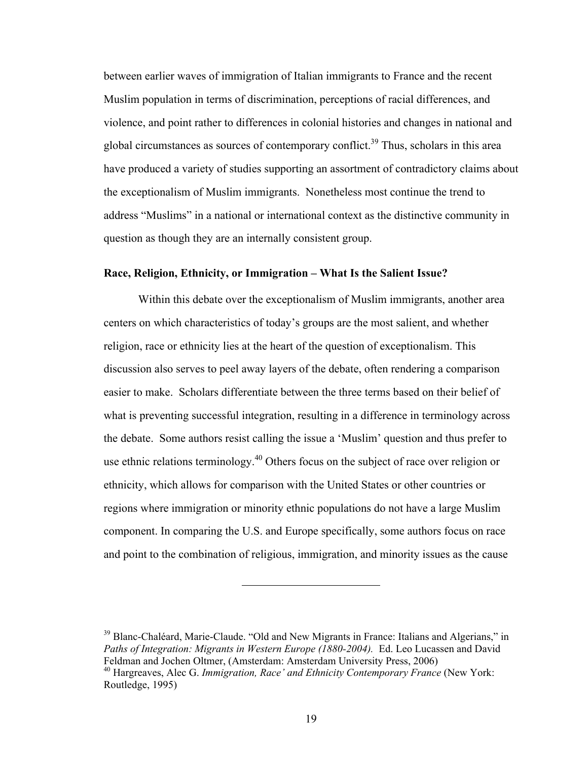between earlier waves of immigration of Italian immigrants to France and the recent Muslim population in terms of discrimination, perceptions of racial differences, and violence, and point rather to differences in colonial histories and changes in national and global circumstances as sources of contemporary conflict.[39] Thus, scholars in this area have produced a variety of studies supporting an assortment of contradictory claims about the exceptionalism of Muslim immigrants. Nonetheless most continue the trend to address "Muslims" in a national or international context as the distinctive community in question as though they are an internally consistent group.

**Race, Religion, Ethnicity, or Immigration – What Is the Salient Issue?**

Within this debate over the exceptionalism of Muslim immigrants, another area centers on which characteristics of today's groups are the most salient, and whether religion, race or ethnicity lies at the heart of the question of exceptionalism. This discussion also serves to peel away layers of the debate, often rendering a comparison easier to make. Scholars differentiate between the three terms based on their belief of what is preventing successful integration, resulting in a difference in terminology across the debate. Some authors resist calling the issue a 'Muslim' question and thus prefer to use ethnic relations terminology.[40] Others focus on the subject of race over religion or ethnicity, which allows for comparison with the United States or other countries or regions where immigration or minority ethnic populations do not have a large Muslim component. In comparing the U.S. and Europe specifically, some authors focus on race and point to the combination of religious, immigration, and minority issues as the cause

---

[39] Blanc-Chaléard, Marie-Claude. "Old and New Migrants in France: Italians and Algerians," in *Paths of Integration: Migrants in Western Europe (1880-2004).* Ed. Leo Lucassen and David Feldman and Jochen Oltmer, (Amsterdam: Amsterdam University Press, 2006)

[40] Hargreaves, Alec G. *Immigration, Race' and Ethnicity Contemporary France* (New York: Routledge, 1995)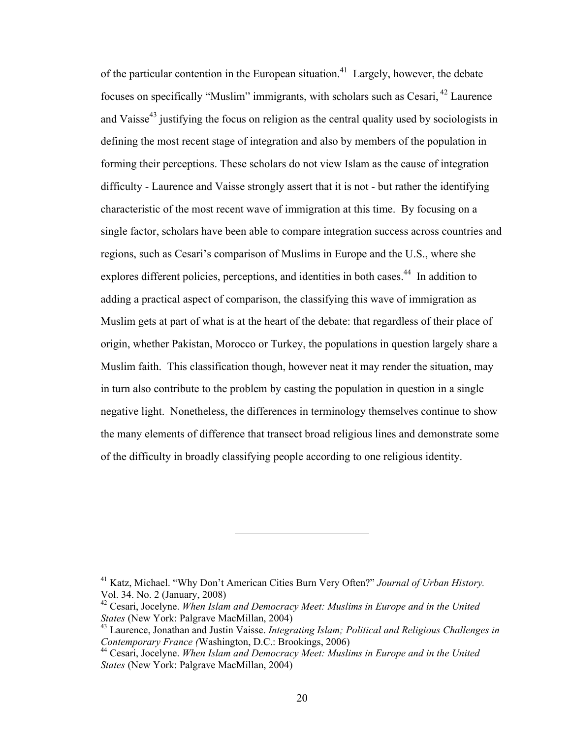of the particular contention in the European situation.[41] Largely, however, the debate focuses on specifically "Muslim" immigrants, with scholars such as Cesari, [42] Laurence and Vaisse[43] justifying the focus on religion as the central quality used by sociologists in defining the most recent stage of integration and also by members of the population in forming their perceptions. These scholars do not view Islam as the cause of integration difficulty - Laurence and Vaisse strongly assert that it is not - but rather the identifying characteristic of the most recent wave of immigration at this time. By focusing on a single factor, scholars have been able to compare integration success across countries and regions, such as Cesari's comparison of Muslims in Europe and the U.S., where she explores different policies, perceptions, and identities in both cases.[44] In addition to adding a practical aspect of comparison, the classifying this wave of immigration as Muslim gets at part of what is at the heart of the debate: that regardless of their place of origin, whether Pakistan, Morocco or Turkey, the populations in question largely share a Muslim faith. This classification though, however neat it may render the situation, may in turn also contribute to the problem by casting the population in question in a single negative light. Nonetheless, the differences in terminology themselves continue to show the many elements of difference that transect broad religious lines and demonstrate some of the difficulty in broadly classifying people according to one religious identity.

---

[41] Katz, Michael. "Why Don't American Cities Burn Very Often?" *Journal of Urban History.* Vol. 34. No. 2 (January, 2008)

[42] Cesari, Jocelyne. *When Islam and Democracy Meet: Muslims in Europe and in the United States* (New York: Palgrave MacMillan, 2004)

[43] Laurence, Jonathan and Justin Vaisse. *Integrating Islam; Political and Religious Challenges in Contemporary France (*Washington, D.C.: Brookings, 2006)

[44] Cesari, Jocelyne. *When Islam and Democracy Meet: Muslims in Europe and in the United States* (New York: Palgrave MacMillan, 2004)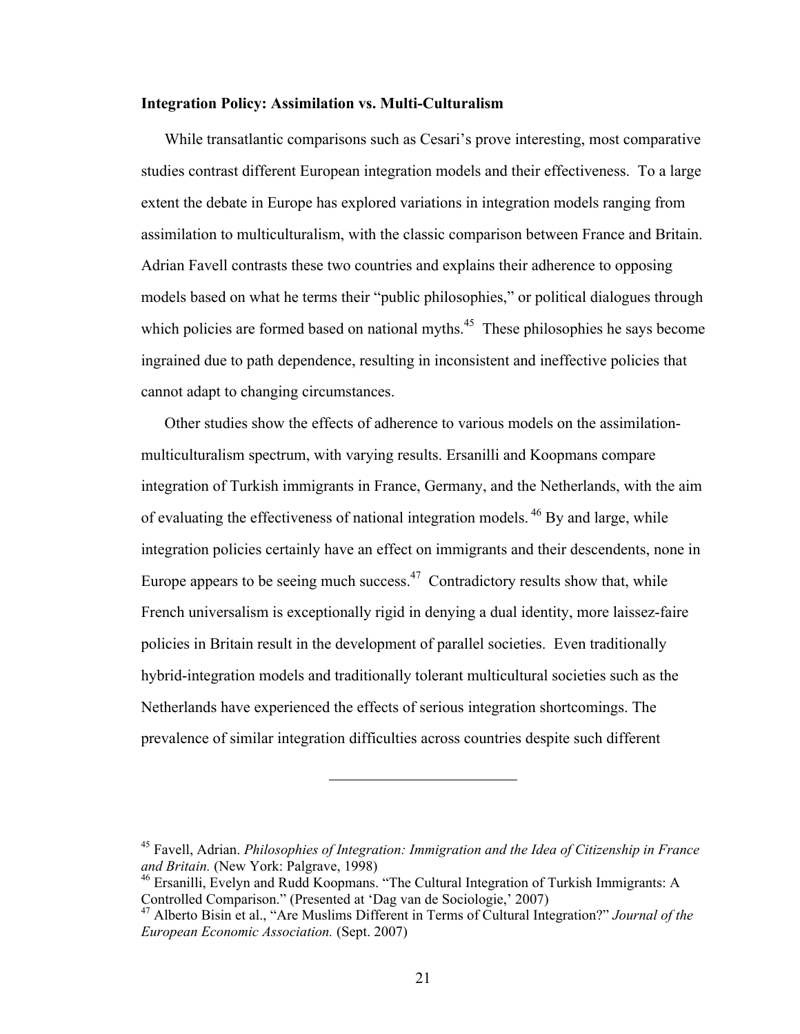**Integration Policy: Assimilation vs. Multi-Culturalism**

While transatlantic comparisons such as Cesari's prove interesting, most comparative studies contrast different European integration models and their effectiveness. To a large extent the debate in Europe has explored variations in integration models ranging from assimilation to multiculturalism, with the classic comparison between France and Britain. Adrian Favell contrasts these two countries and explains their adherence to opposing models based on what he terms their "public philosophies," or political dialogues through which policies are formed based on national myths.[45] These philosophies he says become ingrained due to path dependence, resulting in inconsistent and ineffective policies that cannot adapt to changing circumstances.

Other studies show the effects of adherence to various models on the assimilation-multiculturalism spectrum, with varying results. Ersanilli and Koopmans compare integration of Turkish immigrants in France, Germany, and the Netherlands, with the aim of evaluating the effectiveness of national integration models.[46] By and large, while integration policies certainly have an effect on immigrants and their descendents, none in Europe appears to be seeing much success.[47] Contradictory results show that, while French universalism is exceptionally rigid in denying a dual identity, more laissez-faire policies in Britain result in the development of parallel societies. Even traditionally hybrid-integration models and traditionally tolerant multicultural societies such as the Netherlands have experienced the effects of serious integration shortcomings. The prevalence of similar integration difficulties across countries despite such different

---

[45] Favell, Adrian. *Philosophies of Integration: Immigration and the Idea of Citizenship in France and Britain.* (New York: Palgrave, 1998)

[46] Ersanilli, Evelyn and Rudd Koopmans. "The Cultural Integration of Turkish Immigrants: A Controlled Comparison." (Presented at 'Dag van de Sociologie,' 2007)

[47] Alberto Bisin et al., "Are Muslims Different in Terms of Cultural Integration?" *Journal of the European Economic Association.* (Sept. 2007)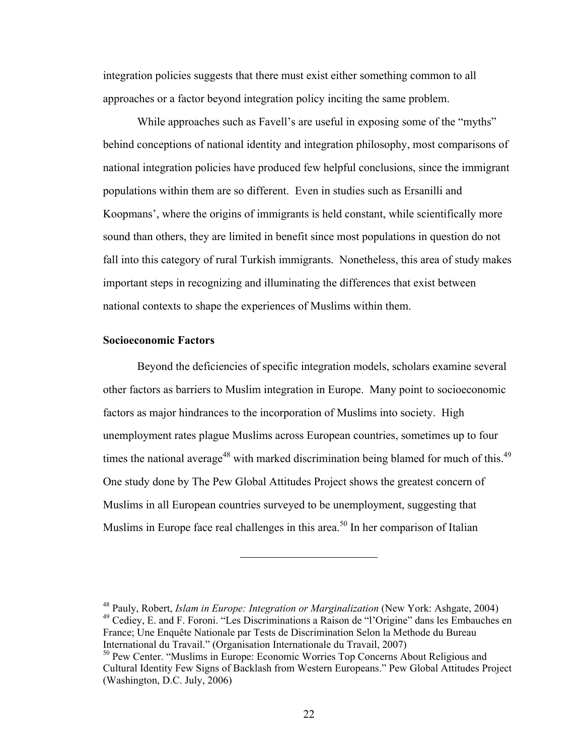integration policies suggests that there must exist either something common to all approaches or a factor beyond integration policy inciting the same problem.

While approaches such as Favell's are useful in exposing some of the "myths" behind conceptions of national identity and integration philosophy, most comparisons of national integration policies have produced few helpful conclusions, since the immigrant populations within them are so different. Even in studies such as Ersanilli and Koopmans', where the origins of immigrants is held constant, while scientifically more sound than others, they are limited in benefit since most populations in question do not fall into this category of rural Turkish immigrants. Nonetheless, this area of study makes important steps in recognizing and illuminating the differences that exist between national contexts to shape the experiences of Muslims within them.

**Socioeconomic Factors**

Beyond the deficiencies of specific integration models, scholars examine several other factors as barriers to Muslim integration in Europe. Many point to socioeconomic factors as major hindrances to the incorporation of Muslims into society. High unemployment rates plague Muslims across European countries, sometimes up to four times the national average[48] with marked discrimination being blamed for much of this.[49] One study done by The Pew Global Attitudes Project shows the greatest concern of Muslims in all European countries surveyed to be unemployment, suggesting that Muslims in Europe face real challenges in this area.[50] In her comparison of Italian

---

[48] Pauly, Robert, *Islam in Europe: Integration or Marginalization* (New York: Ashgate, 2004)

[49] Cediey, E. and F. Foroni. "Les Discriminations a Raison de "l'Origine" dans les Embauches en France; Une Enquête Nationale par Tests de Discrimination Selon la Methode du Bureau International du Travail." (Organisation Internationale du Travail, 2007)

[50] Pew Center. "Muslims in Europe: Economic Worries Top Concerns About Religious and Cultural Identity Few Signs of Backlash from Western Europeans." Pew Global Attitudes Project (Washington, D.C. July, 2006)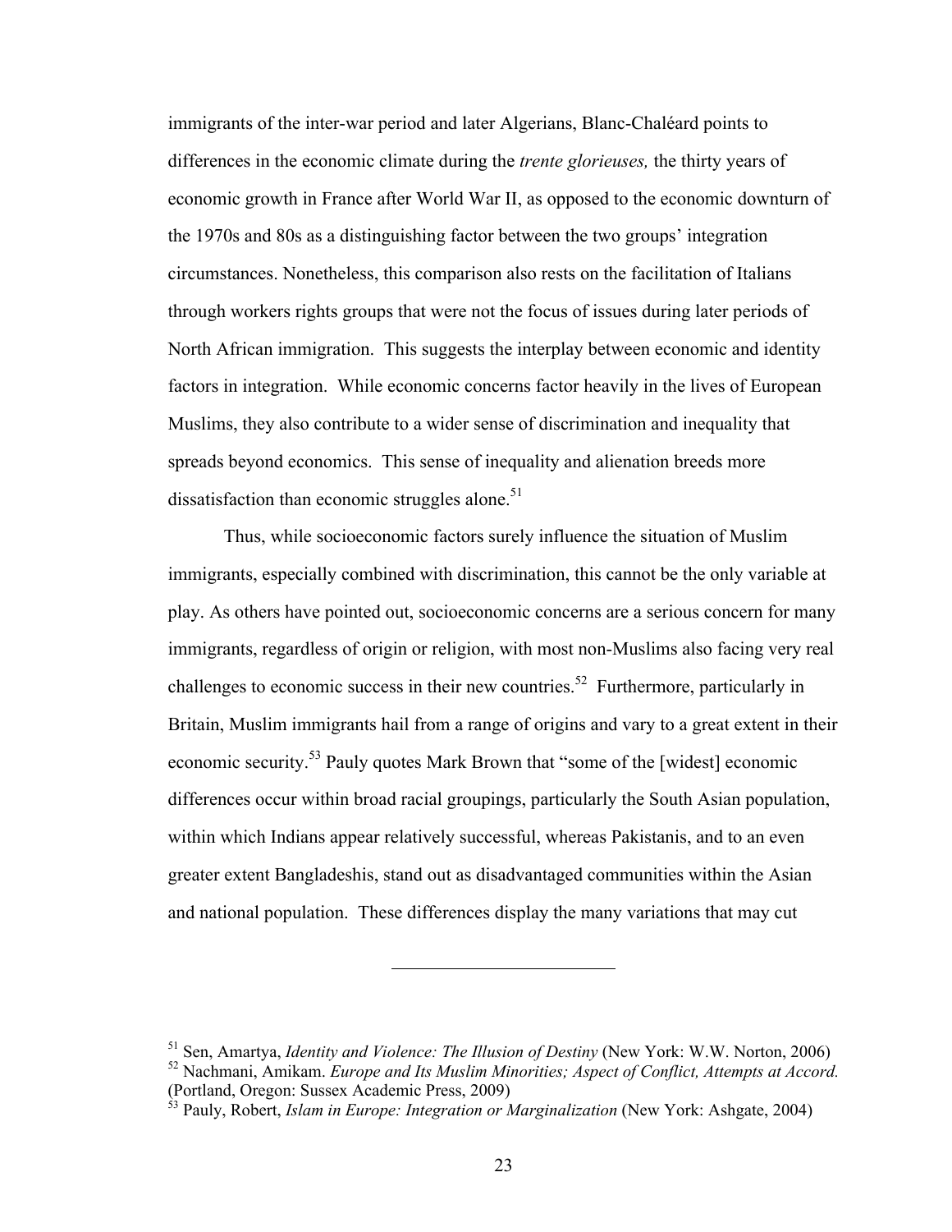immigrants of the inter-war period and later Algerians, Blanc-Chaléard points to differences in the economic climate during the *trente glorieuses,* the thirty years of economic growth in France after World War II, as opposed to the economic downturn of the 1970s and 80s as a distinguishing factor between the two groups' integration circumstances. Nonetheless, this comparison also rests on the facilitation of Italians through workers rights groups that were not the focus of issues during later periods of North African immigration. This suggests the interplay between economic and identity factors in integration. While economic concerns factor heavily in the lives of European Muslims, they also contribute to a wider sense of discrimination and inequality that spreads beyond economics. This sense of inequality and alienation breeds more dissatisfaction than economic struggles alone.[51]

Thus, while socioeconomic factors surely influence the situation of Muslim immigrants, especially combined with discrimination, this cannot be the only variable at play. As others have pointed out, socioeconomic concerns are a serious concern for many immigrants, regardless of origin or religion, with most non-Muslims also facing very real challenges to economic success in their new countries.[52] Furthermore, particularly in Britain, Muslim immigrants hail from a range of origins and vary to a great extent in their economic security.[53] Pauly quotes Mark Brown that "some of the [widest] economic differences occur within broad racial groupings, particularly the South Asian population, within which Indians appear relatively successful, whereas Pakistanis, and to an even greater extent Bangladeshis, stand out as disadvantaged communities within the Asian and national population. These differences display the many variations that may cut

---

[51] Sen, Amartya, *Identity and Violence: The Illusion of Destiny* (New York: W.W. Norton, 2006)

[52] Nachmani, Amikam. *Europe and Its Muslim Minorities; Aspect of Conflict, Attempts at Accord.* (Portland, Oregon: Sussex Academic Press, 2009)

[53] Pauly, Robert, *Islam in Europe: Integration or Marginalization* (New York: Ashgate, 2004)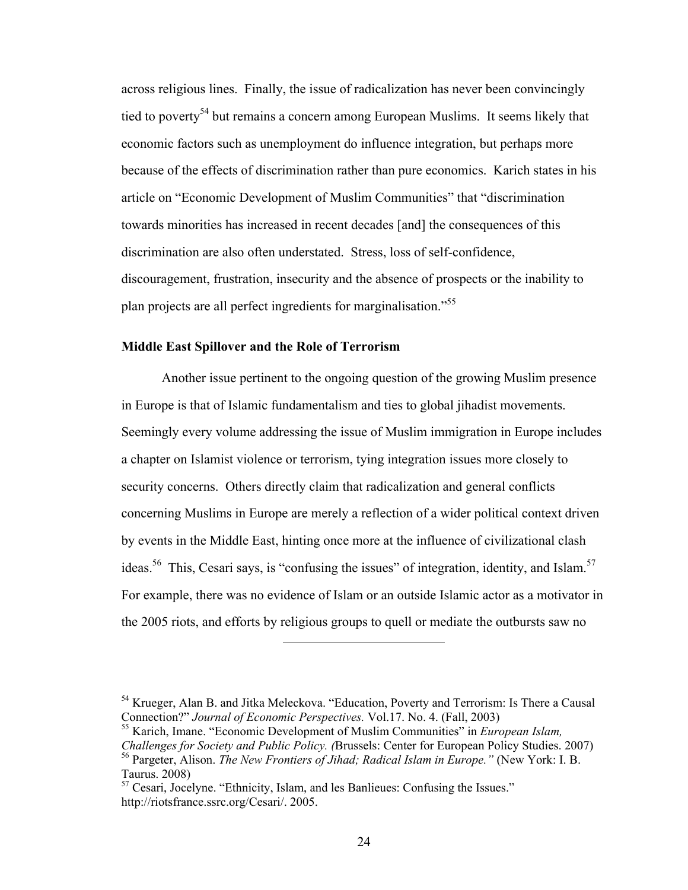across religious lines. Finally, the issue of radicalization has never been convincingly tied to poverty[54] but remains a concern among European Muslims. It seems likely that economic factors such as unemployment do influence integration, but perhaps more because of the effects of discrimination rather than pure economics. Karich states in his article on "Economic Development of Muslim Communities" that "discrimination towards minorities has increased in recent decades [and] the consequences of this discrimination are also often understated. Stress, loss of self-confidence, discouragement, frustration, insecurity and the absence of prospects or the inability to plan projects are all perfect ingredients for marginalisation."[55]

**Middle East Spillover and the Role of Terrorism**

Another issue pertinent to the ongoing question of the growing Muslim presence in Europe is that of Islamic fundamentalism and ties to global jihadist movements. Seemingly every volume addressing the issue of Muslim immigration in Europe includes a chapter on Islamist violence or terrorism, tying integration issues more closely to security concerns. Others directly claim that radicalization and general conflicts concerning Muslims in Europe are merely a reflection of a wider political context driven by events in the Middle East, hinting once more at the influence of civilizational clash ideas.[56] This, Cesari says, is "confusing the issues" of integration, identity, and Islam.[57] For example, there was no evidence of Islam or an outside Islamic actor as a motivator in the 2005 riots, and efforts by religious groups to quell or mediate the outbursts saw no

---

[54] Krueger, Alan B. and Jitka Meleckova. "Education, Poverty and Terrorism: Is There a Causal Connection?" *Journal of Economic Perspectives.* Vol.17. No. 4. (Fall, 2003)

[55] Karich, Imane. "Economic Development of Muslim Communities" in *European Islam, Challenges for Society and Public Policy. (*Brussels: Center for European Policy Studies. 2007)

[56] Pargeter, Alison. *The New Frontiers of Jihad; Radical Islam in Europe."* (New York: I. B. Taurus. 2008)

[57] Cesari, Jocelyne. "Ethnicity, Islam, and les Banlieues: Confusing the Issues." http://riotsfrance.ssrc.org/Cesari/. 2005.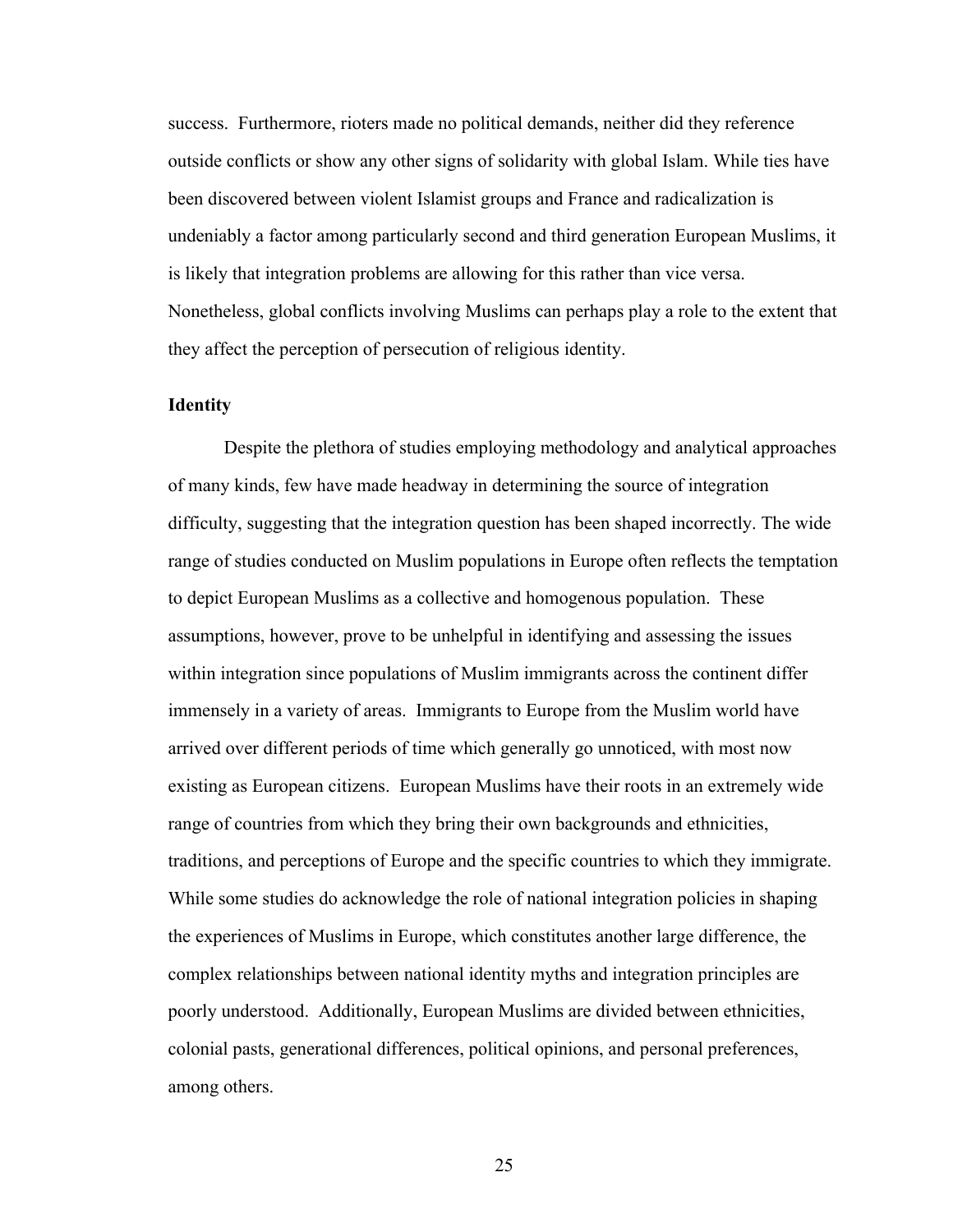success. Furthermore, rioters made no political demands, neither did they reference outside conflicts or show any other signs of solidarity with global Islam. While ties have been discovered between violent Islamist groups and France and radicalization is undeniably a factor among particularly second and third generation European Muslims, it is likely that integration problems are allowing for this rather than vice versa. Nonetheless, global conflicts involving Muslims can perhaps play a role to the extent that they affect the perception of persecution of religious identity.

**Identity**

Despite the plethora of studies employing methodology and analytical approaches of many kinds, few have made headway in determining the source of integration difficulty, suggesting that the integration question has been shaped incorrectly. The wide range of studies conducted on Muslim populations in Europe often reflects the temptation to depict European Muslims as a collective and homogenous population. These assumptions, however, prove to be unhelpful in identifying and assessing the issues within integration since populations of Muslim immigrants across the continent differ immensely in a variety of areas. Immigrants to Europe from the Muslim world have arrived over different periods of time which generally go unnoticed, with most now existing as European citizens. European Muslims have their roots in an extremely wide range of countries from which they bring their own backgrounds and ethnicities, traditions, and perceptions of Europe and the specific countries to which they immigrate. While some studies do acknowledge the role of national integration policies in shaping the experiences of Muslims in Europe, which constitutes another large difference, the complex relationships between national identity myths and integration principles are poorly understood. Additionally, European Muslims are divided between ethnicities, colonial pasts, generational differences, political opinions, and personal preferences, among others.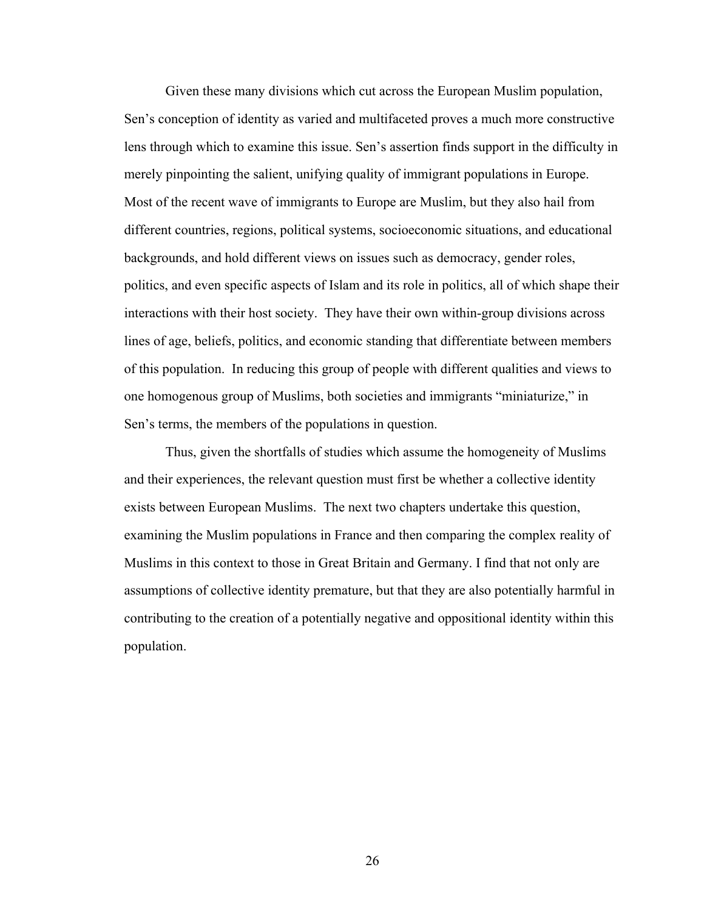Given these many divisions which cut across the European Muslim population, Sen's conception of identity as varied and multifaceted proves a much more constructive lens through which to examine this issue. Sen's assertion finds support in the difficulty in merely pinpointing the salient, unifying quality of immigrant populations in Europe. Most of the recent wave of immigrants to Europe are Muslim, but they also hail from different countries, regions, political systems, socioeconomic situations, and educational backgrounds, and hold different views on issues such as democracy, gender roles, politics, and even specific aspects of Islam and its role in politics, all of which shape their interactions with their host society. They have their own within-group divisions across lines of age, beliefs, politics, and economic standing that differentiate between members of this population. In reducing this group of people with different qualities and views to one homogenous group of Muslims, both societies and immigrants "miniaturize," in Sen's terms, the members of the populations in question.

Thus, given the shortfalls of studies which assume the homogeneity of Muslims and their experiences, the relevant question must first be whether a collective identity exists between European Muslims. The next two chapters undertake this question, examining the Muslim populations in France and then comparing the complex reality of Muslims in this context to those in Great Britain and Germany. I find that not only are assumptions of collective identity premature, but that they are also potentially harmful in contributing to the creation of a potentially negative and oppositional identity within this population.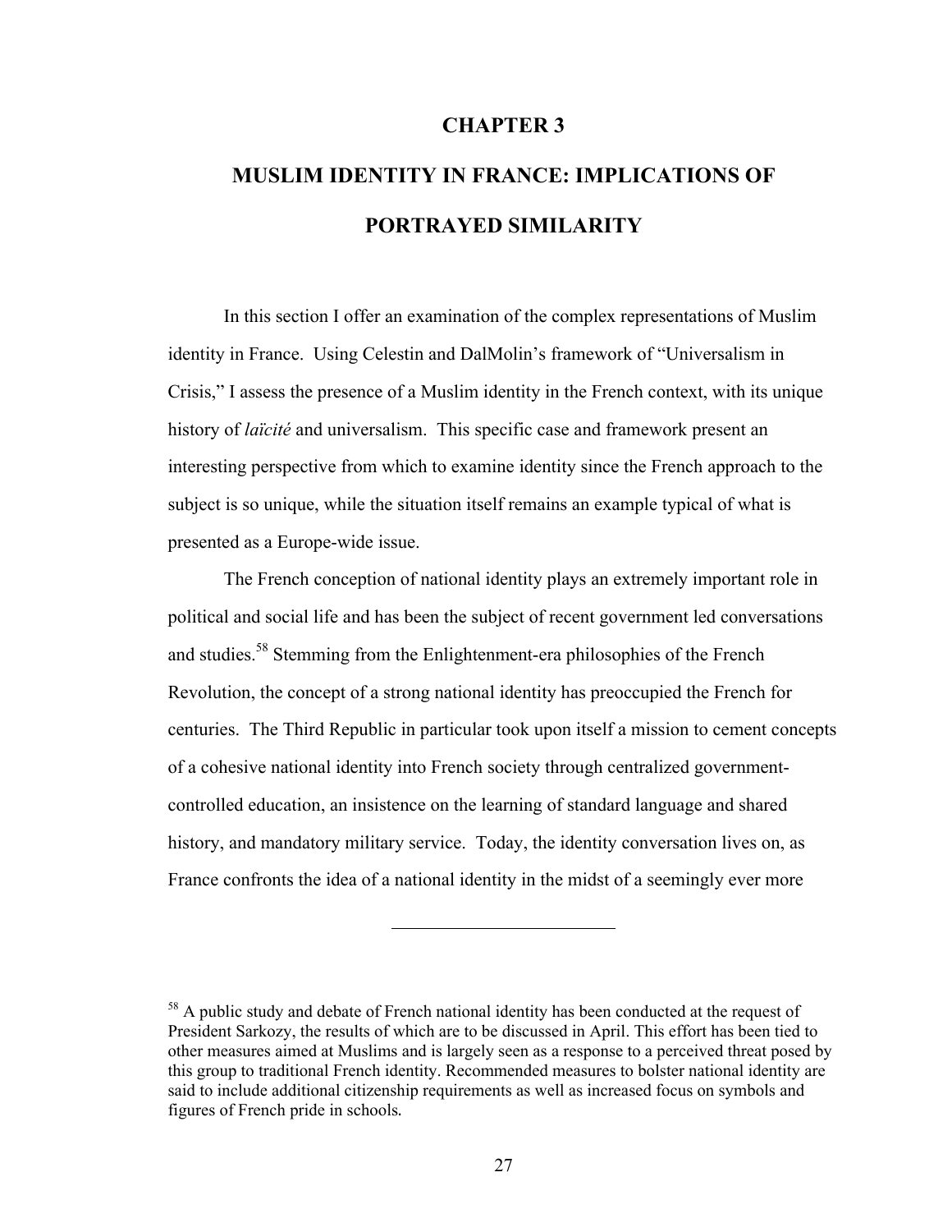# CHAPTER 3

# MUSLIM IDENTITY IN FRANCE: IMPLICATIONS OF PORTRAYED SIMILARITY

In this section I offer an examination of the complex representations of Muslim identity in France. Using Celestin and DalMolin's framework of "Universalism in Crisis," I assess the presence of a Muslim identity in the French context, with its unique history of *laïcité* and universalism. This specific case and framework present an interesting perspective from which to examine identity since the French approach to the subject is so unique, while the situation itself remains an example typical of what is presented as a Europe-wide issue.

The French conception of national identity plays an extremely important role in political and social life and has been the subject of recent government led conversations and studies.[58] Stemming from the Enlightenment-era philosophies of the French Revolution, the concept of a strong national identity has preoccupied the French for centuries. The Third Republic in particular took upon itself a mission to cement concepts of a cohesive national identity into French society through centralized government-controlled education, an insistence on the learning of standard language and shared history, and mandatory military service. Today, the identity conversation lives on, as France confronts the idea of a national identity in the midst of a seemingly ever more

---

[58] A public study and debate of French national identity has been conducted at the request of President Sarkozy, the results of which are to be discussed in April. This effort has been tied to other measures aimed at Muslims and is largely seen as a response to a perceived threat posed by this group to traditional French identity. Recommended measures to bolster national identity are said to include additional citizenship requirements as well as increased focus on symbols and figures of French pride in schools.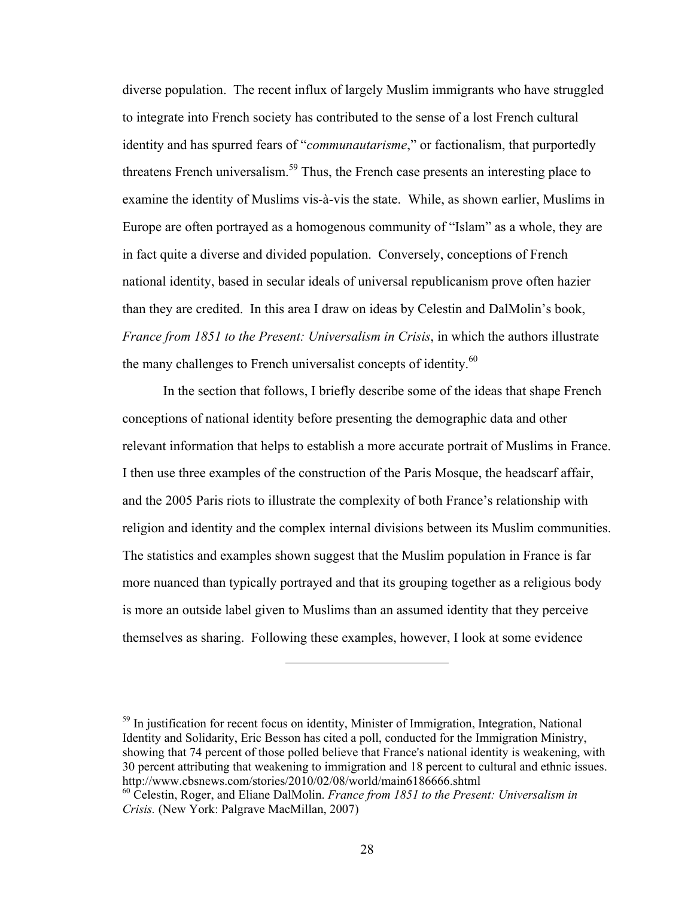diverse population. The recent influx of largely Muslim immigrants who have struggled to integrate into French society has contributed to the sense of a lost French cultural identity and has spurred fears of "*communautarisme*," or factionalism, that purportedly threatens French universalism.[59] Thus, the French case presents an interesting place to examine the identity of Muslims vis-à-vis the state. While, as shown earlier, Muslims in Europe are often portrayed as a homogenous community of "Islam" as a whole, they are in fact quite a diverse and divided population. Conversely, conceptions of French national identity, based in secular ideals of universal republicanism prove often hazier than they are credited. In this area I draw on ideas by Celestin and DalMolin's book, *France from 1851 to the Present: Universalism in Crisis*, in which the authors illustrate the many challenges to French universalist concepts of identity.[60]

In the section that follows, I briefly describe some of the ideas that shape French conceptions of national identity before presenting the demographic data and other relevant information that helps to establish a more accurate portrait of Muslims in France. I then use three examples of the construction of the Paris Mosque, the headscarf affair, and the 2005 Paris riots to illustrate the complexity of both France's relationship with religion and identity and the complex internal divisions between its Muslim communities. The statistics and examples shown suggest that the Muslim population in France is far more nuanced than typically portrayed and that its grouping together as a religious body is more an outside label given to Muslims than an assumed identity that they perceive themselves as sharing. Following these examples, however, I look at some evidence

---

[59] In justification for recent focus on identity, Minister of Immigration, Integration, National Identity and Solidarity, Eric Besson has cited a poll, conducted for the Immigration Ministry, showing that 74 percent of those polled believe that France's national identity is weakening, with 30 percent attributing that weakening to immigration and 18 percent to cultural and ethnic issues. http://www.cbsnews.com/stories/2010/02/08/world/main6186666.shtml

[60] Celestin, Roger, and Eliane DalMolin. *France from 1851 to the Present: Universalism in Crisis.* (New York: Palgrave MacMillan, 2007)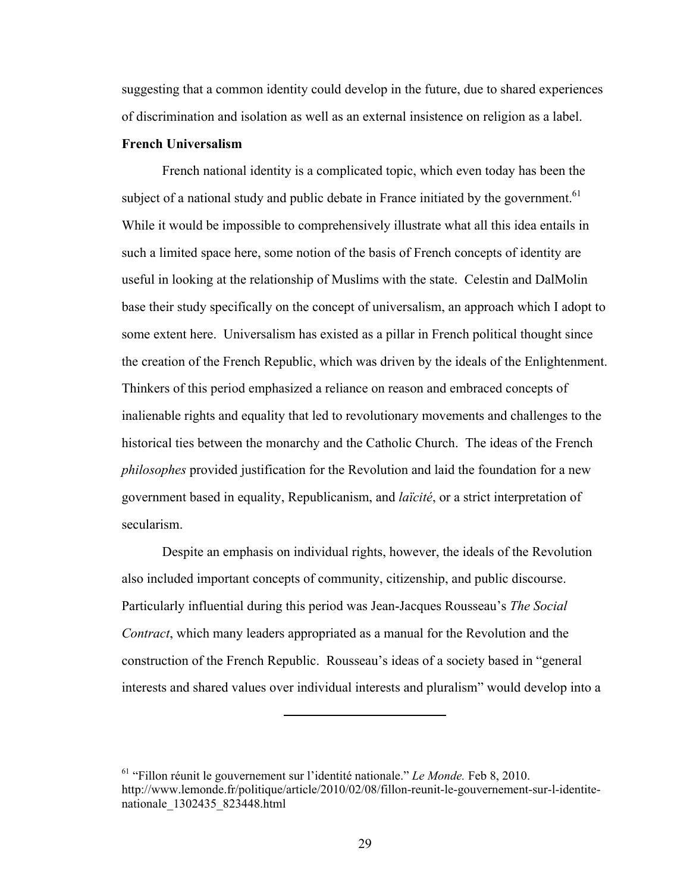suggesting that a common identity could develop in the future, due to shared experiences of discrimination and isolation as well as an external insistence on religion as a label.

**French Universalism**

French national identity is a complicated topic, which even today has been the subject of a national study and public debate in France initiated by the government.[61] While it would be impossible to comprehensively illustrate what all this idea entails in such a limited space here, some notion of the basis of French concepts of identity are useful in looking at the relationship of Muslims with the state. Celestin and DalMolin base their study specifically on the concept of universalism, an approach which I adopt to some extent here. Universalism has existed as a pillar in French political thought since the creation of the French Republic, which was driven by the ideals of the Enlightenment. Thinkers of this period emphasized a reliance on reason and embraced concepts of inalienable rights and equality that led to revolutionary movements and challenges to the historical ties between the monarchy and the Catholic Church. The ideas of the French *philosophes* provided justification for the Revolution and laid the foundation for a new government based in equality, Republicanism, and *laïcité*, or a strict interpretation of secularism.

Despite an emphasis on individual rights, however, the ideals of the Revolution also included important concepts of community, citizenship, and public discourse. Particularly influential during this period was Jean-Jacques Rousseau's *The Social Contract*, which many leaders appropriated as a manual for the Revolution and the construction of the French Republic. Rousseau's ideas of a society based in "general interests and shared values over individual interests and pluralism" would develop into a

---

[61] "Fillon réunit le gouvernement sur l'identité nationale." *Le Monde.* Feb 8, 2010. http://www.lemonde.fr/politique/article/2010/02/08/fillon-reunit-le-gouvernement-sur-l-identite-nationale_1302435_823448.html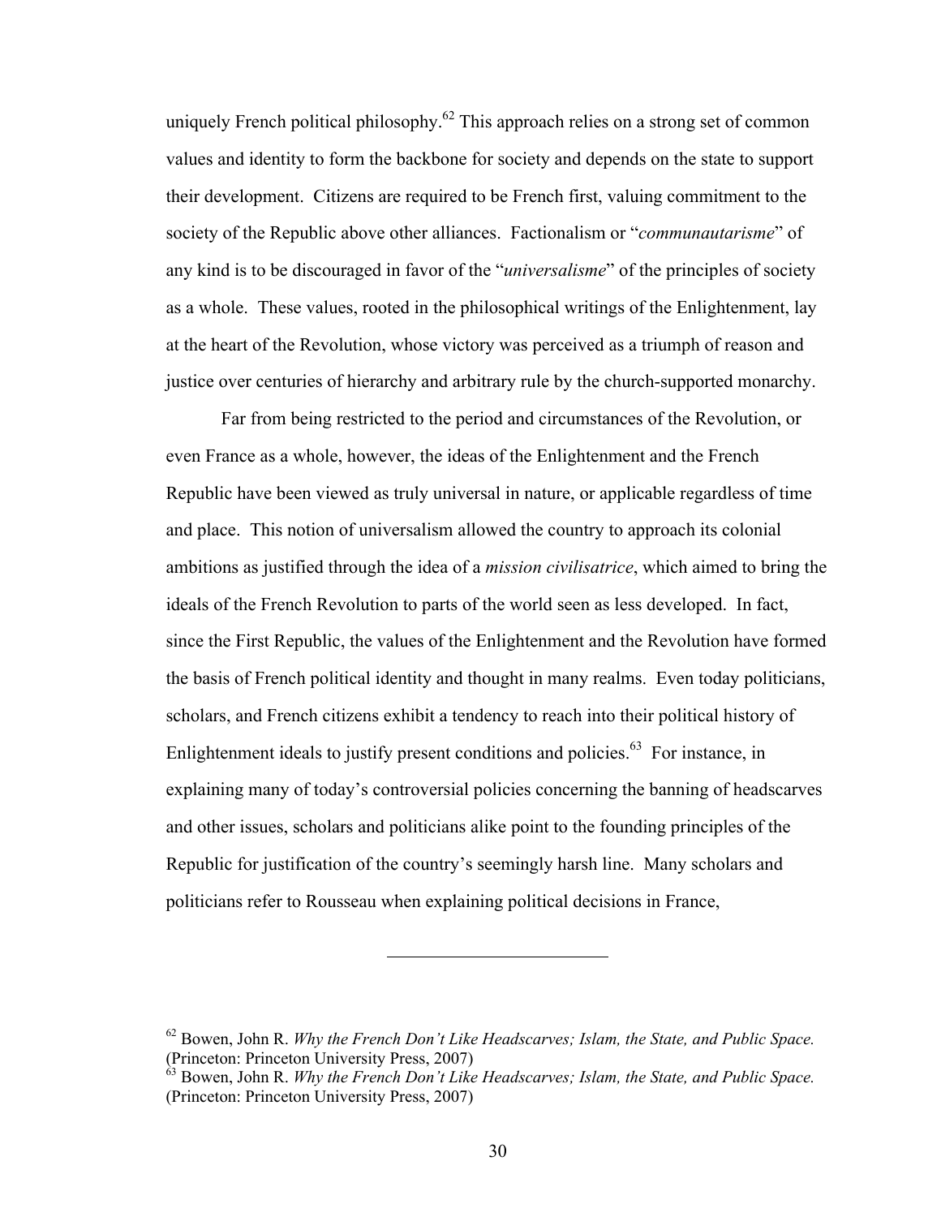uniquely French political philosophy.[62] This approach relies on a strong set of common values and identity to form the backbone for society and depends on the state to support their development. Citizens are required to be French first, valuing commitment to the society of the Republic above other alliances. Factionalism or "*communautarisme*" of any kind is to be discouraged in favor of the "*universalisme*" of the principles of society as a whole. These values, rooted in the philosophical writings of the Enlightenment, lay at the heart of the Revolution, whose victory was perceived as a triumph of reason and justice over centuries of hierarchy and arbitrary rule by the church-supported monarchy.

Far from being restricted to the period and circumstances of the Revolution, or even France as a whole, however, the ideas of the Enlightenment and the French Republic have been viewed as truly universal in nature, or applicable regardless of time and place. This notion of universalism allowed the country to approach its colonial ambitions as justified through the idea of a *mission civilisatrice*, which aimed to bring the ideals of the French Revolution to parts of the world seen as less developed. In fact, since the First Republic, the values of the Enlightenment and the Revolution have formed the basis of French political identity and thought in many realms. Even today politicians, scholars, and French citizens exhibit a tendency to reach into their political history of Enlightenment ideals to justify present conditions and policies.[63] For instance, in explaining many of today's controversial policies concerning the banning of headscarves and other issues, scholars and politicians alike point to the founding principles of the Republic for justification of the country's seemingly harsh line. Many scholars and politicians refer to Rousseau when explaining political decisions in France,

---

[62] Bowen, John R. *Why the French Don't Like Headscarves; Islam, the State, and Public Space.* (Princeton: Princeton University Press, 2007)

[63] Bowen, John R. *Why the French Don't Like Headscarves; Islam, the State, and Public Space.* (Princeton: Princeton University Press, 2007)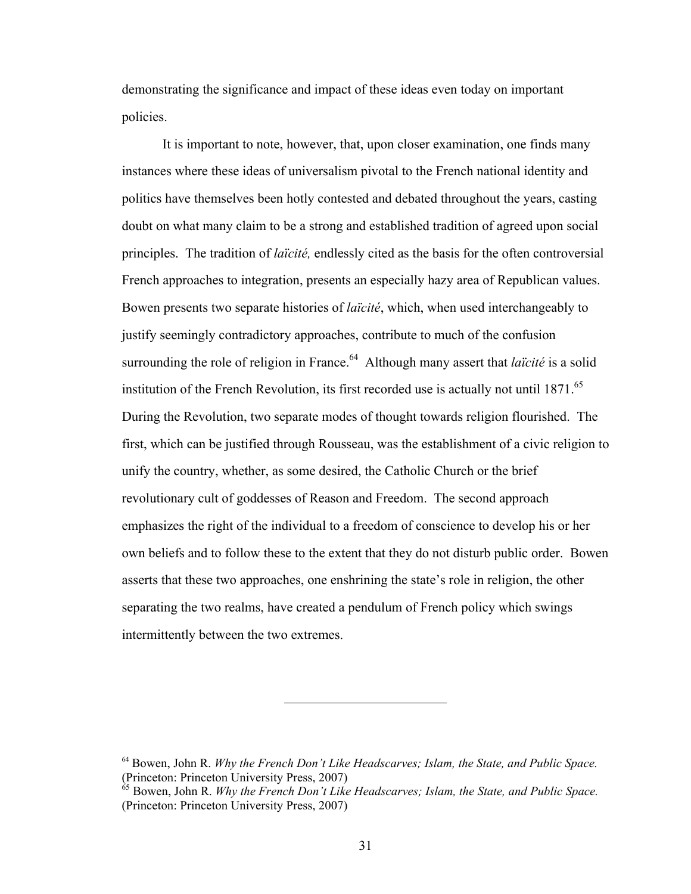demonstrating the significance and impact of these ideas even today on important policies.

It is important to note, however, that, upon closer examination, one finds many instances where these ideas of universalism pivotal to the French national identity and politics have themselves been hotly contested and debated throughout the years, casting doubt on what many claim to be a strong and established tradition of agreed upon social principles. The tradition of *laïcité,* endlessly cited as the basis for the often controversial French approaches to integration, presents an especially hazy area of Republican values. Bowen presents two separate histories of *laïcité*, which, when used interchangeably to justify seemingly contradictory approaches, contribute to much of the confusion surrounding the role of religion in France.[64] Although many assert that *laïcité* is a solid institution of the French Revolution, its first recorded use is actually not until 1871.[65] During the Revolution, two separate modes of thought towards religion flourished. The first, which can be justified through Rousseau, was the establishment of a civic religion to unify the country, whether, as some desired, the Catholic Church or the brief revolutionary cult of goddesses of Reason and Freedom. The second approach emphasizes the right of the individual to a freedom of conscience to develop his or her own beliefs and to follow these to the extent that they do not disturb public order. Bowen asserts that these two approaches, one enshrining the state's role in religion, the other separating the two realms, have created a pendulum of French policy which swings intermittently between the two extremes.

---

[64] Bowen, John R. *Why the French Don't Like Headscarves; Islam, the State, and Public Space.* (Princeton: Princeton University Press, 2007)

[65] Bowen, John R. *Why the French Don't Like Headscarves; Islam, the State, and Public Space.* (Princeton: Princeton University Press, 2007)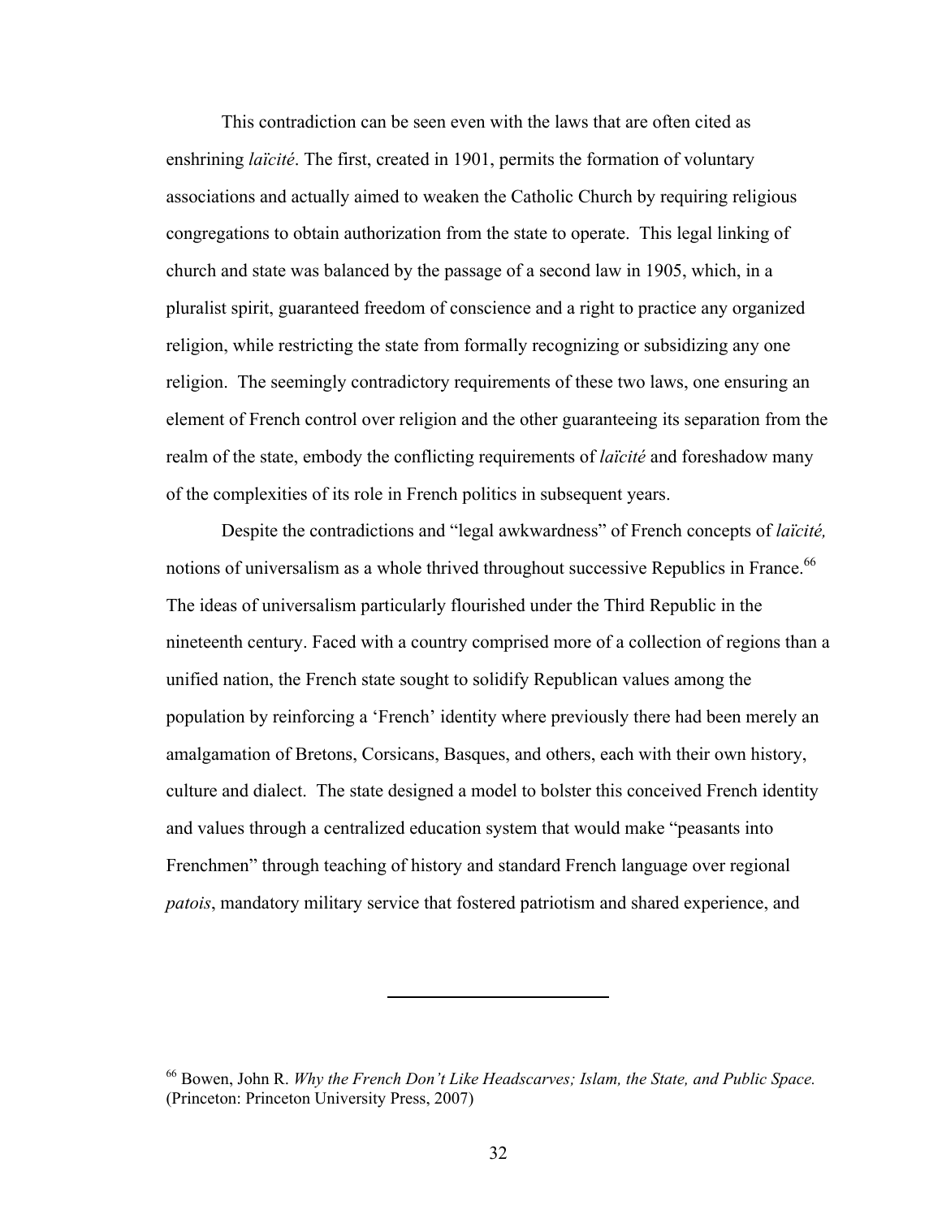This contradiction can be seen even with the laws that are often cited as enshrining *laïcité*. The first, created in 1901, permits the formation of voluntary associations and actually aimed to weaken the Catholic Church by requiring religious congregations to obtain authorization from the state to operate. This legal linking of church and state was balanced by the passage of a second law in 1905, which, in a pluralist spirit, guaranteed freedom of conscience and a right to practice any organized religion, while restricting the state from formally recognizing or subsidizing any one religion. The seemingly contradictory requirements of these two laws, one ensuring an element of French control over religion and the other guaranteeing its separation from the realm of the state, embody the conflicting requirements of *laïcité* and foreshadow many of the complexities of its role in French politics in subsequent years.

Despite the contradictions and "legal awkwardness" of French concepts of *laïcité,* notions of universalism as a whole thrived throughout successive Republics in France.[66] The ideas of universalism particularly flourished under the Third Republic in the nineteenth century. Faced with a country comprised more of a collection of regions than a unified nation, the French state sought to solidify Republican values among the population by reinforcing a 'French' identity where previously there had been merely an amalgamation of Bretons, Corsicans, Basques, and others, each with their own history, culture and dialect. The state designed a model to bolster this conceived French identity and values through a centralized education system that would make "peasants into Frenchmen" through teaching of history and standard French language over regional *patois*, mandatory military service that fostered patriotism and shared experience, and

---

[66] Bowen, John R. *Why the French Don't Like Headscarves; Islam, the State, and Public Space.* (Princeton: Princeton University Press, 2007)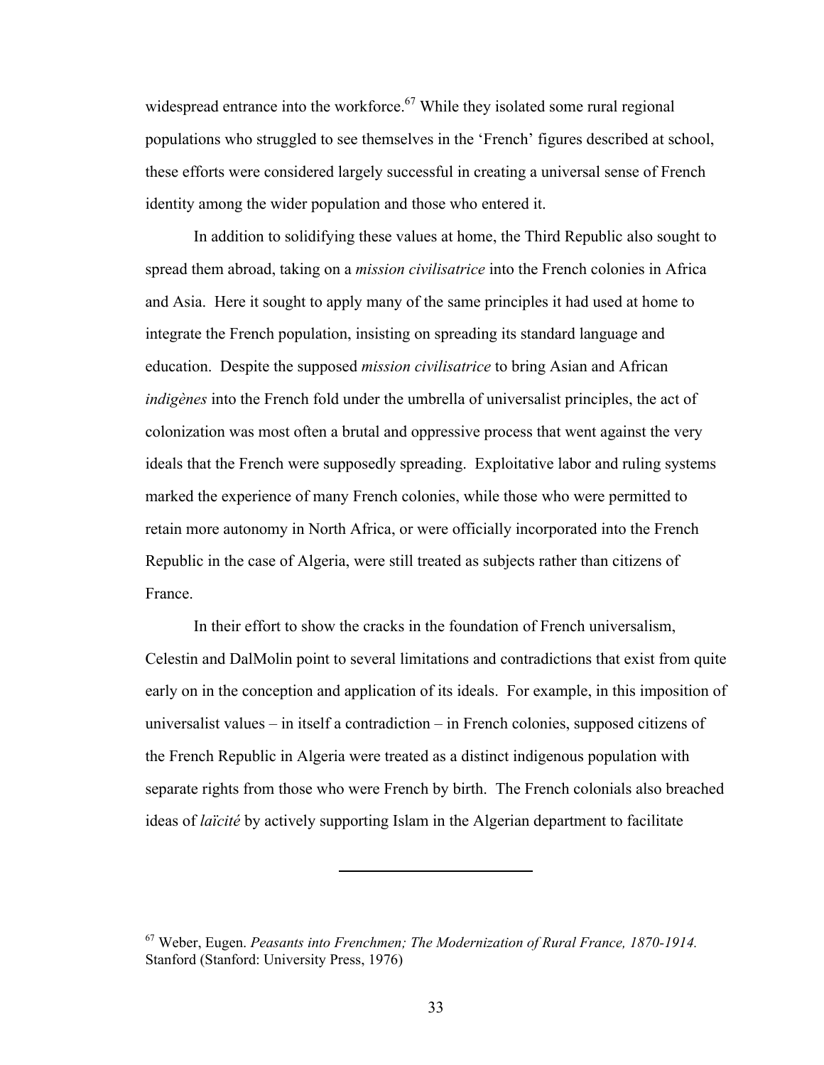widespread entrance into the workforce.[67] While they isolated some rural regional populations who struggled to see themselves in the 'French' figures described at school, these efforts were considered largely successful in creating a universal sense of French identity among the wider population and those who entered it.

In addition to solidifying these values at home, the Third Republic also sought to spread them abroad, taking on a *mission civilisatrice* into the French colonies in Africa and Asia. Here it sought to apply many of the same principles it had used at home to integrate the French population, insisting on spreading its standard language and education. Despite the supposed *mission civilisatrice* to bring Asian and African *indigènes* into the French fold under the umbrella of universalist principles, the act of colonization was most often a brutal and oppressive process that went against the very ideals that the French were supposedly spreading. Exploitative labor and ruling systems marked the experience of many French colonies, while those who were permitted to retain more autonomy in North Africa, or were officially incorporated into the French Republic in the case of Algeria, were still treated as subjects rather than citizens of France.

In their effort to show the cracks in the foundation of French universalism, Celestin and DalMolin point to several limitations and contradictions that exist from quite early on in the conception and application of its ideals. For example, in this imposition of universalist values – in itself a contradiction – in French colonies, supposed citizens of the French Republic in Algeria were treated as a distinct indigenous population with separate rights from those who were French by birth. The French colonials also breached ideas of *laïcité* by actively supporting Islam in the Algerian department to facilitate

---

[67] Weber, Eugen. *Peasants into Frenchmen; The Modernization of Rural France, 1870-1914.* Stanford (Stanford: University Press, 1976)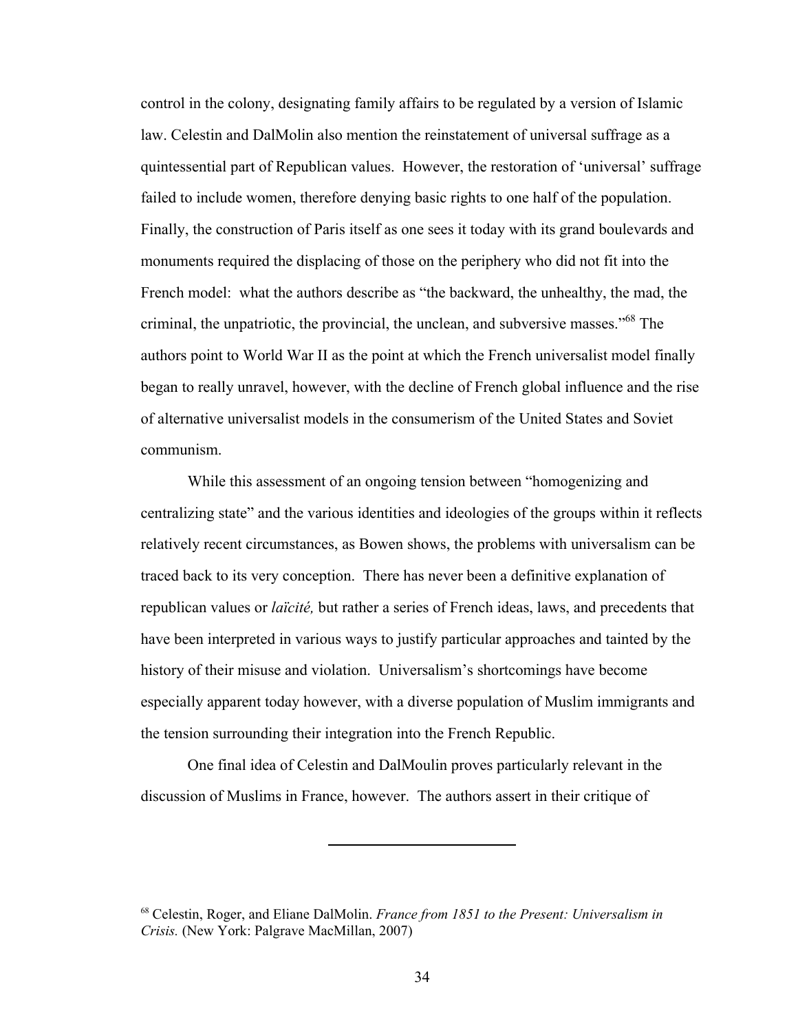control in the colony, designating family affairs to be regulated by a version of Islamic law. Celestin and DalMolin also mention the reinstatement of universal suffrage as a quintessential part of Republican values. However, the restoration of 'universal' suffrage failed to include women, therefore denying basic rights to one half of the population. Finally, the construction of Paris itself as one sees it today with its grand boulevards and monuments required the displacing of those on the periphery who did not fit into the French model: what the authors describe as "the backward, the unhealthy, the mad, the criminal, the unpatriotic, the provincial, the unclean, and subversive masses."[68] The authors point to World War II as the point at which the French universalist model finally began to really unravel, however, with the decline of French global influence and the rise of alternative universalist models in the consumerism of the United States and Soviet communism.

While this assessment of an ongoing tension between "homogenizing and centralizing state" and the various identities and ideologies of the groups within it reflects relatively recent circumstances, as Bowen shows, the problems with universalism can be traced back to its very conception. There has never been a definitive explanation of republican values or *laïcité,* but rather a series of French ideas, laws, and precedents that have been interpreted in various ways to justify particular approaches and tainted by the history of their misuse and violation. Universalism's shortcomings have become especially apparent today however, with a diverse population of Muslim immigrants and the tension surrounding their integration into the French Republic.

One final idea of Celestin and DalMoulin proves particularly relevant in the discussion of Muslims in France, however. The authors assert in their critique of

---

[68] Celestin, Roger, and Eliane DalMolin. *France from 1851 to the Present: Universalism in Crisis.* (New York: Palgrave MacMillan, 2007)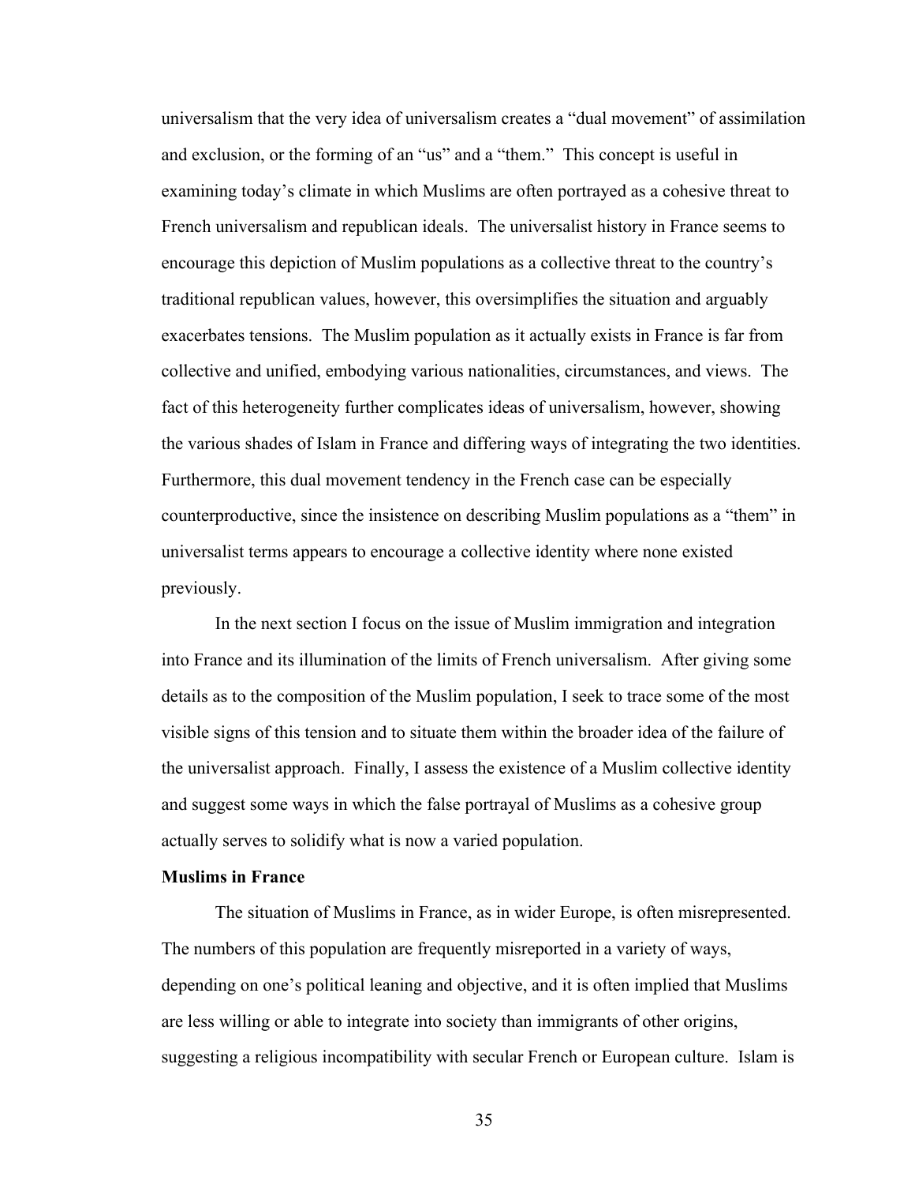universalism that the very idea of universalism creates a "dual movement" of assimilation and exclusion, or the forming of an "us" and a "them." This concept is useful in examining today's climate in which Muslims are often portrayed as a cohesive threat to French universalism and republican ideals. The universalist history in France seems to encourage this depiction of Muslim populations as a collective threat to the country's traditional republican values, however, this oversimplifies the situation and arguably exacerbates tensions. The Muslim population as it actually exists in France is far from collective and unified, embodying various nationalities, circumstances, and views. The fact of this heterogeneity further complicates ideas of universalism, however, showing the various shades of Islam in France and differing ways of integrating the two identities. Furthermore, this dual movement tendency in the French case can be especially counterproductive, since the insistence on describing Muslim populations as a "them" in universalist terms appears to encourage a collective identity where none existed previously.

In the next section I focus on the issue of Muslim immigration and integration into France and its illumination of the limits of French universalism. After giving some details as to the composition of the Muslim population, I seek to trace some of the most visible signs of this tension and to situate them within the broader idea of the failure of the universalist approach. Finally, I assess the existence of a Muslim collective identity and suggest some ways in which the false portrayal of Muslims as a cohesive group actually serves to solidify what is now a varied population.

**Muslims in France**

The situation of Muslims in France, as in wider Europe, is often misrepresented. The numbers of this population are frequently misreported in a variety of ways, depending on one's political leaning and objective, and it is often implied that Muslims are less willing or able to integrate into society than immigrants of other origins, suggesting a religious incompatibility with secular French or European culture. Islam is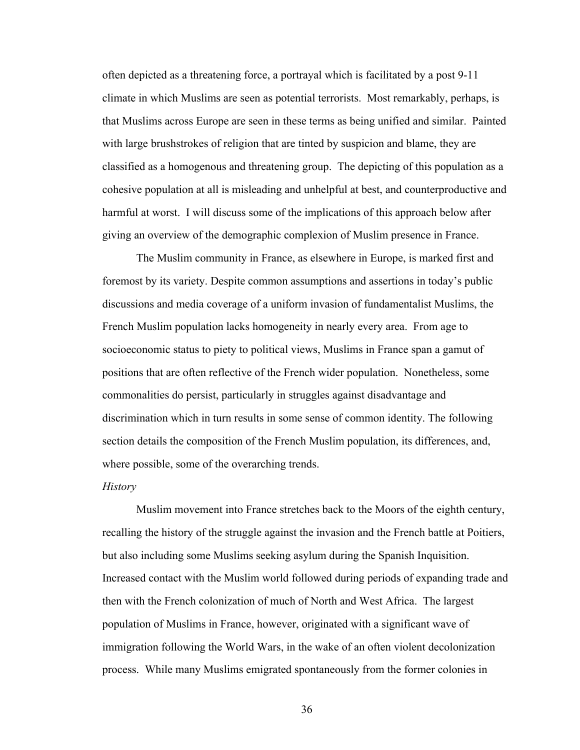often depicted as a threatening force, a portrayal which is facilitated by a post 9-11 climate in which Muslims are seen as potential terrorists. Most remarkably, perhaps, is that Muslims across Europe are seen in these terms as being unified and similar. Painted with large brushstrokes of religion that are tinted by suspicion and blame, they are classified as a homogenous and threatening group. The depicting of this population as a cohesive population at all is misleading and unhelpful at best, and counterproductive and harmful at worst. I will discuss some of the implications of this approach below after giving an overview of the demographic complexion of Muslim presence in France.

The Muslim community in France, as elsewhere in Europe, is marked first and foremost by its variety. Despite common assumptions and assertions in today's public discussions and media coverage of a uniform invasion of fundamentalist Muslims, the French Muslim population lacks homogeneity in nearly every area. From age to socioeconomic status to piety to political views, Muslims in France span a gamut of positions that are often reflective of the French wider population. Nonetheless, some commonalities do persist, particularly in struggles against disadvantage and discrimination which in turn results in some sense of common identity. The following section details the composition of the French Muslim population, its differences, and, where possible, some of the overarching trends.

*History*

Muslim movement into France stretches back to the Moors of the eighth century, recalling the history of the struggle against the invasion and the French battle at Poitiers, but also including some Muslims seeking asylum during the Spanish Inquisition. Increased contact with the Muslim world followed during periods of expanding trade and then with the French colonization of much of North and West Africa. The largest population of Muslims in France, however, originated with a significant wave of immigration following the World Wars, in the wake of an often violent decolonization process. While many Muslims emigrated spontaneously from the former colonies in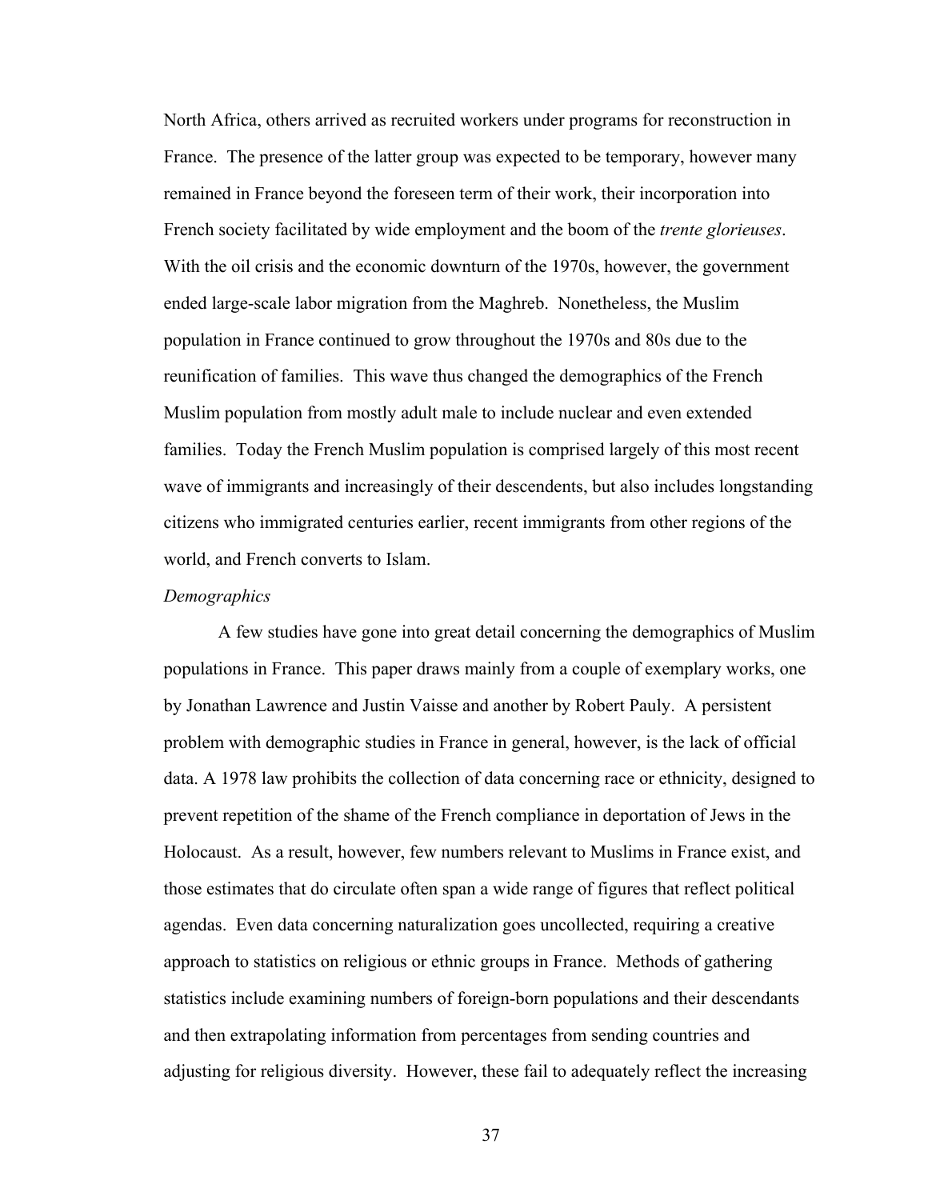North Africa, others arrived as recruited workers under programs for reconstruction in France. The presence of the latter group was expected to be temporary, however many remained in France beyond the foreseen term of their work, their incorporation into French society facilitated by wide employment and the boom of the *trente glorieuses*. With the oil crisis and the economic downturn of the 1970s, however, the government ended large-scale labor migration from the Maghreb. Nonetheless, the Muslim population in France continued to grow throughout the 1970s and 80s due to the reunification of families. This wave thus changed the demographics of the French Muslim population from mostly adult male to include nuclear and even extended families. Today the French Muslim population is comprised largely of this most recent wave of immigrants and increasingly of their descendents, but also includes longstanding citizens who immigrated centuries earlier, recent immigrants from other regions of the world, and French converts to Islam.

*Demographics*

A few studies have gone into great detail concerning the demographics of Muslim populations in France. This paper draws mainly from a couple of exemplary works, one by Jonathan Lawrence and Justin Vaisse and another by Robert Pauly. A persistent problem with demographic studies in France in general, however, is the lack of official data. A 1978 law prohibits the collection of data concerning race or ethnicity, designed to prevent repetition of the shame of the French compliance in deportation of Jews in the Holocaust. As a result, however, few numbers relevant to Muslims in France exist, and those estimates that do circulate often span a wide range of figures that reflect political agendas. Even data concerning naturalization goes uncollected, requiring a creative approach to statistics on religious or ethnic groups in France. Methods of gathering statistics include examining numbers of foreign-born populations and their descendants and then extrapolating information from percentages from sending countries and adjusting for religious diversity. However, these fail to adequately reflect the increasing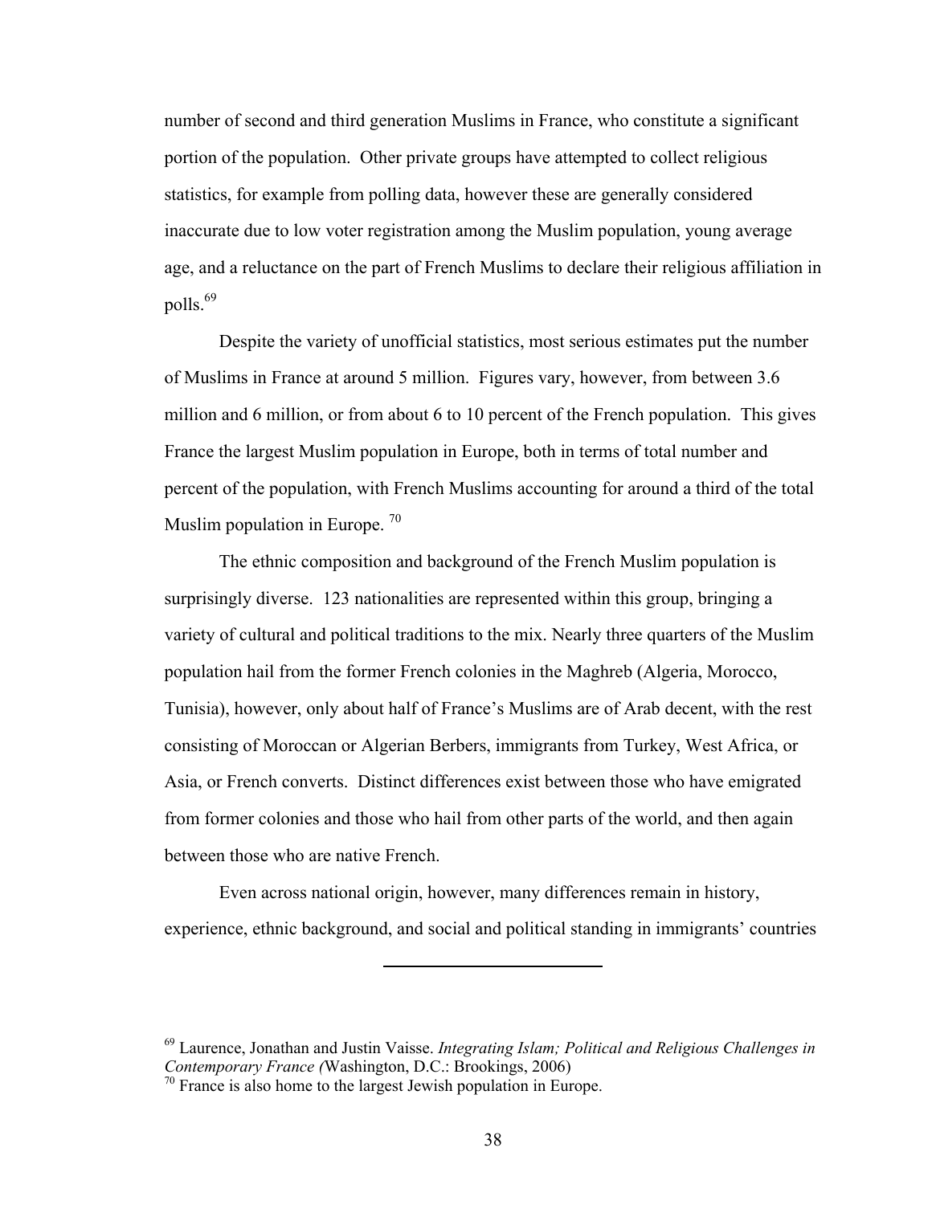number of second and third generation Muslims in France, who constitute a significant portion of the population. Other private groups have attempted to collect religious statistics, for example from polling data, however these are generally considered inaccurate due to low voter registration among the Muslim population, young average age, and a reluctance on the part of French Muslims to declare their religious affiliation in polls.[69]

Despite the variety of unofficial statistics, most serious estimates put the number of Muslims in France at around 5 million. Figures vary, however, from between 3.6 million and 6 million, or from about 6 to 10 percent of the French population. This gives France the largest Muslim population in Europe, both in terms of total number and percent of the population, with French Muslims accounting for around a third of the total Muslim population in Europe. [70]

The ethnic composition and background of the French Muslim population is surprisingly diverse. 123 nationalities are represented within this group, bringing a variety of cultural and political traditions to the mix. Nearly three quarters of the Muslim population hail from the former French colonies in the Maghreb (Algeria, Morocco, Tunisia), however, only about half of France's Muslims are of Arab decent, with the rest consisting of Moroccan or Algerian Berbers, immigrants from Turkey, West Africa, or Asia, or French converts. Distinct differences exist between those who have emigrated from former colonies and those who hail from other parts of the world, and then again between those who are native French.

Even across national origin, however, many differences remain in history, experience, ethnic background, and social and political standing in immigrants' countries

---

[69] Laurence, Jonathan and Justin Vaisse. *Integrating Islam; Political and Religious Challenges in Contemporary France (*Washington, D.C.: Brookings, 2006)

[70] France is also home to the largest Jewish population in Europe.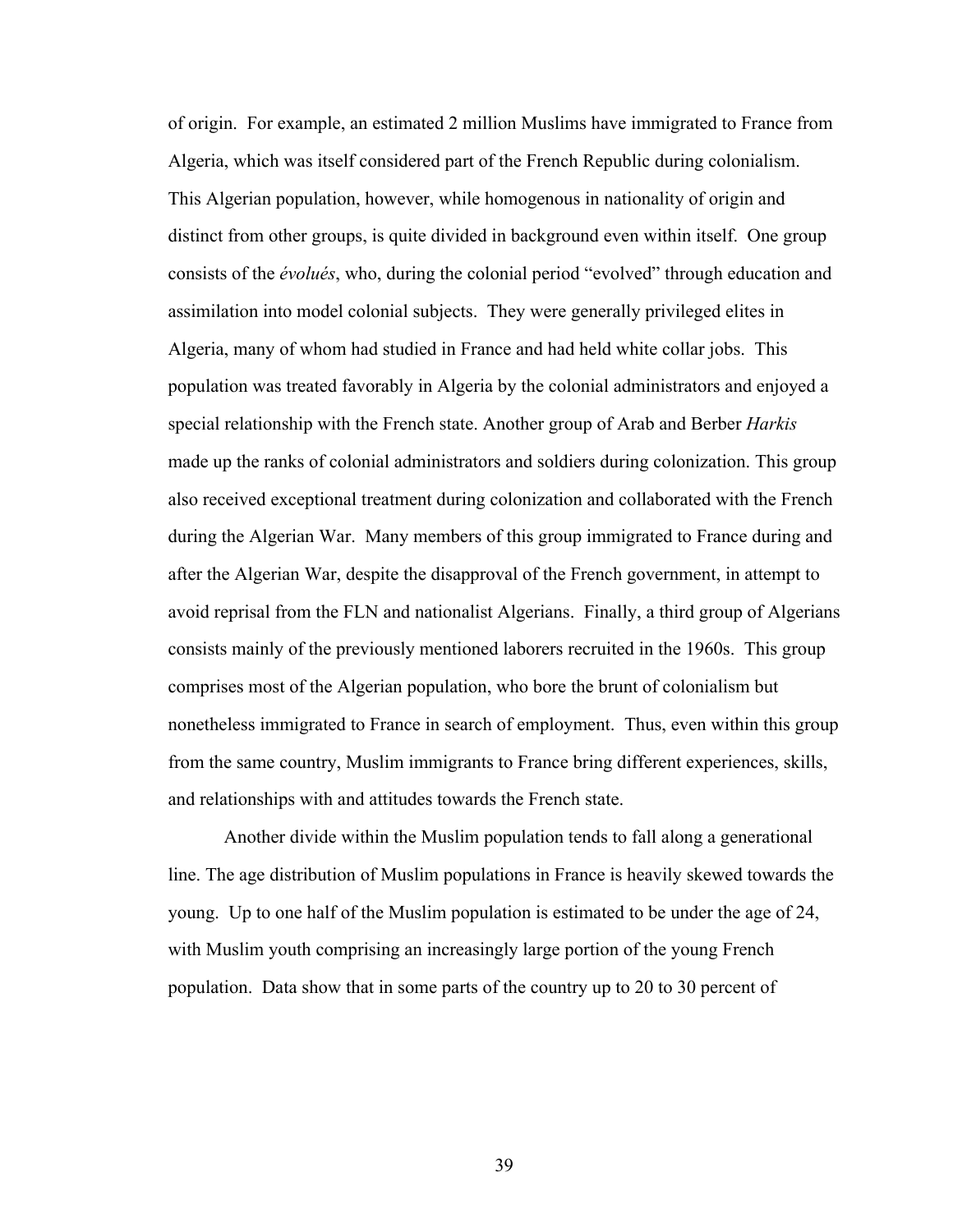of origin. For example, an estimated 2 million Muslims have immigrated to France from Algeria, which was itself considered part of the French Republic during colonialism. This Algerian population, however, while homogenous in nationality of origin and distinct from other groups, is quite divided in background even within itself. One group consists of the *évolués*, who, during the colonial period "evolved" through education and assimilation into model colonial subjects. They were generally privileged elites in Algeria, many of whom had studied in France and had held white collar jobs. This population was treated favorably in Algeria by the colonial administrators and enjoyed a special relationship with the French state. Another group of Arab and Berber *Harkis* made up the ranks of colonial administrators and soldiers during colonization. This group also received exceptional treatment during colonization and collaborated with the French during the Algerian War. Many members of this group immigrated to France during and after the Algerian War, despite the disapproval of the French government, in attempt to avoid reprisal from the FLN and nationalist Algerians. Finally, a third group of Algerians consists mainly of the previously mentioned laborers recruited in the 1960s. This group comprises most of the Algerian population, who bore the brunt of colonialism but nonetheless immigrated to France in search of employment. Thus, even within this group from the same country, Muslim immigrants to France bring different experiences, skills, and relationships with and attitudes towards the French state.

Another divide within the Muslim population tends to fall along a generational line. The age distribution of Muslim populations in France is heavily skewed towards the young. Up to one half of the Muslim population is estimated to be under the age of 24, with Muslim youth comprising an increasingly large portion of the young French population. Data show that in some parts of the country up to 20 to 30 percent of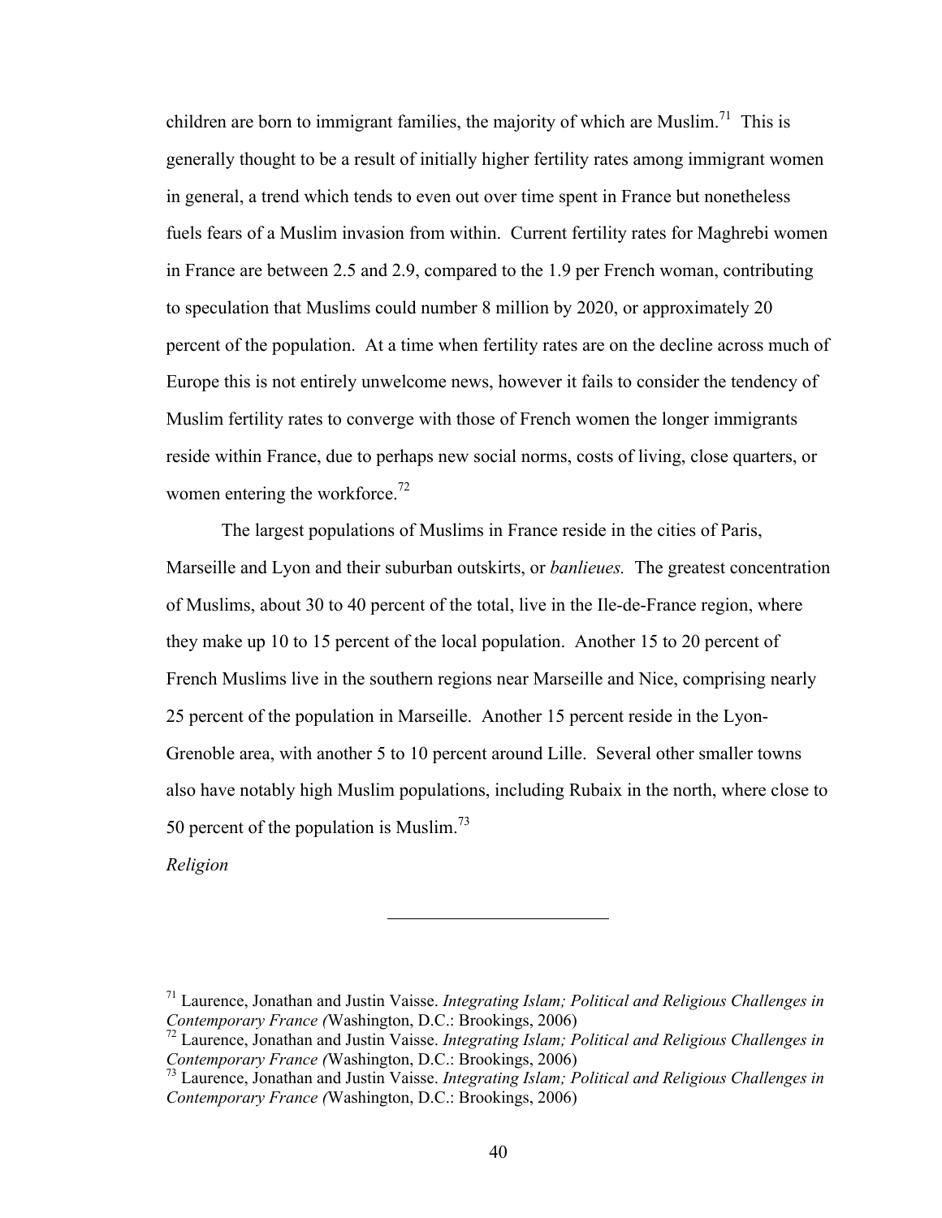children are born to immigrant families, the majority of which are Muslim.[71] This is generally thought to be a result of initially higher fertility rates among immigrant women in general, a trend which tends to even out over time spent in France but nonetheless fuels fears of a Muslim invasion from within. Current fertility rates for Maghrebi women in France are between 2.5 and 2.9, compared to the 1.9 per French woman, contributing to speculation that Muslims could number 8 million by 2020, or approximately 20 percent of the population. At a time when fertility rates are on the decline across much of Europe this is not entirely unwelcome news, however it fails to consider the tendency of Muslim fertility rates to converge with those of French women the longer immigrants reside within France, due to perhaps new social norms, costs of living, close quarters, or women entering the workforce.[72]

The largest populations of Muslims in France reside in the cities of Paris, Marseille and Lyon and their suburban outskirts, or *banlieues.* The greatest concentration of Muslims, about 30 to 40 percent of the total, live in the Ile-de-France region, where they make up 10 to 15 percent of the local population. Another 15 to 20 percent of French Muslims live in the southern regions near Marseille and Nice, comprising nearly 25 percent of the population in Marseille. Another 15 percent reside in the Lyon-Grenoble area, with another 5 to 10 percent around Lille. Several other smaller towns also have notably high Muslim populations, including Rubaix in the north, where close to 50 percent of the population is Muslim.[73]

*Religion*

---

[71] Laurence, Jonathan and Justin Vaisse. *Integrating Islam; Political and Religious Challenges in Contemporary France (*Washington, D.C.: Brookings, 2006)

[72] Laurence, Jonathan and Justin Vaisse. *Integrating Islam; Political and Religious Challenges in Contemporary France (*Washington, D.C.: Brookings, 2006)

[73] Laurence, Jonathan and Justin Vaisse. *Integrating Islam; Political and Religious Challenges in Contemporary France (*Washington, D.C.: Brookings, 2006)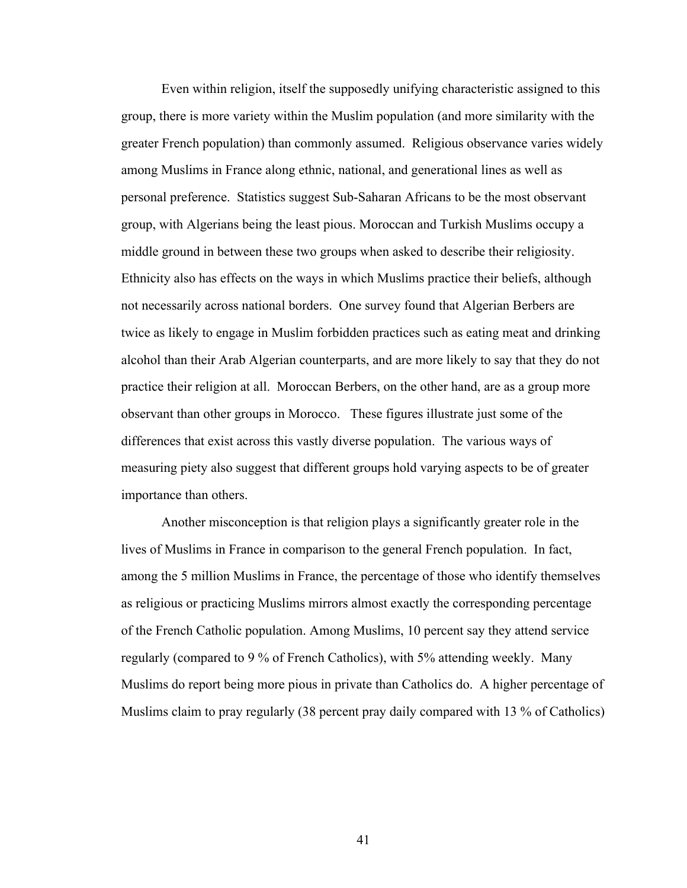Even within religion, itself the supposedly unifying characteristic assigned to this group, there is more variety within the Muslim population (and more similarity with the greater French population) than commonly assumed. Religious observance varies widely among Muslims in France along ethnic, national, and generational lines as well as personal preference. Statistics suggest Sub-Saharan Africans to be the most observant group, with Algerians being the least pious. Moroccan and Turkish Muslims occupy a middle ground in between these two groups when asked to describe their religiosity. Ethnicity also has effects on the ways in which Muslims practice their beliefs, although not necessarily across national borders. One survey found that Algerian Berbers are twice as likely to engage in Muslim forbidden practices such as eating meat and drinking alcohol than their Arab Algerian counterparts, and are more likely to say that they do not practice their religion at all. Moroccan Berbers, on the other hand, are as a group more observant than other groups in Morocco. These figures illustrate just some of the differences that exist across this vastly diverse population. The various ways of measuring piety also suggest that different groups hold varying aspects to be of greater importance than others.

Another misconception is that religion plays a significantly greater role in the lives of Muslims in France in comparison to the general French population. In fact, among the 5 million Muslims in France, the percentage of those who identify themselves as religious or practicing Muslims mirrors almost exactly the corresponding percentage of the French Catholic population. Among Muslims, 10 percent say they attend service regularly (compared to 9 % of French Catholics), with 5% attending weekly. Many Muslims do report being more pious in private than Catholics do. A higher percentage of Muslims claim to pray regularly (38 percent pray daily compared with 13 % of Catholics)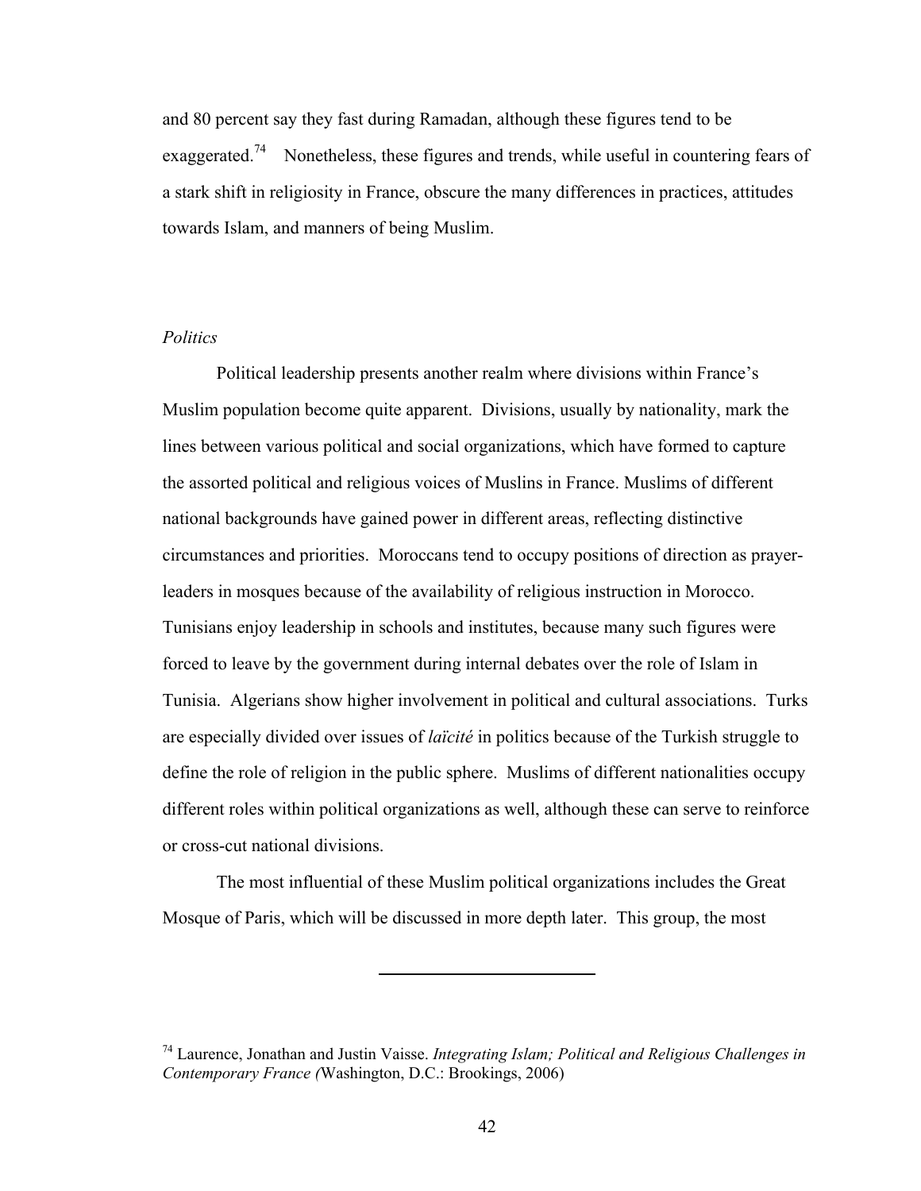and 80 percent say they fast during Ramadan, although these figures tend to be exaggerated.[74] Nonetheless, these figures and trends, while useful in countering fears of a stark shift in religiosity in France, obscure the many differences in practices, attitudes towards Islam, and manners of being Muslim.

*Politics*

Political leadership presents another realm where divisions within France's Muslim population become quite apparent. Divisions, usually by nationality, mark the lines between various political and social organizations, which have formed to capture the assorted political and religious voices of Muslims in France. Muslims of different national backgrounds have gained power in different areas, reflecting distinctive circumstances and priorities. Moroccans tend to occupy positions of direction as prayer-leaders in mosques because of the availability of religious instruction in Morocco. Tunisians enjoy leadership in schools and institutes, because many such figures were forced to leave by the government during internal debates over the role of Islam in Tunisia. Algerians show higher involvement in political and cultural associations. Turks are especially divided over issues of *laïcité* in politics because of the Turkish struggle to define the role of religion in the public sphere. Muslims of different nationalities occupy different roles within political organizations as well, although these can serve to reinforce or cross-cut national divisions.

The most influential of these Muslim political organizations includes the Great Mosque of Paris, which will be discussed in more depth later. This group, the most

---

[74] Laurence, Jonathan and Justin Vaisse. *Integrating Islam; Political and Religious Challenges in Contemporary France (*Washington, D.C.: Brookings, 2006)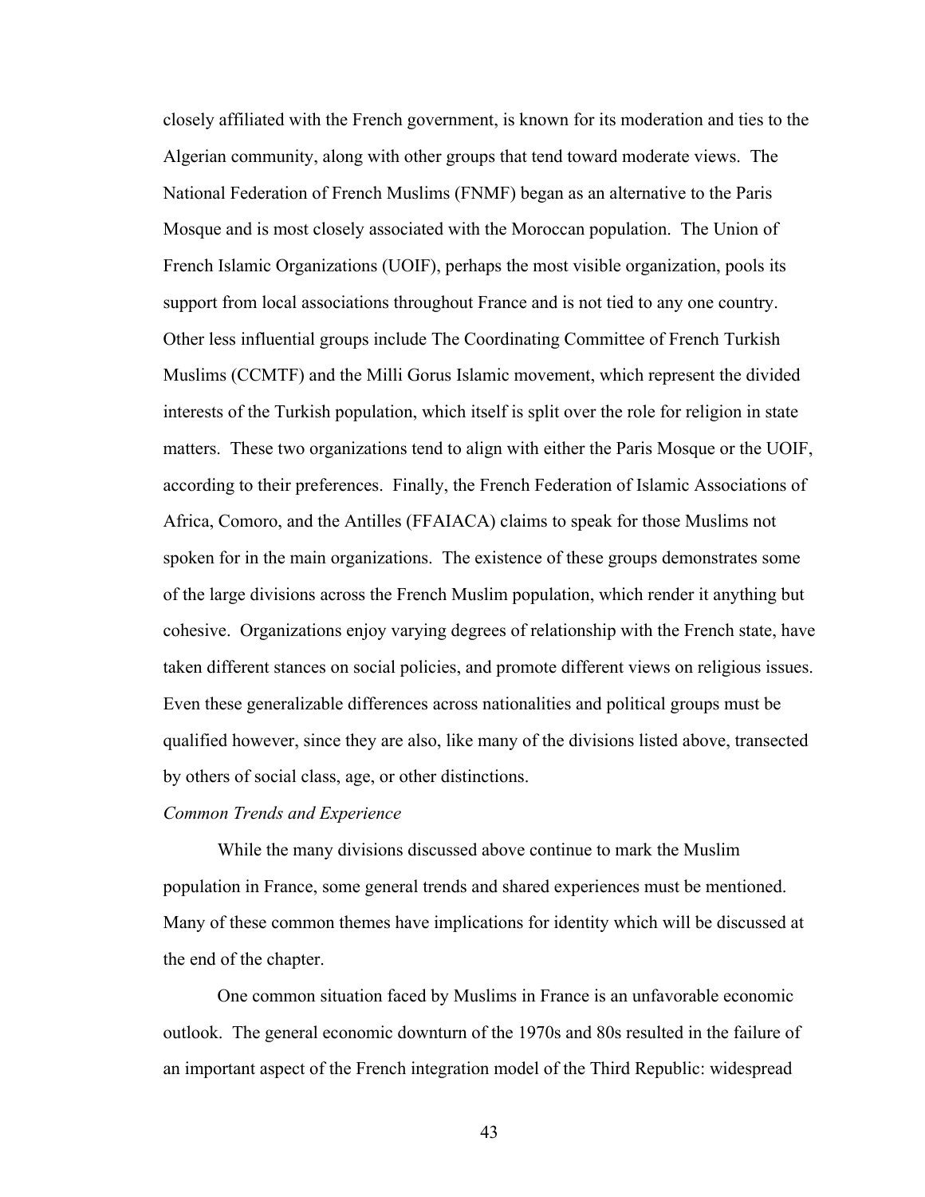closely affiliated with the French government, is known for its moderation and ties to the Algerian community, along with other groups that tend toward moderate views. The National Federation of French Muslims (FNMF) began as an alternative to the Paris Mosque and is most closely associated with the Moroccan population. The Union of French Islamic Organizations (UOIF), perhaps the most visible organization, pools its support from local associations throughout France and is not tied to any one country. Other less influential groups include The Coordinating Committee of French Turkish Muslims (CCMTF) and the Milli Gorus Islamic movement, which represent the divided interests of the Turkish population, which itself is split over the role for religion in state matters. These two organizations tend to align with either the Paris Mosque or the UOIF, according to their preferences. Finally, the French Federation of Islamic Associations of Africa, Comoro, and the Antilles (FFAIACA) claims to speak for those Muslims not spoken for in the main organizations. The existence of these groups demonstrates some of the large divisions across the French Muslim population, which render it anything but cohesive. Organizations enjoy varying degrees of relationship with the French state, have taken different stances on social policies, and promote different views on religious issues. Even these generalizable differences across nationalities and political groups must be qualified however, since they are also, like many of the divisions listed above, transected by others of social class, age, or other distinctions.

*Common Trends and Experience*

While the many divisions discussed above continue to mark the Muslim population in France, some general trends and shared experiences must be mentioned. Many of these common themes have implications for identity which will be discussed at the end of the chapter.

One common situation faced by Muslims in France is an unfavorable economic outlook. The general economic downturn of the 1970s and 80s resulted in the failure of an important aspect of the French integration model of the Third Republic: widespread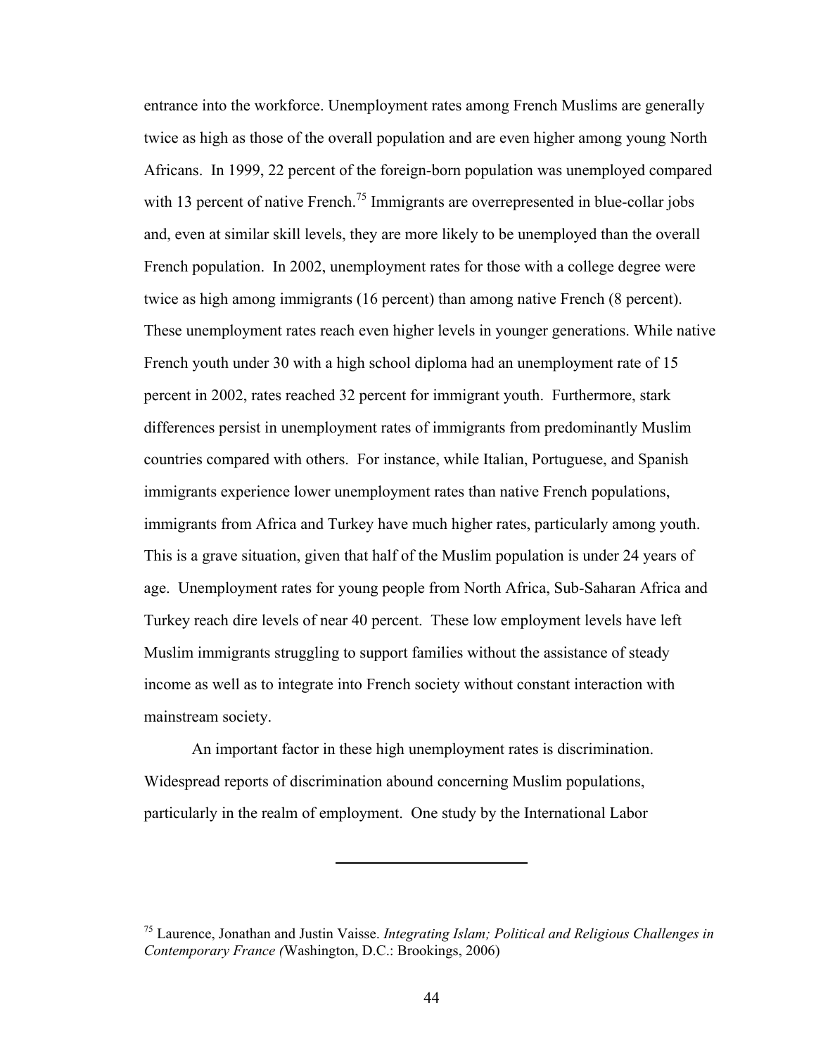entrance into the workforce. Unemployment rates among French Muslims are generally twice as high as those of the overall population and are even higher among young North Africans. In 1999, 22 percent of the foreign-born population was unemployed compared with 13 percent of native French.[75] Immigrants are overrepresented in blue-collar jobs and, even at similar skill levels, they are more likely to be unemployed than the overall French population. In 2002, unemployment rates for those with a college degree were twice as high among immigrants (16 percent) than among native French (8 percent). These unemployment rates reach even higher levels in younger generations. While native French youth under 30 with a high school diploma had an unemployment rate of 15 percent in 2002, rates reached 32 percent for immigrant youth. Furthermore, stark differences persist in unemployment rates of immigrants from predominantly Muslim countries compared with others. For instance, while Italian, Portuguese, and Spanish immigrants experience lower unemployment rates than native French populations, immigrants from Africa and Turkey have much higher rates, particularly among youth. This is a grave situation, given that half of the Muslim population is under 24 years of age. Unemployment rates for young people from North Africa, Sub-Saharan Africa and Turkey reach dire levels of near 40 percent. These low employment levels have left Muslim immigrants struggling to support families without the assistance of steady income as well as to integrate into French society without constant interaction with mainstream society.

An important factor in these high unemployment rates is discrimination. Widespread reports of discrimination abound concerning Muslim populations, particularly in the realm of employment. One study by the International Labor

---

[75] Laurence, Jonathan and Justin Vaisse. *Integrating Islam; Political and Religious Challenges in Contemporary France (*Washington, D.C.: Brookings, 2006)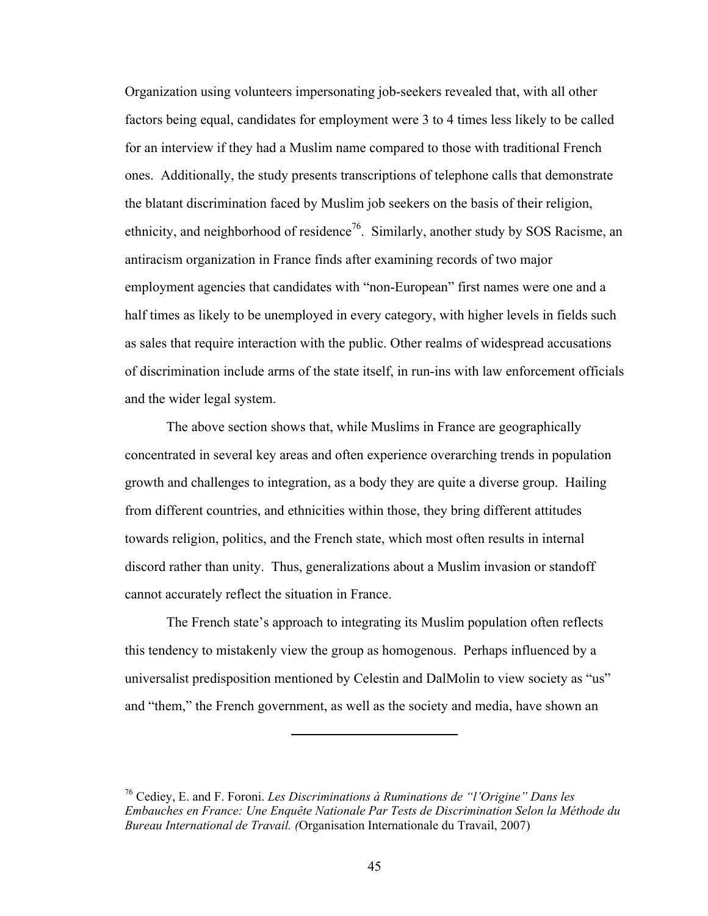Organization using volunteers impersonating job-seekers revealed that, with all other factors being equal, candidates for employment were 3 to 4 times less likely to be called for an interview if they had a Muslim name compared to those with traditional French ones. Additionally, the study presents transcriptions of telephone calls that demonstrate the blatant discrimination faced by Muslim job seekers on the basis of their religion, ethnicity, and neighborhood of residence[76]. Similarly, another study by SOS Racisme, an antiracism organization in France finds after examining records of two major employment agencies that candidates with "non-European" first names were one and a half times as likely to be unemployed in every category, with higher levels in fields such as sales that require interaction with the public. Other realms of widespread accusations of discrimination include arms of the state itself, in run-ins with law enforcement officials and the wider legal system.

The above section shows that, while Muslims in France are geographically concentrated in several key areas and often experience overarching trends in population growth and challenges to integration, as a body they are quite a diverse group. Hailing from different countries, and ethnicities within those, they bring different attitudes towards religion, politics, and the French state, which most often results in internal discord rather than unity. Thus, generalizations about a Muslim invasion or standoff cannot accurately reflect the situation in France.

The French state's approach to integrating its Muslim population often reflects this tendency to mistakenly view the group as homogenous. Perhaps influenced by a universalist predisposition mentioned by Celestin and DalMolin to view society as "us" and "them," the French government, as well as the society and media, have shown an

---

[76] Cediey, E. and F. Foroni. *Les Discriminations à Ruminations de "l'Origine" Dans les Embauches en France: Une Enquête Nationale Par Tests de Discrimination Selon la Méthode du Bureau International de Travail. (*Organisation Internationale du Travail, 2007)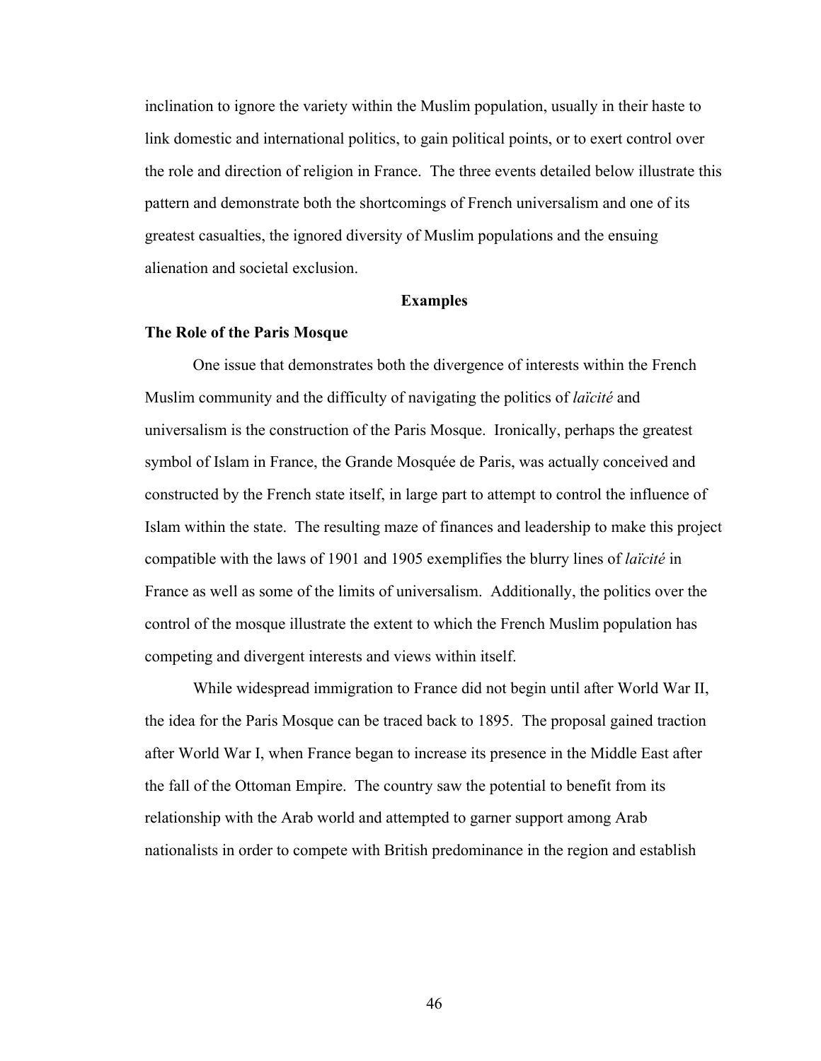inclination to ignore the variety within the Muslim population, usually in their haste to link domestic and international politics, to gain political points, or to exert control over the role and direction of religion in France. The three events detailed below illustrate this pattern and demonstrate both the shortcomings of French universalism and one of its greatest casualties, the ignored diversity of Muslim populations and the ensuing alienation and societal exclusion.

## Examples

### The Role of the Paris Mosque

One issue that demonstrates both the divergence of interests within the French Muslim community and the difficulty of navigating the politics of *laïcité* and universalism is the construction of the Paris Mosque. Ironically, perhaps the greatest symbol of Islam in France, the Grande Mosquée de Paris, was actually conceived and constructed by the French state itself, in large part to attempt to control the influence of Islam within the state. The resulting maze of finances and leadership to make this project compatible with the laws of 1901 and 1905 exemplifies the blurry lines of *laïcité* in France as well as some of the limits of universalism. Additionally, the politics over the control of the mosque illustrate the extent to which the French Muslim population has competing and divergent interests and views within itself.

While widespread immigration to France did not begin until after World War II, the idea for the Paris Mosque can be traced back to 1895. The proposal gained traction after World War I, when France began to increase its presence in the Middle East after the fall of the Ottoman Empire. The country saw the potential to benefit from its relationship with the Arab world and attempted to garner support among Arab nationalists in order to compete with British predominance in the region and establish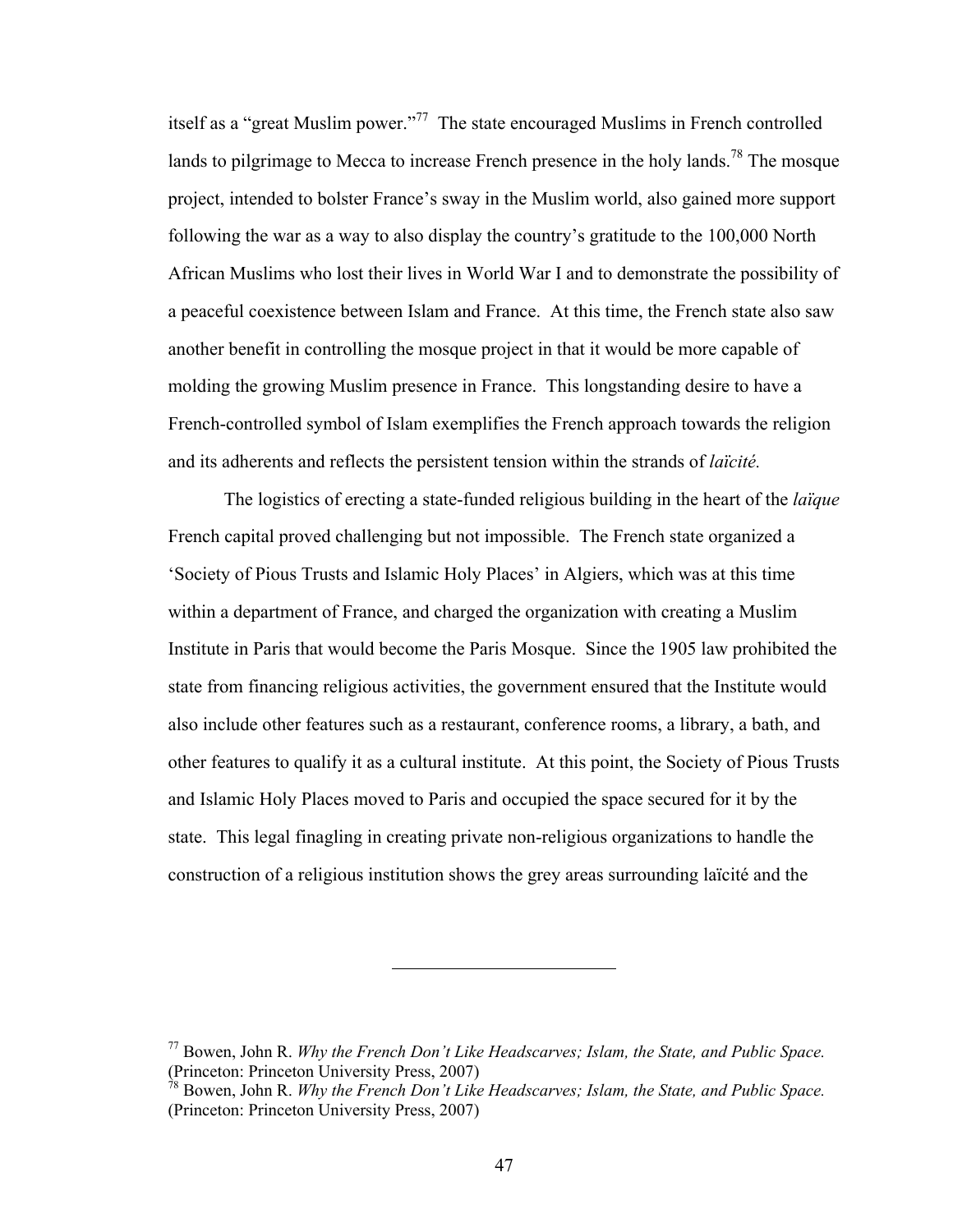itself as a "great Muslim power."[77] The state encouraged Muslims in French controlled lands to pilgrimage to Mecca to increase French presence in the holy lands.[78] The mosque project, intended to bolster France's sway in the Muslim world, also gained more support following the war as a way to also display the country's gratitude to the 100,000 North African Muslims who lost their lives in World War I and to demonstrate the possibility of a peaceful coexistence between Islam and France. At this time, the French state also saw another benefit in controlling the mosque project in that it would be more capable of molding the growing Muslim presence in France. This longstanding desire to have a French-controlled symbol of Islam exemplifies the French approach towards the religion and its adherents and reflects the persistent tension within the strands of *laïcité.*

The logistics of erecting a state-funded religious building in the heart of the *laïque* French capital proved challenging but not impossible. The French state organized a 'Society of Pious Trusts and Islamic Holy Places' in Algiers, which was at this time within a department of France, and charged the organization with creating a Muslim Institute in Paris that would become the Paris Mosque. Since the 1905 law prohibited the state from financing religious activities, the government ensured that the Institute would also include other features such as a restaurant, conference rooms, a library, a bath, and other features to qualify it as a cultural institute. At this point, the Society of Pious Trusts and Islamic Holy Places moved to Paris and occupied the space secured for it by the state. This legal finagling in creating private non-religious organizations to handle the construction of a religious institution shows the grey areas surrounding laïcité and the

---

[77] Bowen, John R. *Why the French Don't Like Headscarves; Islam, the State, and Public Space.* (Princeton: Princeton University Press, 2007)

[78] Bowen, John R. *Why the French Don't Like Headscarves; Islam, the State, and Public Space.* (Princeton: Princeton University Press, 2007)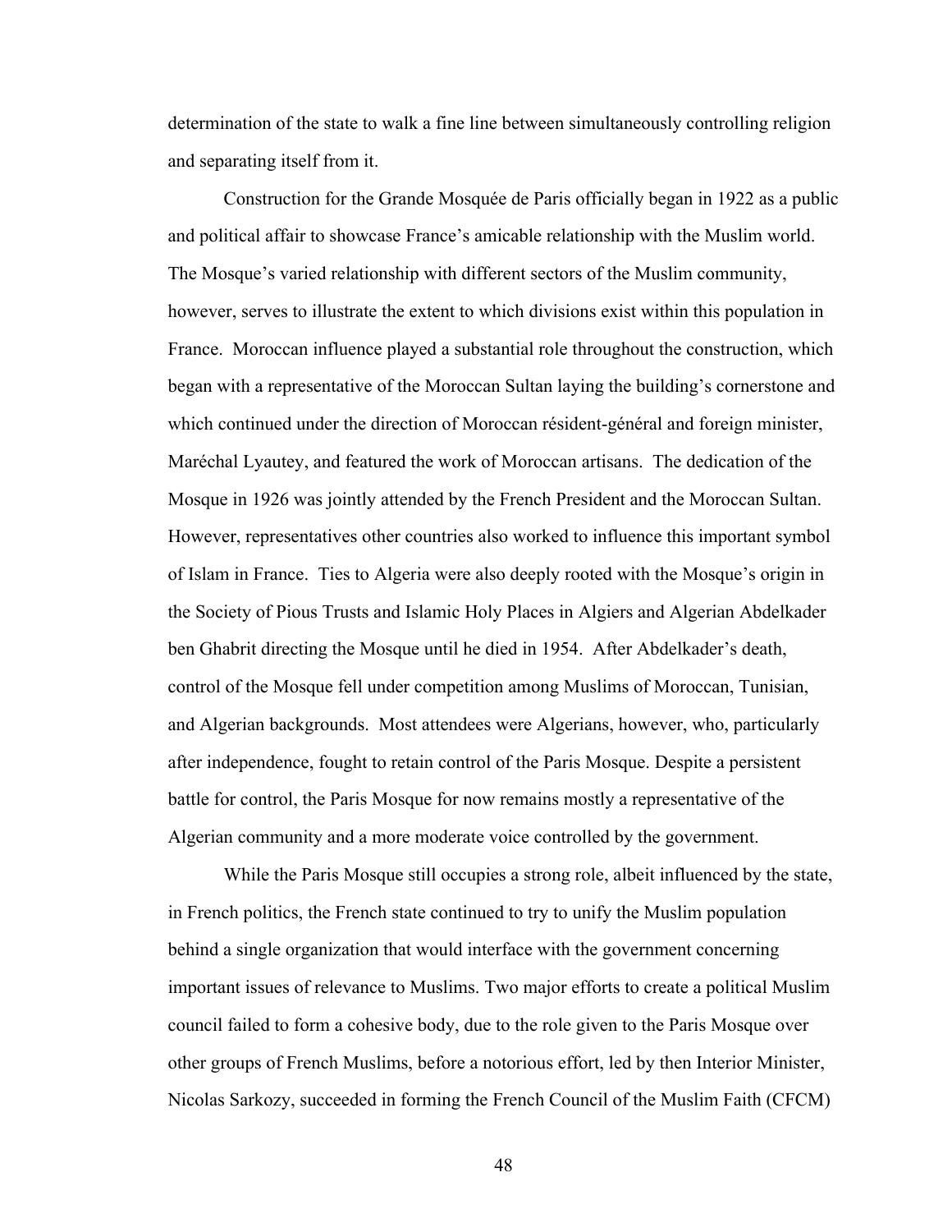determination of the state to walk a fine line between simultaneously controlling religion and separating itself from it.

Construction for the Grande Mosquée de Paris officially began in 1922 as a public and political affair to showcase France's amicable relationship with the Muslim world. The Mosque's varied relationship with different sectors of the Muslim community, however, serves to illustrate the extent to which divisions exist within this population in France. Moroccan influence played a substantial role throughout the construction, which began with a representative of the Moroccan Sultan laying the building's cornerstone and which continued under the direction of Moroccan résident-général and foreign minister, Maréchal Lyautey, and featured the work of Moroccan artisans. The dedication of the Mosque in 1926 was jointly attended by the French President and the Moroccan Sultan. However, representatives other countries also worked to influence this important symbol of Islam in France. Ties to Algeria were also deeply rooted with the Mosque's origin in the Society of Pious Trusts and Islamic Holy Places in Algiers and Algerian Abdelkader ben Ghabrit directing the Mosque until he died in 1954. After Abdelkader's death, control of the Mosque fell under competition among Muslims of Moroccan, Tunisian, and Algerian backgrounds. Most attendees were Algerians, however, who, particularly after independence, fought to retain control of the Paris Mosque. Despite a persistent battle for control, the Paris Mosque for now remains mostly a representative of the Algerian community and a more moderate voice controlled by the government.

While the Paris Mosque still occupies a strong role, albeit influenced by the state, in French politics, the French state continued to try to unify the Muslim population behind a single organization that would interface with the government concerning important issues of relevance to Muslims. Two major efforts to create a political Muslim council failed to form a cohesive body, due to the role given to the Paris Mosque over other groups of French Muslims, before a notorious effort, led by then Interior Minister, Nicolas Sarkozy, succeeded in forming the French Council of the Muslim Faith (CFCM)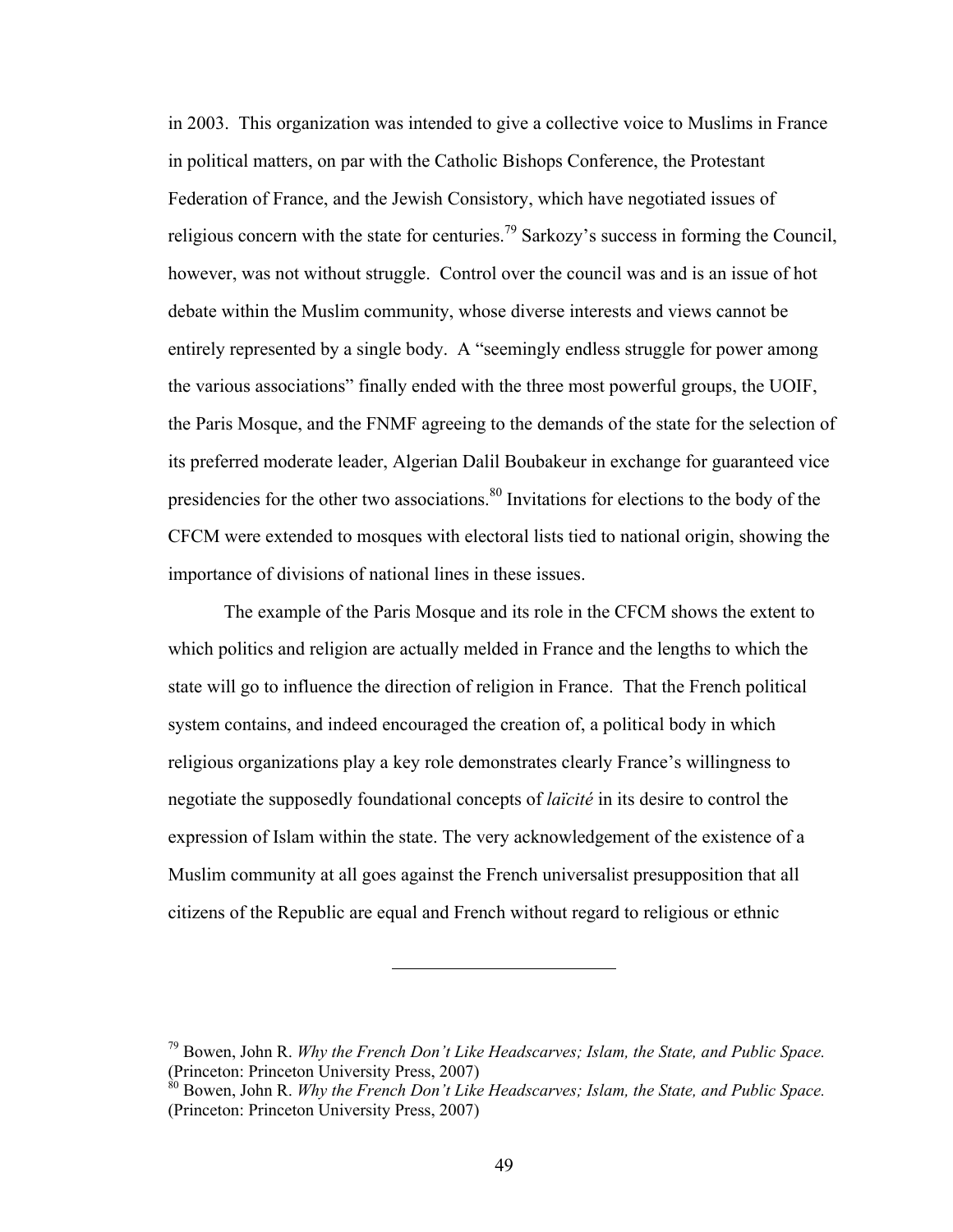in 2003. This organization was intended to give a collective voice to Muslims in France in political matters, on par with the Catholic Bishops Conference, the Protestant Federation of France, and the Jewish Consistory, which have negotiated issues of religious concern with the state for centuries.[79] Sarkozy's success in forming the Council, however, was not without struggle. Control over the council was and is an issue of hot debate within the Muslim community, whose diverse interests and views cannot be entirely represented by a single body. A "seemingly endless struggle for power among the various associations" finally ended with the three most powerful groups, the UOIF, the Paris Mosque, and the FNMF agreeing to the demands of the state for the selection of its preferred moderate leader, Algerian Dalil Boubakeur in exchange for guaranteed vice presidencies for the other two associations.[80] Invitations for elections to the body of the CFCM were extended to mosques with electoral lists tied to national origin, showing the importance of divisions of national lines in these issues.

The example of the Paris Mosque and its role in the CFCM shows the extent to which politics and religion are actually melded in France and the lengths to which the state will go to influence the direction of religion in France. That the French political system contains, and indeed encouraged the creation of, a political body in which religious organizations play a key role demonstrates clearly France's willingness to negotiate the supposedly foundational concepts of *laïcité* in its desire to control the expression of Islam within the state. The very acknowledgement of the existence of a Muslim community at all goes against the French universalist presupposition that all citizens of the Republic are equal and French without regard to religious or ethnic

---

[79] Bowen, John R. *Why the French Don't Like Headscarves; Islam, the State, and Public Space.* (Princeton: Princeton University Press, 2007)

[80] Bowen, John R. *Why the French Don't Like Headscarves; Islam, the State, and Public Space.* (Princeton: Princeton University Press, 2007)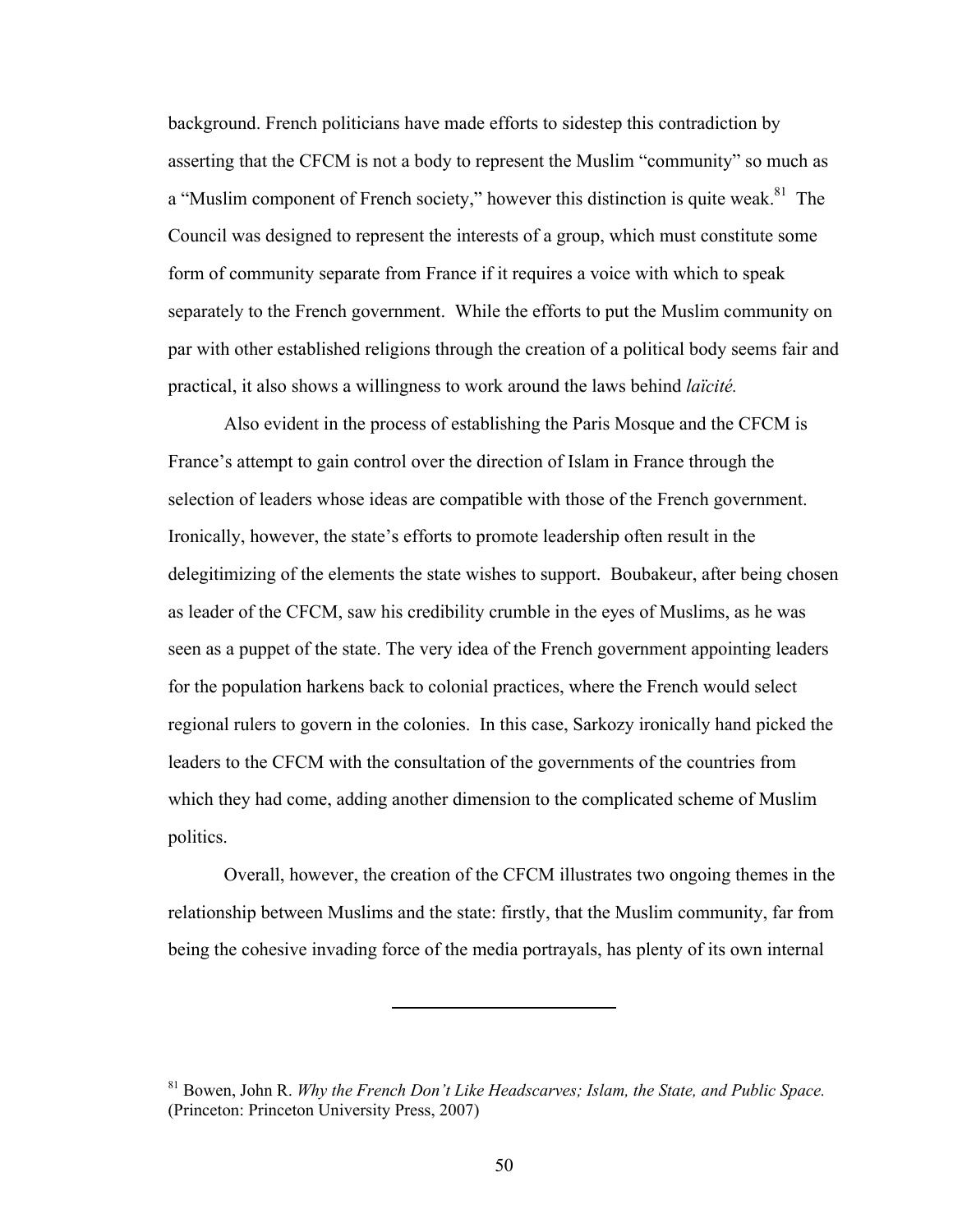background. French politicians have made efforts to sidestep this contradiction by asserting that the CFCM is not a body to represent the Muslim "community" so much as a "Muslim component of French society," however this distinction is quite weak.[81] The Council was designed to represent the interests of a group, which must constitute some form of community separate from France if it requires a voice with which to speak separately to the French government. While the efforts to put the Muslim community on par with other established religions through the creation of a political body seems fair and practical, it also shows a willingness to work around the laws behind *laïcité.*

Also evident in the process of establishing the Paris Mosque and the CFCM is France's attempt to gain control over the direction of Islam in France through the selection of leaders whose ideas are compatible with those of the French government. Ironically, however, the state's efforts to promote leadership often result in the delegitimizing of the elements the state wishes to support. Boubakeur, after being chosen as leader of the CFCM, saw his credibility crumble in the eyes of Muslims, as he was seen as a puppet of the state. The very idea of the French government appointing leaders for the population harkens back to colonial practices, where the French would select regional rulers to govern in the colonies. In this case, Sarkozy ironically hand picked the leaders to the CFCM with the consultation of the governments of the countries from which they had come, adding another dimension to the complicated scheme of Muslim politics.

Overall, however, the creation of the CFCM illustrates two ongoing themes in the relationship between Muslims and the state: firstly, that the Muslim community, far from being the cohesive invading force of the media portrayals, has plenty of its own internal

---

[81] Bowen, John R. *Why the French Don't Like Headscarves; Islam, the State, and Public Space.* (Princeton: Princeton University Press, 2007)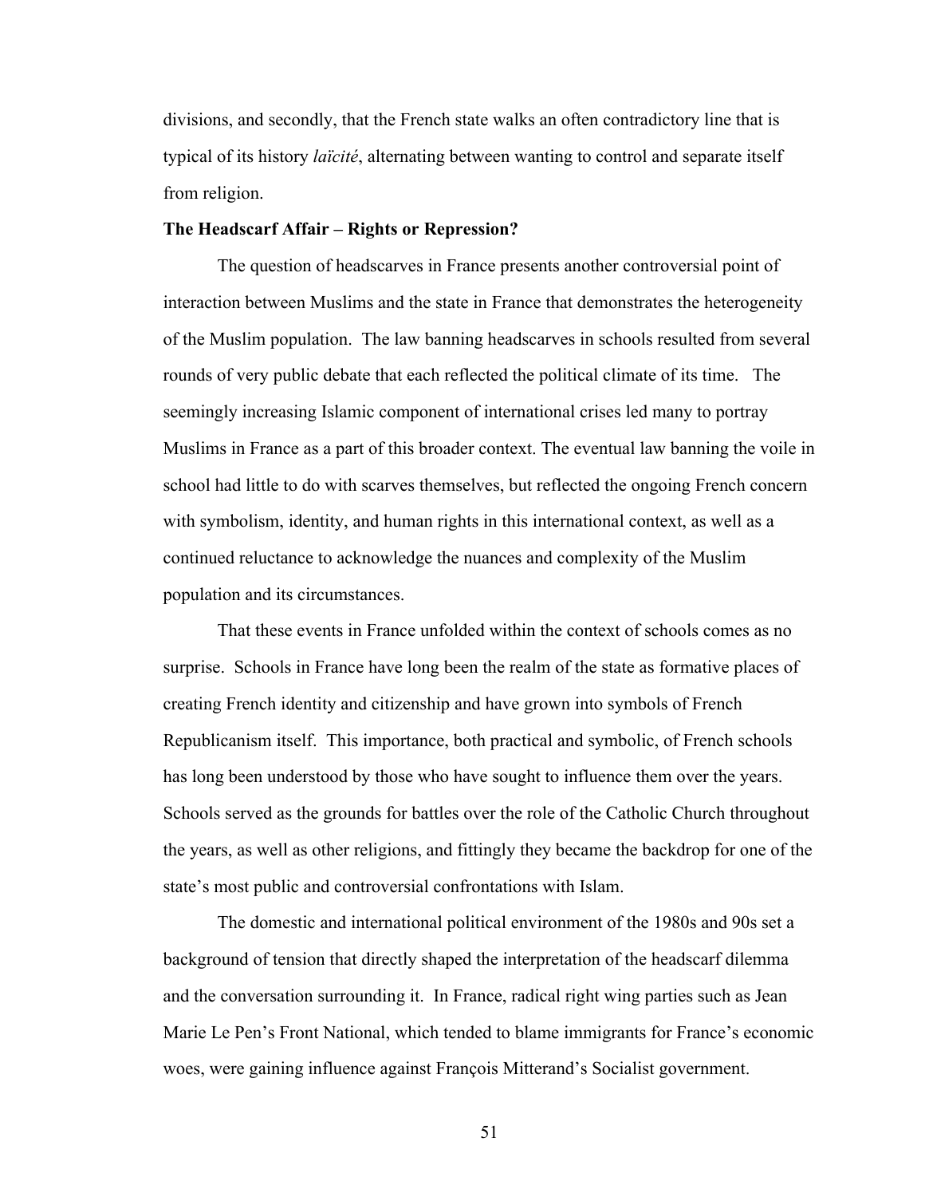divisions, and secondly, that the French state walks an often contradictory line that is typical of its history *laïcité*, alternating between wanting to control and separate itself from religion.

**The Headscarf Affair – Rights or Repression?**

The question of headscarves in France presents another controversial point of interaction between Muslims and the state in France that demonstrates the heterogeneity of the Muslim population. The law banning headscarves in schools resulted from several rounds of very public debate that each reflected the political climate of its time. The seemingly increasing Islamic component of international crises led many to portray Muslims in France as a part of this broader context. The eventual law banning the voile in school had little to do with scarves themselves, but reflected the ongoing French concern with symbolism, identity, and human rights in this international context, as well as a continued reluctance to acknowledge the nuances and complexity of the Muslim population and its circumstances.

That these events in France unfolded within the context of schools comes as no surprise. Schools in France have long been the realm of the state as formative places of creating French identity and citizenship and have grown into symbols of French Republicanism itself. This importance, both practical and symbolic, of French schools has long been understood by those who have sought to influence them over the years. Schools served as the grounds for battles over the role of the Catholic Church throughout the years, as well as other religions, and fittingly they became the backdrop for one of the state's most public and controversial confrontations with Islam.

The domestic and international political environment of the 1980s and 90s set a background of tension that directly shaped the interpretation of the headscarf dilemma and the conversation surrounding it. In France, radical right wing parties such as Jean Marie Le Pen's Front National, which tended to blame immigrants for France's economic woes, were gaining influence against François Mitterand's Socialist government.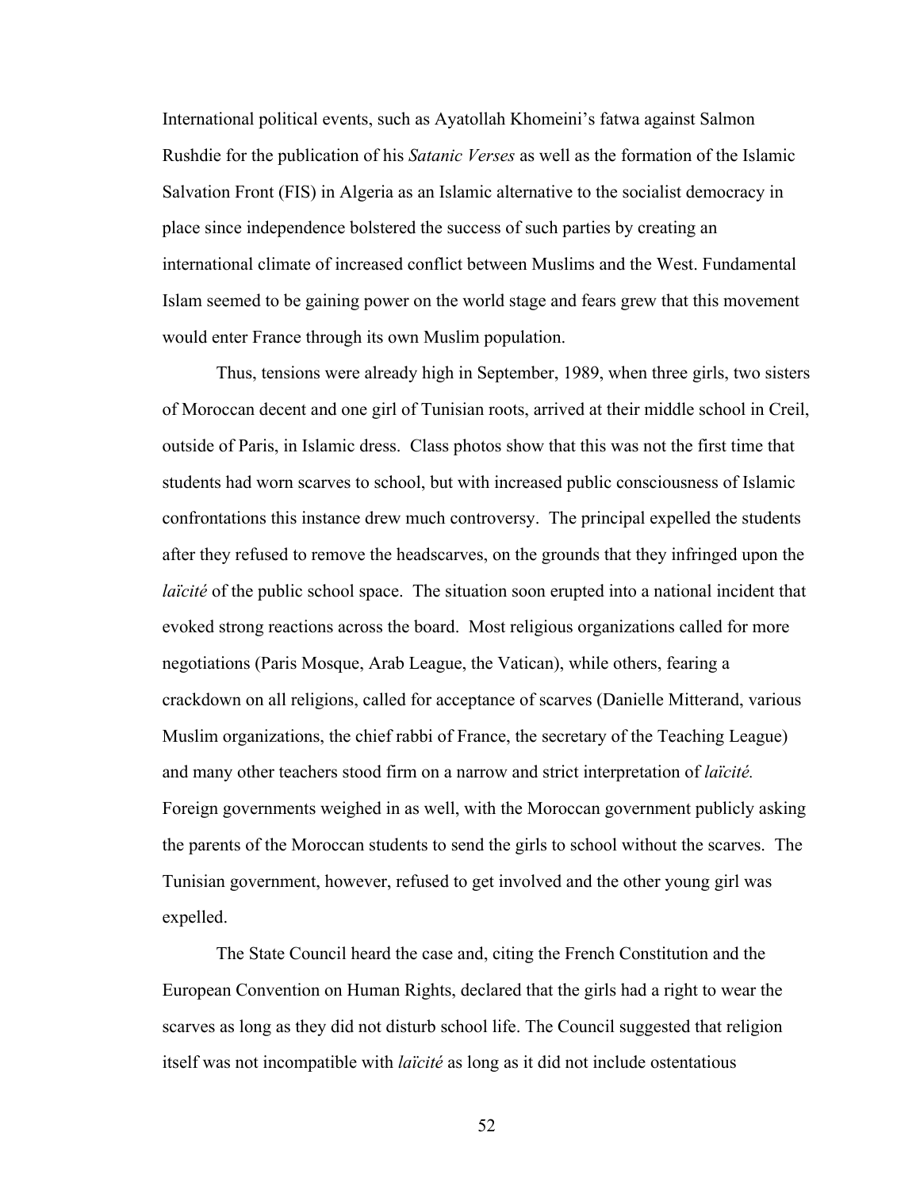International political events, such as Ayatollah Khomeini's fatwa against Salmon Rushdie for the publication of his *Satanic Verses* as well as the formation of the Islamic Salvation Front (FIS) in Algeria as an Islamic alternative to the socialist democracy in place since independence bolstered the success of such parties by creating an international climate of increased conflict between Muslims and the West. Fundamental Islam seemed to be gaining power on the world stage and fears grew that this movement would enter France through its own Muslim population.

Thus, tensions were already high in September, 1989, when three girls, two sisters of Moroccan decent and one girl of Tunisian roots, arrived at their middle school in Creil, outside of Paris, in Islamic dress. Class photos show that this was not the first time that students had worn scarves to school, but with increased public consciousness of Islamic confrontations this instance drew much controversy. The principal expelled the students after they refused to remove the headscarves, on the grounds that they infringed upon the *laïcité* of the public school space. The situation soon erupted into a national incident that evoked strong reactions across the board. Most religious organizations called for more negotiations (Paris Mosque, Arab League, the Vatican), while others, fearing a crackdown on all religions, called for acceptance of scarves (Danielle Mitterand, various Muslim organizations, the chief rabbi of France, the secretary of the Teaching League) and many other teachers stood firm on a narrow and strict interpretation of *laïcité.* Foreign governments weighed in as well, with the Moroccan government publicly asking the parents of the Moroccan students to send the girls to school without the scarves. The Tunisian government, however, refused to get involved and the other young girl was expelled.

The State Council heard the case and, citing the French Constitution and the European Convention on Human Rights, declared that the girls had a right to wear the scarves as long as they did not disturb school life. The Council suggested that religion itself was not incompatible with *laïcité* as long as it did not include ostentatious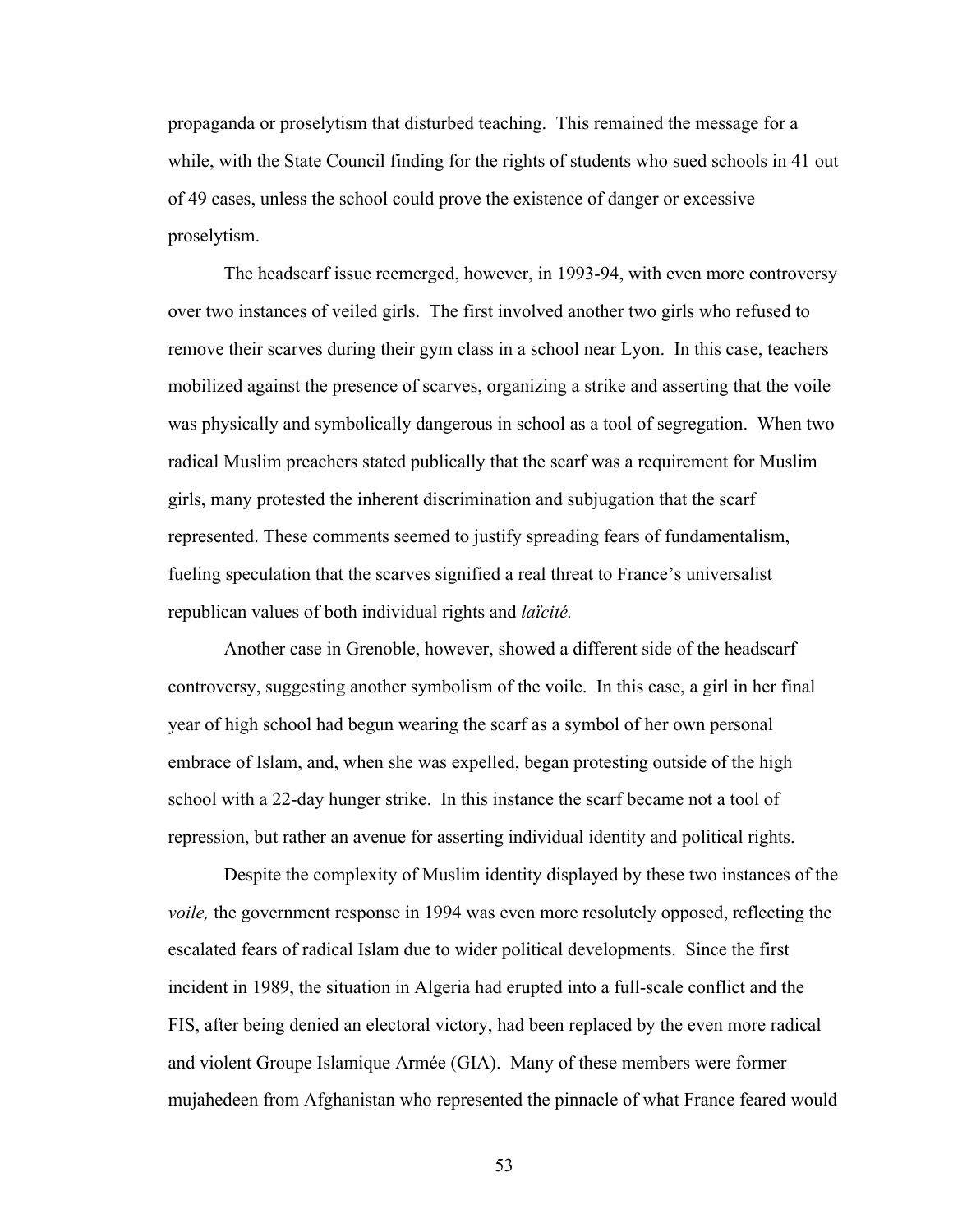propaganda or proselytism that disturbed teaching. This remained the message for a while, with the State Council finding for the rights of students who sued schools in 41 out of 49 cases, unless the school could prove the existence of danger or excessive proselytism.

The headscarf issue reemerged, however, in 1993-94, with even more controversy over two instances of veiled girls. The first involved another two girls who refused to remove their scarves during their gym class in a school near Lyon. In this case, teachers mobilized against the presence of scarves, organizing a strike and asserting that the voile was physically and symbolically dangerous in school as a tool of segregation. When two radical Muslim preachers stated publically that the scarf was a requirement for Muslim girls, many protested the inherent discrimination and subjugation that the scarf represented. These comments seemed to justify spreading fears of fundamentalism, fueling speculation that the scarves signified a real threat to France's universalist republican values of both individual rights and *laïcité.*

Another case in Grenoble, however, showed a different side of the headscarf controversy, suggesting another symbolism of the voile. In this case, a girl in her final year of high school had begun wearing the scarf as a symbol of her own personal embrace of Islam, and, when she was expelled, began protesting outside of the high school with a 22-day hunger strike. In this instance the scarf became not a tool of repression, but rather an avenue for asserting individual identity and political rights.

Despite the complexity of Muslim identity displayed by these two instances of the *voile,* the government response in 1994 was even more resolutely opposed, reflecting the escalated fears of radical Islam due to wider political developments. Since the first incident in 1989, the situation in Algeria had erupted into a full-scale conflict and the FIS, after being denied an electoral victory, had been replaced by the even more radical and violent Groupe Islamique Armée (GIA). Many of these members were former mujahedeen from Afghanistan who represented the pinnacle of what France feared would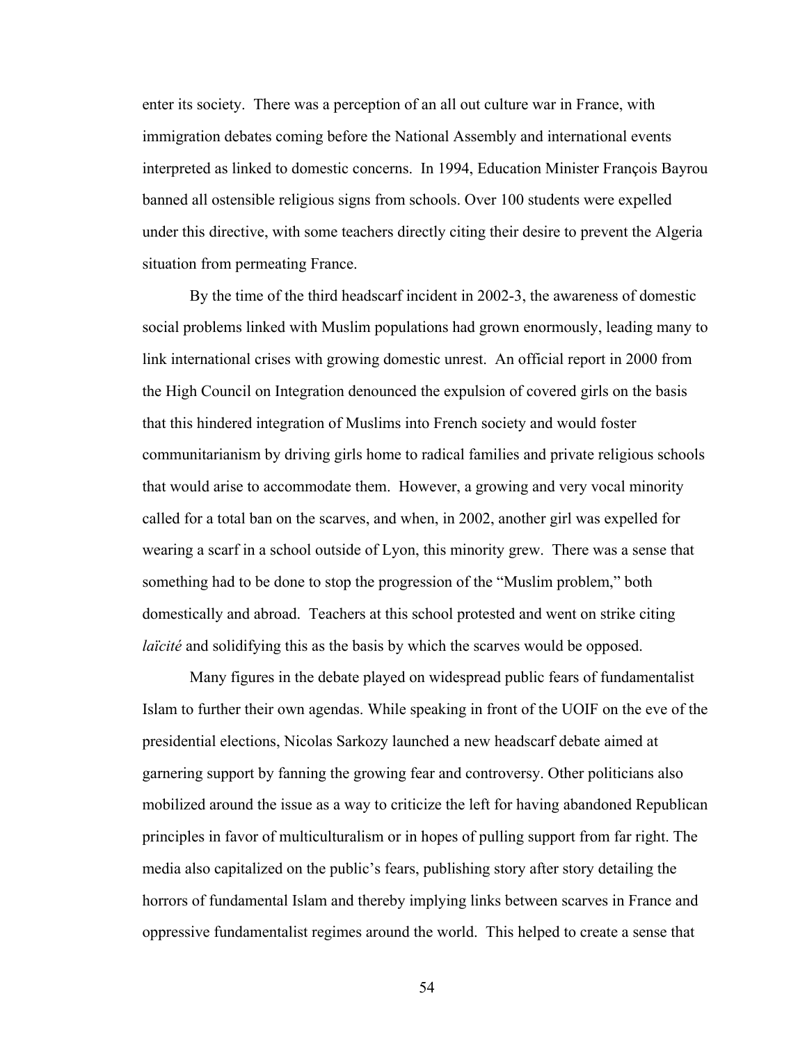enter its society. There was a perception of an all out culture war in France, with immigration debates coming before the National Assembly and international events interpreted as linked to domestic concerns. In 1994, Education Minister François Bayrou banned all ostensible religious signs from schools. Over 100 students were expelled under this directive, with some teachers directly citing their desire to prevent the Algeria situation from permeating France.

By the time of the third headscarf incident in 2002-3, the awareness of domestic social problems linked with Muslim populations had grown enormously, leading many to link international crises with growing domestic unrest. An official report in 2000 from the High Council on Integration denounced the expulsion of covered girls on the basis that this hindered integration of Muslims into French society and would foster communitarianism by driving girls home to radical families and private religious schools that would arise to accommodate them. However, a growing and very vocal minority called for a total ban on the scarves, and when, in 2002, another girl was expelled for wearing a scarf in a school outside of Lyon, this minority grew. There was a sense that something had to be done to stop the progression of the "Muslim problem," both domestically and abroad. Teachers at this school protested and went on strike citing *laïcité* and solidifying this as the basis by which the scarves would be opposed.

Many figures in the debate played on widespread public fears of fundamentalist Islam to further their own agendas. While speaking in front of the UOIF on the eve of the presidential elections, Nicolas Sarkozy launched a new headscarf debate aimed at garnering support by fanning the growing fear and controversy. Other politicians also mobilized around the issue as a way to criticize the left for having abandoned Republican principles in favor of multiculturalism or in hopes of pulling support from far right. The media also capitalized on the public's fears, publishing story after story detailing the horrors of fundamental Islam and thereby implying links between scarves in France and oppressive fundamentalist regimes around the world. This helped to create a sense that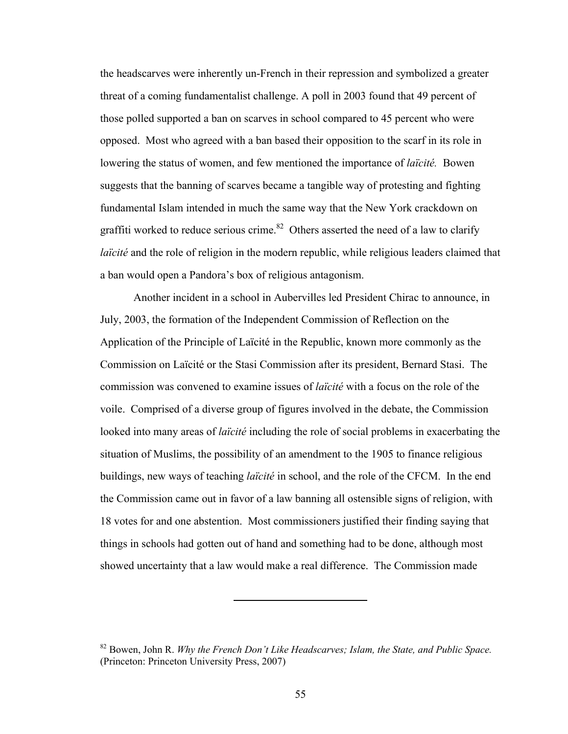the headscarves were inherently un-French in their repression and symbolized a greater threat of a coming fundamentalist challenge. A poll in 2003 found that 49 percent of those polled supported a ban on scarves in school compared to 45 percent who were opposed. Most who agreed with a ban based their opposition to the scarf in its role in lowering the status of women, and few mentioned the importance of *laïcité.* Bowen suggests that the banning of scarves became a tangible way of protesting and fighting fundamental Islam intended in much the same way that the New York crackdown on graffiti worked to reduce serious crime.[82] Others asserted the need of a law to clarify *laïcité* and the role of religion in the modern republic, while religious leaders claimed that a ban would open a Pandora's box of religious antagonism.

Another incident in a school in Aubervilles led President Chirac to announce, in July, 2003, the formation of the Independent Commission of Reflection on the Application of the Principle of Laïcité in the Republic, known more commonly as the Commission on Laïcité or the Stasi Commission after its president, Bernard Stasi. The commission was convened to examine issues of *laïcité* with a focus on the role of the voile. Comprised of a diverse group of figures involved in the debate, the Commission looked into many areas of *laïcité* including the role of social problems in exacerbating the situation of Muslims, the possibility of an amendment to the 1905 to finance religious buildings, new ways of teaching *laïcité* in school, and the role of the CFCM. In the end the Commission came out in favor of a law banning all ostensible signs of religion, with 18 votes for and one abstention. Most commissioners justified their finding saying that things in schools had gotten out of hand and something had to be done, although most showed uncertainty that a law would make a real difference. The Commission made

---

[82] Bowen, John R. *Why the French Don't Like Headscarves; Islam, the State, and Public Space.* (Princeton: Princeton University Press, 2007)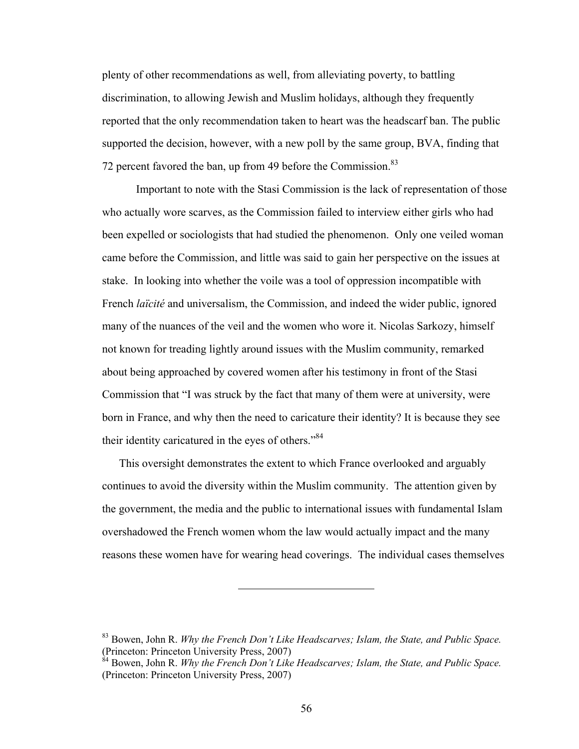plenty of other recommendations as well, from alleviating poverty, to battling discrimination, to allowing Jewish and Muslim holidays, although they frequently reported that the only recommendation taken to heart was the headscarf ban. The public supported the decision, however, with a new poll by the same group, BVA, finding that 72 percent favored the ban, up from 49 before the Commission.[83]

Important to note with the Stasi Commission is the lack of representation of those who actually wore scarves, as the Commission failed to interview either girls who had been expelled or sociologists that had studied the phenomenon. Only one veiled woman came before the Commission, and little was said to gain her perspective on the issues at stake. In looking into whether the voile was a tool of oppression incompatible with French *laïcité* and universalism, the Commission, and indeed the wider public, ignored many of the nuances of the veil and the women who wore it. Nicolas Sarkozy, himself not known for treading lightly around issues with the Muslim community, remarked about being approached by covered women after his testimony in front of the Stasi Commission that "I was struck by the fact that many of them were at university, were born in France, and why then the need to caricature their identity? It is because they see their identity caricatured in the eyes of others."[84]

This oversight demonstrates the extent to which France overlooked and arguably continues to avoid the diversity within the Muslim community. The attention given by the government, the media and the public to international issues with fundamental Islam overshadowed the French women whom the law would actually impact and the many reasons these women have for wearing head coverings. The individual cases themselves

---

[83] Bowen, John R. *Why the French Don't Like Headscarves; Islam, the State, and Public Space.* (Princeton: Princeton University Press, 2007)

[84] Bowen, John R. *Why the French Don't Like Headscarves; Islam, the State, and Public Space.* (Princeton: Princeton University Press, 2007)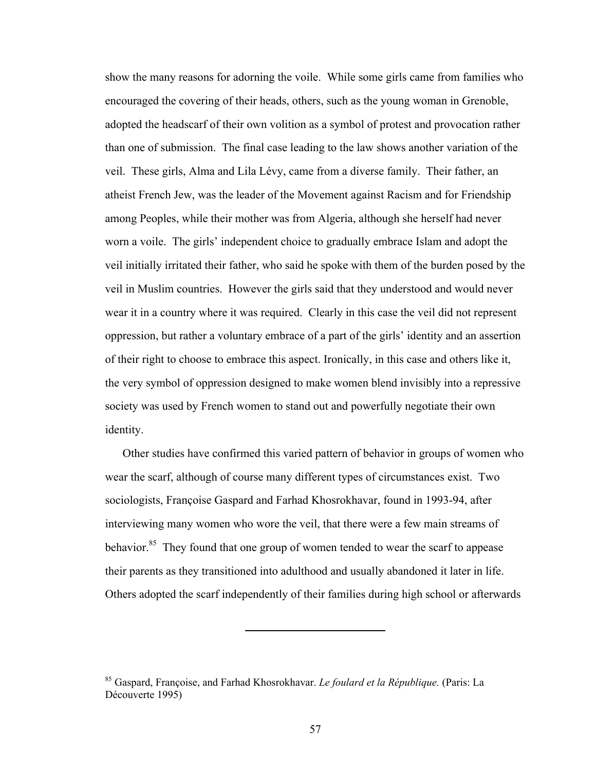show the many reasons for adorning the voile. While some girls came from families who encouraged the covering of their heads, others, such as the young woman in Grenoble, adopted the headscarf of their own volition as a symbol of protest and provocation rather than one of submission. The final case leading to the law shows another variation of the veil. These girls, Alma and Lila Lévy, came from a diverse family. Their father, an atheist French Jew, was the leader of the Movement against Racism and for Friendship among Peoples, while their mother was from Algeria, although she herself had never worn a voile. The girls' independent choice to gradually embrace Islam and adopt the veil initially irritated their father, who said he spoke with them of the burden posed by the veil in Muslim countries. However the girls said that they understood and would never wear it in a country where it was required. Clearly in this case the veil did not represent oppression, but rather a voluntary embrace of a part of the girls' identity and an assertion of their right to choose to embrace this aspect. Ironically, in this case and others like it, the very symbol of oppression designed to make women blend invisibly into a repressive society was used by French women to stand out and powerfully negotiate their own identity.

Other studies have confirmed this varied pattern of behavior in groups of women who wear the scarf, although of course many different types of circumstances exist. Two sociologists, Françoise Gaspard and Farhad Khosrokhavar, found in 1993-94, after interviewing many women who wore the veil, that there were a few main streams of behavior.[85] They found that one group of women tended to wear the scarf to appease their parents as they transitioned into adulthood and usually abandoned it later in life. Others adopted the scarf independently of their families during high school or afterwards

---

[85] Gaspard, Françoise, and Farhad Khosrokhavar. *Le foulard et la République.* (Paris: La Découverte 1995)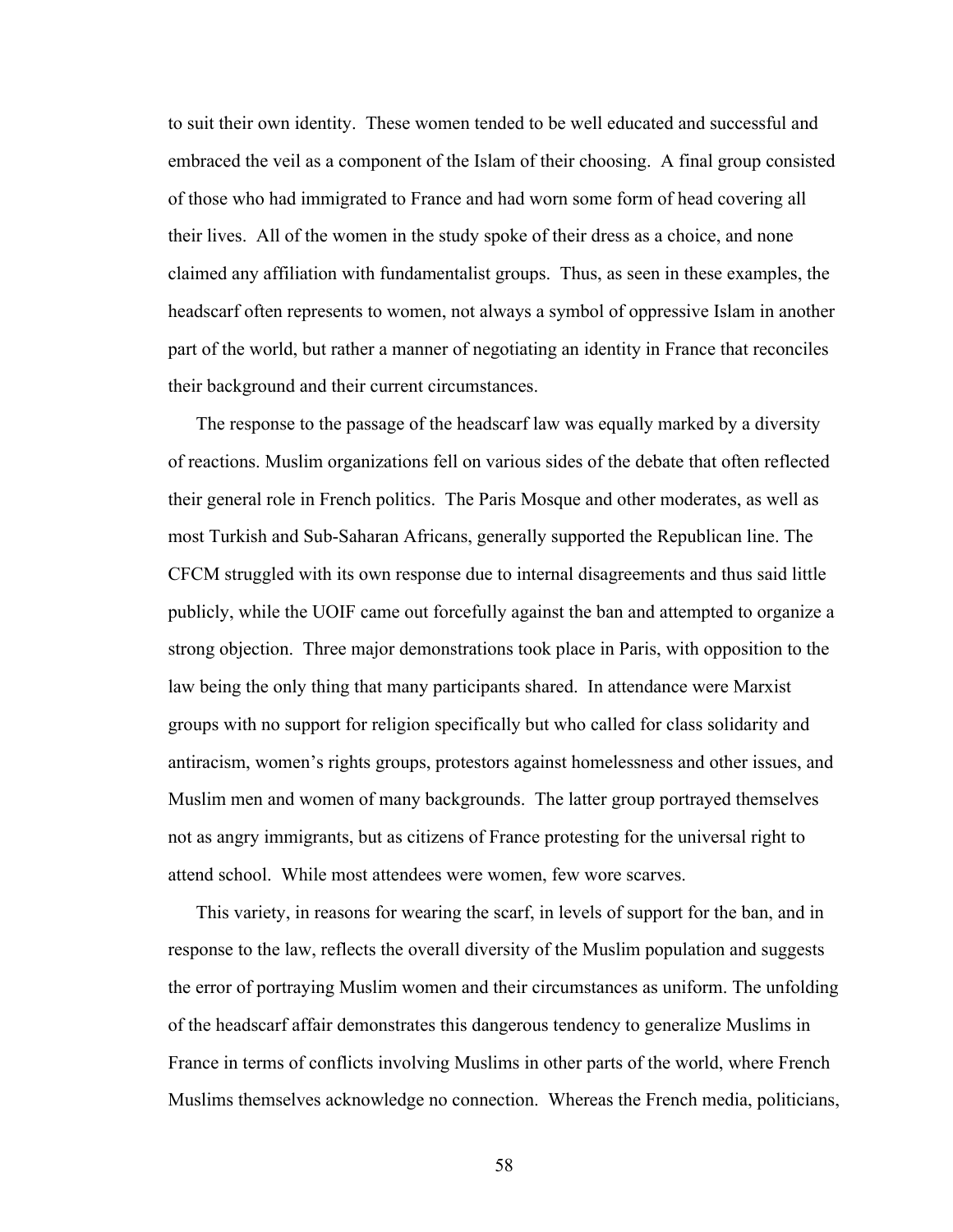to suit their own identity. These women tended to be well educated and successful and embraced the veil as a component of the Islam of their choosing. A final group consisted of those who had immigrated to France and had worn some form of head covering all their lives. All of the women in the study spoke of their dress as a choice, and none claimed any affiliation with fundamentalist groups. Thus, as seen in these examples, the headscarf often represents to women, not always a symbol of oppressive Islam in another part of the world, but rather a manner of negotiating an identity in France that reconciles their background and their current circumstances.

The response to the passage of the headscarf law was equally marked by a diversity of reactions. Muslim organizations fell on various sides of the debate that often reflected their general role in French politics. The Paris Mosque and other moderates, as well as most Turkish and Sub-Saharan Africans, generally supported the Republican line. The CFCM struggled with its own response due to internal disagreements and thus said little publicly, while the UOIF came out forcefully against the ban and attempted to organize a strong objection. Three major demonstrations took place in Paris, with opposition to the law being the only thing that many participants shared. In attendance were Marxist groups with no support for religion specifically but who called for class solidarity and antiracism, women's rights groups, protestors against homelessness and other issues, and Muslim men and women of many backgrounds. The latter group portrayed themselves not as angry immigrants, but as citizens of France protesting for the universal right to attend school. While most attendees were women, few wore scarves.

This variety, in reasons for wearing the scarf, in levels of support for the ban, and in response to the law, reflects the overall diversity of the Muslim population and suggests the error of portraying Muslim women and their circumstances as uniform. The unfolding of the headscarf affair demonstrates this dangerous tendency to generalize Muslims in France in terms of conflicts involving Muslims in other parts of the world, where French Muslims themselves acknowledge no connection. Whereas the French media, politicians,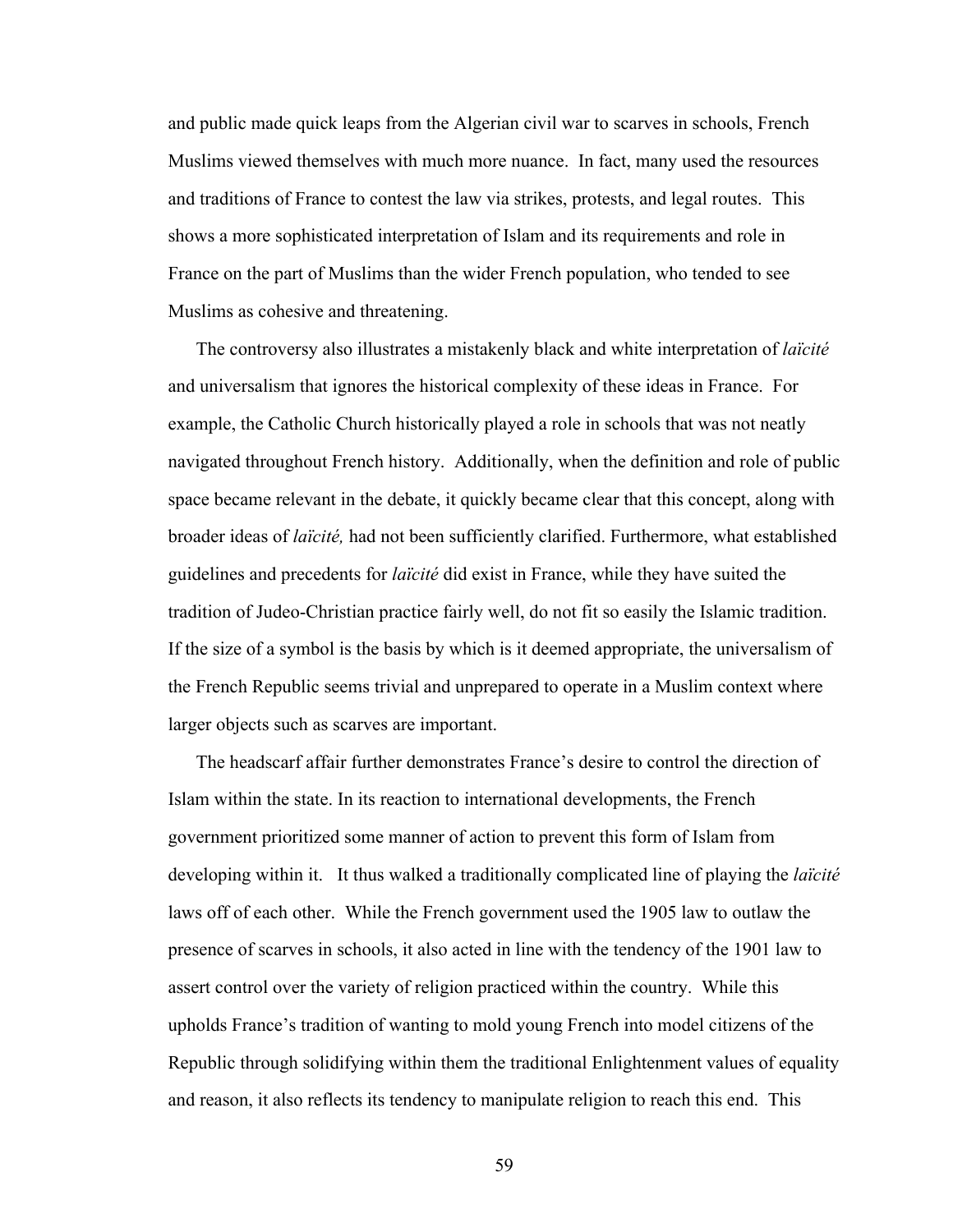and public made quick leaps from the Algerian civil war to scarves in schools, French Muslims viewed themselves with much more nuance. In fact, many used the resources and traditions of France to contest the law via strikes, protests, and legal routes. This shows a more sophisticated interpretation of Islam and its requirements and role in France on the part of Muslims than the wider French population, who tended to see Muslims as cohesive and threatening.

The controversy also illustrates a mistakenly black and white interpretation of *laïcité* and universalism that ignores the historical complexity of these ideas in France. For example, the Catholic Church historically played a role in schools that was not neatly navigated throughout French history. Additionally, when the definition and role of public space became relevant in the debate, it quickly became clear that this concept, along with broader ideas of *laïcité,* had not been sufficiently clarified. Furthermore, what established guidelines and precedents for *laïcité* did exist in France, while they have suited the tradition of Judeo-Christian practice fairly well, do not fit so easily the Islamic tradition. If the size of a symbol is the basis by which is it deemed appropriate, the universalism of the French Republic seems trivial and unprepared to operate in a Muslim context where larger objects such as scarves are important.

The headscarf affair further demonstrates France's desire to control the direction of Islam within the state. In its reaction to international developments, the French government prioritized some manner of action to prevent this form of Islam from developing within it. It thus walked a traditionally complicated line of playing the *laïcité* laws off of each other. While the French government used the 1905 law to outlaw the presence of scarves in schools, it also acted in line with the tendency of the 1901 law to assert control over the variety of religion practiced within the country. While this upholds France's tradition of wanting to mold young French into model citizens of the Republic through solidifying within them the traditional Enlightenment values of equality and reason, it also reflects its tendency to manipulate religion to reach this end. This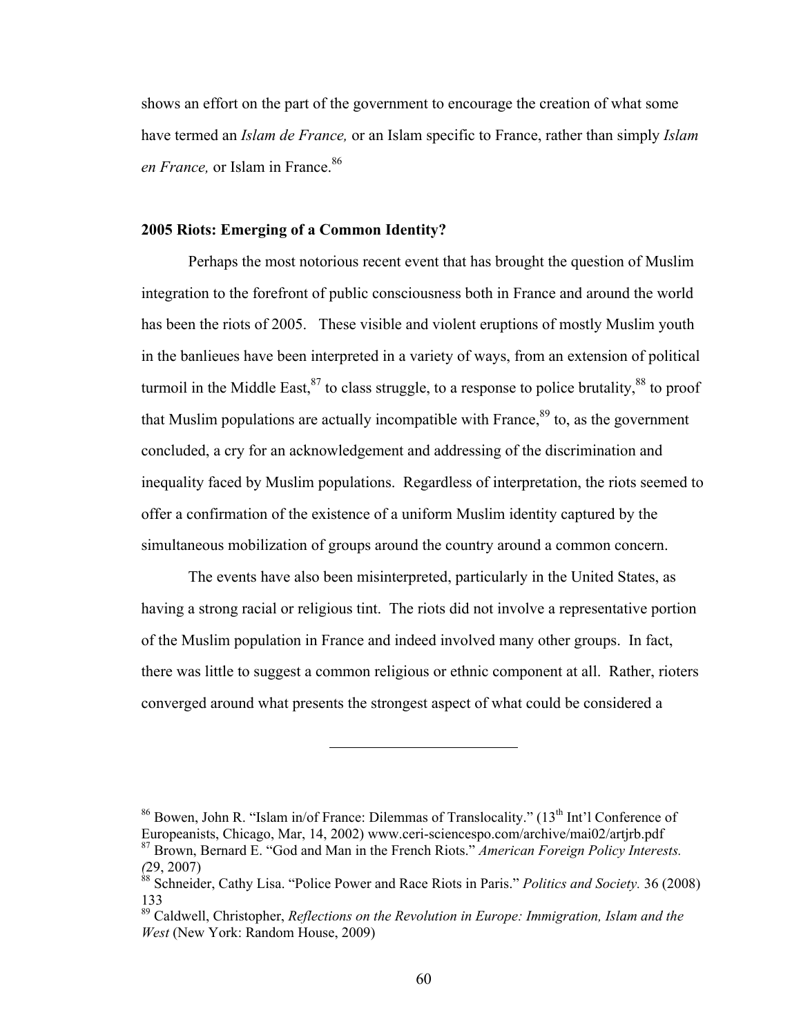shows an effort on the part of the government to encourage the creation of what some have termed an *Islam de France,* or an Islam specific to France, rather than simply *Islam en France,* or Islam in France.[86]

### 2005 Riots: Emerging of a Common Identity?

Perhaps the most notorious recent event that has brought the question of Muslim integration to the forefront of public consciousness both in France and around the world has been the riots of 2005. These visible and violent eruptions of mostly Muslim youth in the banlieues have been interpreted in a variety of ways, from an extension of political turmoil in the Middle East,[87] to class struggle, to a response to police brutality,[88] to proof that Muslim populations are actually incompatible with France,[89] to, as the government concluded, a cry for an acknowledgement and addressing of the discrimination and inequality faced by Muslim populations. Regardless of interpretation, the riots seemed to offer a confirmation of the existence of a uniform Muslim identity captured by the simultaneous mobilization of groups around the country around a common concern.

The events have also been misinterpreted, particularly in the United States, as having a strong racial or religious tint. The riots did not involve a representative portion of the Muslim population in France and indeed involved many other groups. In fact, there was little to suggest a common religious or ethnic component at all. Rather, rioters converged around what presents the strongest aspect of what could be considered a

---

[86] Bowen, John R. "Islam in/of France: Dilemmas of Translocality." (13th Int'l Conference of Europeanists, Chicago, Mar, 14, 2002) www.ceri-sciencespo.com/archive/mai02/artjrb.pdf

[87] Brown, Bernard E. "God and Man in the French Riots." *American Foreign Policy Interests. (*29, 2007)

[88] Schneider, Cathy Lisa. "Police Power and Race Riots in Paris." *Politics and Society.* 36 (2008) 133

[89] Caldwell, Christopher, *Reflections on the Revolution in Europe: Immigration, Islam and the West* (New York: Random House, 2009)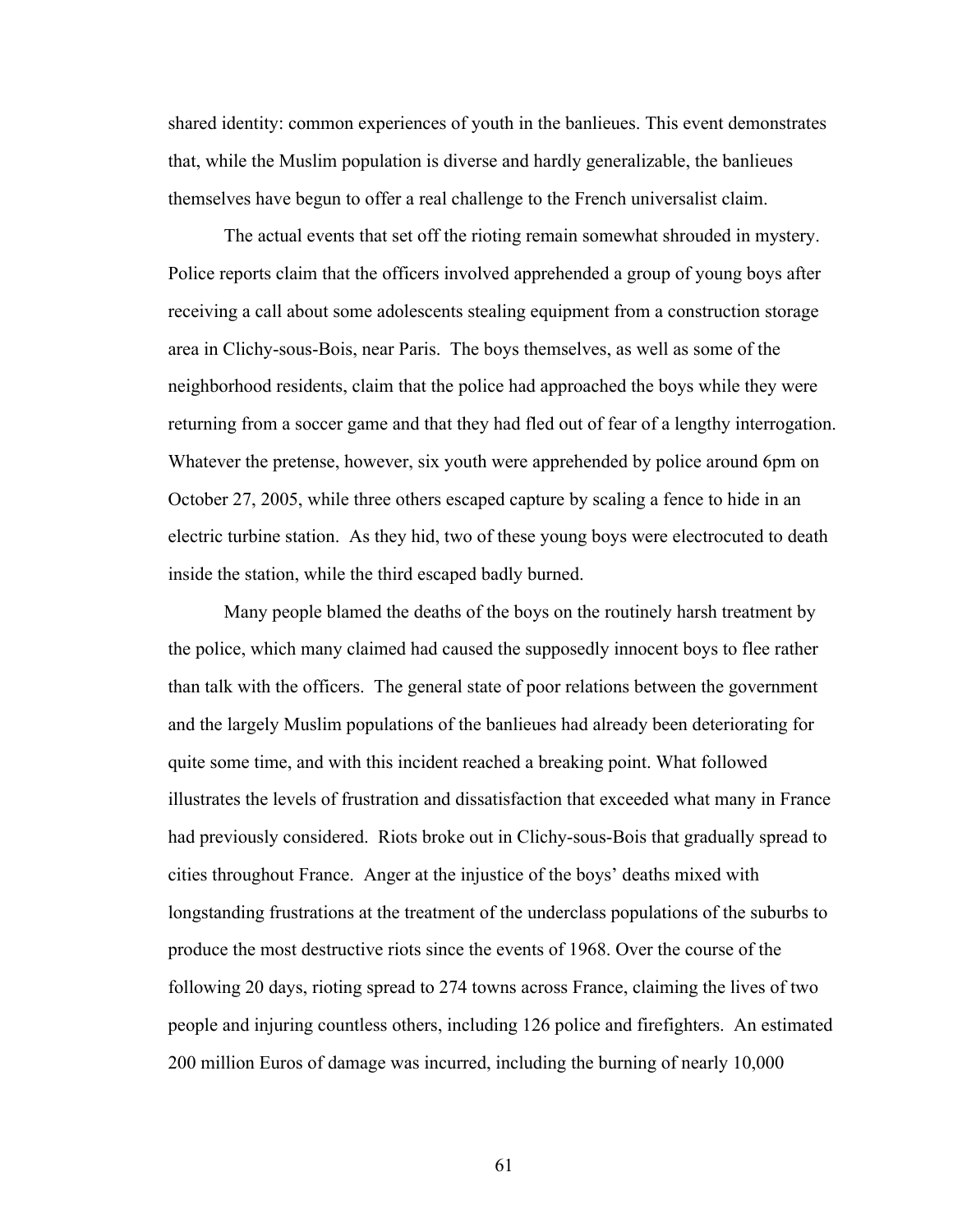shared identity: common experiences of youth in the banlieues. This event demonstrates that, while the Muslim population is diverse and hardly generalizable, the banlieues themselves have begun to offer a real challenge to the French universalist claim.

The actual events that set off the rioting remain somewhat shrouded in mystery. Police reports claim that the officers involved apprehended a group of young boys after receiving a call about some adolescents stealing equipment from a construction storage area in Clichy-sous-Bois, near Paris. The boys themselves, as well as some of the neighborhood residents, claim that the police had approached the boys while they were returning from a soccer game and that they had fled out of fear of a lengthy interrogation. Whatever the pretense, however, six youth were apprehended by police around 6pm on October 27, 2005, while three others escaped capture by scaling a fence to hide in an electric turbine station. As they hid, two of these young boys were electrocuted to death inside the station, while the third escaped badly burned.

Many people blamed the deaths of the boys on the routinely harsh treatment by the police, which many claimed had caused the supposedly innocent boys to flee rather than talk with the officers. The general state of poor relations between the government and the largely Muslim populations of the banlieues had already been deteriorating for quite some time, and with this incident reached a breaking point. What followed illustrates the levels of frustration and dissatisfaction that exceeded what many in France had previously considered. Riots broke out in Clichy-sous-Bois that gradually spread to cities throughout France. Anger at the injustice of the boys' deaths mixed with longstanding frustrations at the treatment of the underclass populations of the suburbs to produce the most destructive riots since the events of 1968. Over the course of the following 20 days, rioting spread to 274 towns across France, claiming the lives of two people and injuring countless others, including 126 police and firefighters. An estimated 200 million Euros of damage was incurred, including the burning of nearly 10,000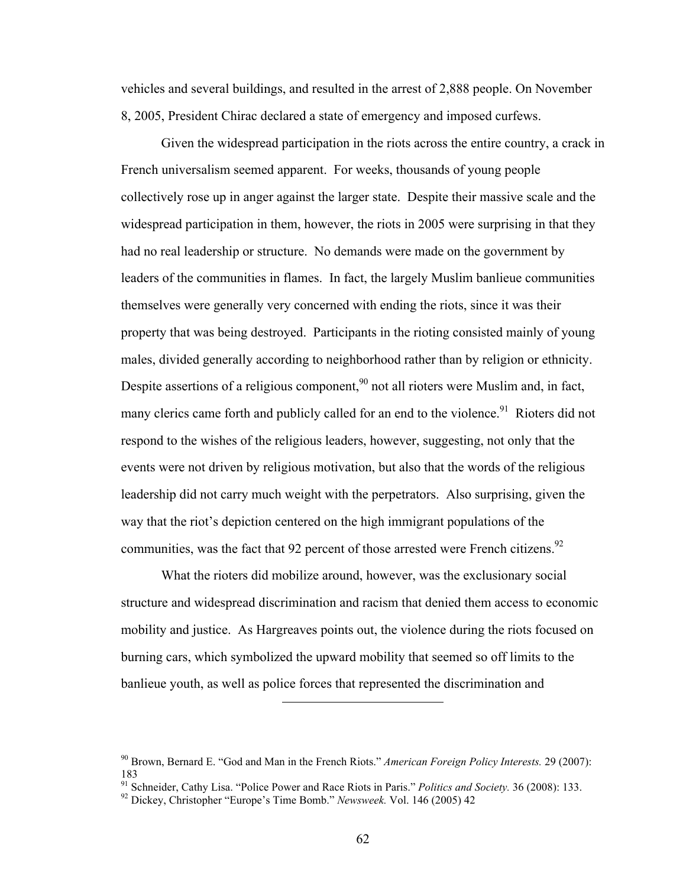vehicles and several buildings, and resulted in the arrest of 2,888 people. On November 8, 2005, President Chirac declared a state of emergency and imposed curfews.

Given the widespread participation in the riots across the entire country, a crack in French universalism seemed apparent. For weeks, thousands of young people collectively rose up in anger against the larger state. Despite their massive scale and the widespread participation in them, however, the riots in 2005 were surprising in that they had no real leadership or structure. No demands were made on the government by leaders of the communities in flames. In fact, the largely Muslim banlieue communities themselves were generally very concerned with ending the riots, since it was their property that was being destroyed. Participants in the rioting consisted mainly of young males, divided generally according to neighborhood rather than by religion or ethnicity. Despite assertions of a religious component,[90] not all rioters were Muslim and, in fact, many clerics came forth and publicly called for an end to the violence.[91] Rioters did not respond to the wishes of the religious leaders, however, suggesting, not only that the events were not driven by religious motivation, but also that the words of the religious leadership did not carry much weight with the perpetrators. Also surprising, given the way that the riot's depiction centered on the high immigrant populations of the communities, was the fact that 92 percent of those arrested were French citizens.[92]

What the rioters did mobilize around, however, was the exclusionary social structure and widespread discrimination and racism that denied them access to economic mobility and justice. As Hargreaves points out, the violence during the riots focused on burning cars, which symbolized the upward mobility that seemed so off limits to the banlieue youth, as well as police forces that represented the discrimination and

---

[90] Brown, Bernard E. "God and Man in the French Riots." *American Foreign Policy Interests.* 29 (2007): 183

[91] Schneider, Cathy Lisa. "Police Power and Race Riots in Paris." *Politics and Society.* 36 (2008): 133.

[92] Dickey, Christopher "Europe's Time Bomb." *Newsweek.* Vol. 146 (2005) 42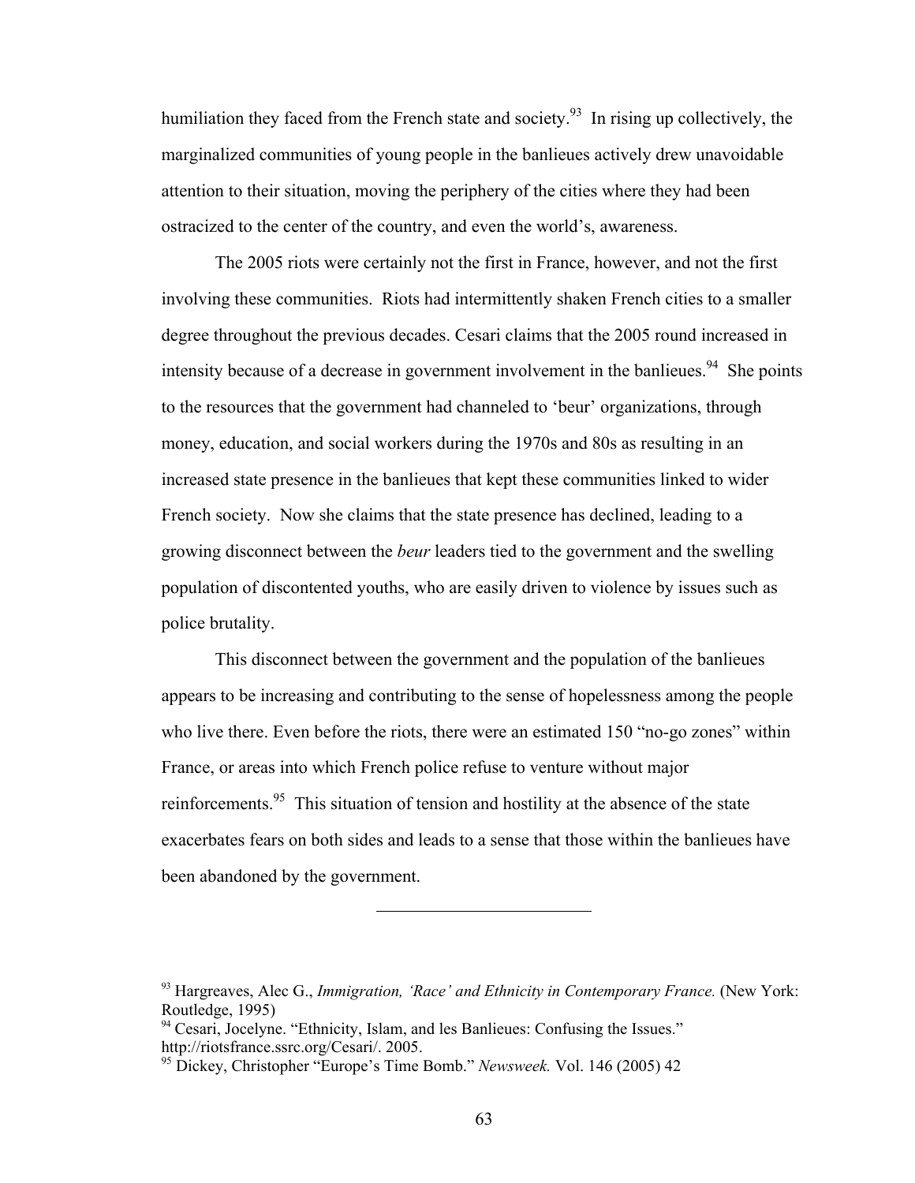humiliation they faced from the French state and society.[93] In rising up collectively, the marginalized communities of young people in the banlieues actively drew unavoidable attention to their situation, moving the periphery of the cities where they had been ostracized to the center of the country, and even the world's, awareness.

The 2005 riots were certainly not the first in France, however, and not the first involving these communities. Riots had intermittently shaken French cities to a smaller degree throughout the previous decades. Cesari claims that the 2005 round increased in intensity because of a decrease in government involvement in the banlieues.[94] She points to the resources that the government had channeled to 'beur' organizations, through money, education, and social workers during the 1970s and 80s as resulting in an increased state presence in the banlieues that kept these communities linked to wider French society. Now she claims that the state presence has declined, leading to a growing disconnect between the *beur* leaders tied to the government and the swelling population of discontented youths, who are easily driven to violence by issues such as police brutality.

This disconnect between the government and the population of the banlieues appears to be increasing and contributing to the sense of hopelessness among the people who live there. Even before the riots, there were an estimated 150 "no-go zones" within France, or areas into which French police refuse to venture without major reinforcements.[95] This situation of tension and hostility at the absence of the state exacerbates fears on both sides and leads to a sense that those within the banlieues have been abandoned by the government.

---

[93] Hargreaves, Alec G., *Immigration, 'Race' and Ethnicity in Contemporary France.* (New York: Routledge, 1995)

[94] Cesari, Jocelyne. "Ethnicity, Islam, and les Banlieues: Confusing the Issues." http://riotsfrance.ssrc.org/Cesari/. 2005.

[95] Dickey, Christopher "Europe's Time Bomb." *Newsweek.* Vol. 146 (2005) 42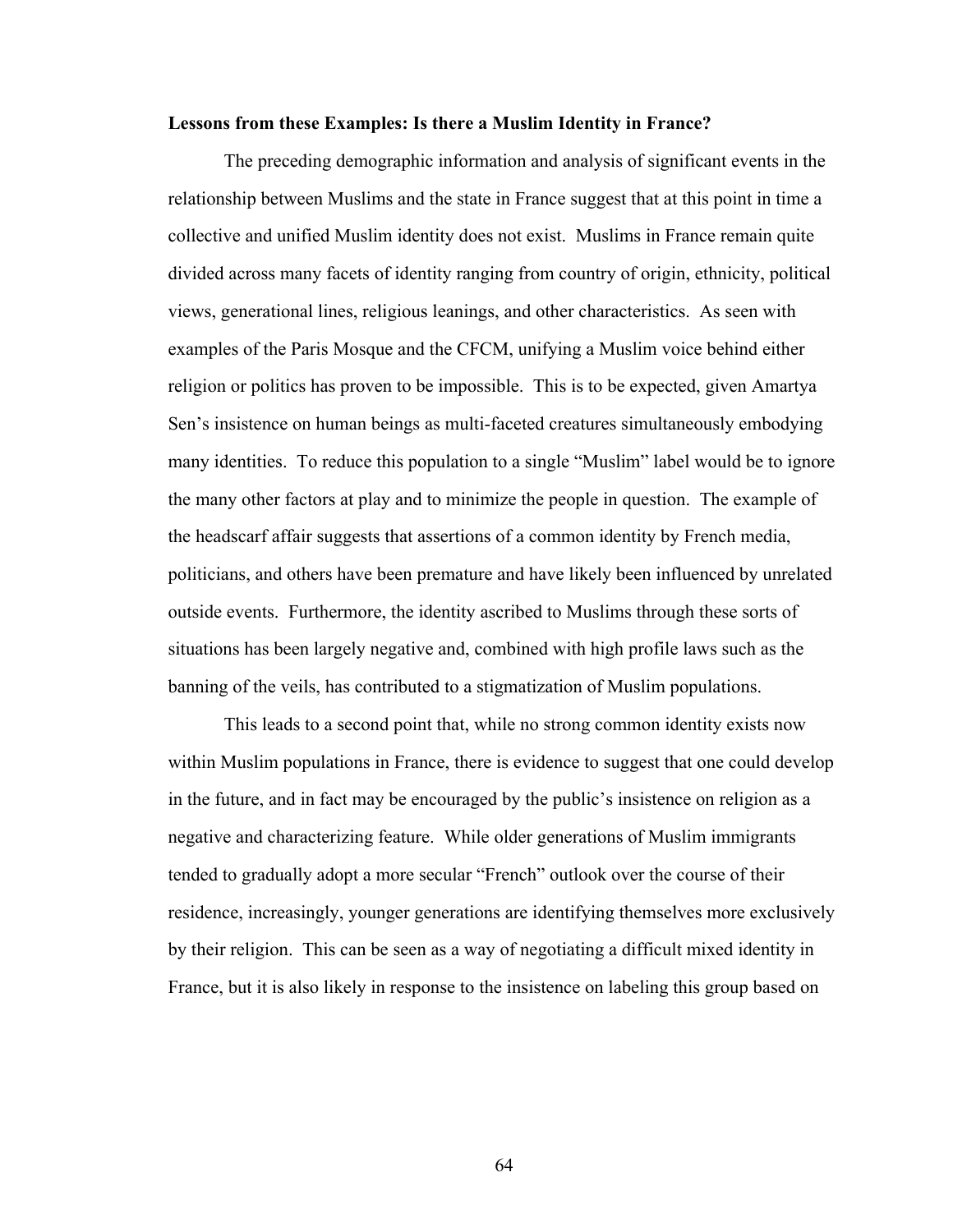**Lessons from these Examples: Is there a Muslim Identity in France?**

The preceding demographic information and analysis of significant events in the relationship between Muslims and the state in France suggest that at this point in time a collective and unified Muslim identity does not exist. Muslims in France remain quite divided across many facets of identity ranging from country of origin, ethnicity, political views, generational lines, religious leanings, and other characteristics. As seen with examples of the Paris Mosque and the CFCM, unifying a Muslim voice behind either religion or politics has proven to be impossible. This is to be expected, given Amartya Sen's insistence on human beings as multi-faceted creatures simultaneously embodying many identities. To reduce this population to a single "Muslim" label would be to ignore the many other factors at play and to minimize the people in question. The example of the headscarf affair suggests that assertions of a common identity by French media, politicians, and others have been premature and have likely been influenced by unrelated outside events. Furthermore, the identity ascribed to Muslims through these sorts of situations has been largely negative and, combined with high profile laws such as the banning of the veils, has contributed to a stigmatization of Muslim populations.

This leads to a second point that, while no strong common identity exists now within Muslim populations in France, there is evidence to suggest that one could develop in the future, and in fact may be encouraged by the public's insistence on religion as a negative and characterizing feature. While older generations of Muslim immigrants tended to gradually adopt a more secular "French" outlook over the course of their residence, increasingly, younger generations are identifying themselves more exclusively by their religion. This can be seen as a way of negotiating a difficult mixed identity in France, but it is also likely in response to the insistence on labeling this group based on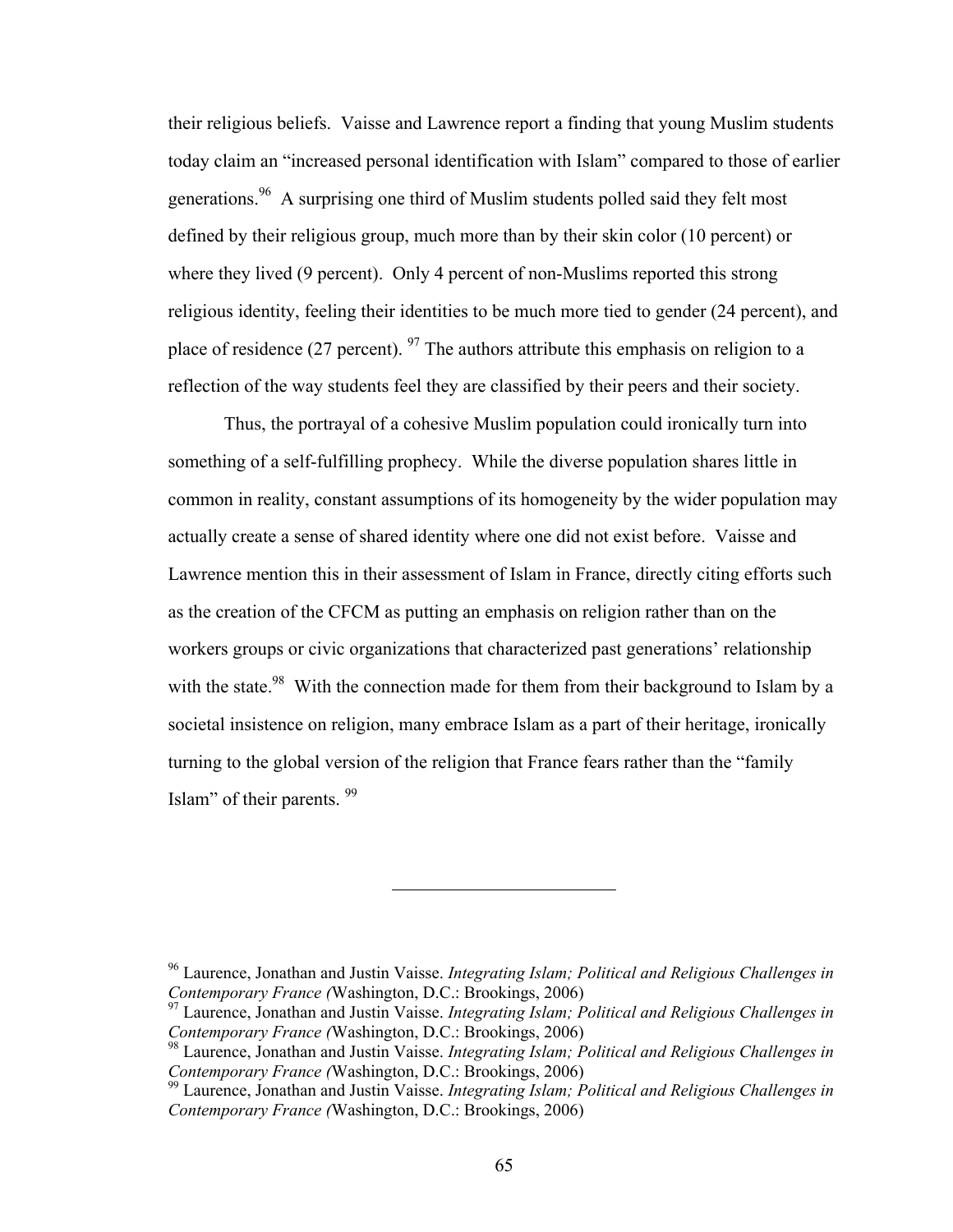their religious beliefs. Vaisse and Lawrence report a finding that young Muslim students today claim an "increased personal identification with Islam" compared to those of earlier generations.[96] A surprising one third of Muslim students polled said they felt most defined by their religious group, much more than by their skin color (10 percent) or where they lived (9 percent). Only 4 percent of non-Muslims reported this strong religious identity, feeling their identities to be much more tied to gender (24 percent), and place of residence (27 percent).[97] The authors attribute this emphasis on religion to a reflection of the way students feel they are classified by their peers and their society.

Thus, the portrayal of a cohesive Muslim population could ironically turn into something of a self-fulfilling prophecy. While the diverse population shares little in common in reality, constant assumptions of its homogeneity by the wider population may actually create a sense of shared identity where one did not exist before. Vaisse and Lawrence mention this in their assessment of Islam in France, directly citing efforts such as the creation of the CFCM as putting an emphasis on religion rather than on the workers groups or civic organizations that characterized past generations' relationship with the state.[98] With the connection made for them from their background to Islam by a societal insistence on religion, many embrace Islam as a part of their heritage, ironically turning to the global version of the religion that France fears rather than the "family Islam" of their parents.[99]

---

[96] Laurence, Jonathan and Justin Vaisse. *Integrating Islam; Political and Religious Challenges in Contemporary France (*Washington, D.C.: Brookings, 2006)

[97] Laurence, Jonathan and Justin Vaisse. *Integrating Islam; Political and Religious Challenges in Contemporary France (*Washington, D.C.: Brookings, 2006)

[98] Laurence, Jonathan and Justin Vaisse. *Integrating Islam; Political and Religious Challenges in Contemporary France (*Washington, D.C.: Brookings, 2006)

[99] Laurence, Jonathan and Justin Vaisse. *Integrating Islam; Political and Religious Challenges in Contemporary France (*Washington, D.C.: Brookings, 2006)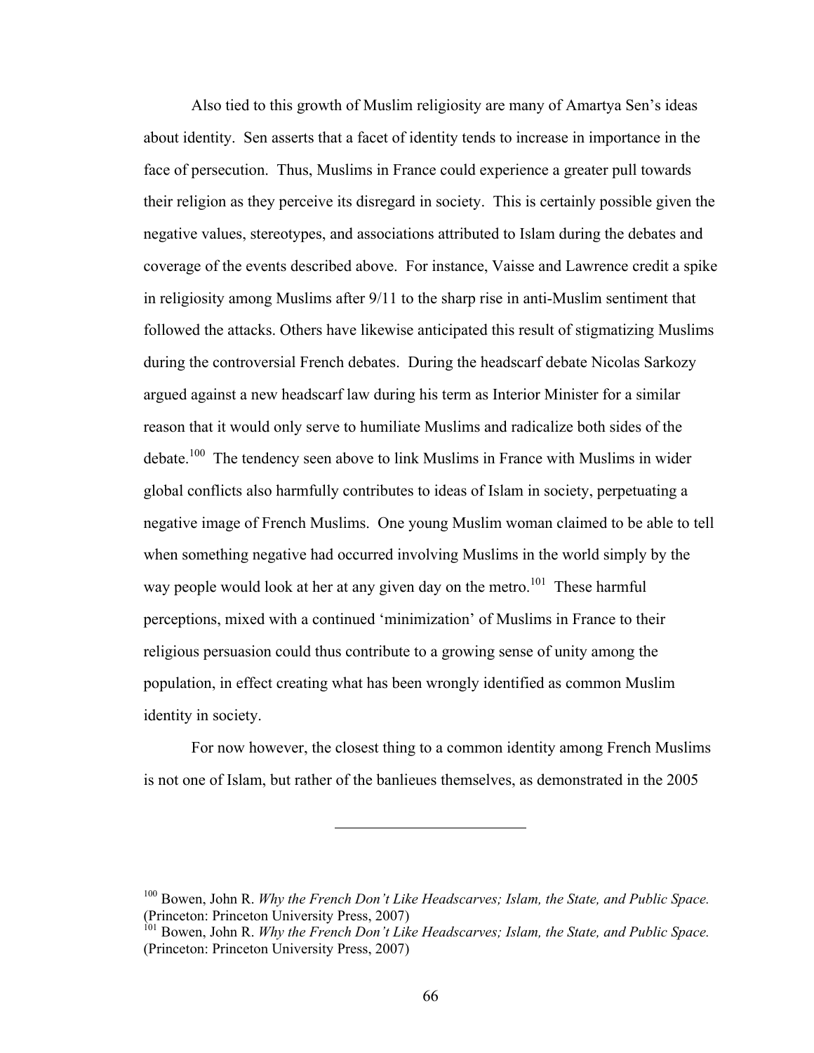Also tied to this growth of Muslim religiosity are many of Amartya Sen's ideas about identity. Sen asserts that a facet of identity tends to increase in importance in the face of persecution. Thus, Muslims in France could experience a greater pull towards their religion as they perceive its disregard in society. This is certainly possible given the negative values, stereotypes, and associations attributed to Islam during the debates and coverage of the events described above. For instance, Vaisse and Lawrence credit a spike in religiosity among Muslims after 9/11 to the sharp rise in anti-Muslim sentiment that followed the attacks. Others have likewise anticipated this result of stigmatizing Muslims during the controversial French debates. During the headscarf debate Nicolas Sarkozy argued against a new headscarf law during his term as Interior Minister for a similar reason that it would only serve to humiliate Muslims and radicalize both sides of the debate.[100] The tendency seen above to link Muslims in France with Muslims in wider global conflicts also harmfully contributes to ideas of Islam in society, perpetuating a negative image of French Muslims. One young Muslim woman claimed to be able to tell when something negative had occurred involving Muslims in the world simply by the way people would look at her at any given day on the metro.[101] These harmful perceptions, mixed with a continued 'minimization' of Muslims in France to their religious persuasion could thus contribute to a growing sense of unity among the population, in effect creating what has been wrongly identified as common Muslim identity in society.

For now however, the closest thing to a common identity among French Muslims is not one of Islam, but rather of the banlieues themselves, as demonstrated in the 2005

---

[100] Bowen, John R. *Why the French Don't Like Headscarves; Islam, the State, and Public Space.* (Princeton: Princeton University Press, 2007)

[101] Bowen, John R. *Why the French Don't Like Headscarves; Islam, the State, and Public Space.* (Princeton: Princeton University Press, 2007)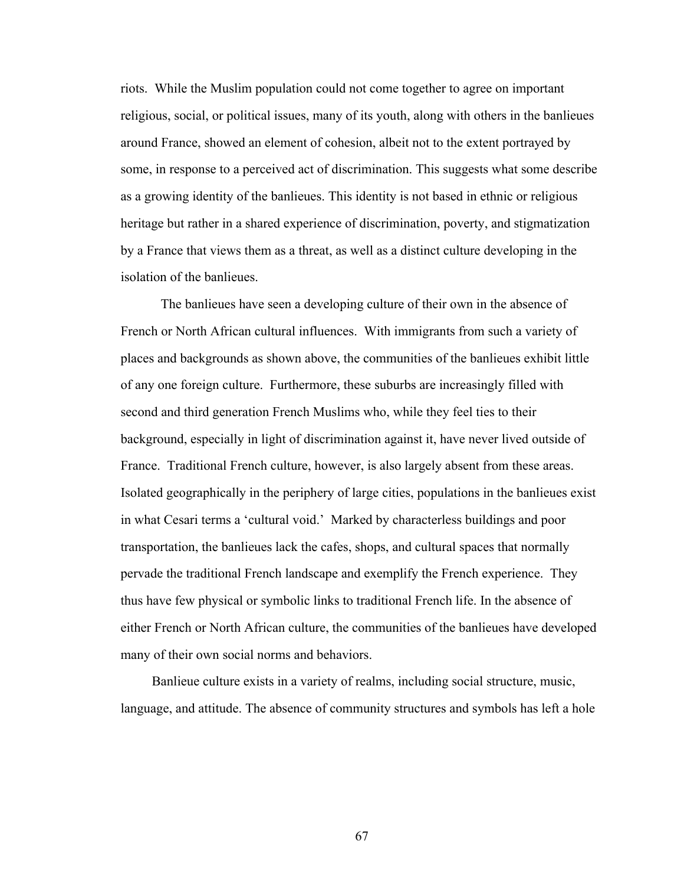riots. While the Muslim population could not come together to agree on important religious, social, or political issues, many of its youth, along with others in the banlieues around France, showed an element of cohesion, albeit not to the extent portrayed by some, in response to a perceived act of discrimination. This suggests what some describe as a growing identity of the banlieues. This identity is not based in ethnic or religious heritage but rather in a shared experience of discrimination, poverty, and stigmatization by a France that views them as a threat, as well as a distinct culture developing in the isolation of the banlieues.

The banlieues have seen a developing culture of their own in the absence of French or North African cultural influences. With immigrants from such a variety of places and backgrounds as shown above, the communities of the banlieues exhibit little of any one foreign culture. Furthermore, these suburbs are increasingly filled with second and third generation French Muslims who, while they feel ties to their background, especially in light of discrimination against it, have never lived outside of France. Traditional French culture, however, is also largely absent from these areas. Isolated geographically in the periphery of large cities, populations in the banlieues exist in what Cesari terms a 'cultural void.' Marked by characterless buildings and poor transportation, the banlieues lack the cafes, shops, and cultural spaces that normally pervade the traditional French landscape and exemplify the French experience. They thus have few physical or symbolic links to traditional French life. In the absence of either French or North African culture, the communities of the banlieues have developed many of their own social norms and behaviors.

Banlieue culture exists in a variety of realms, including social structure, music, language, and attitude. The absence of community structures and symbols has left a hole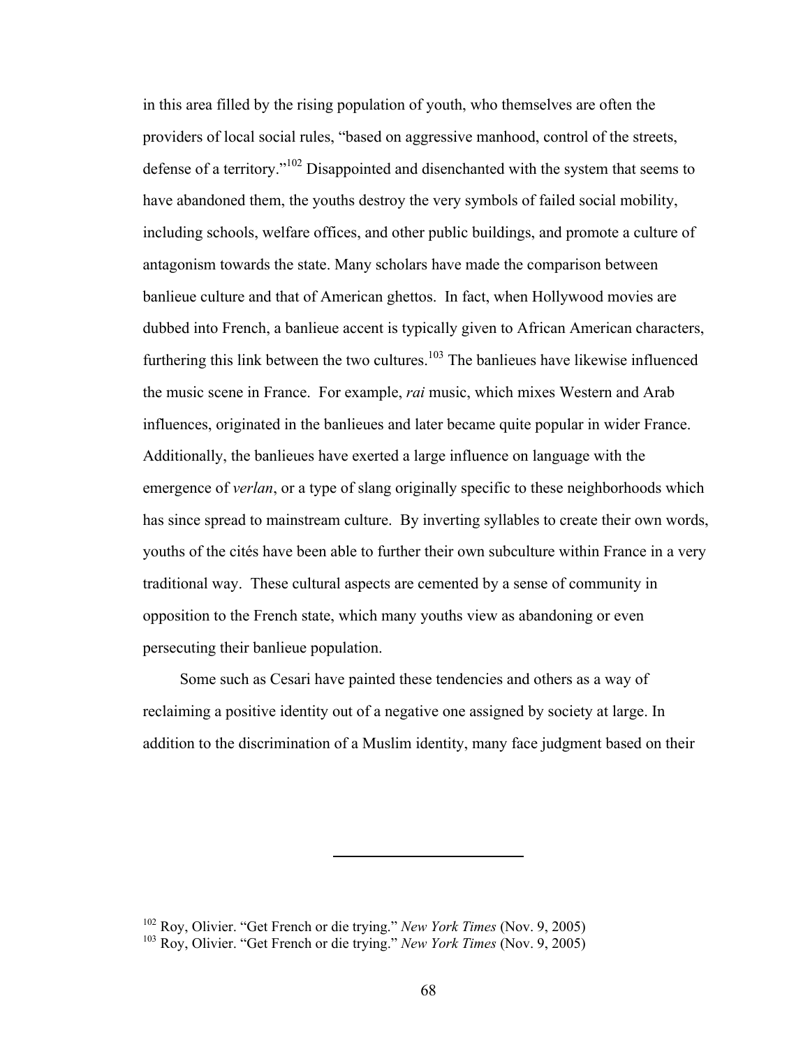in this area filled by the rising population of youth, who themselves are often the providers of local social rules, "based on aggressive manhood, control of the streets, defense of a territory."[102] Disappointed and disenchanted with the system that seems to have abandoned them, the youths destroy the very symbols of failed social mobility, including schools, welfare offices, and other public buildings, and promote a culture of antagonism towards the state. Many scholars have made the comparison between banlieue culture and that of American ghettos. In fact, when Hollywood movies are dubbed into French, a banlieue accent is typically given to African American characters, furthering this link between the two cultures.[103] The banlieues have likewise influenced the music scene in France. For example, *rai* music, which mixes Western and Arab influences, originated in the banlieues and later became quite popular in wider France. Additionally, the banlieues have exerted a large influence on language with the emergence of *verlan*, or a type of slang originally specific to these neighborhoods which has since spread to mainstream culture. By inverting syllables to create their own words, youths of the cités have been able to further their own subculture within France in a very traditional way. These cultural aspects are cemented by a sense of community in opposition to the French state, which many youths view as abandoning or even persecuting their banlieue population.

Some such as Cesari have painted these tendencies and others as a way of reclaiming a positive identity out of a negative one assigned by society at large. In addition to the discrimination of a Muslim identity, many face judgment based on their

---

[102] Roy, Olivier. "Get French or die trying." *New York Times* (Nov. 9, 2005)

[103] Roy, Olivier. "Get French or die trying." *New York Times* (Nov. 9, 2005)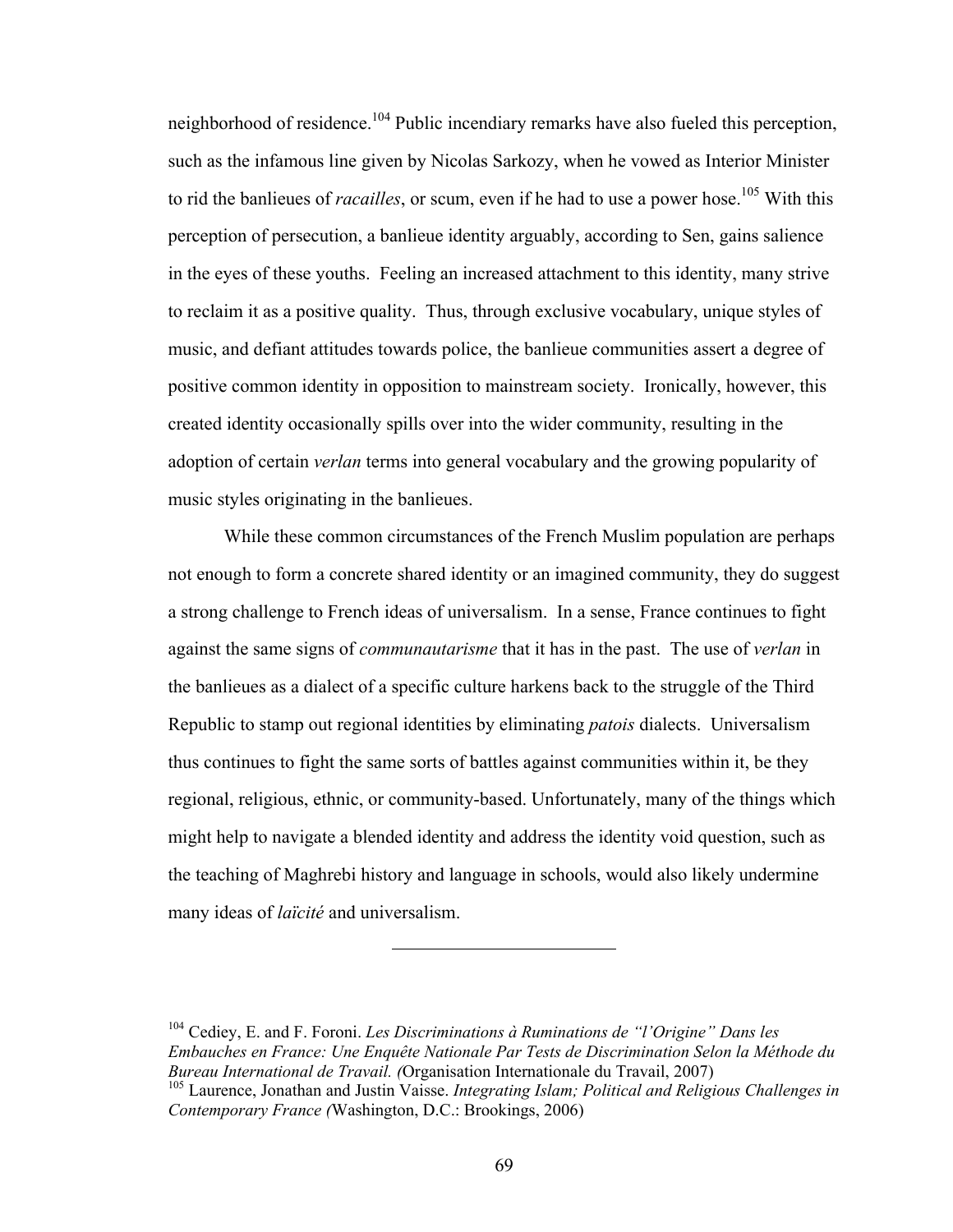neighborhood of residence.[104] Public incendiary remarks have also fueled this perception, such as the infamous line given by Nicolas Sarkozy, when he vowed as Interior Minister to rid the banlieues of *racailles*, or scum, even if he had to use a power hose.[105] With this perception of persecution, a banlieue identity arguably, according to Sen, gains salience in the eyes of these youths. Feeling an increased attachment to this identity, many strive to reclaim it as a positive quality. Thus, through exclusive vocabulary, unique styles of music, and defiant attitudes towards police, the banlieue communities assert a degree of positive common identity in opposition to mainstream society. Ironically, however, this created identity occasionally spills over into the wider community, resulting in the adoption of certain *verlan* terms into general vocabulary and the growing popularity of music styles originating in the banlieues.

While these common circumstances of the French Muslim population are perhaps not enough to form a concrete shared identity or an imagined community, they do suggest a strong challenge to French ideas of universalism. In a sense, France continues to fight against the same signs of *communautarisme* that it has in the past. The use of *verlan* in the banlieues as a dialect of a specific culture harkens back to the struggle of the Third Republic to stamp out regional identities by eliminating *patois* dialects. Universalism thus continues to fight the same sorts of battles against communities within it, be they regional, religious, ethnic, or community-based. Unfortunately, many of the things which might help to navigate a blended identity and address the identity void question, such as the teaching of Maghrebi history and language in schools, would also likely undermine many ideas of *laïcité* and universalism.

---

[104] Cediey, E. and F. Foroni. *Les Discriminations à Ruminations de "l'Origine" Dans les Embauches en France: Une Enquête Nationale Par Tests de Discrimination Selon la Méthode du Bureau International de Travail. (*Organisation Internationale du Travail, 2007)

[105] Laurence, Jonathan and Justin Vaisse. *Integrating Islam; Political and Religious Challenges in Contemporary France (*Washington, D.C.: Brookings, 2006)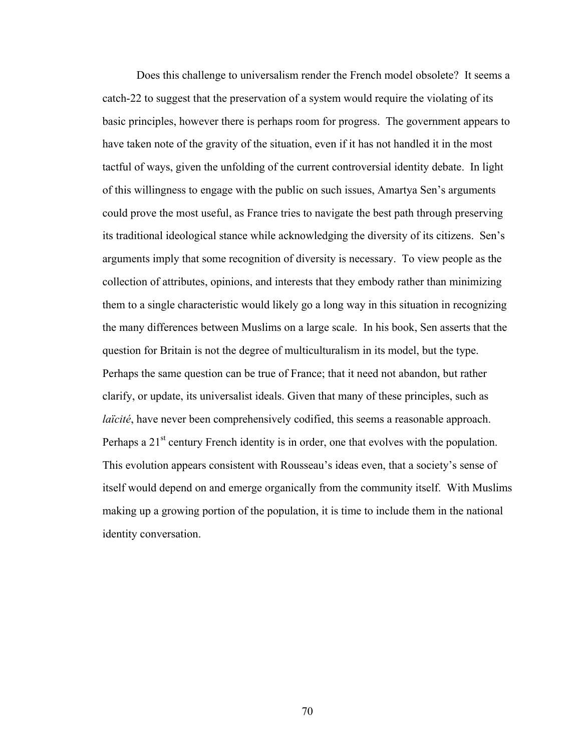Does this challenge to universalism render the French model obsolete? It seems a catch-22 to suggest that the preservation of a system would require the violating of its basic principles, however there is perhaps room for progress. The government appears to have taken note of the gravity of the situation, even if it has not handled it in the most tactful of ways, given the unfolding of the current controversial identity debate. In light of this willingness to engage with the public on such issues, Amartya Sen's arguments could prove the most useful, as France tries to navigate the best path through preserving its traditional ideological stance while acknowledging the diversity of its citizens. Sen's arguments imply that some recognition of diversity is necessary. To view people as the collection of attributes, opinions, and interests that they embody rather than minimizing them to a single characteristic would likely go a long way in this situation in recognizing the many differences between Muslims on a large scale. In his book, Sen asserts that the question for Britain is not the degree of multiculturalism in its model, but the type. Perhaps the same question can be true of France; that it need not abandon, but rather clarify, or update, its universalist ideals. Given that many of these principles, such as *laïcité*, have never been comprehensively codified, this seems a reasonable approach. Perhaps a 21st century French identity is in order, one that evolves with the population. This evolution appears consistent with Rousseau's ideas even, that a society's sense of itself would depend on and emerge organically from the community itself. With Muslims making up a growing portion of the population, it is time to include them in the national identity conversation.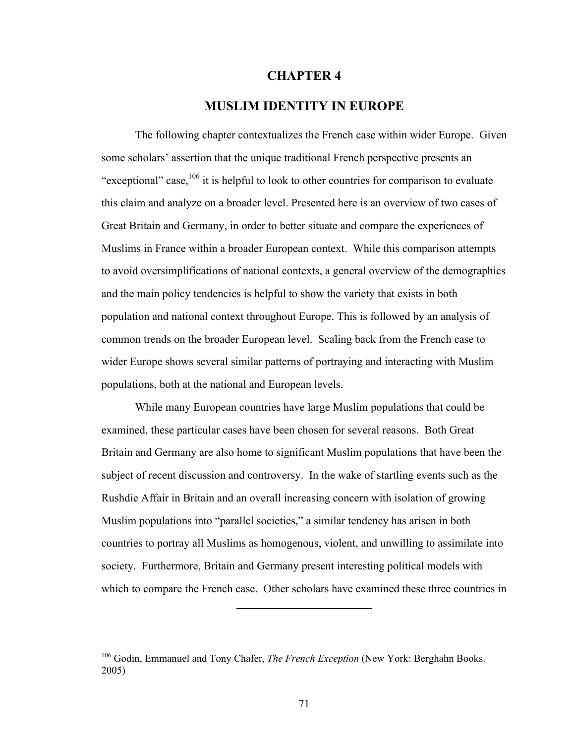# CHAPTER 4

## MUSLIM IDENTITY IN EUROPE

The following chapter contextualizes the French case within wider Europe. Given some scholars' assertion that the unique traditional French perspective presents an "exceptional" case,[106] it is helpful to look to other countries for comparison to evaluate this claim and analyze on a broader level. Presented here is an overview of two cases of Great Britain and Germany, in order to better situate and compare the experiences of Muslims in France within a broader European context. While this comparison attempts to avoid oversimplifications of national contexts, a general overview of the demographics and the main policy tendencies is helpful to show the variety that exists in both population and national context throughout Europe. This is followed by an analysis of common trends on the broader European level. Scaling back from the French case to wider Europe shows several similar patterns of portraying and interacting with Muslim populations, both at the national and European levels.

While many European countries have large Muslim populations that could be examined, these particular cases have been chosen for several reasons. Both Great Britain and Germany are also home to significant Muslim populations that have been the subject of recent discussion and controversy. In the wake of startling events such as the Rushdie Affair in Britain and an overall increasing concern with isolation of growing Muslim populations into "parallel societies," a similar tendency has arisen in both countries to portray all Muslims as homogenous, violent, and unwilling to assimilate into society. Furthermore, Britain and Germany present interesting political models with which to compare the French case. Other scholars have examined these three countries in

---

[106] Godin, Emmanuel and Tony Chafer, *The French Exception* (New York: Berghahn Books. 2005)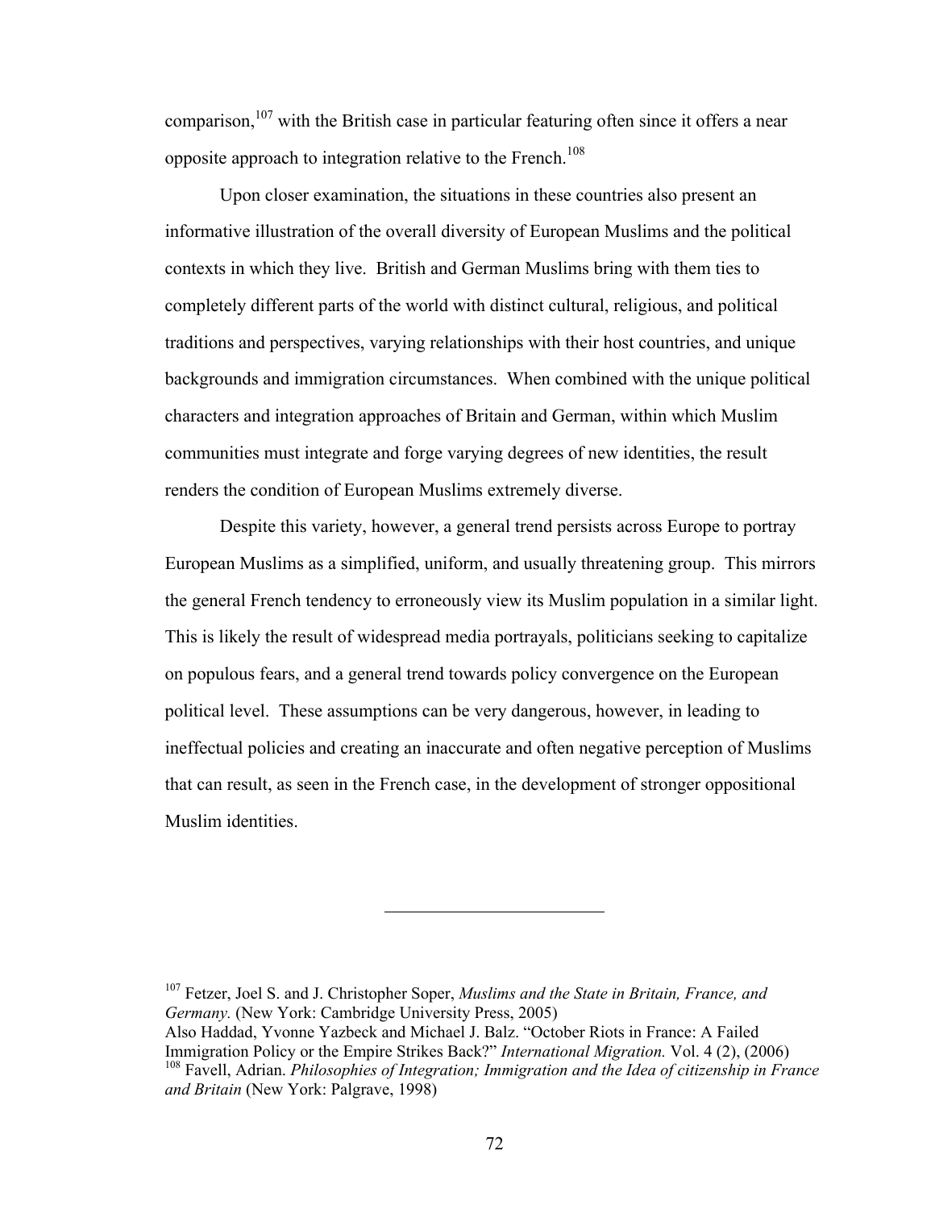comparison,[107] with the British case in particular featuring often since it offers a near opposite approach to integration relative to the French.[108]

Upon closer examination, the situations in these countries also present an informative illustration of the overall diversity of European Muslims and the political contexts in which they live. British and German Muslims bring with them ties to completely different parts of the world with distinct cultural, religious, and political traditions and perspectives, varying relationships with their host countries, and unique backgrounds and immigration circumstances. When combined with the unique political characters and integration approaches of Britain and German, within which Muslim communities must integrate and forge varying degrees of new identities, the result renders the condition of European Muslims extremely diverse.

Despite this variety, however, a general trend persists across Europe to portray European Muslims as a simplified, uniform, and usually threatening group. This mirrors the general French tendency to erroneously view its Muslim population in a similar light. This is likely the result of widespread media portrayals, politicians seeking to capitalize on populous fears, and a general trend towards policy convergence on the European political level. These assumptions can be very dangerous, however, in leading to ineffectual policies and creating an inaccurate and often negative perception of Muslims that can result, as seen in the French case, in the development of stronger oppositional Muslim identities.

---

[107] Fetzer, Joel S. and J. Christopher Soper, *Muslims and the State in Britain, France, and Germany.* (New York: Cambridge University Press, 2005)
Also Haddad, Yvonne Yazbeck and Michael J. Balz. "October Riots in France: A Failed Immigration Policy or the Empire Strikes Back?" *International Migration.* Vol. 4 (2), (2006)

[108] Favell, Adrian. *Philosophies of Integration; Immigration and the Idea of citizenship in France and Britain* (New York: Palgrave, 1998)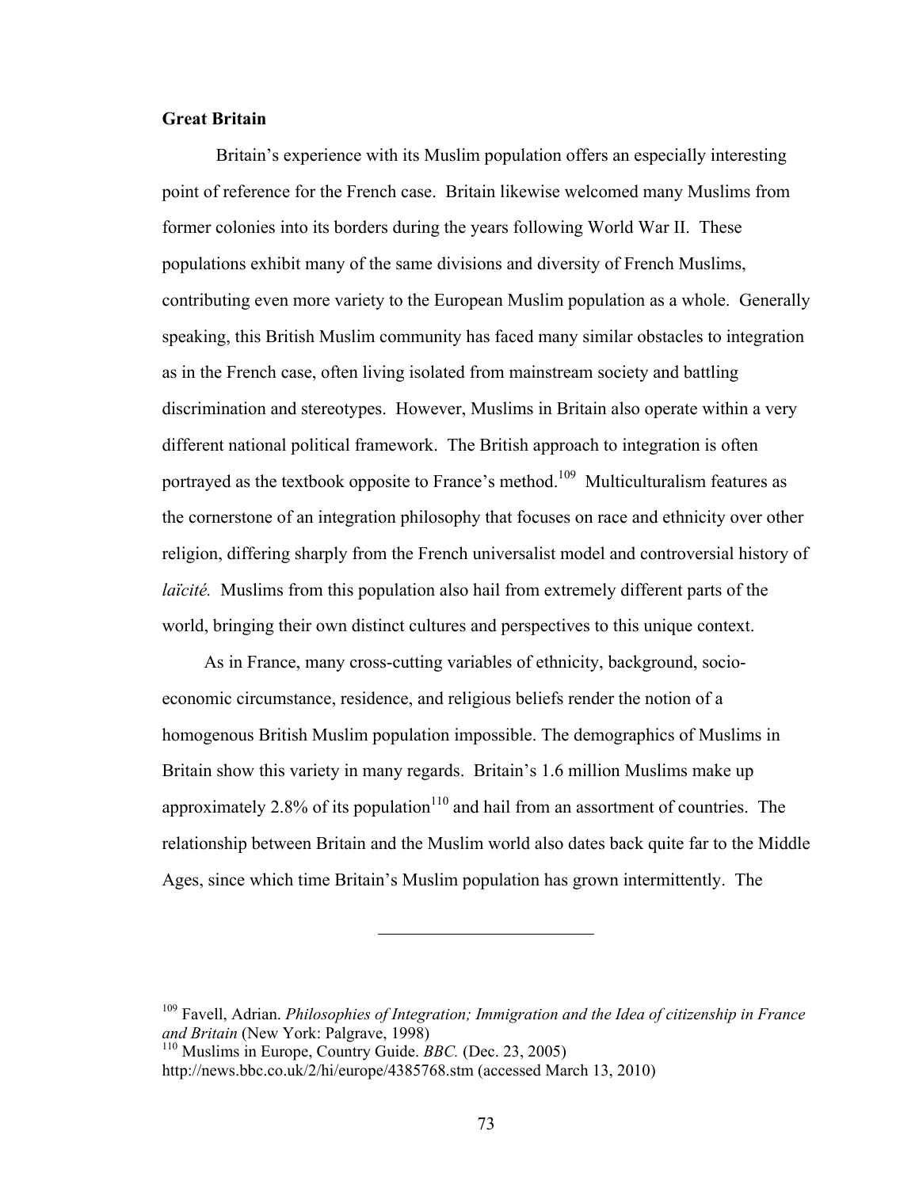### Great Britain

Britain's experience with its Muslim population offers an especially interesting point of reference for the French case. Britain likewise welcomed many Muslims from former colonies into its borders during the years following World War II. These populations exhibit many of the same divisions and diversity of French Muslims, contributing even more variety to the European Muslim population as a whole. Generally speaking, this British Muslim community has faced many similar obstacles to integration as in the French case, often living isolated from mainstream society and battling discrimination and stereotypes. However, Muslims in Britain also operate within a very different national political framework. The British approach to integration is often portrayed as the textbook opposite to France's method.[109] Multiculturalism features as the cornerstone of an integration philosophy that focuses on race and ethnicity over other religion, differing sharply from the French universalist model and controversial history of *laïcité.* Muslims from this population also hail from extremely different parts of the world, bringing their own distinct cultures and perspectives to this unique context.

As in France, many cross-cutting variables of ethnicity, background, socio-economic circumstance, residence, and religious beliefs render the notion of a homogenous British Muslim population impossible. The demographics of Muslims in Britain show this variety in many regards. Britain's 1.6 million Muslims make up approximately 2.8% of its population[110] and hail from an assortment of countries. The relationship between Britain and the Muslim world also dates back quite far to the Middle Ages, since which time Britain's Muslim population has grown intermittently. The

---

[109] Favell, Adrian. *Philosophies of Integration; Immigration and the Idea of citizenship in France and Britain* (New York: Palgrave, 1998)

[110] Muslims in Europe, Country Guide. *BBC.* (Dec. 23, 2005) http://news.bbc.co.uk/2/hi/europe/4385768.stm (accessed March 13, 2010)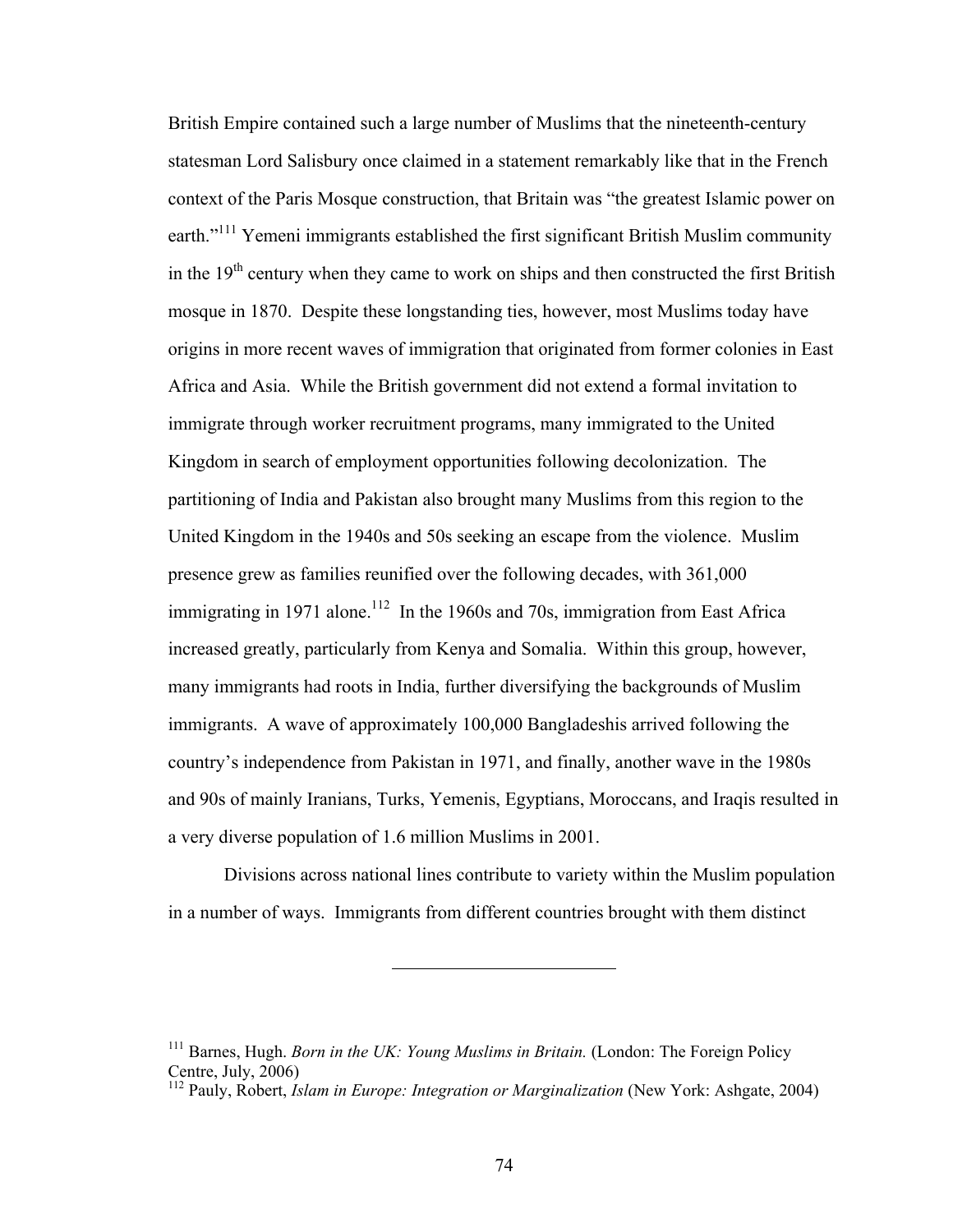British Empire contained such a large number of Muslims that the nineteenth-century statesman Lord Salisbury once claimed in a statement remarkably like that in the French context of the Paris Mosque construction, that Britain was "the greatest Islamic power on earth."[111] Yemeni immigrants established the first significant British Muslim community in the 19th century when they came to work on ships and then constructed the first British mosque in 1870. Despite these longstanding ties, however, most Muslims today have origins in more recent waves of immigration that originated from former colonies in East Africa and Asia. While the British government did not extend a formal invitation to immigrate through worker recruitment programs, many immigrated to the United Kingdom in search of employment opportunities following decolonization. The partitioning of India and Pakistan also brought many Muslims from this region to the United Kingdom in the 1940s and 50s seeking an escape from the violence. Muslim presence grew as families reunified over the following decades, with 361,000 immigrating in 1971 alone.[112] In the 1960s and 70s, immigration from East Africa increased greatly, particularly from Kenya and Somalia. Within this group, however, many immigrants had roots in India, further diversifying the backgrounds of Muslim immigrants. A wave of approximately 100,000 Bangladeshis arrived following the country's independence from Pakistan in 1971, and finally, another wave in the 1980s and 90s of mainly Iranians, Turks, Yemenis, Egyptians, Moroccans, and Iraqis resulted in a very diverse population of 1.6 million Muslims in 2001.

Divisions across national lines contribute to variety within the Muslim population in a number of ways. Immigrants from different countries brought with them distinct

---

[111] Barnes, Hugh. *Born in the UK: Young Muslims in Britain.* (London: The Foreign Policy Centre, July, 2006)

[112] Pauly, Robert, *Islam in Europe: Integration or Marginalization* (New York: Ashgate, 2004)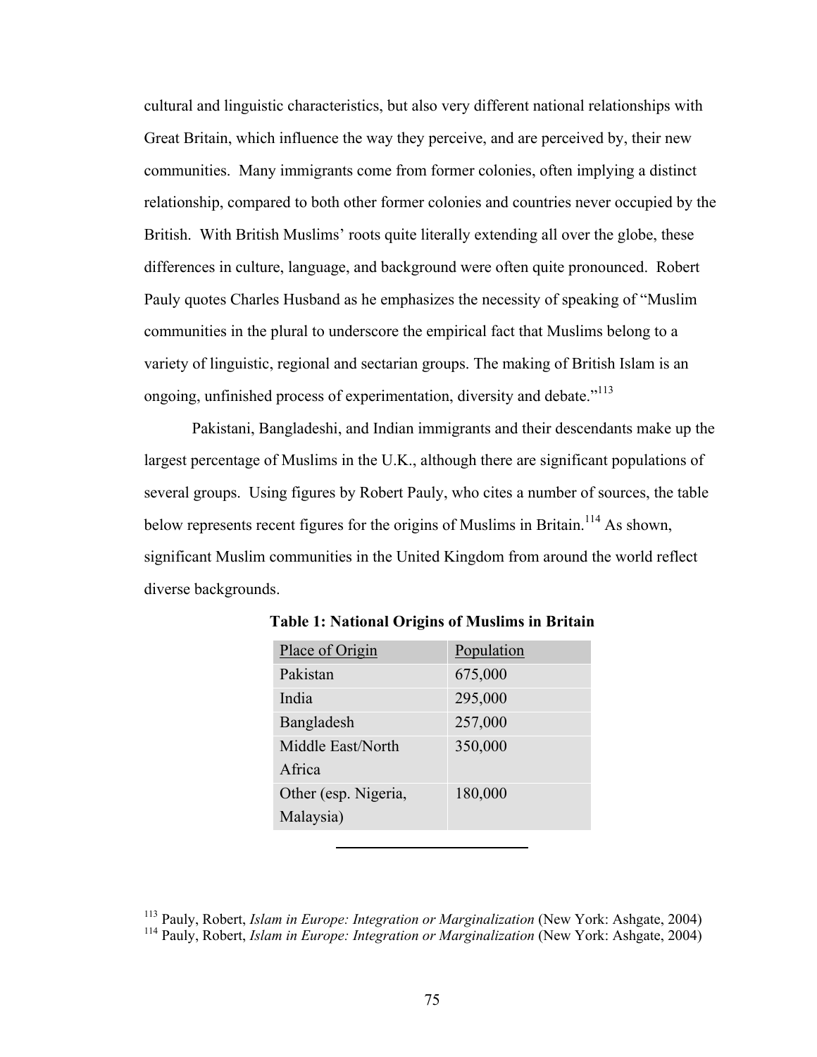cultural and linguistic characteristics, but also very different national relationships with Great Britain, which influence the way they perceive, and are perceived by, their new communities. Many immigrants come from former colonies, often implying a distinct relationship, compared to both other former colonies and countries never occupied by the British. With British Muslims' roots quite literally extending all over the globe, these differences in culture, language, and background were often quite pronounced. Robert Pauly quotes Charles Husband as he emphasizes the necessity of speaking of "Muslim communities in the plural to underscore the empirical fact that Muslims belong to a variety of linguistic, regional and sectarian groups. The making of British Islam is an ongoing, unfinished process of experimentation, diversity and debate."[113]

Pakistani, Bangladeshi, and Indian immigrants and their descendants make up the largest percentage of Muslims in the U.K., although there are significant populations of several groups. Using figures by Robert Pauly, who cites a number of sources, the table below represents recent figures for the origins of Muslims in Britain.[114] As shown, significant Muslim communities in the United Kingdom from around the world reflect diverse backgrounds.

**Table 1: National Origins of Muslims in Britain**

| Place of Origin | Population |
|---|---|
| Pakistan | 675,000 |
| India | 295,000 |
| Bangladesh | 257,000 |
| Middle East/North Africa | 350,000 |
| Other (esp. Nigeria, Malaysia) | 180,000 |

---

[113] Pauly, Robert, *Islam in Europe: Integration or Marginalization* (New York: Ashgate, 2004)
[114] Pauly, Robert, *Islam in Europe: Integration or Marginalization* (New York: Ashgate, 2004)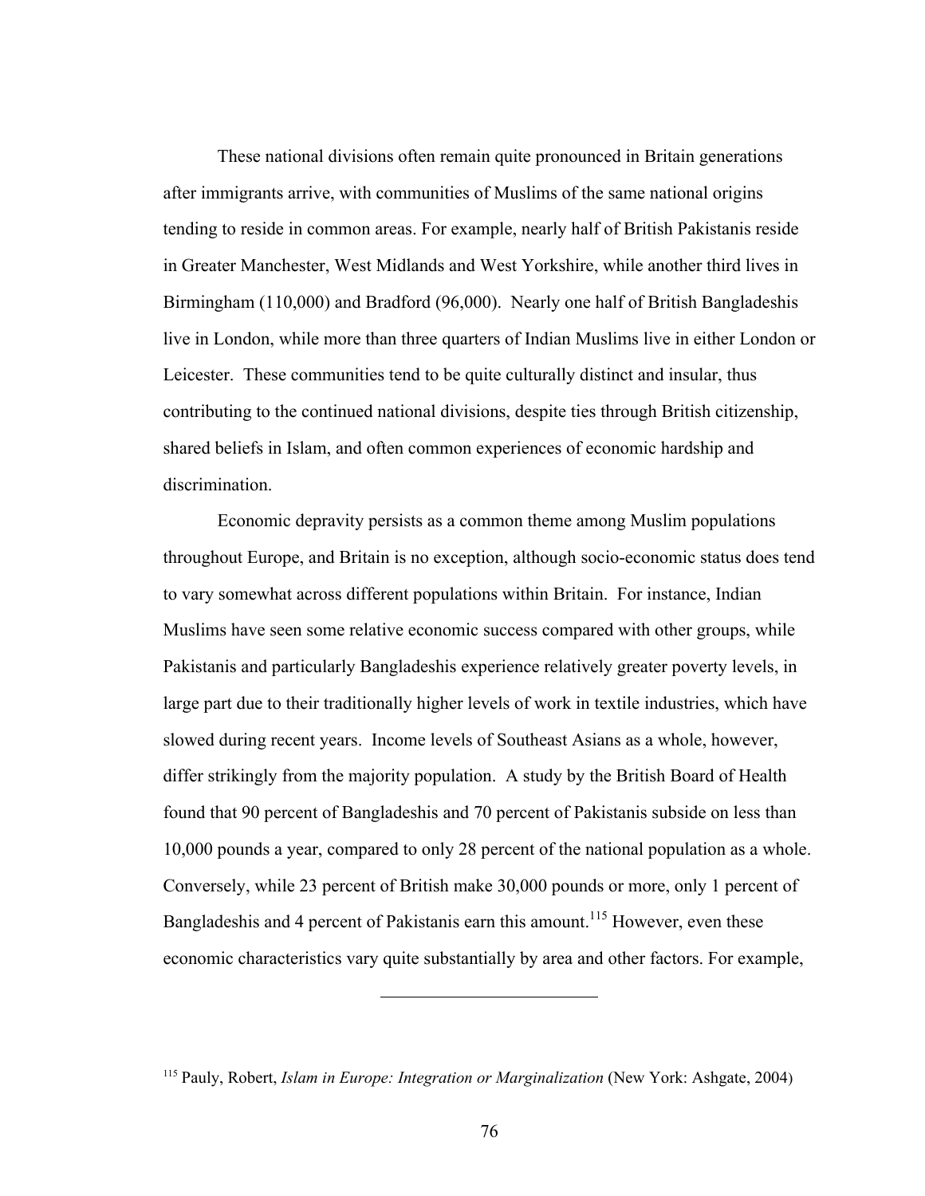These national divisions often remain quite pronounced in Britain generations after immigrants arrive, with communities of Muslims of the same national origins tending to reside in common areas. For example, nearly half of British Pakistanis reside in Greater Manchester, West Midlands and West Yorkshire, while another third lives in Birmingham (110,000) and Bradford (96,000). Nearly one half of British Bangladeshis live in London, while more than three quarters of Indian Muslims live in either London or Leicester. These communities tend to be quite culturally distinct and insular, thus contributing to the continued national divisions, despite ties through British citizenship, shared beliefs in Islam, and often common experiences of economic hardship and discrimination.

Economic depravity persists as a common theme among Muslim populations throughout Europe, and Britain is no exception, although socio-economic status does tend to vary somewhat across different populations within Britain. For instance, Indian Muslims have seen some relative economic success compared with other groups, while Pakistanis and particularly Bangladeshis experience relatively greater poverty levels, in large part due to their traditionally higher levels of work in textile industries, which have slowed during recent years. Income levels of Southeast Asians as a whole, however, differ strikingly from the majority population. A study by the British Board of Health found that 90 percent of Bangladeshis and 70 percent of Pakistanis subside on less than 10,000 pounds a year, compared to only 28 percent of the national population as a whole. Conversely, while 23 percent of British make 30,000 pounds or more, only 1 percent of Bangladeshis and 4 percent of Pakistanis earn this amount.[115] However, even these economic characteristics vary quite substantially by area and other factors. For example,

---

[115] Pauly, Robert, *Islam in Europe: Integration or Marginalization* (New York: Ashgate, 2004)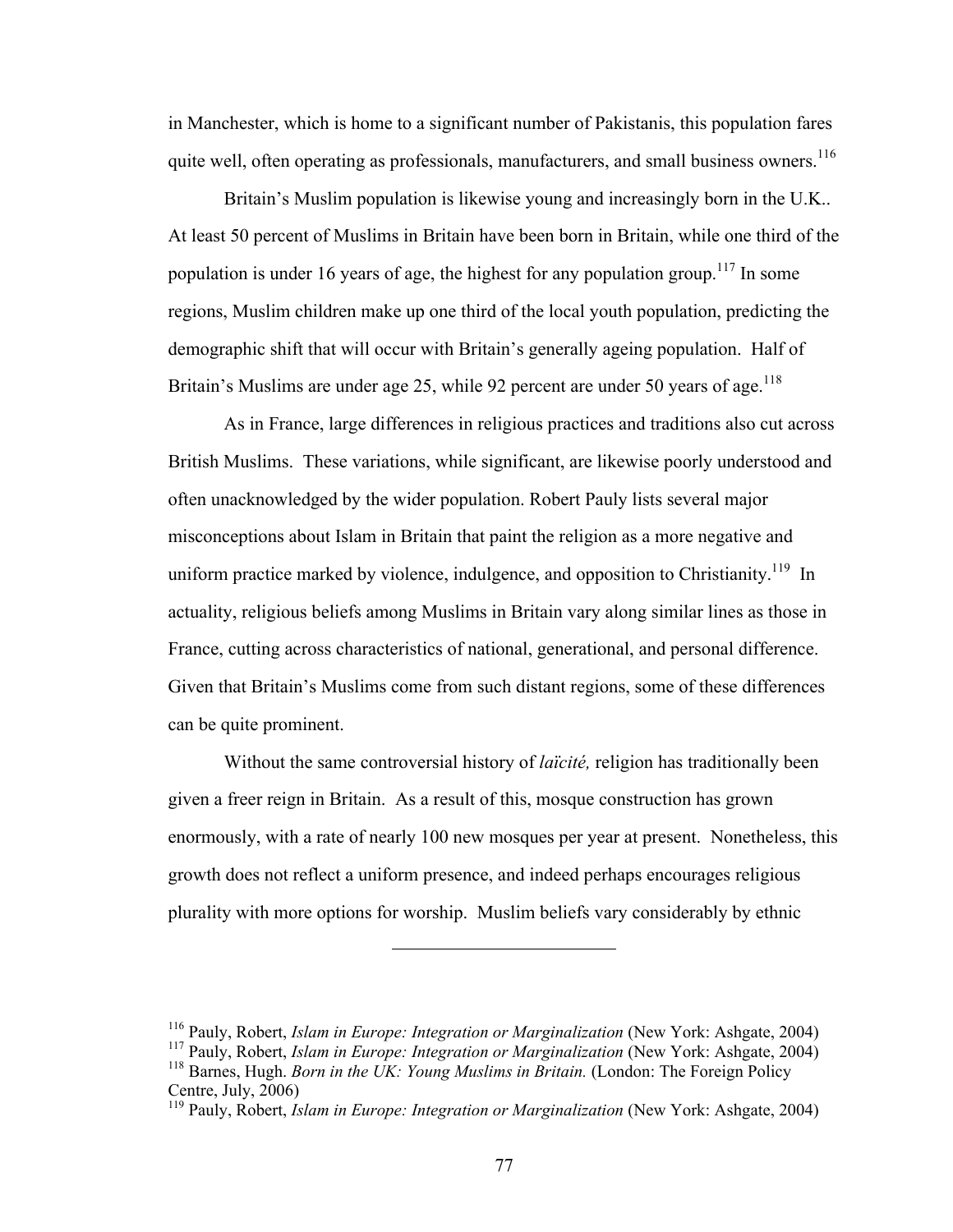in Manchester, which is home to a significant number of Pakistanis, this population fares quite well, often operating as professionals, manufacturers, and small business owners.[116]

Britain's Muslim population is likewise young and increasingly born in the U.K.. At least 50 percent of Muslims in Britain have been born in Britain, while one third of the population is under 16 years of age, the highest for any population group.[117] In some regions, Muslim children make up one third of the local youth population, predicting the demographic shift that will occur with Britain's generally ageing population. Half of Britain's Muslims are under age 25, while 92 percent are under 50 years of age.[118]

As in France, large differences in religious practices and traditions also cut across British Muslims. These variations, while significant, are likewise poorly understood and often unacknowledged by the wider population. Robert Pauly lists several major misconceptions about Islam in Britain that paint the religion as a more negative and uniform practice marked by violence, indulgence, and opposition to Christianity.[119] In actuality, religious beliefs among Muslims in Britain vary along similar lines as those in France, cutting across characteristics of national, generational, and personal difference. Given that Britain's Muslims come from such distant regions, some of these differences can be quite prominent.

Without the same controversial history of *laïcité,* religion has traditionally been given a freer reign in Britain. As a result of this, mosque construction has grown enormously, with a rate of nearly 100 new mosques per year at present. Nonetheless, this growth does not reflect a uniform presence, and indeed perhaps encourages religious plurality with more options for worship. Muslim beliefs vary considerably by ethnic

---

[116] Pauly, Robert, *Islam in Europe: Integration or Marginalization* (New York: Ashgate, 2004)

[117] Pauly, Robert, *Islam in Europe: Integration or Marginalization* (New York: Ashgate, 2004)

[118] Barnes, Hugh. *Born in the UK: Young Muslims in Britain.* (London: The Foreign Policy Centre, July, 2006)

[119] Pauly, Robert, *Islam in Europe: Integration or Marginalization* (New York: Ashgate, 2004)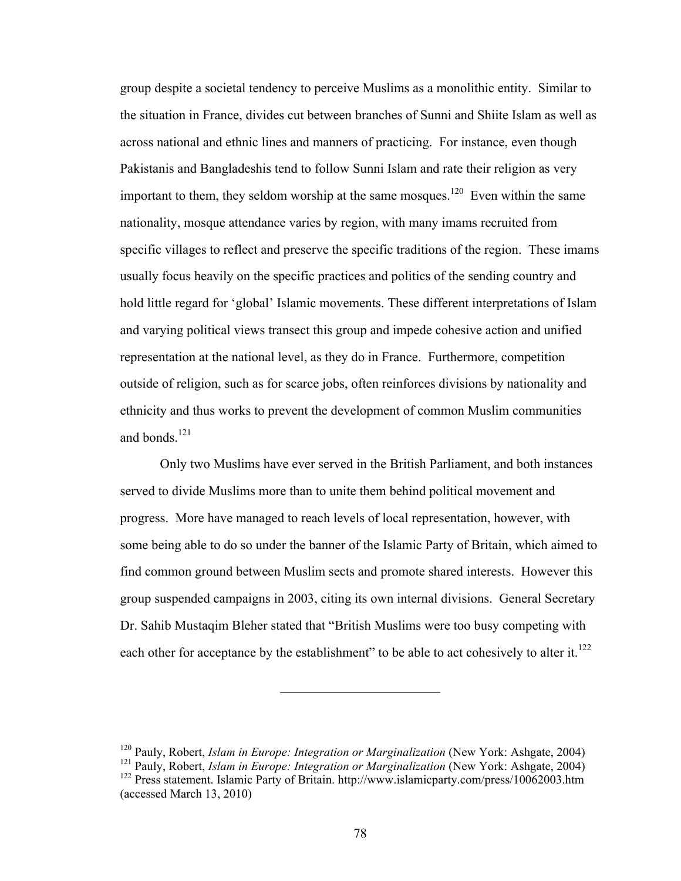group despite a societal tendency to perceive Muslims as a monolithic entity. Similar to the situation in France, divides cut between branches of Sunni and Shiite Islam as well as across national and ethnic lines and manners of practicing. For instance, even though Pakistanis and Bangladeshis tend to follow Sunni Islam and rate their religion as very important to them, they seldom worship at the same mosques.[120] Even within the same nationality, mosque attendance varies by region, with many imams recruited from specific villages to reflect and preserve the specific traditions of the region. These imams usually focus heavily on the specific practices and politics of the sending country and hold little regard for 'global' Islamic movements. These different interpretations of Islam and varying political views transect this group and impede cohesive action and unified representation at the national level, as they do in France. Furthermore, competition outside of religion, such as for scarce jobs, often reinforces divisions by nationality and ethnicity and thus works to prevent the development of common Muslim communities and bonds.[121]

Only two Muslims have ever served in the British Parliament, and both instances served to divide Muslims more than to unite them behind political movement and progress. More have managed to reach levels of local representation, however, with some being able to do so under the banner of the Islamic Party of Britain, which aimed to find common ground between Muslim sects and promote shared interests. However this group suspended campaigns in 2003, citing its own internal divisions. General Secretary Dr. Sahib Mustaqim Bleher stated that "British Muslims were too busy competing with each other for acceptance by the establishment" to be able to act cohesively to alter it.[122]

---

[120] Pauly, Robert, *Islam in Europe: Integration or Marginalization* (New York: Ashgate, 2004)
[121] Pauly, Robert, *Islam in Europe: Integration or Marginalization* (New York: Ashgate, 2004)
[122] Press statement. Islamic Party of Britain. http://www.islamicparty.com/press/10062003.htm (accessed March 13, 2010)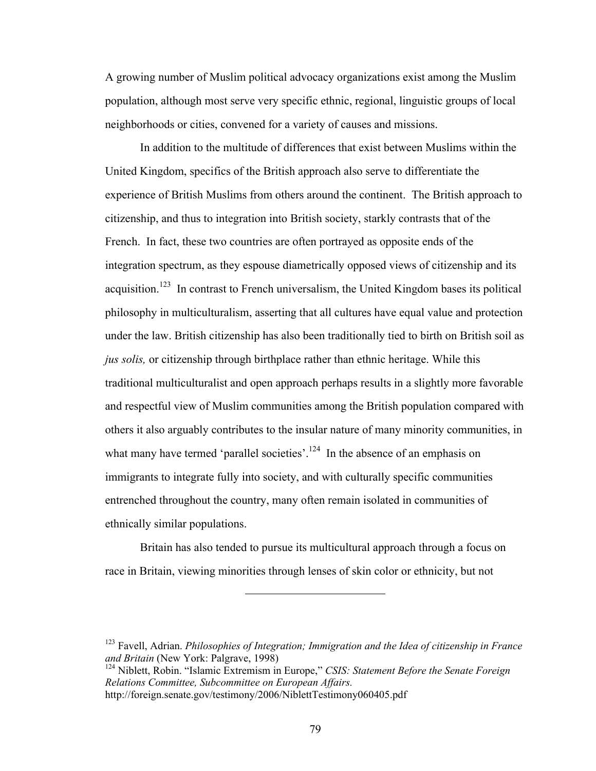A growing number of Muslim political advocacy organizations exist among the Muslim population, although most serve very specific ethnic, regional, linguistic groups of local neighborhoods or cities, convened for a variety of causes and missions.

In addition to the multitude of differences that exist between Muslims within the United Kingdom, specifics of the British approach also serve to differentiate the experience of British Muslims from others around the continent. The British approach to citizenship, and thus to integration into British society, starkly contrasts that of the French. In fact, these two countries are often portrayed as opposite ends of the integration spectrum, as they espouse diametrically opposed views of citizenship and its acquisition.[123] In contrast to French universalism, the United Kingdom bases its political philosophy in multiculturalism, asserting that all cultures have equal value and protection under the law. British citizenship has also been traditionally tied to birth on British soil as *jus solis,* or citizenship through birthplace rather than ethnic heritage. While this traditional multiculturalist and open approach perhaps results in a slightly more favorable and respectful view of Muslim communities among the British population compared with others it also arguably contributes to the insular nature of many minority communities, in what many have termed 'parallel societies'.[124] In the absence of an emphasis on immigrants to integrate fully into society, and with culturally specific communities entrenched throughout the country, many often remain isolated in communities of ethnically similar populations.

Britain has also tended to pursue its multicultural approach through a focus on race in Britain, viewing minorities through lenses of skin color or ethnicity, but not

---

[123] Favell, Adrian. *Philosophies of Integration; Immigration and the Idea of citizenship in France and Britain* (New York: Palgrave, 1998)

[124] Niblett, Robin. "Islamic Extremism in Europe," *CSIS: Statement Before the Senate Foreign Relations Committee, Subcommittee on European Affairs.* http://foreign.senate.gov/testimony/2006/NiblettTestimony060405.pdf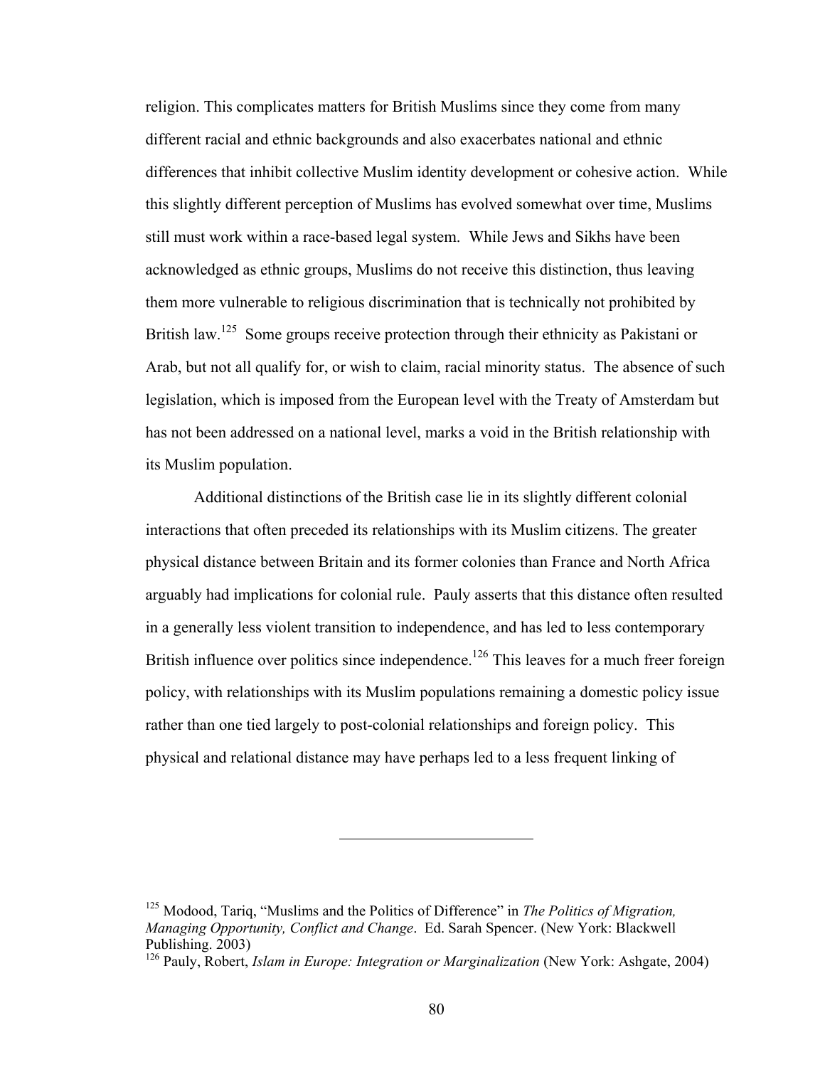religion. This complicates matters for British Muslims since they come from many different racial and ethnic backgrounds and also exacerbates national and ethnic differences that inhibit collective Muslim identity development or cohesive action. While this slightly different perception of Muslims has evolved somewhat over time, Muslims still must work within a race-based legal system. While Jews and Sikhs have been acknowledged as ethnic groups, Muslims do not receive this distinction, thus leaving them more vulnerable to religious discrimination that is technically not prohibited by British law.[125] Some groups receive protection through their ethnicity as Pakistani or Arab, but not all qualify for, or wish to claim, racial minority status. The absence of such legislation, which is imposed from the European level with the Treaty of Amsterdam but has not been addressed on a national level, marks a void in the British relationship with its Muslim population.

Additional distinctions of the British case lie in its slightly different colonial interactions that often preceded its relationships with its Muslim citizens. The greater physical distance between Britain and its former colonies than France and North Africa arguably had implications for colonial rule. Pauly asserts that this distance often resulted in a generally less violent transition to independence, and has led to less contemporary British influence over politics since independence.[126] This leaves for a much freer foreign policy, with relationships with its Muslim populations remaining a domestic policy issue rather than one tied largely to post-colonial relationships and foreign policy. This physical and relational distance may have perhaps led to a less frequent linking of

---

[125] Modood, Tariq, "Muslims and the Politics of Difference" in *The Politics of Migration, Managing Opportunity, Conflict and Change*. Ed. Sarah Spencer. (New York: Blackwell Publishing. 2003)

[126] Pauly, Robert, *Islam in Europe: Integration or Marginalization* (New York: Ashgate, 2004)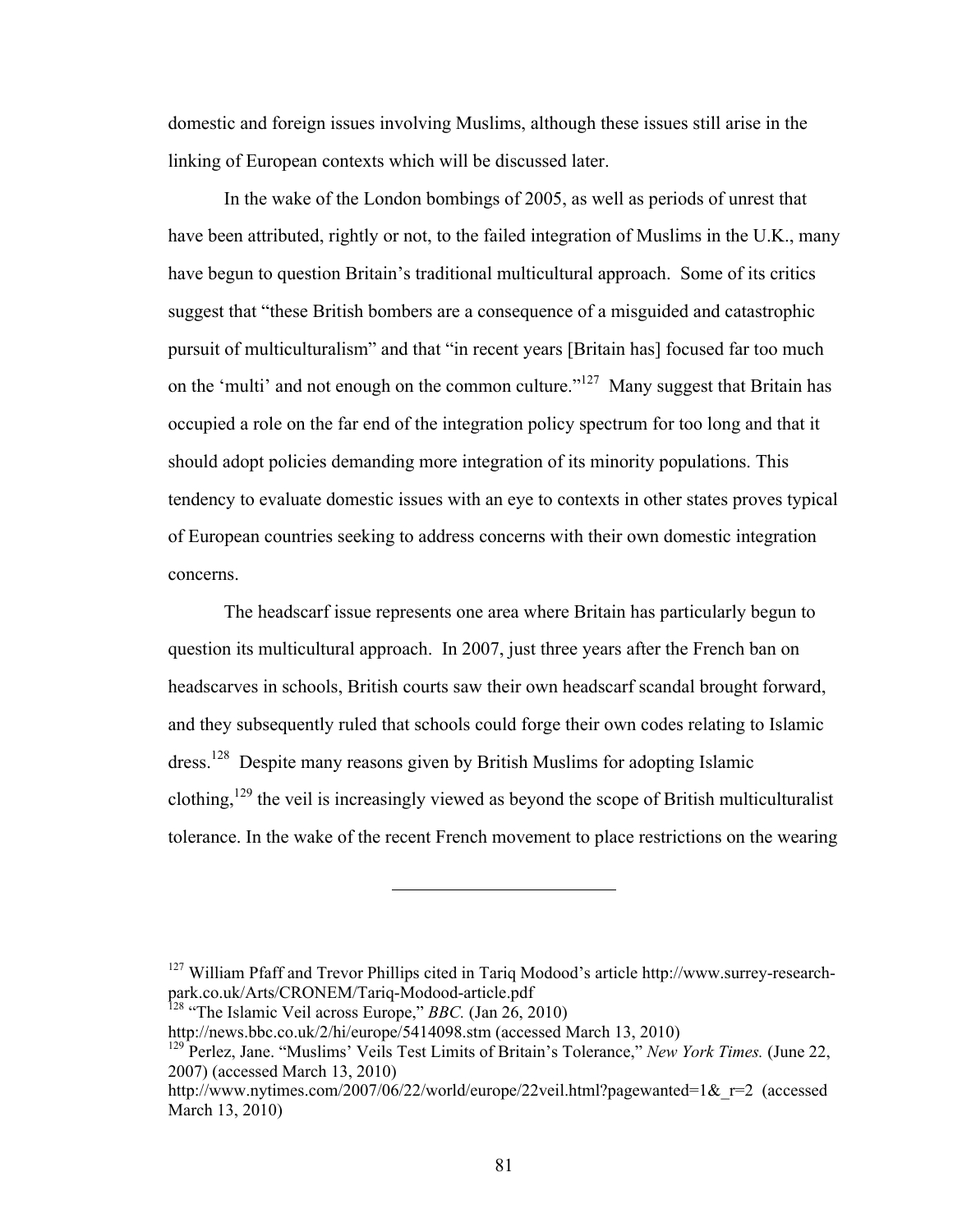domestic and foreign issues involving Muslims, although these issues still arise in the linking of European contexts which will be discussed later.

In the wake of the London bombings of 2005, as well as periods of unrest that have been attributed, rightly or not, to the failed integration of Muslims in the U.K., many have begun to question Britain's traditional multicultural approach. Some of its critics suggest that "these British bombers are a consequence of a misguided and catastrophic pursuit of multiculturalism" and that "in recent years [Britain has] focused far too much on the 'multi' and not enough on the common culture."[127] Many suggest that Britain has occupied a role on the far end of the integration policy spectrum for too long and that it should adopt policies demanding more integration of its minority populations. This tendency to evaluate domestic issues with an eye to contexts in other states proves typical of European countries seeking to address concerns with their own domestic integration concerns.

The headscarf issue represents one area where Britain has particularly begun to question its multicultural approach. In 2007, just three years after the French ban on headscarves in schools, British courts saw their own headscarf scandal brought forward, and they subsequently ruled that schools could forge their own codes relating to Islamic dress.[128] Despite many reasons given by British Muslims for adopting Islamic clothing,[129] the veil is increasingly viewed as beyond the scope of British multiculturalist tolerance. In the wake of the recent French movement to place restrictions on the wearing

---

[127] William Pfaff and Trevor Phillips cited in Tariq Modood's article http://www.surrey-research-park.co.uk/Arts/CRONEM/Tariq-Modood-article.pdf

[128] "The Islamic Veil across Europe," *BBC.* (Jan 26, 2010) http://news.bbc.co.uk/2/hi/europe/5414098.stm (accessed March 13, 2010)

[129] Perlez, Jane. "Muslims' Veils Test Limits of Britain's Tolerance," *New York Times.* (June 22, 2007) (accessed March 13, 2010) http://www.nytimes.com/2007/06/22/world/europe/22veil.html?pagewanted=1&_r=2 (accessed March 13, 2010)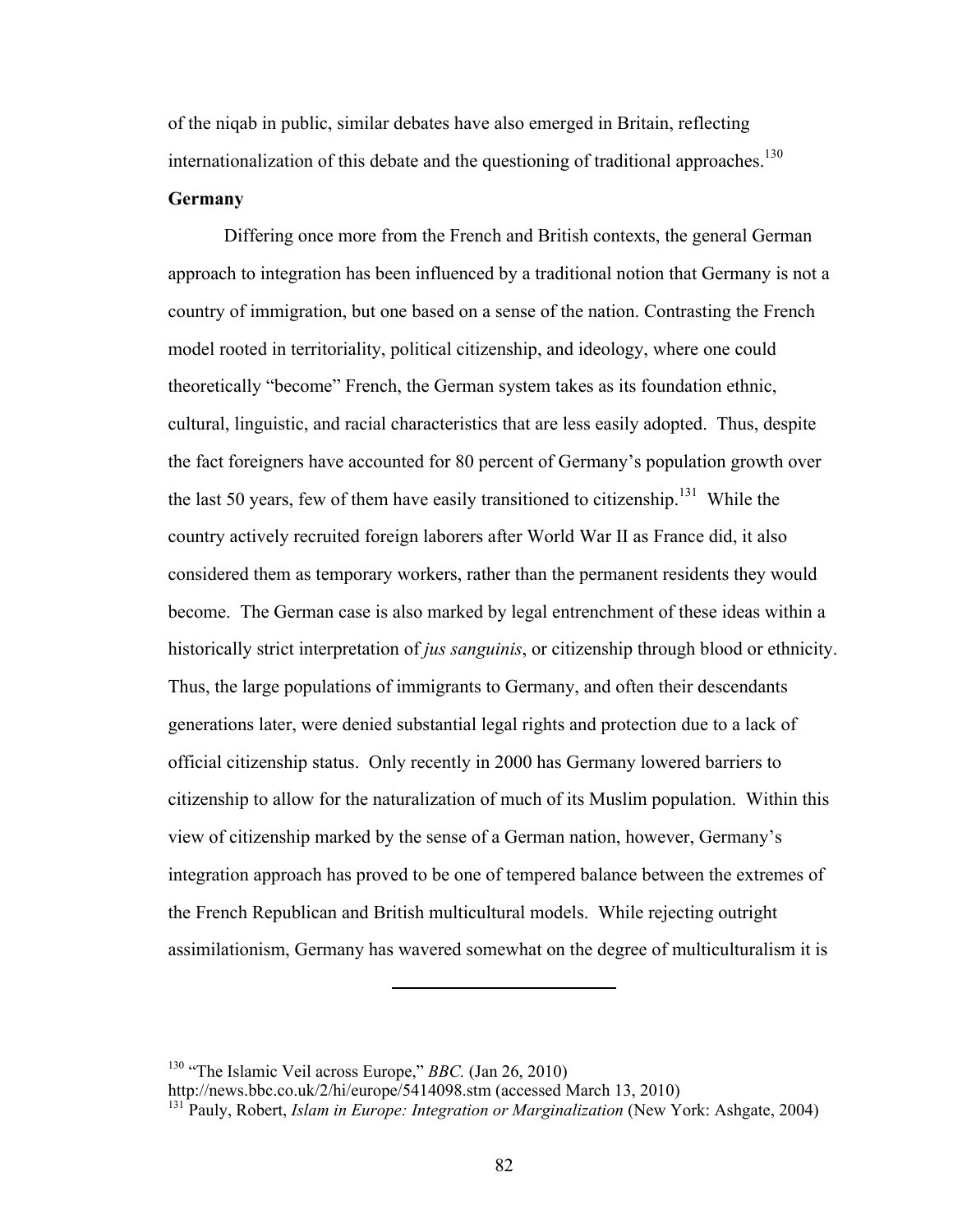of the niqab in public, similar debates have also emerged in Britain, reflecting internationalization of this debate and the questioning of traditional approaches.[130]

**Germany**

Differing once more from the French and British contexts, the general German approach to integration has been influenced by a traditional notion that Germany is not a country of immigration, but one based on a sense of the nation. Contrasting the French model rooted in territoriality, political citizenship, and ideology, where one could theoretically "become" French, the German system takes as its foundation ethnic, cultural, linguistic, and racial characteristics that are less easily adopted. Thus, despite the fact foreigners have accounted for 80 percent of Germany's population growth over the last 50 years, few of them have easily transitioned to citizenship.[131] While the country actively recruited foreign laborers after World War II as France did, it also considered them as temporary workers, rather than the permanent residents they would become. The German case is also marked by legal entrenchment of these ideas within a historically strict interpretation of *jus sanguinis*, or citizenship through blood or ethnicity. Thus, the large populations of immigrants to Germany, and often their descendants generations later, were denied substantial legal rights and protection due to a lack of official citizenship status. Only recently in 2000 has Germany lowered barriers to citizenship to allow for the naturalization of much of its Muslim population. Within this view of citizenship marked by the sense of a German nation, however, Germany's integration approach has proved to be one of tempered balance between the extremes of the French Republican and British multicultural models. While rejecting outright assimilationism, Germany has wavered somewhat on the degree of multiculturalism it is

---

[130] "The Islamic Veil across Europe," *BBC.* (Jan 26, 2010) http://news.bbc.co.uk/2/hi/europe/5414098.stm (accessed March 13, 2010)

[131] Pauly, Robert, *Islam in Europe: Integration or Marginalization* (New York: Ashgate, 2004)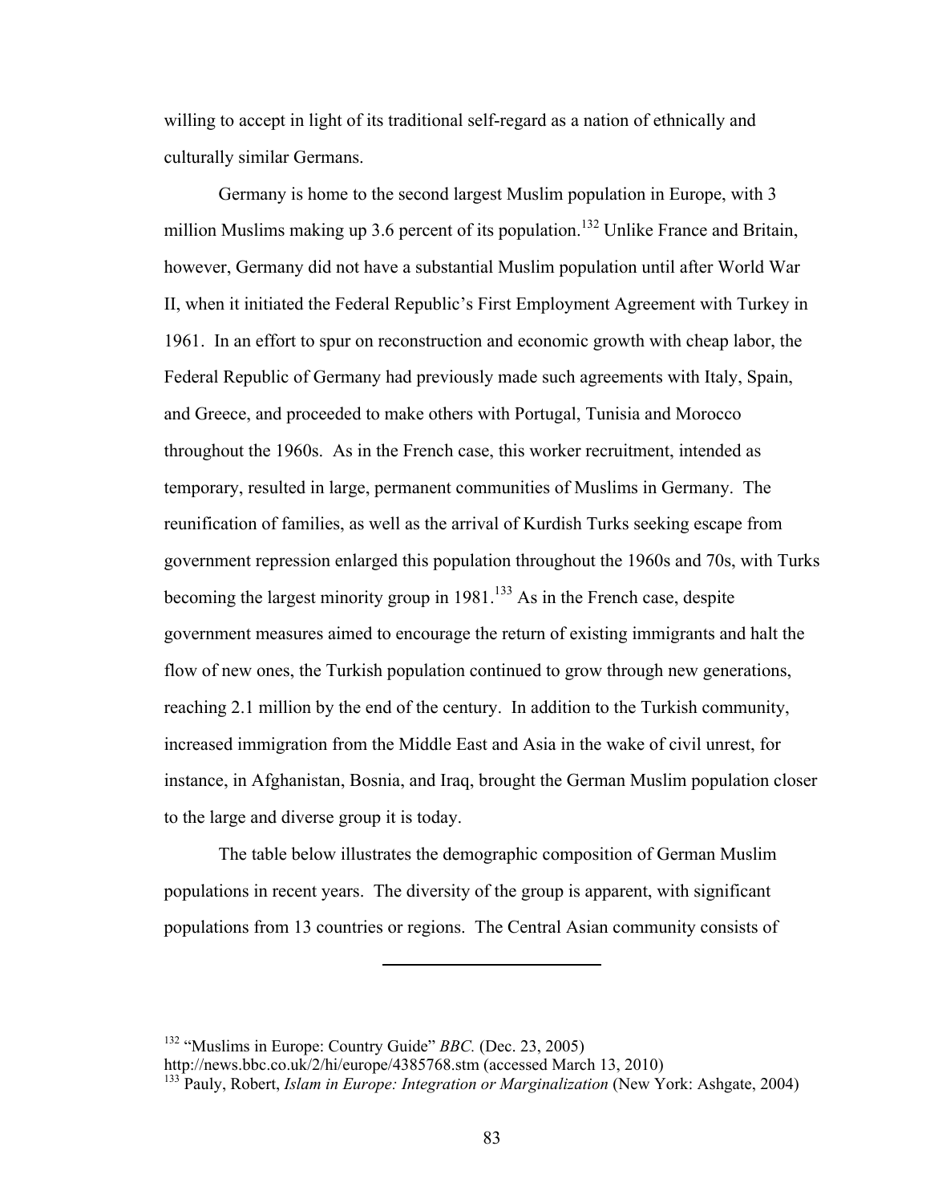willing to accept in light of its traditional self-regard as a nation of ethnically and culturally similar Germans.

Germany is home to the second largest Muslim population in Europe, with 3 million Muslims making up 3.6 percent of its population.[132] Unlike France and Britain, however, Germany did not have a substantial Muslim population until after World War II, when it initiated the Federal Republic's First Employment Agreement with Turkey in 1961. In an effort to spur on reconstruction and economic growth with cheap labor, the Federal Republic of Germany had previously made such agreements with Italy, Spain, and Greece, and proceeded to make others with Portugal, Tunisia and Morocco throughout the 1960s. As in the French case, this worker recruitment, intended as temporary, resulted in large, permanent communities of Muslims in Germany. The reunification of families, as well as the arrival of Kurdish Turks seeking escape from government repression enlarged this population throughout the 1960s and 70s, with Turks becoming the largest minority group in 1981.[133] As in the French case, despite government measures aimed to encourage the return of existing immigrants and halt the flow of new ones, the Turkish population continued to grow through new generations, reaching 2.1 million by the end of the century. In addition to the Turkish community, increased immigration from the Middle East and Asia in the wake of civil unrest, for instance, in Afghanistan, Bosnia, and Iraq, brought the German Muslim population closer to the large and diverse group it is today.

The table below illustrates the demographic composition of German Muslim populations in recent years. The diversity of the group is apparent, with significant populations from 13 countries or regions. The Central Asian community consists of

---

[132] "Muslims in Europe: Country Guide" *BBC.* (Dec. 23, 2005) http://news.bbc.co.uk/2/hi/europe/4385768.stm (accessed March 13, 2010)

[133] Pauly, Robert, *Islam in Europe: Integration or Marginalization* (New York: Ashgate, 2004)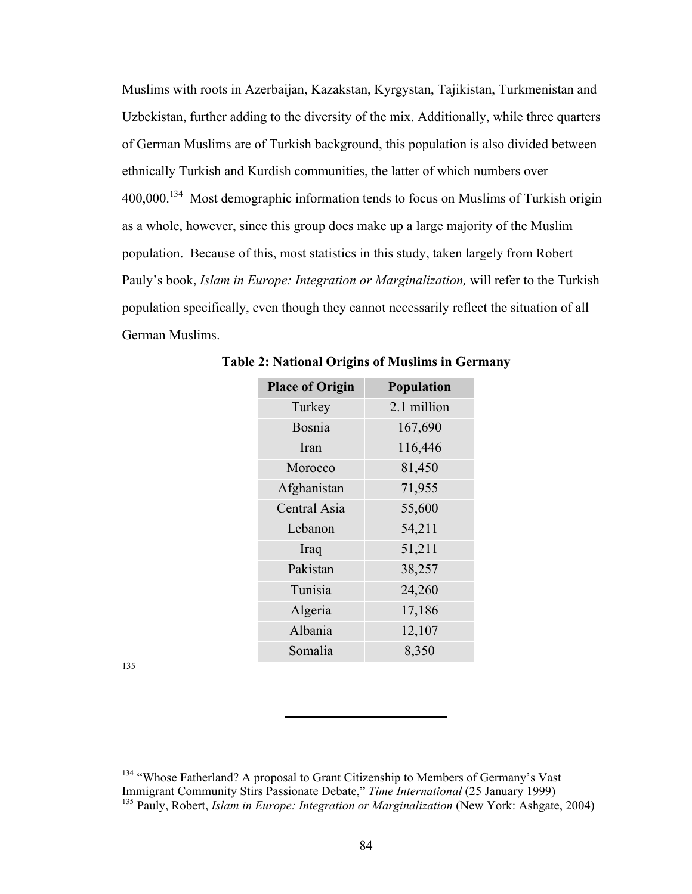Muslims with roots in Azerbaijan, Kazakstan, Kyrgystan, Tajikistan, Turkmenistan and Uzbekistan, further adding to the diversity of the mix. Additionally, while three quarters of German Muslims are of Turkish background, this population is also divided between ethnically Turkish and Kurdish communities, the latter of which numbers over 400,000.[134] Most demographic information tends to focus on Muslims of Turkish origin as a whole, however, since this group does make up a large majority of the Muslim population. Because of this, most statistics in this study, taken largely from Robert Pauly's book, *Islam in Europe: Integration or Marginalization,* will refer to the Turkish population specifically, even though they cannot necessarily reflect the situation of all German Muslims.

**Table 2: National Origins of Muslims in Germany**

| Place of Origin | Population |
|---|---|
| Turkey | 2.1 million |
| Bosnia | 167,690 |
| Iran | 116,446 |
| Morocco | 81,450 |
| Afghanistan | 71,955 |
| Central Asia | 55,600 |
| Lebanon | 54,211 |
| Iraq | 51,211 |
| Pakistan | 38,257 |
| Tunisia | 24,260 |
| Algeria | 17,186 |
| Albania | 12,107 |
| Somalia | 8,350 |

[135]

---

[134] "Whose Fatherland? A proposal to Grant Citizenship to Members of Germany's Vast Immigrant Community Stirs Passionate Debate," *Time International* (25 January 1999)

[135] Pauly, Robert, *Islam in Europe: Integration or Marginalization* (New York: Ashgate, 2004)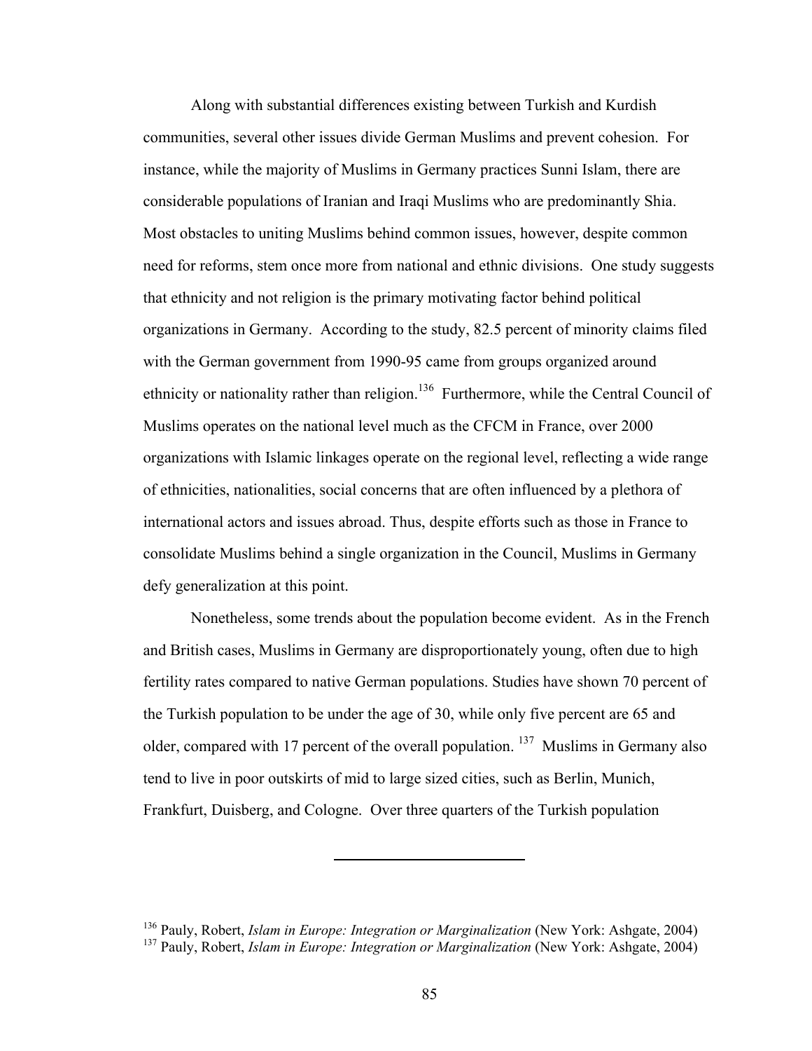Along with substantial differences existing between Turkish and Kurdish communities, several other issues divide German Muslims and prevent cohesion. For instance, while the majority of Muslims in Germany practices Sunni Islam, there are considerable populations of Iranian and Iraqi Muslims who are predominantly Shia. Most obstacles to uniting Muslims behind common issues, however, despite common need for reforms, stem once more from national and ethnic divisions. One study suggests that ethnicity and not religion is the primary motivating factor behind political organizations in Germany. According to the study, 82.5 percent of minority claims filed with the German government from 1990-95 came from groups organized around ethnicity or nationality rather than religion.[136] Furthermore, while the Central Council of Muslims operates on the national level much as the CFCM in France, over 2000 organizations with Islamic linkages operate on the regional level, reflecting a wide range of ethnicities, nationalities, social concerns that are often influenced by a plethora of international actors and issues abroad. Thus, despite efforts such as those in France to consolidate Muslims behind a single organization in the Council, Muslims in Germany defy generalization at this point.

Nonetheless, some trends about the population become evident. As in the French and British cases, Muslims in Germany are disproportionately young, often due to high fertility rates compared to native German populations. Studies have shown 70 percent of the Turkish population to be under the age of 30, while only five percent are 65 and older, compared with 17 percent of the overall population.[137] Muslims in Germany also tend to live in poor outskirts of mid to large sized cities, such as Berlin, Munich, Frankfurt, Duisberg, and Cologne. Over three quarters of the Turkish population

---

[136] Pauly, Robert, *Islam in Europe: Integration or Marginalization* (New York: Ashgate, 2004)
[137] Pauly, Robert, *Islam in Europe: Integration or Marginalization* (New York: Ashgate, 2004)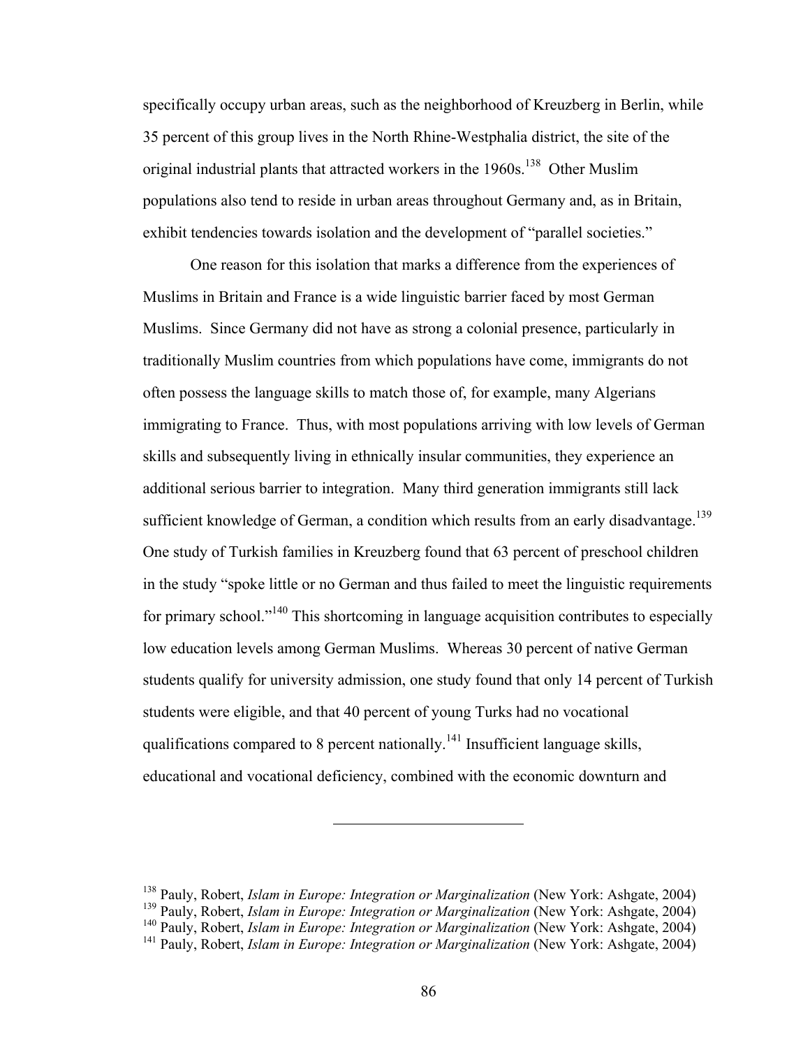specifically occupy urban areas, such as the neighborhood of Kreuzberg in Berlin, while 35 percent of this group lives in the North Rhine-Westphalia district, the site of the original industrial plants that attracted workers in the 1960s.[138] Other Muslim populations also tend to reside in urban areas throughout Germany and, as in Britain, exhibit tendencies towards isolation and the development of "parallel societies."

One reason for this isolation that marks a difference from the experiences of Muslims in Britain and France is a wide linguistic barrier faced by most German Muslims. Since Germany did not have as strong a colonial presence, particularly in traditionally Muslim countries from which populations have come, immigrants do not often possess the language skills to match those of, for example, many Algerians immigrating to France. Thus, with most populations arriving with low levels of German skills and subsequently living in ethnically insular communities, they experience an additional serious barrier to integration. Many third generation immigrants still lack sufficient knowledge of German, a condition which results from an early disadvantage.[139] One study of Turkish families in Kreuzberg found that 63 percent of preschool children in the study "spoke little or no German and thus failed to meet the linguistic requirements for primary school."[140] This shortcoming in language acquisition contributes to especially low education levels among German Muslims. Whereas 30 percent of native German students qualify for university admission, one study found that only 14 percent of Turkish students were eligible, and that 40 percent of young Turks had no vocational qualifications compared to 8 percent nationally.[141] Insufficient language skills, educational and vocational deficiency, combined with the economic downturn and

---

[138] Pauly, Robert, *Islam in Europe: Integration or Marginalization* (New York: Ashgate, 2004)
[139] Pauly, Robert, *Islam in Europe: Integration or Marginalization* (New York: Ashgate, 2004)
[140] Pauly, Robert, *Islam in Europe: Integration or Marginalization* (New York: Ashgate, 2004)
[141] Pauly, Robert, *Islam in Europe: Integration or Marginalization* (New York: Ashgate, 2004)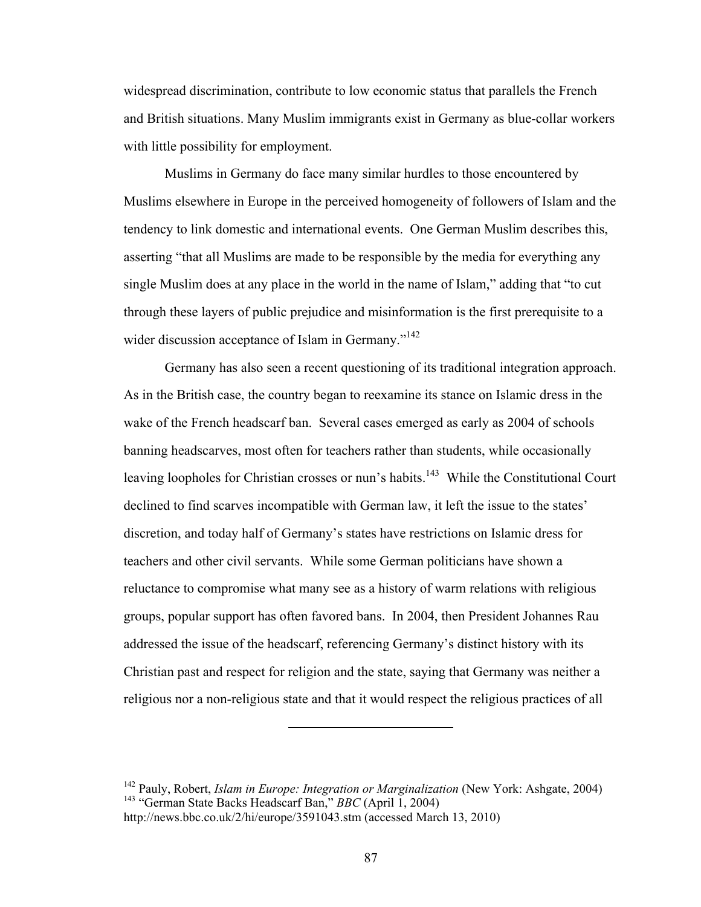widespread discrimination, contribute to low economic status that parallels the French and British situations. Many Muslim immigrants exist in Germany as blue-collar workers with little possibility for employment.

Muslims in Germany do face many similar hurdles to those encountered by Muslims elsewhere in Europe in the perceived homogeneity of followers of Islam and the tendency to link domestic and international events. One German Muslim describes this, asserting "that all Muslims are made to be responsible by the media for everything any single Muslim does at any place in the world in the name of Islam," adding that "to cut through these layers of public prejudice and misinformation is the first prerequisite to a wider discussion acceptance of Islam in Germany."[142]

Germany has also seen a recent questioning of its traditional integration approach. As in the British case, the country began to reexamine its stance on Islamic dress in the wake of the French headscarf ban. Several cases emerged as early as 2004 of schools banning headscarves, most often for teachers rather than students, while occasionally leaving loopholes for Christian crosses or nun's habits.[143] While the Constitutional Court declined to find scarves incompatible with German law, it left the issue to the states' discretion, and today half of Germany's states have restrictions on Islamic dress for teachers and other civil servants. While some German politicians have shown a reluctance to compromise what many see as a history of warm relations with religious groups, popular support has often favored bans. In 2004, then President Johannes Rau addressed the issue of the headscarf, referencing Germany's distinct history with its Christian past and respect for religion and the state, saying that Germany was neither a religious nor a non-religious state and that it would respect the religious practices of all

---

[142] Pauly, Robert, *Islam in Europe: Integration or Marginalization* (New York: Ashgate, 2004)

[143] "German State Backs Headscarf Ban," *BBC* (April 1, 2004) http://news.bbc.co.uk/2/hi/europe/3591043.stm (accessed March 13, 2010)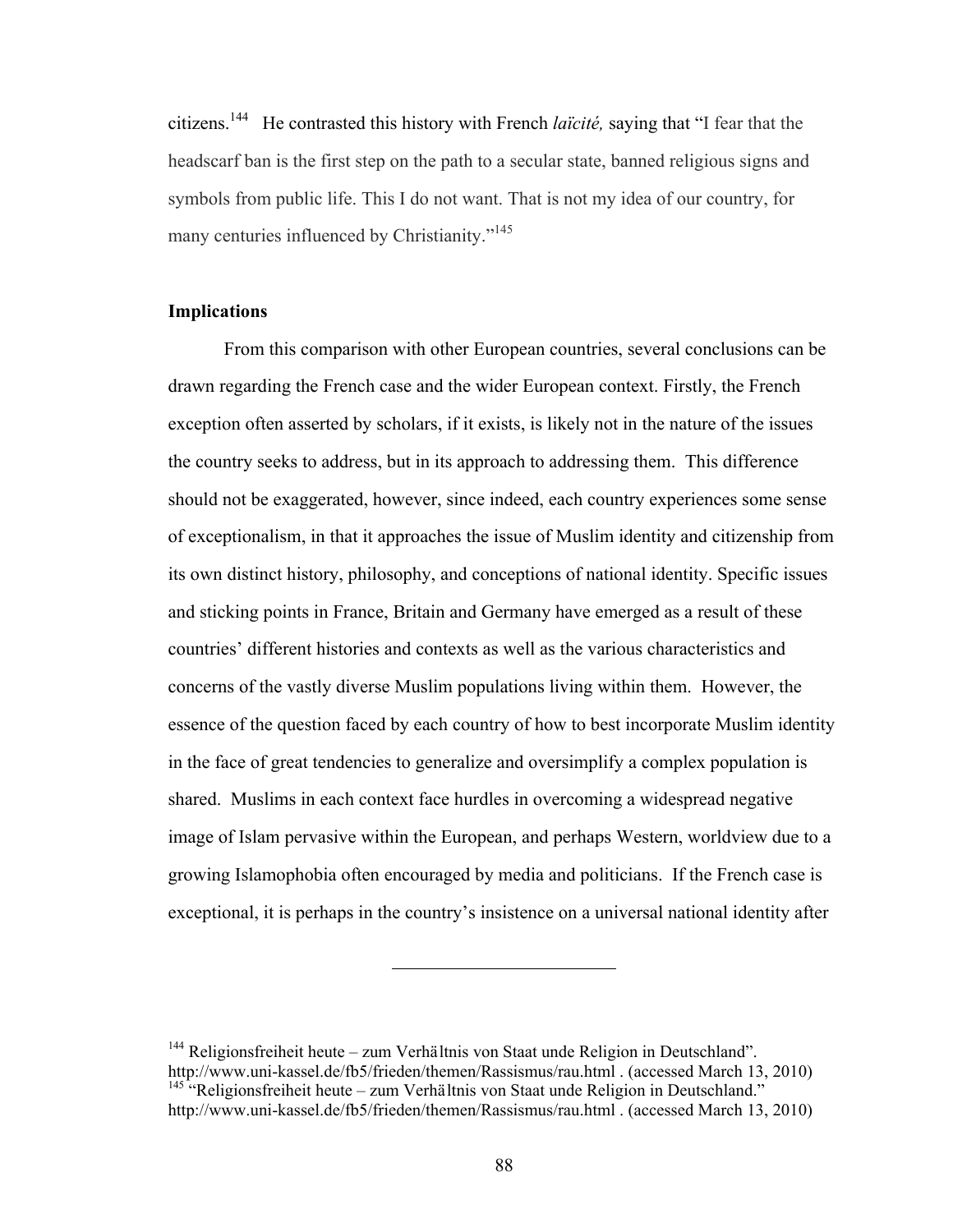citizens.[144] He contrasted this history with French *laïcité,* saying that "I fear that the headscarf ban is the first step on the path to a secular state, banned religious signs and symbols from public life. This I do not want. That is not my idea of our country, for many centuries influenced by Christianity."[145]

**Implications**

From this comparison with other European countries, several conclusions can be drawn regarding the French case and the wider European context. Firstly, the French exception often asserted by scholars, if it exists, is likely not in the nature of the issues the country seeks to address, but in its approach to addressing them. This difference should not be exaggerated, however, since indeed, each country experiences some sense of exceptionalism, in that it approaches the issue of Muslim identity and citizenship from its own distinct history, philosophy, and conceptions of national identity. Specific issues and sticking points in France, Britain and Germany have emerged as a result of these countries' different histories and contexts as well as the various characteristics and concerns of the vastly diverse Muslim populations living within them. However, the essence of the question faced by each country of how to best incorporate Muslim identity in the face of great tendencies to generalize and oversimplify a complex population is shared. Muslims in each context face hurdles in overcoming a widespread negative image of Islam pervasive within the European, and perhaps Western, worldview due to a growing Islamophobia often encouraged by media and politicians. If the French case is exceptional, it is perhaps in the country's insistence on a universal national identity after

---

[144] Religionsfreiheit heute – zum Verhältnis von Staat unde Religion in Deutschland". http://www.uni-kassel.de/fb5/frieden/themen/Rassismus/rau.html . (accessed March 13, 2010)
[145] "Religionsfreiheit heute – zum Verhältnis von Staat unde Religion in Deutschland." http://www.uni-kassel.de/fb5/frieden/themen/Rassismus/rau.html . (accessed March 13, 2010)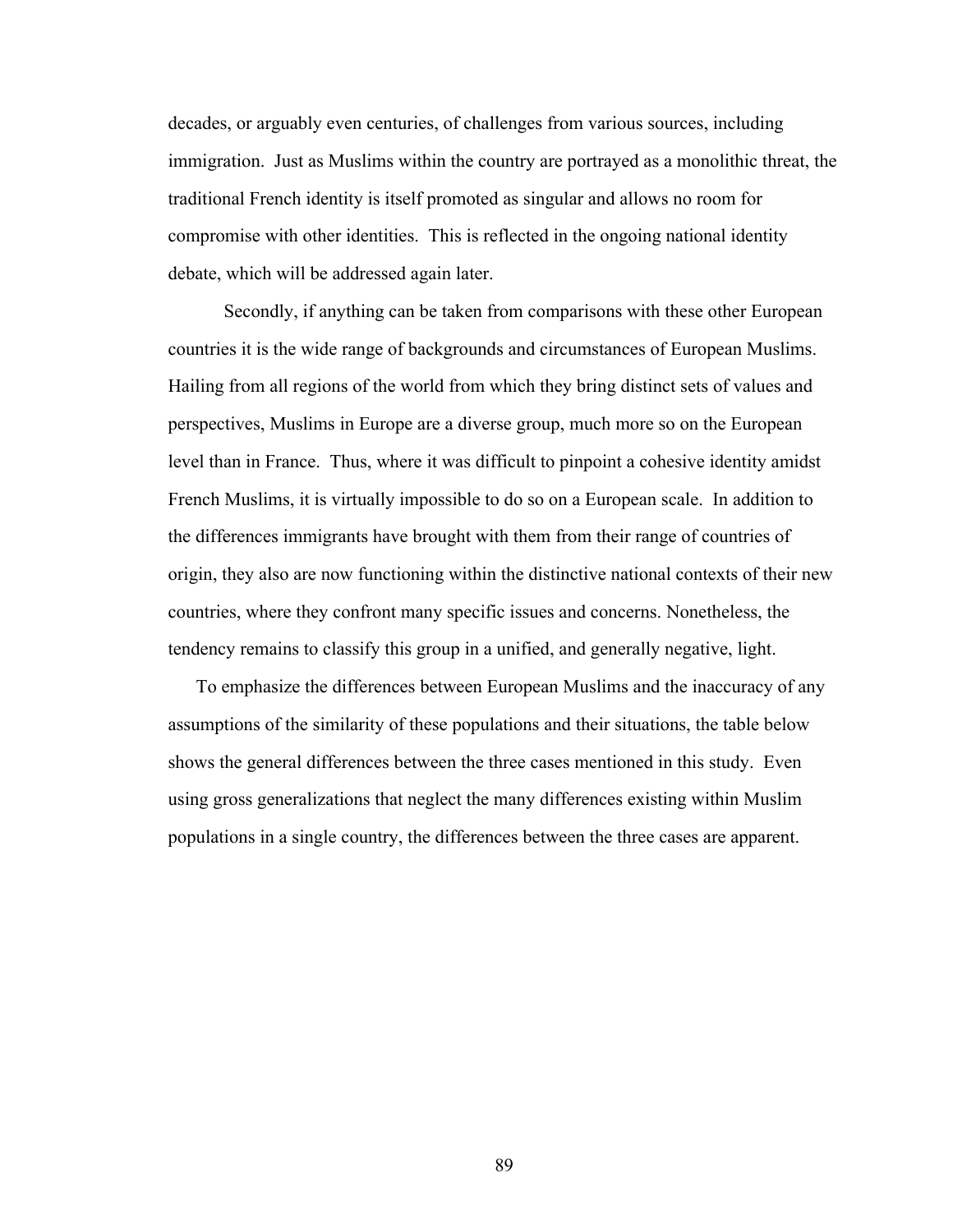decades, or arguably even centuries, of challenges from various sources, including immigration. Just as Muslims within the country are portrayed as a monolithic threat, the traditional French identity is itself promoted as singular and allows no room for compromise with other identities. This is reflected in the ongoing national identity debate, which will be addressed again later.

Secondly, if anything can be taken from comparisons with these other European countries it is the wide range of backgrounds and circumstances of European Muslims. Hailing from all regions of the world from which they bring distinct sets of values and perspectives, Muslims in Europe are a diverse group, much more so on the European level than in France. Thus, where it was difficult to pinpoint a cohesive identity amidst French Muslims, it is virtually impossible to do so on a European scale. In addition to the differences immigrants have brought with them from their range of countries of origin, they also are now functioning within the distinctive national contexts of their new countries, where they confront many specific issues and concerns. Nonetheless, the tendency remains to classify this group in a unified, and generally negative, light.

To emphasize the differences between European Muslims and the inaccuracy of any assumptions of the similarity of these populations and their situations, the table below shows the general differences between the three cases mentioned in this study. Even using gross generalizations that neglect the many differences existing within Muslim populations in a single country, the differences between the three cases are apparent.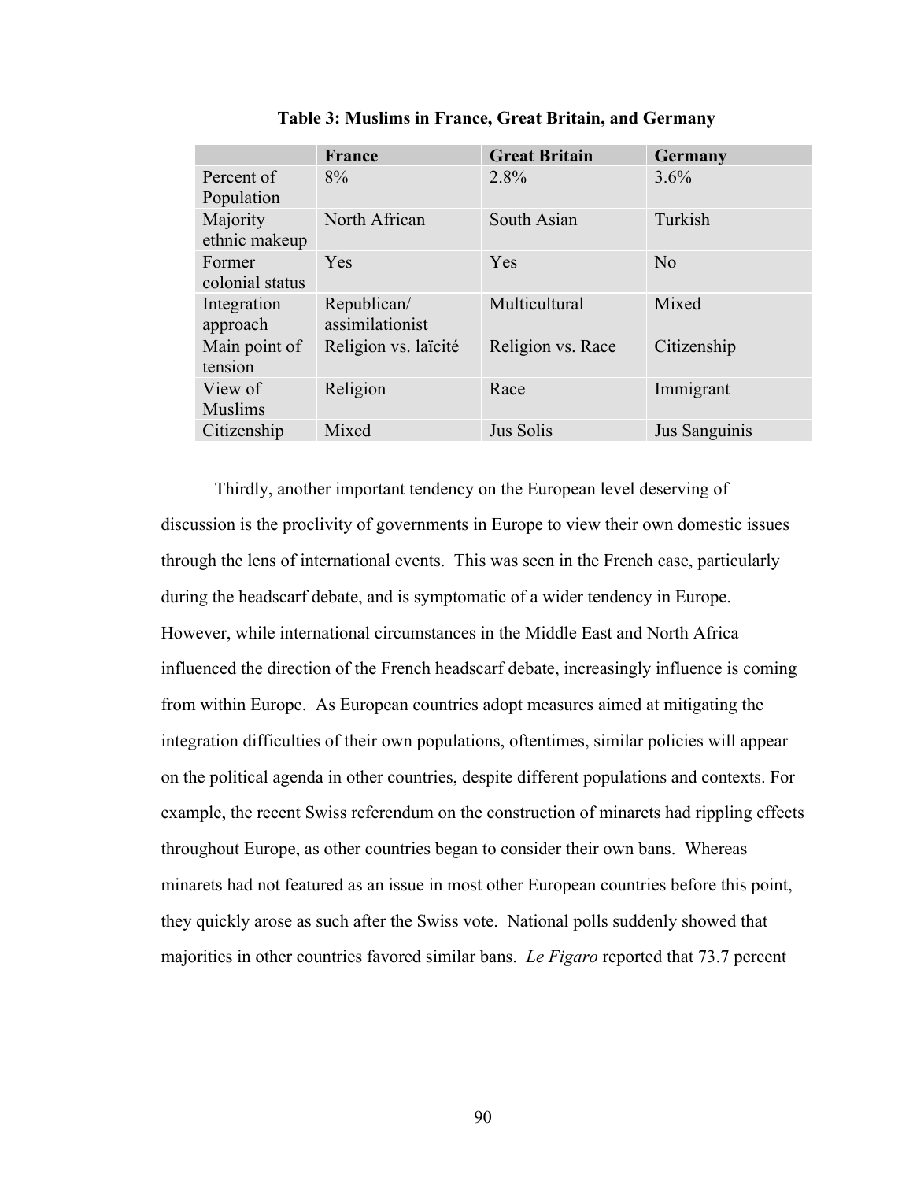**Table 3: Muslims in France, Great Britain, and Germany**

| | France | Great Britain | Germany |
|---|---|---|---|
| Percent of Population | 8% | 2.8% | 3.6% |
| Majority ethnic makeup | North African | South Asian | Turkish |
| Former colonial status | Yes | Yes | No |
| Integration approach | Republican/ assimilationist | Multicultural | Mixed |
| Main point of tension | Religion vs. laïcité | Religion vs. Race | Citizenship |
| View of Muslims | Religion | Race | Immigrant |
| Citizenship | Mixed | Jus Solis | Jus Sanguinis |

Thirdly, another important tendency on the European level deserving of discussion is the proclivity of governments in Europe to view their own domestic issues through the lens of international events. This was seen in the French case, particularly during the headscarf debate, and is symptomatic of a wider tendency in Europe. However, while international circumstances in the Middle East and North Africa influenced the direction of the French headscarf debate, increasingly influence is coming from within Europe. As European countries adopt measures aimed at mitigating the integration difficulties of their own populations, oftentimes, similar policies will appear on the political agenda in other countries, despite different populations and contexts. For example, the recent Swiss referendum on the construction of minarets had rippling effects throughout Europe, as other countries began to consider their own bans. Whereas minarets had not featured as an issue in most other European countries before this point, they quickly arose as such after the Swiss vote. National polls suddenly showed that majorities in other countries favored similar bans. *Le Figaro* reported that 73.7 percent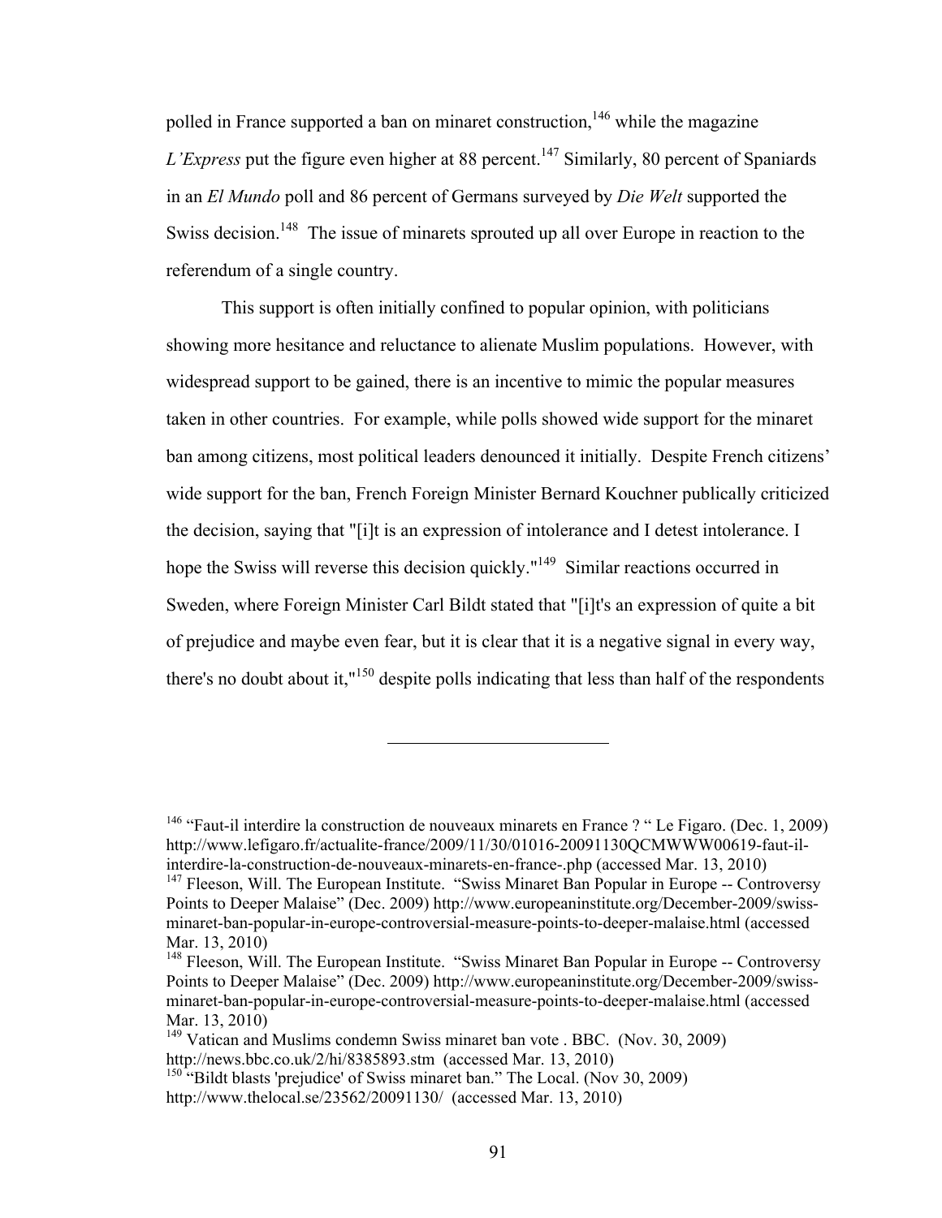polled in France supported a ban on minaret construction,[146] while the magazine *L'Express* put the figure even higher at 88 percent.[147] Similarly, 80 percent of Spaniards in an *El Mundo* poll and 86 percent of Germans surveyed by *Die Welt* supported the Swiss decision.[148] The issue of minarets sprouted up all over Europe in reaction to the referendum of a single country.

This support is often initially confined to popular opinion, with politicians showing more hesitance and reluctance to alienate Muslim populations. However, with widespread support to be gained, there is an incentive to mimic the popular measures taken in other countries. For example, while polls showed wide support for the minaret ban among citizens, most political leaders denounced it initially. Despite French citizens' wide support for the ban, French Foreign Minister Bernard Kouchner publically criticized the decision, saying that "[i]t is an expression of intolerance and I detest intolerance. I hope the Swiss will reverse this decision quickly."[149] Similar reactions occurred in Sweden, where Foreign Minister Carl Bildt stated that "[i]t's an expression of quite a bit of prejudice and maybe even fear, but it is clear that it is a negative signal in every way, there's no doubt about it,"[150] despite polls indicating that less than half of the respondents

---

[146] "Faut-il interdire la construction de nouveaux minarets en France ? " Le Figaro. (Dec. 1, 2009) http://www.lefigaro.fr/actualite-france/2009/11/30/01016-20091130QCMWWW00619-faut-il-interdire-la-construction-de-nouveaux-minarets-en-france-.php (accessed Mar. 13, 2010)

[147] Fleeson, Will. The European Institute. "Swiss Minaret Ban Popular in Europe -- Controversy Points to Deeper Malaise" (Dec. 2009) http://www.europeaninstitute.org/December-2009/swiss-minaret-ban-popular-in-europe-controversial-measure-points-to-deeper-malaise.html (accessed Mar. 13, 2010)

[148] Fleeson, Will. The European Institute. "Swiss Minaret Ban Popular in Europe -- Controversy Points to Deeper Malaise" (Dec. 2009) http://www.europeaninstitute.org/December-2009/swiss-minaret-ban-popular-in-europe-controversial-measure-points-to-deeper-malaise.html (accessed Mar. 13, 2010)

[149] Vatican and Muslims condemn Swiss minaret ban vote . BBC. (Nov. 30, 2009) http://news.bbc.co.uk/2/hi/8385893.stm (accessed Mar. 13, 2010)

[150] "Bildt blasts 'prejudice' of Swiss minaret ban." The Local. (Nov 30, 2009) http://www.thelocal.se/23562/20091130/ (accessed Mar. 13, 2010)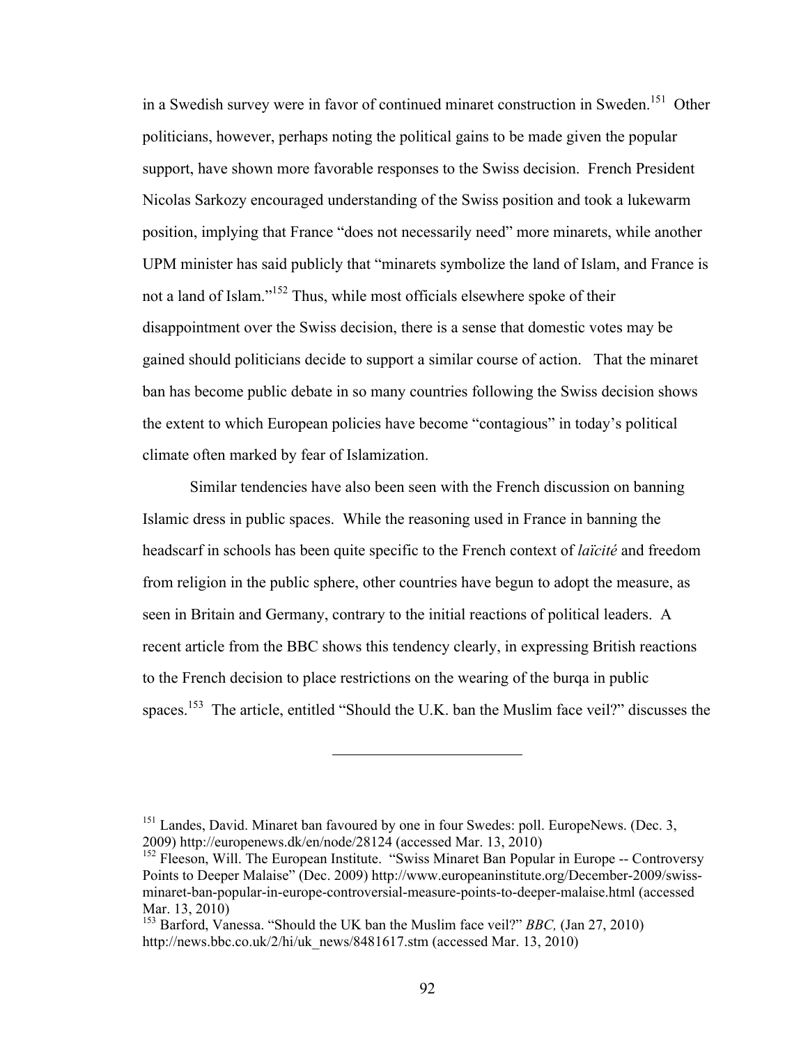in a Swedish survey were in favor of continued minaret construction in Sweden.[151] Other politicians, however, perhaps noting the political gains to be made given the popular support, have shown more favorable responses to the Swiss decision. French President Nicolas Sarkozy encouraged understanding of the Swiss position and took a lukewarm position, implying that France "does not necessarily need" more minarets, while another UPM minister has said publicly that "minarets symbolize the land of Islam, and France is not a land of Islam."[152] Thus, while most officials elsewhere spoke of their disappointment over the Swiss decision, there is a sense that domestic votes may be gained should politicians decide to support a similar course of action. That the minaret ban has become public debate in so many countries following the Swiss decision shows the extent to which European policies have become "contagious" in today's political climate often marked by fear of Islamization.

Similar tendencies have also been seen with the French discussion on banning Islamic dress in public spaces. While the reasoning used in France in banning the headscarf in schools has been quite specific to the French context of *laïcité* and freedom from religion in the public sphere, other countries have begun to adopt the measure, as seen in Britain and Germany, contrary to the initial reactions of political leaders. A recent article from the BBC shows this tendency clearly, in expressing British reactions to the French decision to place restrictions on the wearing of the burqa in public spaces.[153] The article, entitled "Should the U.K. ban the Muslim face veil?" discusses the

---

[151] Landes, David. Minaret ban favoured by one in four Swedes: poll. EuropeNews. (Dec. 3, 2009) http://europenews.dk/en/node/28124 (accessed Mar. 13, 2010)

[152] Fleeson, Will. The European Institute. "Swiss Minaret Ban Popular in Europe -- Controversy Points to Deeper Malaise" (Dec. 2009) http://www.europeaninstitute.org/December-2009/swiss-minaret-ban-popular-in-europe-controversial-measure-points-to-deeper-malaise.html (accessed Mar. 13, 2010)

[153] Barford, Vanessa. "Should the UK ban the Muslim face veil?" *BBC,* (Jan 27, 2010) http://news.bbc.co.uk/2/hi/uk_news/8481617.stm (accessed Mar. 13, 2010)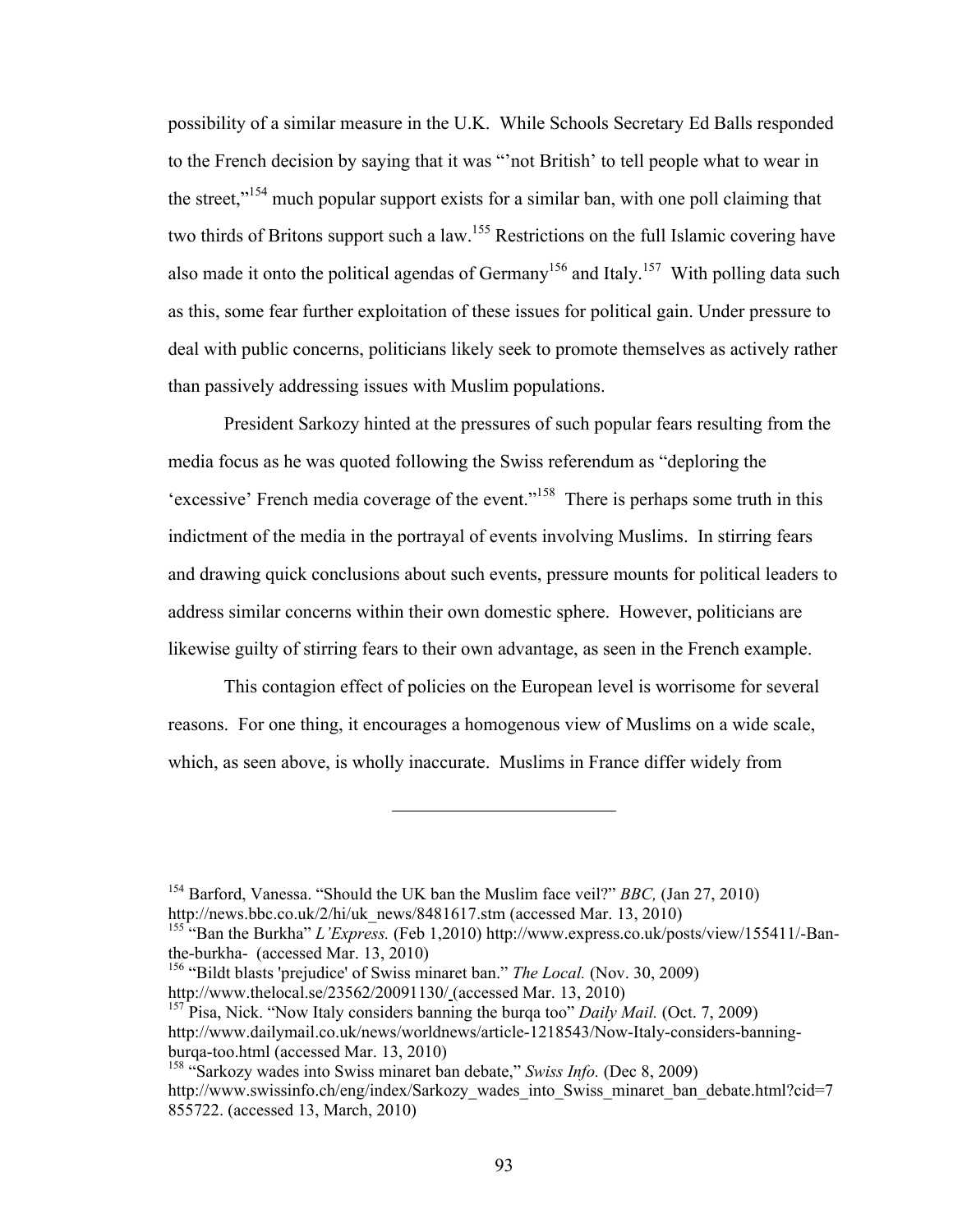possibility of a similar measure in the U.K. While Schools Secretary Ed Balls responded to the French decision by saying that it was "'not British' to tell people what to wear in the street,"[154] much popular support exists for a similar ban, with one poll claiming that two thirds of Britons support such a law.[155] Restrictions on the full Islamic covering have also made it onto the political agendas of Germany[156] and Italy.[157] With polling data such as this, some fear further exploitation of these issues for political gain. Under pressure to deal with public concerns, politicians likely seek to promote themselves as actively rather than passively addressing issues with Muslim populations.

President Sarkozy hinted at the pressures of such popular fears resulting from the media focus as he was quoted following the Swiss referendum as "deploring the 'excessive' French media coverage of the event."[158] There is perhaps some truth in this indictment of the media in the portrayal of events involving Muslims. In stirring fears and drawing quick conclusions about such events, pressure mounts for political leaders to address similar concerns within their own domestic sphere. However, politicians are likewise guilty of stirring fears to their own advantage, as seen in the French example.

This contagion effect of policies on the European level is worrisome for several reasons. For one thing, it encourages a homogenous view of Muslims on a wide scale, which, as seen above, is wholly inaccurate. Muslims in France differ widely from

---

[154] Barford, Vanessa. "Should the UK ban the Muslim face veil?" *BBC,* (Jan 27, 2010) http://news.bbc.co.uk/2/hi/uk_news/8481617.stm (accessed Mar. 13, 2010)

[155] "Ban the Burkha" *L'Express.* (Feb 1,2010) http://www.express.co.uk/posts/view/155411/-Ban-the-burkha- (accessed Mar. 13, 2010)

[156] "Bildt blasts 'prejudice' of Swiss minaret ban." *The Local.* (Nov. 30, 2009) http://www.thelocal.se/23562/20091130/ (accessed Mar. 13, 2010)

[157] Pisa, Nick. "Now Italy considers banning the burqa too" *Daily Mail.* (Oct. 7, 2009) http://www.dailymail.co.uk/news/worldnews/article-1218543/Now-Italy-considers-banning-burqa-too.html (accessed Mar. 13, 2010)

[158] "Sarkozy wades into Swiss minaret ban debate," *Swiss Info.* (Dec 8, 2009) http://www.swissinfo.ch/eng/index/Sarkozy_wades_into_Swiss_minaret_ban_debate.html?cid=7855722. (accessed 13, March, 2010)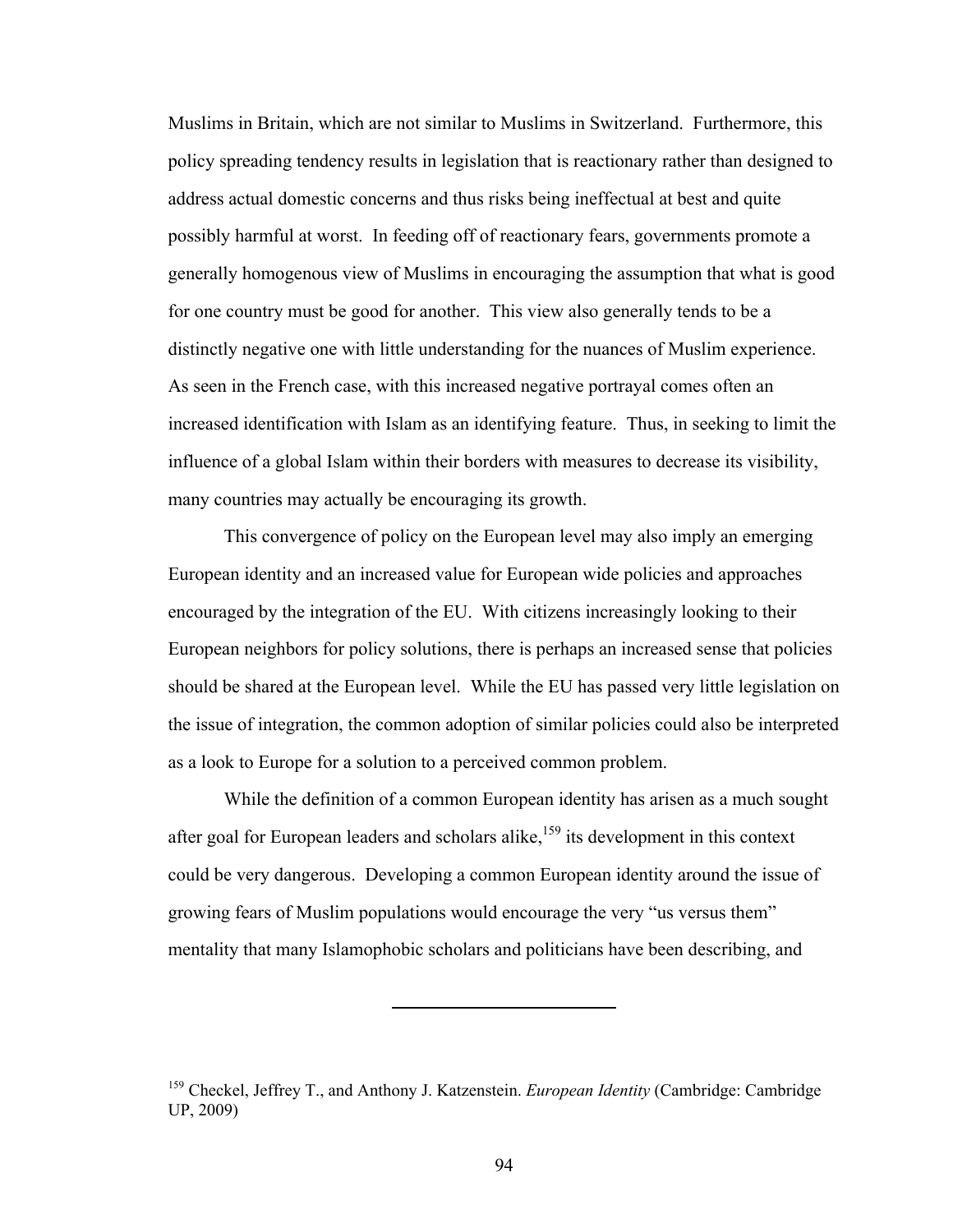Muslims in Britain, which are not similar to Muslims in Switzerland. Furthermore, this policy spreading tendency results in legislation that is reactionary rather than designed to address actual domestic concerns and thus risks being ineffectual at best and quite possibly harmful at worst. In feeding off of reactionary fears, governments promote a generally homogenous view of Muslims in encouraging the assumption that what is good for one country must be good for another. This view also generally tends to be a distinctly negative one with little understanding for the nuances of Muslim experience. As seen in the French case, with this increased negative portrayal comes often an increased identification with Islam as an identifying feature. Thus, in seeking to limit the influence of a global Islam within their borders with measures to decrease its visibility, many countries may actually be encouraging its growth.

This convergence of policy on the European level may also imply an emerging European identity and an increased value for European wide policies and approaches encouraged by the integration of the EU. With citizens increasingly looking to their European neighbors for policy solutions, there is perhaps an increased sense that policies should be shared at the European level. While the EU has passed very little legislation on the issue of integration, the common adoption of similar policies could also be interpreted as a look to Europe for a solution to a perceived common problem.

While the definition of a common European identity has arisen as a much sought after goal for European leaders and scholars alike,[159] its development in this context could be very dangerous. Developing a common European identity around the issue of growing fears of Muslim populations would encourage the very "us versus them" mentality that many Islamophobic scholars and politicians have been describing, and

---

[159] Checkel, Jeffrey T., and Anthony J. Katzenstein. *European Identity* (Cambridge: Cambridge UP, 2009)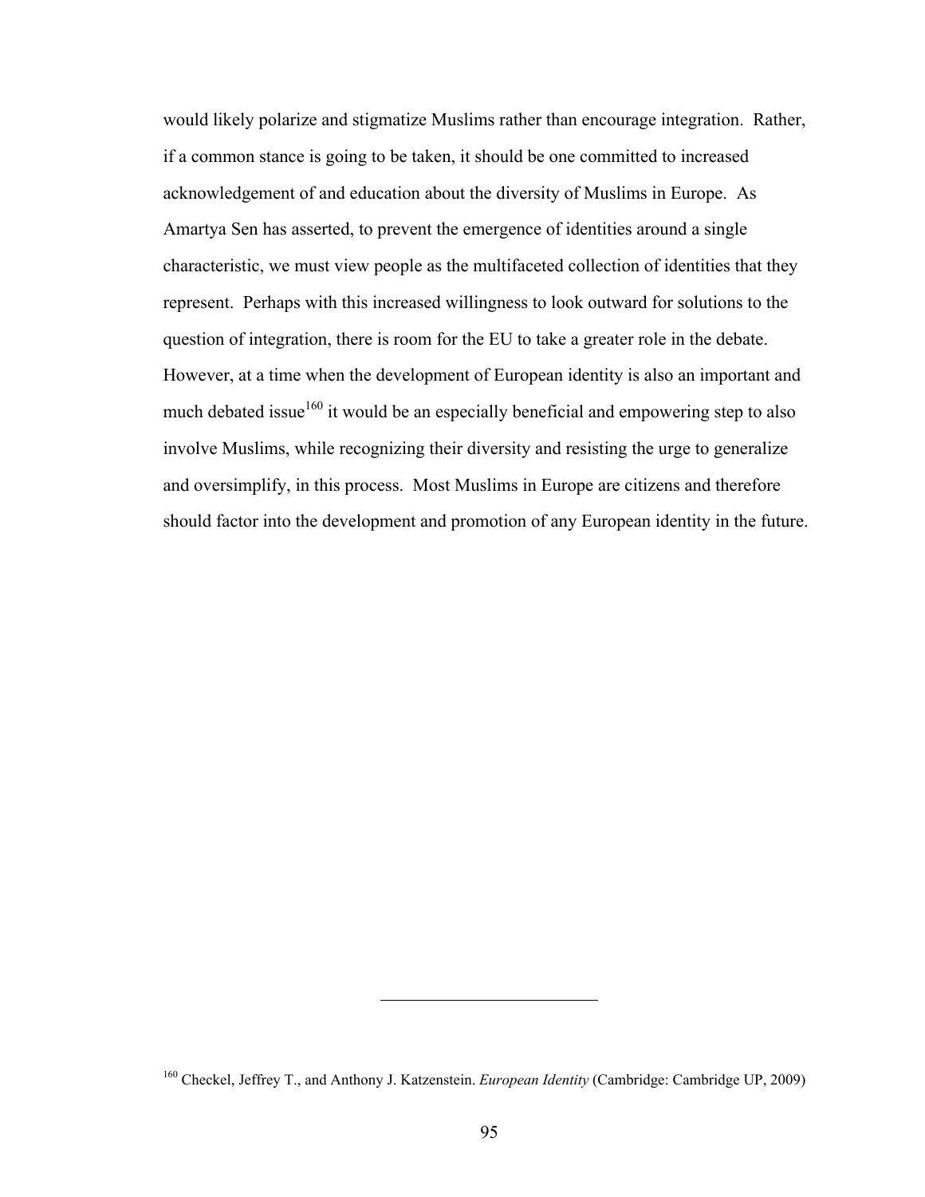would likely polarize and stigmatize Muslims rather than encourage integration. Rather, if a common stance is going to be taken, it should be one committed to increased acknowledgement of and education about the diversity of Muslims in Europe. As Amartya Sen has asserted, to prevent the emergence of identities around a single characteristic, we must view people as the multifaceted collection of identities that they represent. Perhaps with this increased willingness to look outward for solutions to the question of integration, there is room for the EU to take a greater role in the debate. However, at a time when the development of European identity is also an important and much debated issue[160] it would be an especially beneficial and empowering step to also involve Muslims, while recognizing their diversity and resisting the urge to generalize and oversimplify, in this process. Most Muslims in Europe are citizens and therefore should factor into the development and promotion of any European identity in the future.

---

[160] Checkel, Jeffrey T., and Anthony J. Katzenstein. *European Identity* (Cambridge: Cambridge UP, 2009)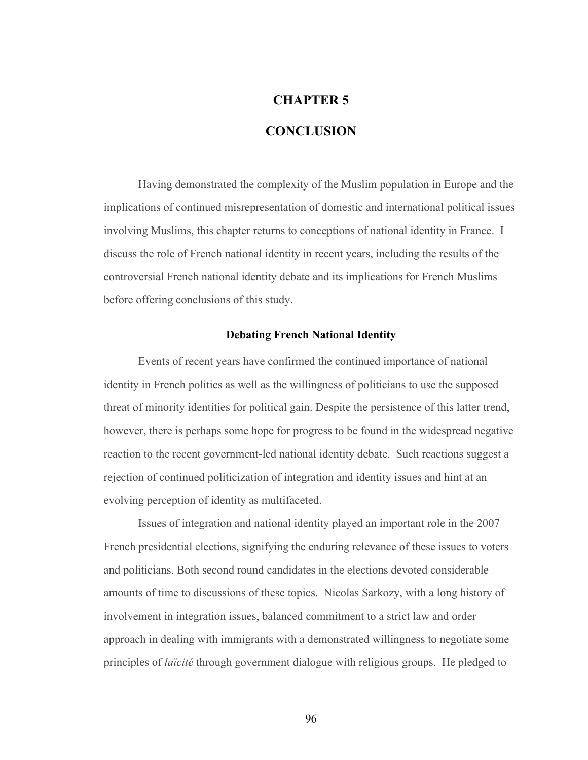# CHAPTER 5

# CONCLUSION

Having demonstrated the complexity of the Muslim population in Europe and the implications of continued misrepresentation of domestic and international political issues involving Muslims, this chapter returns to conceptions of national identity in France. I discuss the role of French national identity in recent years, including the results of the controversial French national identity debate and its implications for French Muslims before offering conclusions of this study.

### Debating French National Identity

Events of recent years have confirmed the continued importance of national identity in French politics as well as the willingness of politicians to use the supposed threat of minority identities for political gain. Despite the persistence of this latter trend, however, there is perhaps some hope for progress to be found in the widespread negative reaction to the recent government-led national identity debate. Such reactions suggest a rejection of continued politicization of integration and identity issues and hint at an evolving perception of identity as multifaceted.

Issues of integration and national identity played an important role in the 2007 French presidential elections, signifying the enduring relevance of these issues to voters and politicians. Both second round candidates in the elections devoted considerable amounts of time to discussions of these topics. Nicolas Sarkozy, with a long history of involvement in integration issues, balanced commitment to a strict law and order approach in dealing with immigrants with a demonstrated willingness to negotiate some principles of *laïcité* through government dialogue with religious groups. He pledged to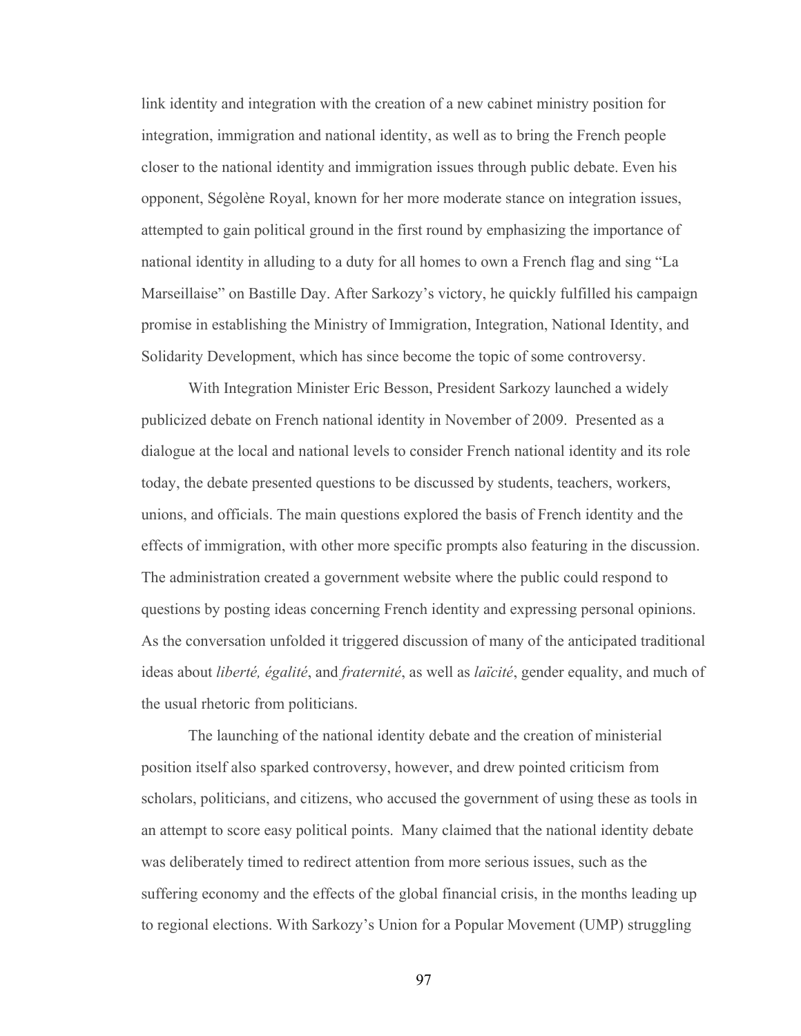link identity and integration with the creation of a new cabinet ministry position for integration, immigration and national identity, as well as to bring the French people closer to the national identity and immigration issues through public debate. Even his opponent, Ségolène Royal, known for her more moderate stance on integration issues, attempted to gain political ground in the first round by emphasizing the importance of national identity in alluding to a duty for all homes to own a French flag and sing "La Marseillaise" on Bastille Day. After Sarkozy's victory, he quickly fulfilled his campaign promise in establishing the Ministry of Immigration, Integration, National Identity, and Solidarity Development, which has since become the topic of some controversy.

With Integration Minister Eric Besson, President Sarkozy launched a widely publicized debate on French national identity in November of 2009. Presented as a dialogue at the local and national levels to consider French national identity and its role today, the debate presented questions to be discussed by students, teachers, workers, unions, and officials. The main questions explored the basis of French identity and the effects of immigration, with other more specific prompts also featuring in the discussion. The administration created a government website where the public could respond to questions by posting ideas concerning French identity and expressing personal opinions. As the conversation unfolded it triggered discussion of many of the anticipated traditional ideas about *liberté, égalité*, and *fraternité*, as well as *laïcité*, gender equality, and much of the usual rhetoric from politicians.

The launching of the national identity debate and the creation of ministerial position itself also sparked controversy, however, and drew pointed criticism from scholars, politicians, and citizens, who accused the government of using these as tools in an attempt to score easy political points. Many claimed that the national identity debate was deliberately timed to redirect attention from more serious issues, such as the suffering economy and the effects of the global financial crisis, in the months leading up to regional elections. With Sarkozy's Union for a Popular Movement (UMP) struggling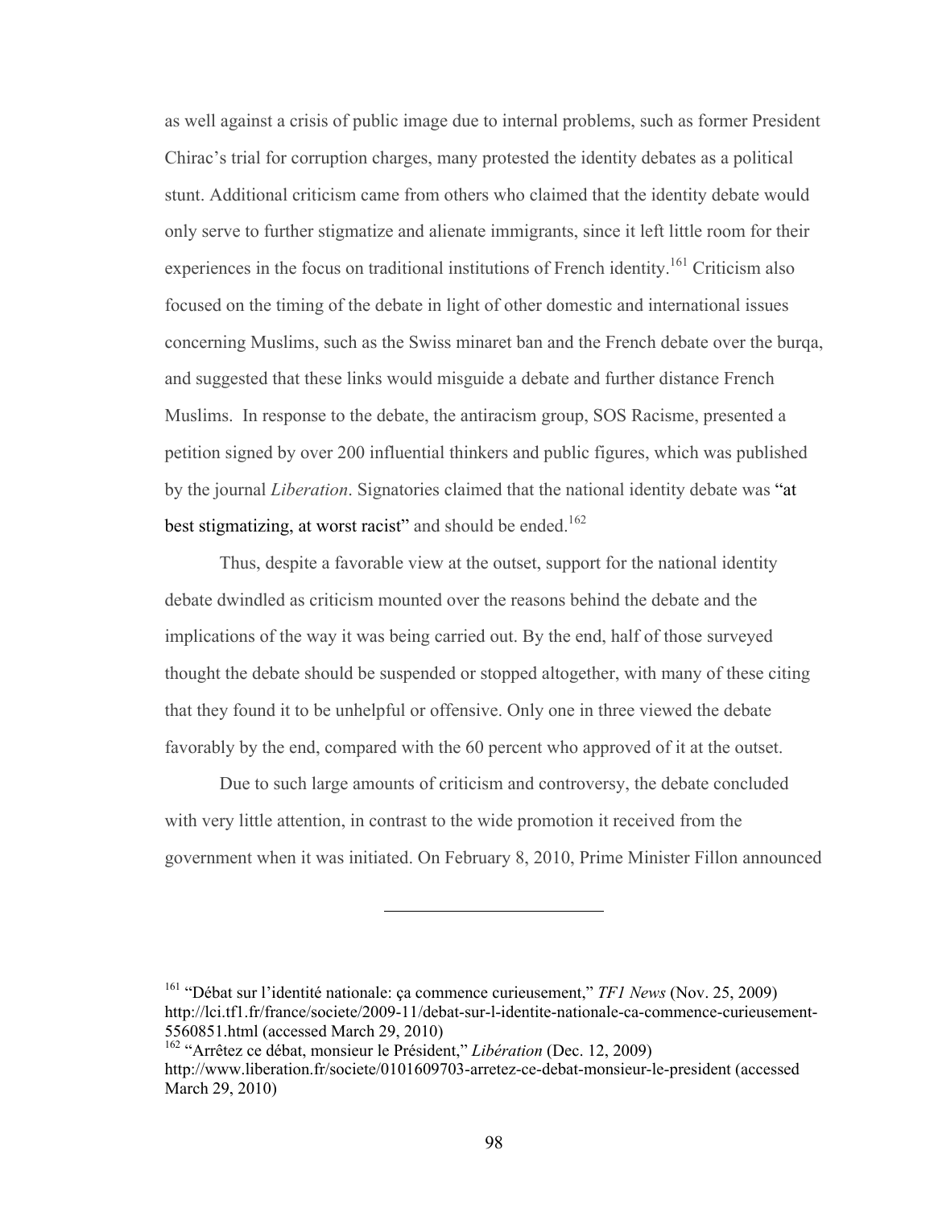as well against a crisis of public image due to internal problems, such as former President Chirac's trial for corruption charges, many protested the identity debates as a political stunt. Additional criticism came from others who claimed that the identity debate would only serve to further stigmatize and alienate immigrants, since it left little room for their experiences in the focus on traditional institutions of French identity.[161] Criticism also focused on the timing of the debate in light of other domestic and international issues concerning Muslims, such as the Swiss minaret ban and the French debate over the burqa, and suggested that these links would misguide a debate and further distance French Muslims. In response to the debate, the antiracism group, SOS Racisme, presented a petition signed by over 200 influential thinkers and public figures, which was published by the journal *Liberation*. Signatories claimed that the national identity debate was "at best stigmatizing, at worst racist" and should be ended.[162]

Thus, despite a favorable view at the outset, support for the national identity debate dwindled as criticism mounted over the reasons behind the debate and the implications of the way it was being carried out. By the end, half of those surveyed thought the debate should be suspended or stopped altogether, with many of these citing that they found it to be unhelpful or offensive. Only one in three viewed the debate favorably by the end, compared with the 60 percent who approved of it at the outset.

Due to such large amounts of criticism and controversy, the debate concluded with very little attention, in contrast to the wide promotion it received from the government when it was initiated. On February 8, 2010, Prime Minister Fillon announced

---

[161] "Débat sur l'identité nationale: ça commence curieusement," *TF1 News* (Nov. 25, 2009) http://lci.tf1.fr/france/societe/2009-11/debat-sur-l-identite-nationale-ca-commence-curieusement-5560851.html (accessed March 29, 2010)

[162] "Arrêtez ce débat, monsieur le Président," *Libération* (Dec. 12, 2009) http://www.liberation.fr/societe/0101609703-arretez-ce-debat-monsieur-le-president (accessed March 29, 2010)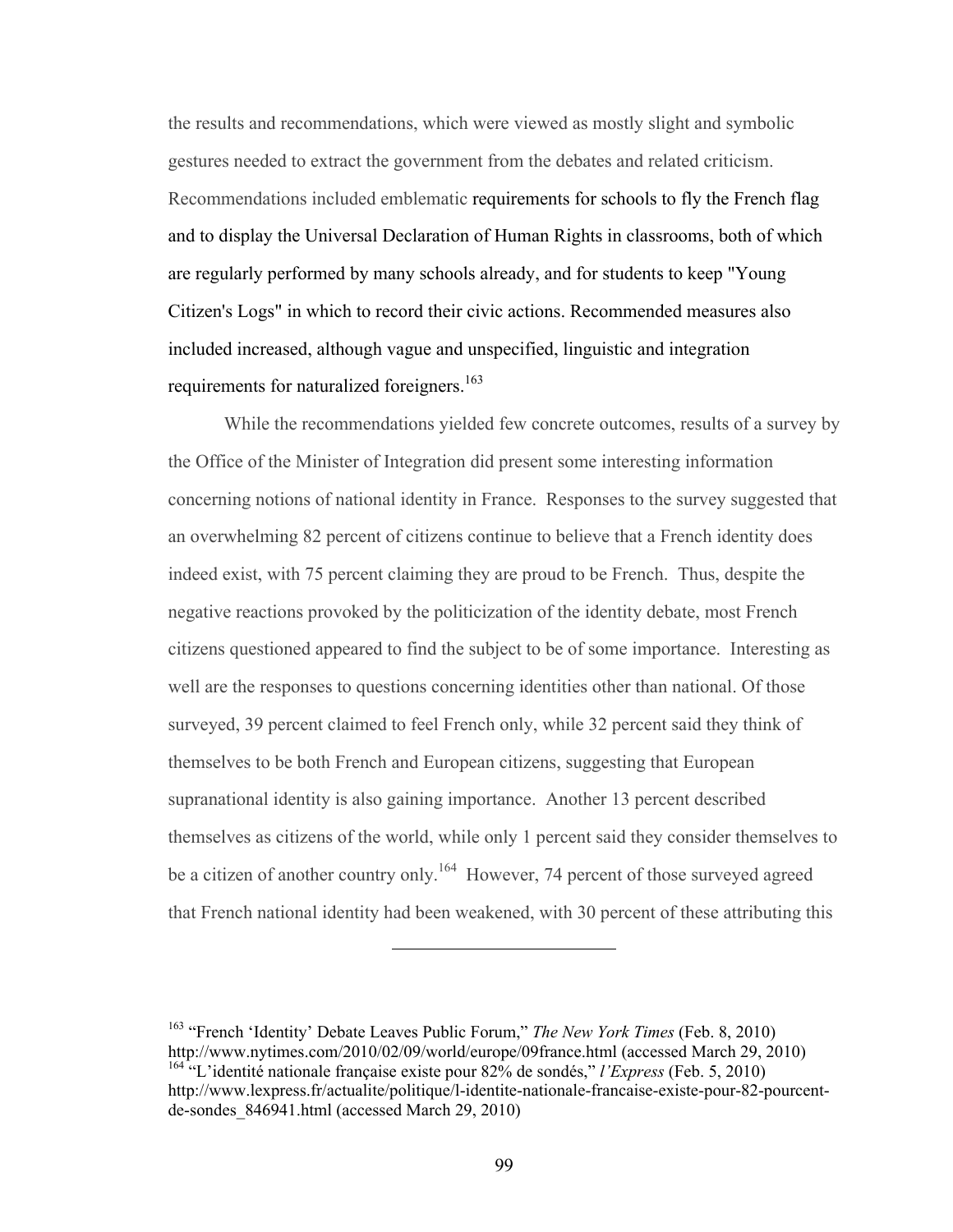the results and recommendations, which were viewed as mostly slight and symbolic gestures needed to extract the government from the debates and related criticism. Recommendations included emblematic requirements for schools to fly the French flag and to display the Universal Declaration of Human Rights in classrooms, both of which are regularly performed by many schools already, and for students to keep "Young Citizen's Logs" in which to record their civic actions. Recommended measures also included increased, although vague and unspecified, linguistic and integration requirements for naturalized foreigners.[163]

While the recommendations yielded few concrete outcomes, results of a survey by the Office of the Minister of Integration did present some interesting information concerning notions of national identity in France. Responses to the survey suggested that an overwhelming 82 percent of citizens continue to believe that a French identity does indeed exist, with 75 percent claiming they are proud to be French. Thus, despite the negative reactions provoked by the politicization of the identity debate, most French citizens questioned appeared to find the subject to be of some importance. Interesting as well are the responses to questions concerning identities other than national. Of those surveyed, 39 percent claimed to feel French only, while 32 percent said they think of themselves to be both French and European citizens, suggesting that European supranational identity is also gaining importance. Another 13 percent described themselves as citizens of the world, while only 1 percent said they consider themselves to be a citizen of another country only.[164] However, 74 percent of those surveyed agreed that French national identity had been weakened, with 30 percent of these attributing this

---

[163] "French 'Identity' Debate Leaves Public Forum," *The New York Times* (Feb. 8, 2010) http://www.nytimes.com/2010/02/09/world/europe/09france.html (accessed March 29, 2010)

[164] "L'identité nationale française existe pour 82% de sondés," *l'Express* (Feb. 5, 2010) http://www.lexpress.fr/actualite/politique/l-identite-nationale-francaise-existe-pour-82-pourcent-de-sondes_846941.html (accessed March 29, 2010)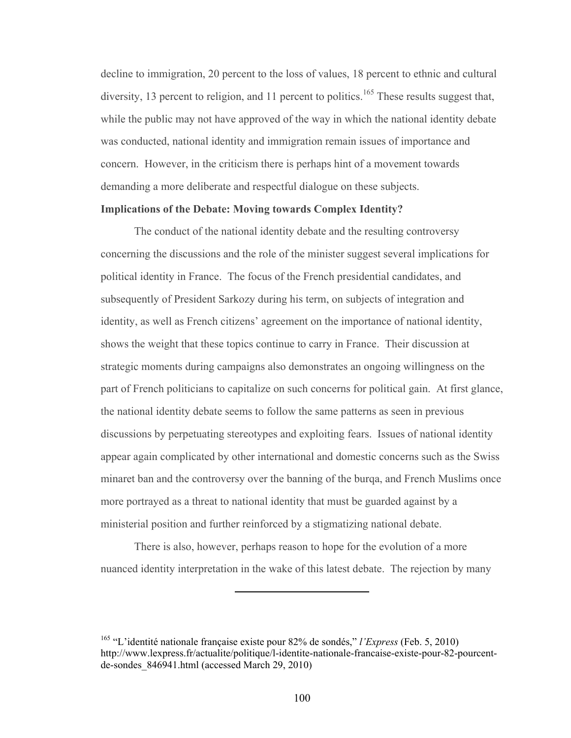decline to immigration, 20 percent to the loss of values, 18 percent to ethnic and cultural diversity, 13 percent to religion, and 11 percent to politics.[165] These results suggest that, while the public may not have approved of the way in which the national identity debate was conducted, national identity and immigration remain issues of importance and concern. However, in the criticism there is perhaps hint of a movement towards demanding a more deliberate and respectful dialogue on these subjects.

**Implications of the Debate: Moving towards Complex Identity?**

The conduct of the national identity debate and the resulting controversy concerning the discussions and the role of the minister suggest several implications for political identity in France. The focus of the French presidential candidates, and subsequently of President Sarkozy during his term, on subjects of integration and identity, as well as French citizens' agreement on the importance of national identity, shows the weight that these topics continue to carry in France. Their discussion at strategic moments during campaigns also demonstrates an ongoing willingness on the part of French politicians to capitalize on such concerns for political gain. At first glance, the national identity debate seems to follow the same patterns as seen in previous discussions by perpetuating stereotypes and exploiting fears. Issues of national identity appear again complicated by other international and domestic concerns such as the Swiss minaret ban and the controversy over the banning of the burqa, and French Muslims once more portrayed as a threat to national identity that must be guarded against by a ministerial position and further reinforced by a stigmatizing national debate.

There is also, however, perhaps reason to hope for the evolution of a more nuanced identity interpretation in the wake of this latest debate. The rejection by many

---

[165] "L'identité nationale française existe pour 82% de sondés," *l'Express* (Feb. 5, 2010) http://www.lexpress.fr/actualite/politique/l-identite-nationale-francaise-existe-pour-82-pourcent-de-sondes_846941.html (accessed March 29, 2010)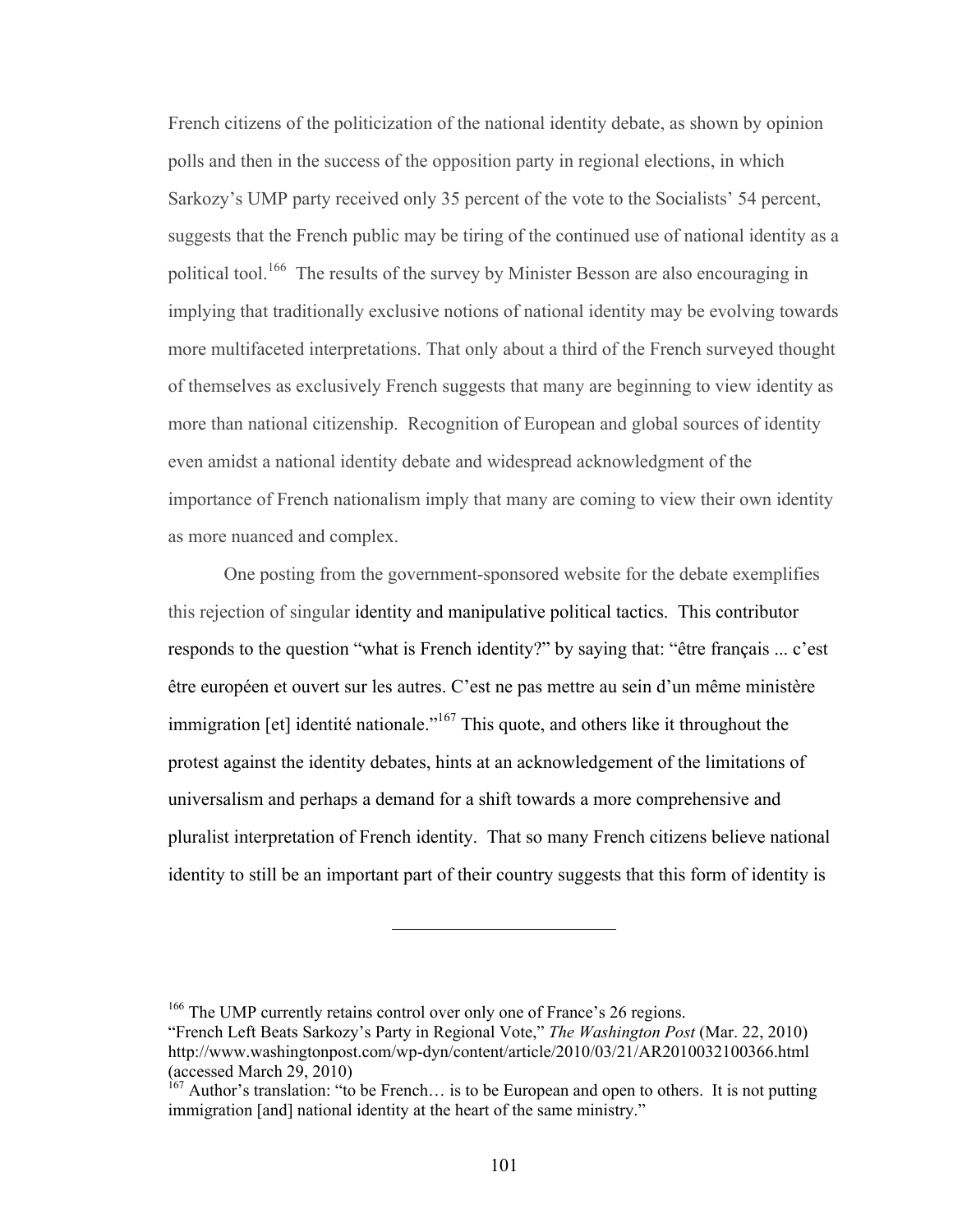French citizens of the politicization of the national identity debate, as shown by opinion polls and then in the success of the opposition party in regional elections, in which Sarkozy's UMP party received only 35 percent of the vote to the Socialists' 54 percent, suggests that the French public may be tiring of the continued use of national identity as a political tool.[166] The results of the survey by Minister Besson are also encouraging in implying that traditionally exclusive notions of national identity may be evolving towards more multifaceted interpretations. That only about a third of the French surveyed thought of themselves as exclusively French suggests that many are beginning to view identity as more than national citizenship. Recognition of European and global sources of identity even amidst a national identity debate and widespread acknowledgment of the importance of French nationalism imply that many are coming to view their own identity as more nuanced and complex.

One posting from the government-sponsored website for the debate exemplifies this rejection of singular identity and manipulative political tactics. This contributor responds to the question "what is French identity?" by saying that: "être français ... c'est être européen et ouvert sur les autres. C'est ne pas mettre au sein d'un même ministère immigration [et] identité nationale."[167] This quote, and others like it throughout the protest against the identity debates, hints at an acknowledgement of the limitations of universalism and perhaps a demand for a shift towards a more comprehensive and pluralist interpretation of French identity. That so many French citizens believe national identity to still be an important part of their country suggests that this form of identity is

---

[166] The UMP currently retains control over only one of France's 26 regions. "French Left Beats Sarkozy's Party in Regional Vote," *The Washington Post* (Mar. 22, 2010) http://www.washingtonpost.com/wp-dyn/content/article/2010/03/21/AR2010032100366.html (accessed March 29, 2010)

[167] Author's translation: "to be French… is to be European and open to others. It is not putting immigration [and] national identity at the heart of the same ministry."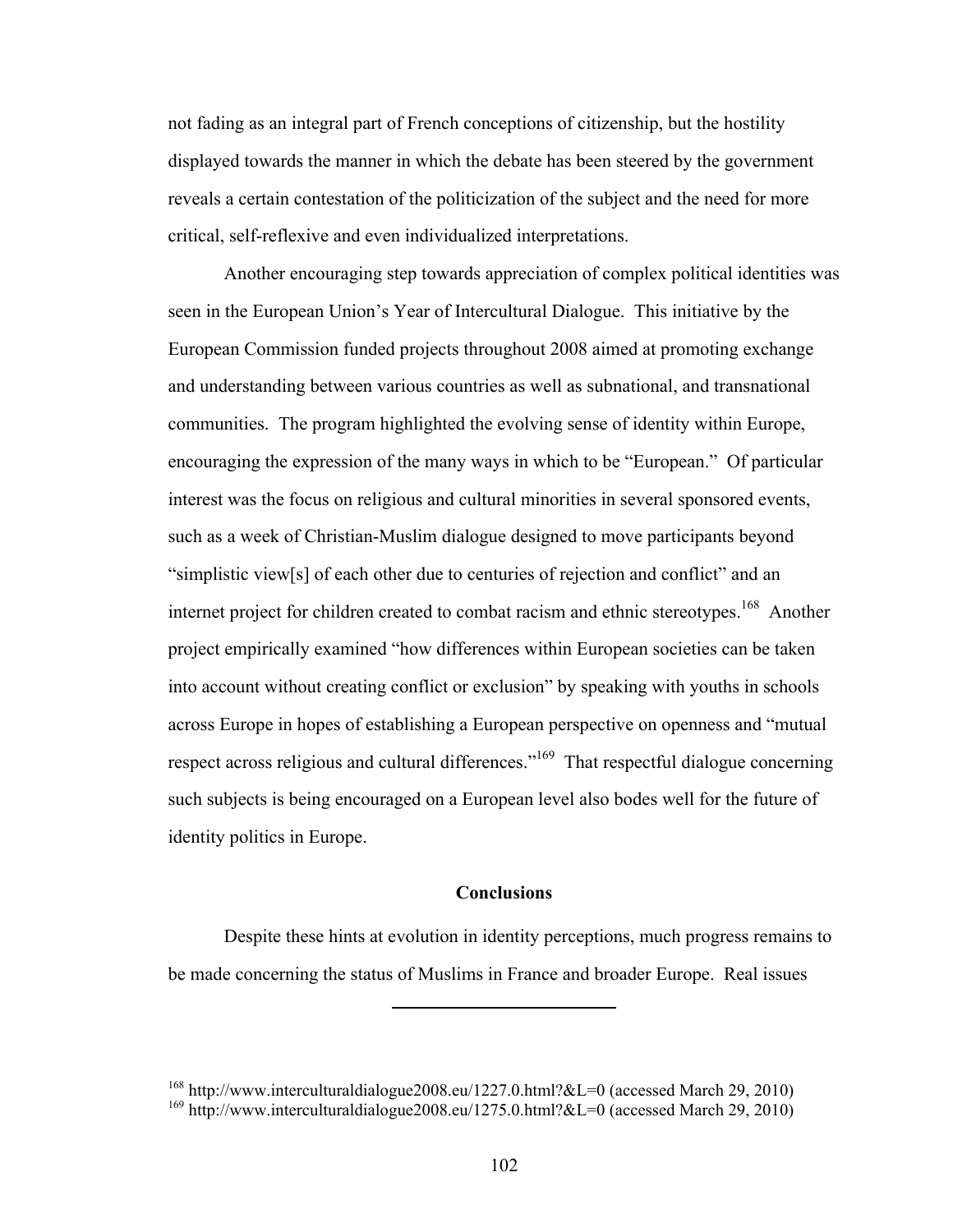not fading as an integral part of French conceptions of citizenship, but the hostility displayed towards the manner in which the debate has been steered by the government reveals a certain contestation of the politicization of the subject and the need for more critical, self-reflexive and even individualized interpretations.

Another encouraging step towards appreciation of complex political identities was seen in the European Union's Year of Intercultural Dialogue. This initiative by the European Commission funded projects throughout 2008 aimed at promoting exchange and understanding between various countries as well as subnational, and transnational communities. The program highlighted the evolving sense of identity within Europe, encouraging the expression of the many ways in which to be "European." Of particular interest was the focus on religious and cultural minorities in several sponsored events, such as a week of Christian-Muslim dialogue designed to move participants beyond "simplistic view[s] of each other due to centuries of rejection and conflict" and an internet project for children created to combat racism and ethnic stereotypes.[168] Another project empirically examined "how differences within European societies can be taken into account without creating conflict or exclusion" by speaking with youths in schools across Europe in hopes of establishing a European perspective on openness and "mutual respect across religious and cultural differences."[169] That respectful dialogue concerning such subjects is being encouraged on a European level also bodes well for the future of identity politics in Europe.

## Conclusions

Despite these hints at evolution in identity perceptions, much progress remains to be made concerning the status of Muslims in France and broader Europe. Real issues

---

[168] http://www.interculturaldialogue2008.eu/1227.0.html?&L=0 (accessed March 29, 2010)

[169] http://www.interculturaldialogue2008.eu/1275.0.html?&L=0 (accessed March 29, 2010)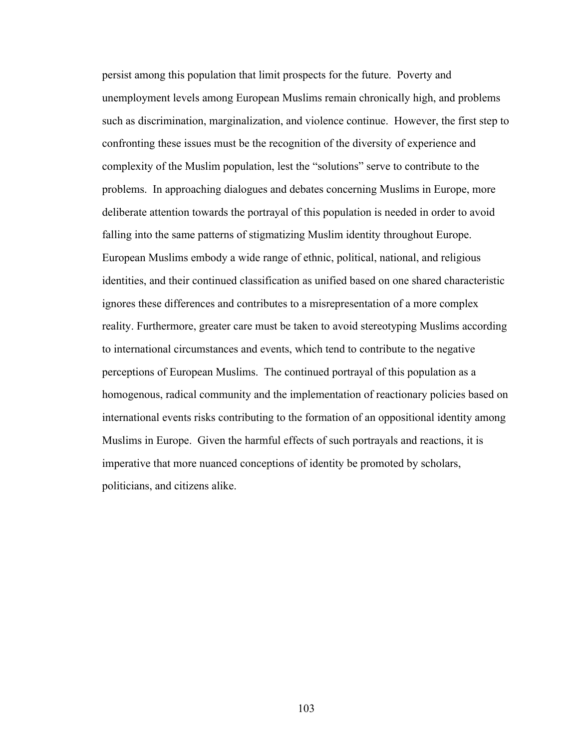persist among this population that limit prospects for the future. Poverty and unemployment levels among European Muslims remain chronically high, and problems such as discrimination, marginalization, and violence continue. However, the first step to confronting these issues must be the recognition of the diversity of experience and complexity of the Muslim population, lest the "solutions" serve to contribute to the problems. In approaching dialogues and debates concerning Muslims in Europe, more deliberate attention towards the portrayal of this population is needed in order to avoid falling into the same patterns of stigmatizing Muslim identity throughout Europe. European Muslims embody a wide range of ethnic, political, national, and religious identities, and their continued classification as unified based on one shared characteristic ignores these differences and contributes to a misrepresentation of a more complex reality. Furthermore, greater care must be taken to avoid stereotyping Muslims according to international circumstances and events, which tend to contribute to the negative perceptions of European Muslims. The continued portrayal of this population as a homogenous, radical community and the implementation of reactionary policies based on international events risks contributing to the formation of an oppositional identity among Muslims in Europe. Given the harmful effects of such portrayals and reactions, it is imperative that more nuanced conceptions of identity be promoted by scholars, politicians, and citizens alike.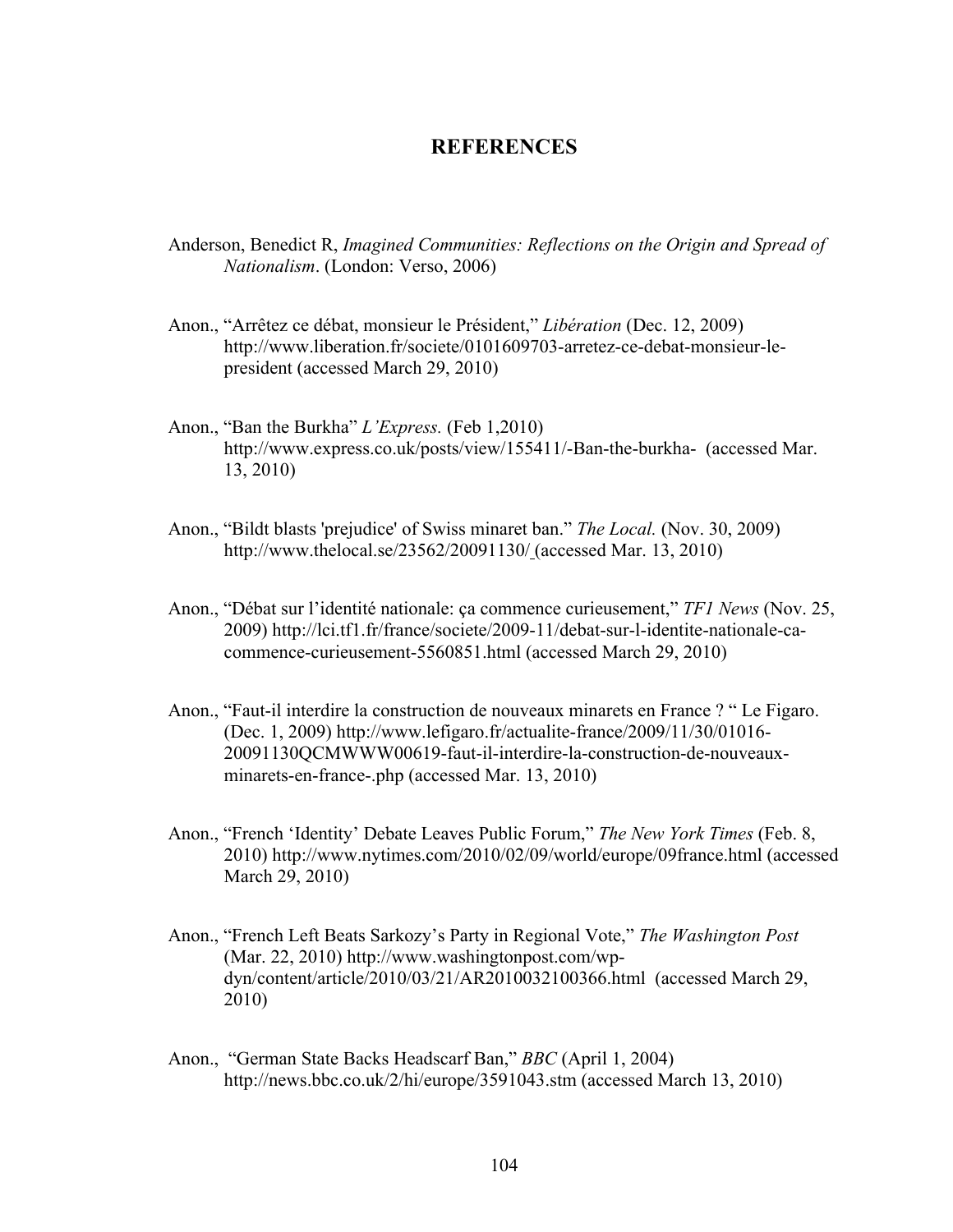## REFERENCES

Anderson, Benedict R, *Imagined Communities: Reflections on the Origin and Spread of Nationalism*. (London: Verso, 2006)

Anon., “Arrêtez ce débat, monsieur le Président,” *Libération* (Dec. 12, 2009) http://www.liberation.fr/societe/0101609703-arretez-ce-debat-monsieur-le-president (accessed March 29, 2010)

Anon., “Ban the Burkha” *L’Express.* (Feb 1,2010) http://www.express.co.uk/posts/view/155411/-Ban-the-burkha- (accessed Mar. 13, 2010)

Anon., “Bildt blasts 'prejudice' of Swiss minaret ban.” *The Local.* (Nov. 30, 2009) http://www.thelocal.se/23562/20091130/ (accessed Mar. 13, 2010)

Anon., “Débat sur l’identité nationale: ça commence curieusement,” *TF1 News* (Nov. 25, 2009) http://lci.tf1.fr/france/societe/2009-11/debat-sur-l-identite-nationale-ca-commence-curieusement-5560851.html (accessed March 29, 2010)

Anon., “Faut-il interdire la construction de nouveaux minarets en France ? “ Le Figaro. (Dec. 1, 2009) http://www.lefigaro.fr/actualite-france/2009/11/30/01016-20091130QCMWWW00619-faut-il-interdire-la-construction-de-nouveaux-minarets-en-france-.php (accessed Mar. 13, 2010)

Anon., “French ‘Identity’ Debate Leaves Public Forum,” *The New York Times* (Feb. 8, 2010) http://www.nytimes.com/2010/02/09/world/europe/09france.html (accessed March 29, 2010)

Anon., “French Left Beats Sarkozy’s Party in Regional Vote,” *The Washington Post* (Mar. 22, 2010) http://www.washingtonpost.com/wp-dyn/content/article/2010/03/21/AR2010032100366.html (accessed March 29, 2010)

Anon., “German State Backs Headscarf Ban,” *BBC* (April 1, 2004) http://news.bbc.co.uk/2/hi/europe/3591043.stm (accessed March 13, 2010)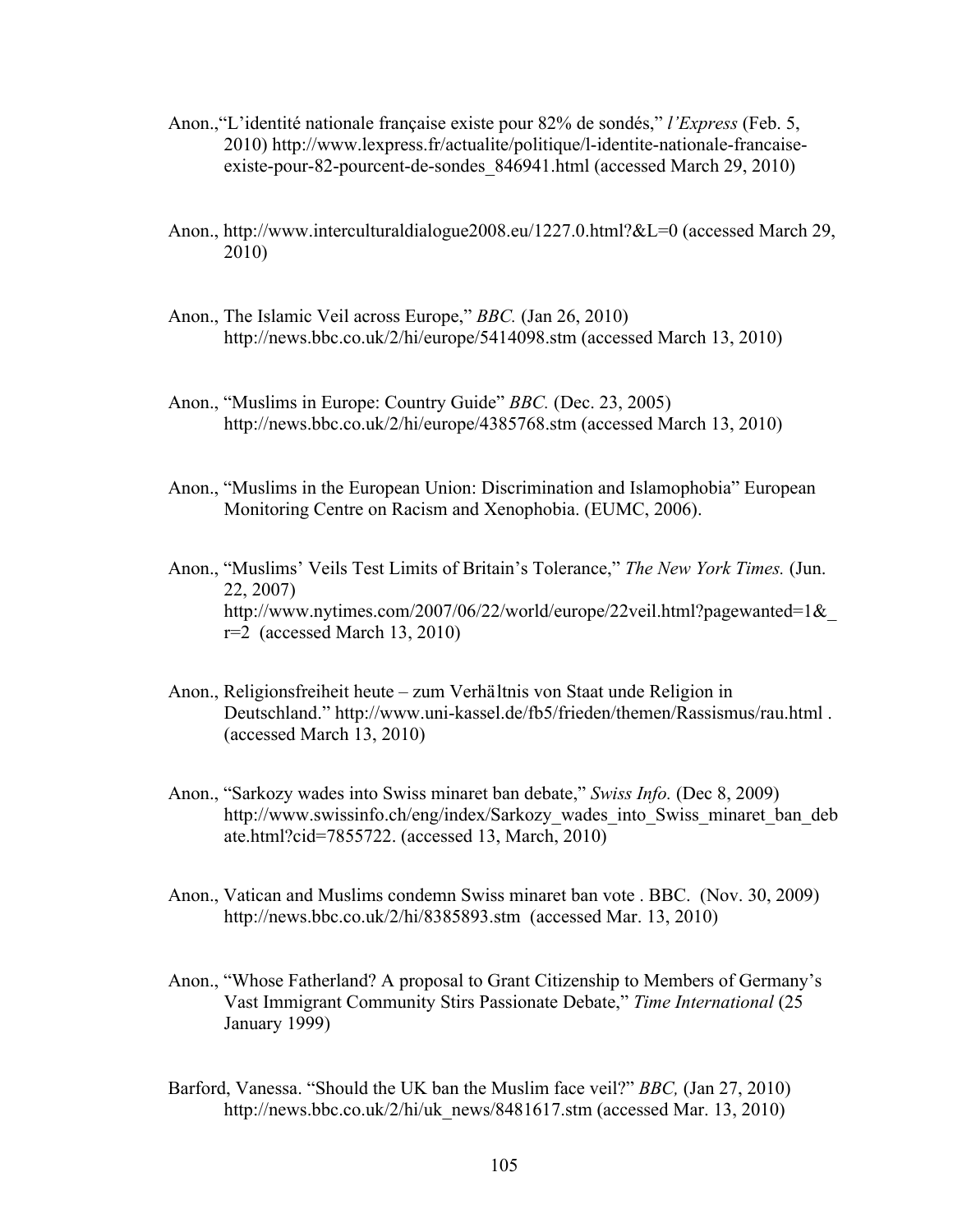Anon.,"L'identité nationale française existe pour 82% de sondés," *l'Express* (Feb. 5, 2010) http://www.lexpress.fr/actualite/politique/l-identite-nationale-francaise-existe-pour-82-pourcent-de-sondes_846941.html (accessed March 29, 2010)

Anon., http://www.interculturaldialogue2008.eu/1227.0.html?&L=0 (accessed March 29, 2010)

Anon., The Islamic Veil across Europe," *BBC.* (Jan 26, 2010) http://news.bbc.co.uk/2/hi/europe/5414098.stm (accessed March 13, 2010)

Anon., "Muslims in Europe: Country Guide" *BBC.* (Dec. 23, 2005) http://news.bbc.co.uk/2/hi/europe/4385768.stm (accessed March 13, 2010)

Anon., "Muslims in the European Union: Discrimination and Islamophobia" European Monitoring Centre on Racism and Xenophobia. (EUMC, 2006).

Anon., "Muslims' Veils Test Limits of Britain's Tolerance," *The New York Times.* (Jun. 22, 2007) http://www.nytimes.com/2007/06/22/world/europe/22veil.html?pagewanted=1&_r=2 (accessed March 13, 2010)

Anon., Religionsfreiheit heute – zum Verhältnis von Staat unde Religion in Deutschland." http://www.uni-kassel.de/fb5/frieden/themen/Rassismus/rau.html . (accessed March 13, 2010)

Anon., "Sarkozy wades into Swiss minaret ban debate," *Swiss Info.* (Dec 8, 2009) http://www.swissinfo.ch/eng/index/Sarkozy_wades_into_Swiss_minaret_ban_debate.html?cid=7855722. (accessed 13, March, 2010)

Anon., Vatican and Muslims condemn Swiss minaret ban vote . BBC. (Nov. 30, 2009) http://news.bbc.co.uk/2/hi/8385893.stm (accessed Mar. 13, 2010)

Anon., "Whose Fatherland? A proposal to Grant Citizenship to Members of Germany's Vast Immigrant Community Stirs Passionate Debate," *Time International* (25 January 1999)

Barford, Vanessa. "Should the UK ban the Muslim face veil?" *BBC,* (Jan 27, 2010) http://news.bbc.co.uk/2/hi/uk_news/8481617.stm (accessed Mar. 13, 2010)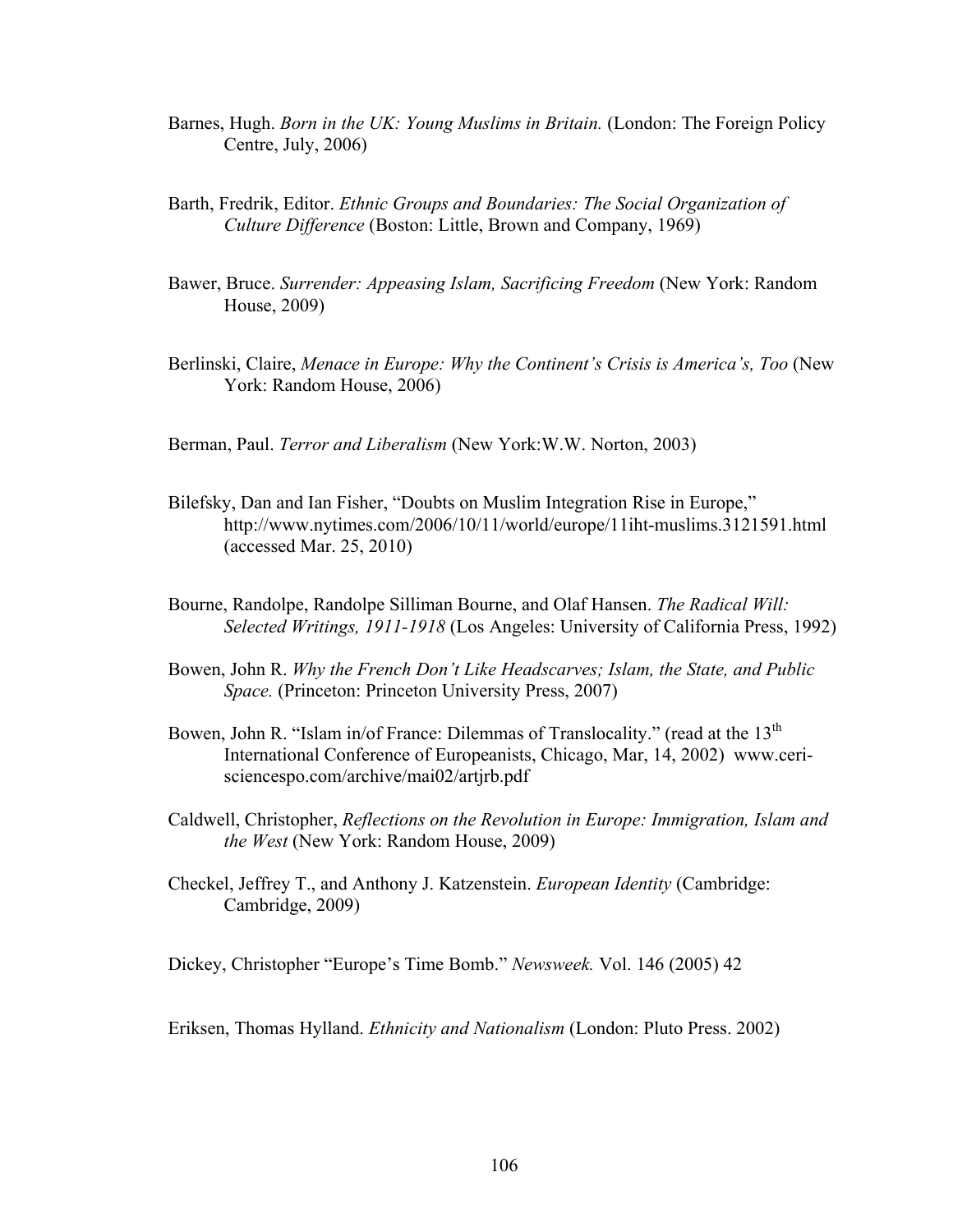Barnes, Hugh. *Born in the UK: Young Muslims in Britain.* (London: The Foreign Policy Centre, July, 2006)

Barth, Fredrik, Editor. *Ethnic Groups and Boundaries: The Social Organization of Culture Difference* (Boston: Little, Brown and Company, 1969)

Bawer, Bruce. *Surrender: Appeasing Islam, Sacrificing Freedom* (New York: Random House, 2009)

Berlinski, Claire, *Menace in Europe: Why the Continent's Crisis is America's, Too* (New York: Random House, 2006)

Berman, Paul. *Terror and Liberalism* (New York:W.W. Norton, 2003)

Bilefsky, Dan and Ian Fisher, "Doubts on Muslim Integration Rise in Europe," http://www.nytimes.com/2006/10/11/world/europe/11iht-muslims.3121591.html (accessed Mar. 25, 2010)

Bourne, Randolpe, Randolpe Silliman Bourne, and Olaf Hansen. *The Radical Will: Selected Writings, 1911-1918* (Los Angeles: University of California Press, 1992)

Bowen, John R. *Why the French Don't Like Headscarves; Islam, the State, and Public Space.* (Princeton: Princeton University Press, 2007)

Bowen, John R. "Islam in/of France: Dilemmas of Translocality." (read at the 13th International Conference of Europeanists, Chicago, Mar, 14, 2002) www.ceri-sciencespo.com/archive/mai02/artjrb.pdf

Caldwell, Christopher, *Reflections on the Revolution in Europe: Immigration, Islam and the West* (New York: Random House, 2009)

Checkel, Jeffrey T., and Anthony J. Katzenstein. *European Identity* (Cambridge: Cambridge, 2009)

Dickey, Christopher "Europe's Time Bomb." *Newsweek.* Vol. 146 (2005) 42

Eriksen, Thomas Hylland. *Ethnicity and Nationalism* (London: Pluto Press. 2002)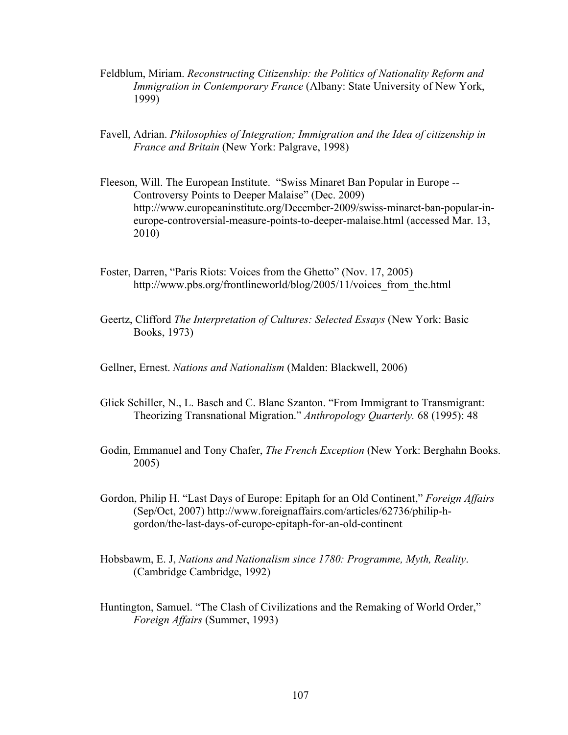Feldblum, Miriam. *Reconstructing Citizenship: the Politics of Nationality Reform and Immigration in Contemporary France* (Albany: State University of New York, 1999)

Favell, Adrian. *Philosophies of Integration; Immigration and the Idea of citizenship in France and Britain* (New York: Palgrave, 1998)

Fleeson, Will. The European Institute. "Swiss Minaret Ban Popular in Europe -- Controversy Points to Deeper Malaise" (Dec. 2009) http://www.europeaninstitute.org/December-2009/swiss-minaret-ban-popular-in-europe-controversial-measure-points-to-deeper-malaise.html (accessed Mar. 13, 2010)

Foster, Darren, "Paris Riots: Voices from the Ghetto" (Nov. 17, 2005) http://www.pbs.org/frontlineworld/blog/2005/11/voices_from_the.html

Geertz, Clifford *The Interpretation of Cultures: Selected Essays* (New York: Basic Books, 1973)

Gellner, Ernest. *Nations and Nationalism* (Malden: Blackwell, 2006)

Glick Schiller, N., L. Basch and C. Blanc Szanton. "From Immigrant to Transmigrant: Theorizing Transnational Migration." *Anthropology Quarterly.* 68 (1995): 48

Godin, Emmanuel and Tony Chafer, *The French Exception* (New York: Berghahn Books. 2005)

Gordon, Philip H. "Last Days of Europe: Epitaph for an Old Continent," *Foreign Affairs* (Sep/Oct, 2007) http://www.foreignaffairs.com/articles/62736/philip-h-gordon/the-last-days-of-europe-epitaph-for-an-old-continent

Hobsbawm, E. J, *Nations and Nationalism since 1780: Programme, Myth, Reality*. (Cambridge Cambridge, 1992)

Huntington, Samuel. "The Clash of Civilizations and the Remaking of World Order," *Foreign Affairs* (Summer, 1993)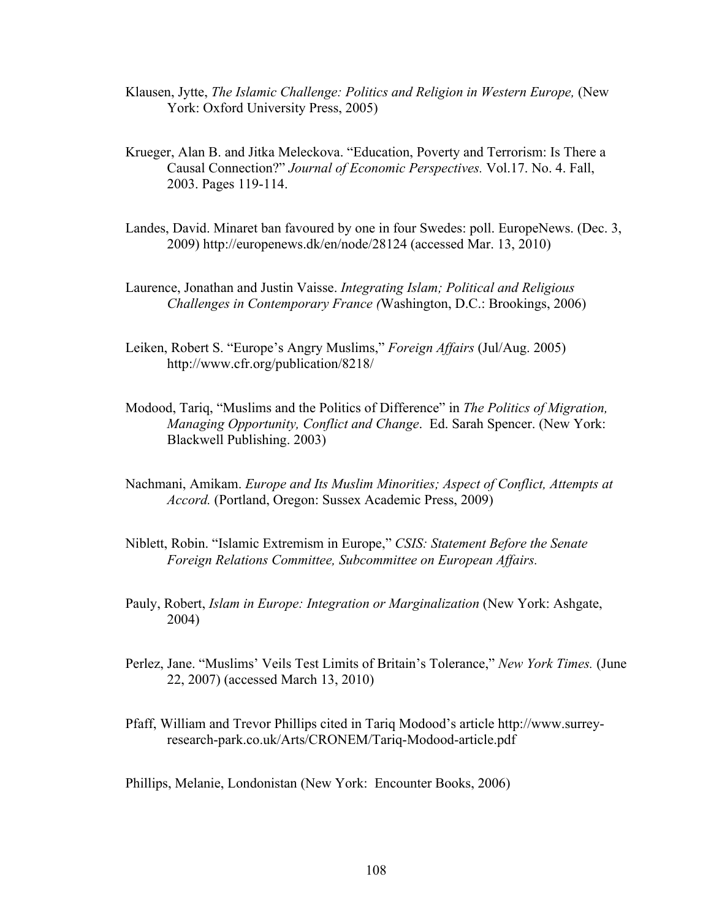Klausen, Jytte, *The Islamic Challenge: Politics and Religion in Western Europe,* (New York: Oxford University Press, 2005)

Krueger, Alan B. and Jitka Meleckova. "Education, Poverty and Terrorism: Is There a Causal Connection?" *Journal of Economic Perspectives.* Vol.17. No. 4. Fall, 2003. Pages 119-114.

Landes, David. Minaret ban favoured by one in four Swedes: poll. EuropeNews. (Dec. 3, 2009) http://europenews.dk/en/node/28124 (accessed Mar. 13, 2010)

Laurence, Jonathan and Justin Vaisse. *Integrating Islam; Political and Religious Challenges in Contemporary France (*Washington, D.C.: Brookings, 2006)

Leiken, Robert S. "Europe's Angry Muslims," *Foreign Affairs* (Jul/Aug. 2005) http://www.cfr.org/publication/8218/

Modood, Tariq, "Muslims and the Politics of Difference" in *The Politics of Migration, Managing Opportunity, Conflict and Change*. Ed. Sarah Spencer. (New York: Blackwell Publishing. 2003)

Nachmani, Amikam. *Europe and Its Muslim Minorities; Aspect of Conflict, Attempts at Accord.* (Portland, Oregon: Sussex Academic Press, 2009)

Niblett, Robin. "Islamic Extremism in Europe," *CSIS: Statement Before the Senate Foreign Relations Committee, Subcommittee on European Affairs.*

Pauly, Robert, *Islam in Europe: Integration or Marginalization* (New York: Ashgate, 2004)

Perlez, Jane. "Muslims' Veils Test Limits of Britain's Tolerance," *New York Times.* (June 22, 2007) (accessed March 13, 2010)

Pfaff, William and Trevor Phillips cited in Tariq Modood's article http://www.surrey-research-park.co.uk/Arts/CRONEM/Tariq-Modood-article.pdf

Phillips, Melanie, Londonistan (New York: Encounter Books, 2006)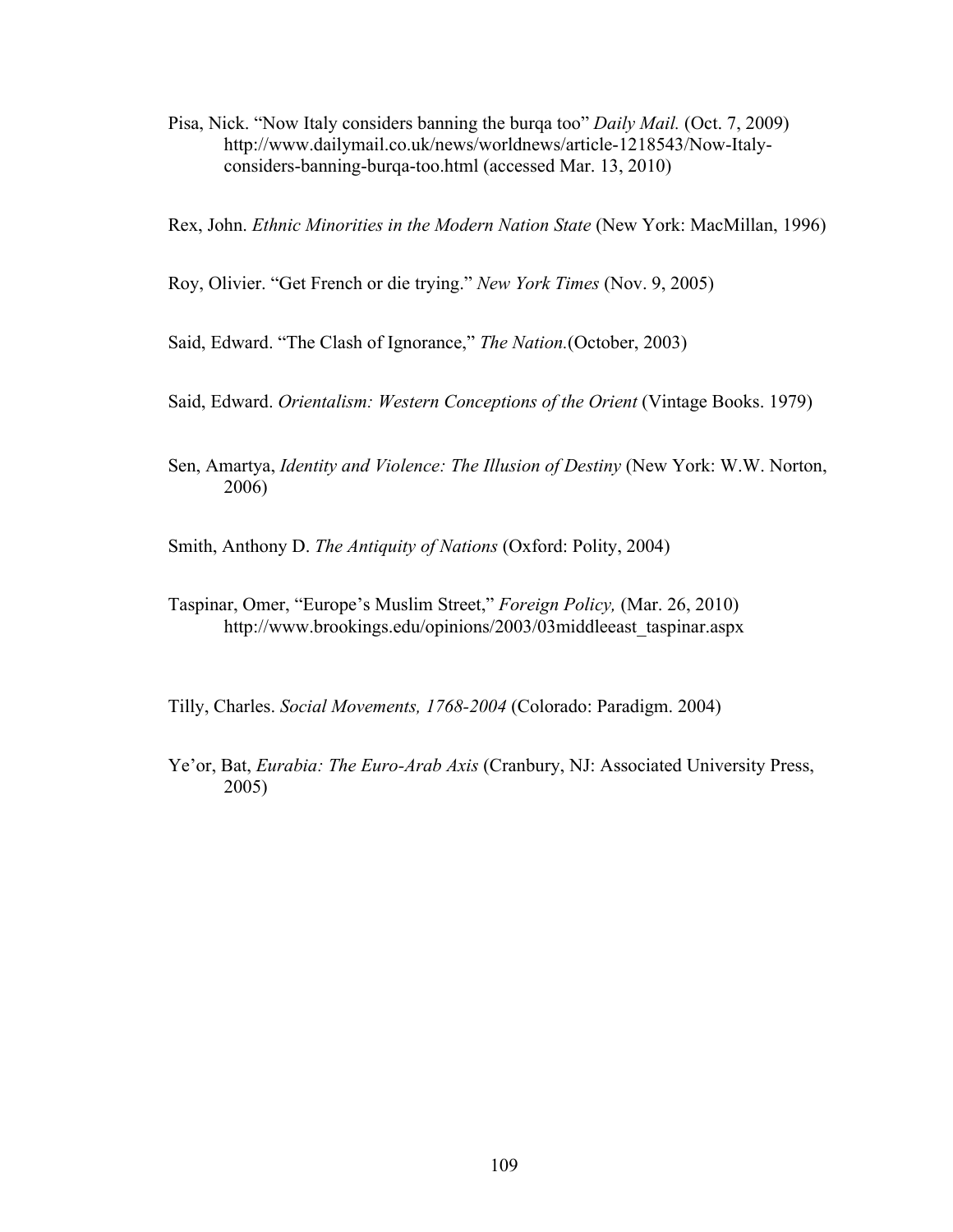Pisa, Nick. "Now Italy considers banning the burqa too" *Daily Mail.* (Oct. 7, 2009) http://www.dailymail.co.uk/news/worldnews/article-1218543/Now-Italy-considers-banning-burqa-too.html (accessed Mar. 13, 2010)

Rex, John. *Ethnic Minorities in the Modern Nation State* (New York: MacMillan, 1996)

Roy, Olivier. "Get French or die trying." *New York Times* (Nov. 9, 2005)

Said, Edward. "The Clash of Ignorance," *The Nation.*(October, 2003)

Said, Edward. *Orientalism: Western Conceptions of the Orient* (Vintage Books. 1979)

Sen, Amartya, *Identity and Violence: The Illusion of Destiny* (New York: W.W. Norton, 2006)

Smith, Anthony D. *The Antiquity of Nations* (Oxford: Polity, 2004)

Taspinar, Omer, "Europe's Muslim Street," *Foreign Policy,* (Mar. 26, 2010) http://www.brookings.edu/opinions/2003/03middleeast_taspinar.aspx

Tilly, Charles. *Social Movements, 1768-2004* (Colorado: Paradigm. 2004)

Ye'or, Bat, *Eurabia: The Euro-Arab Axis* (Cranbury, NJ: Associated University Press, 2005)